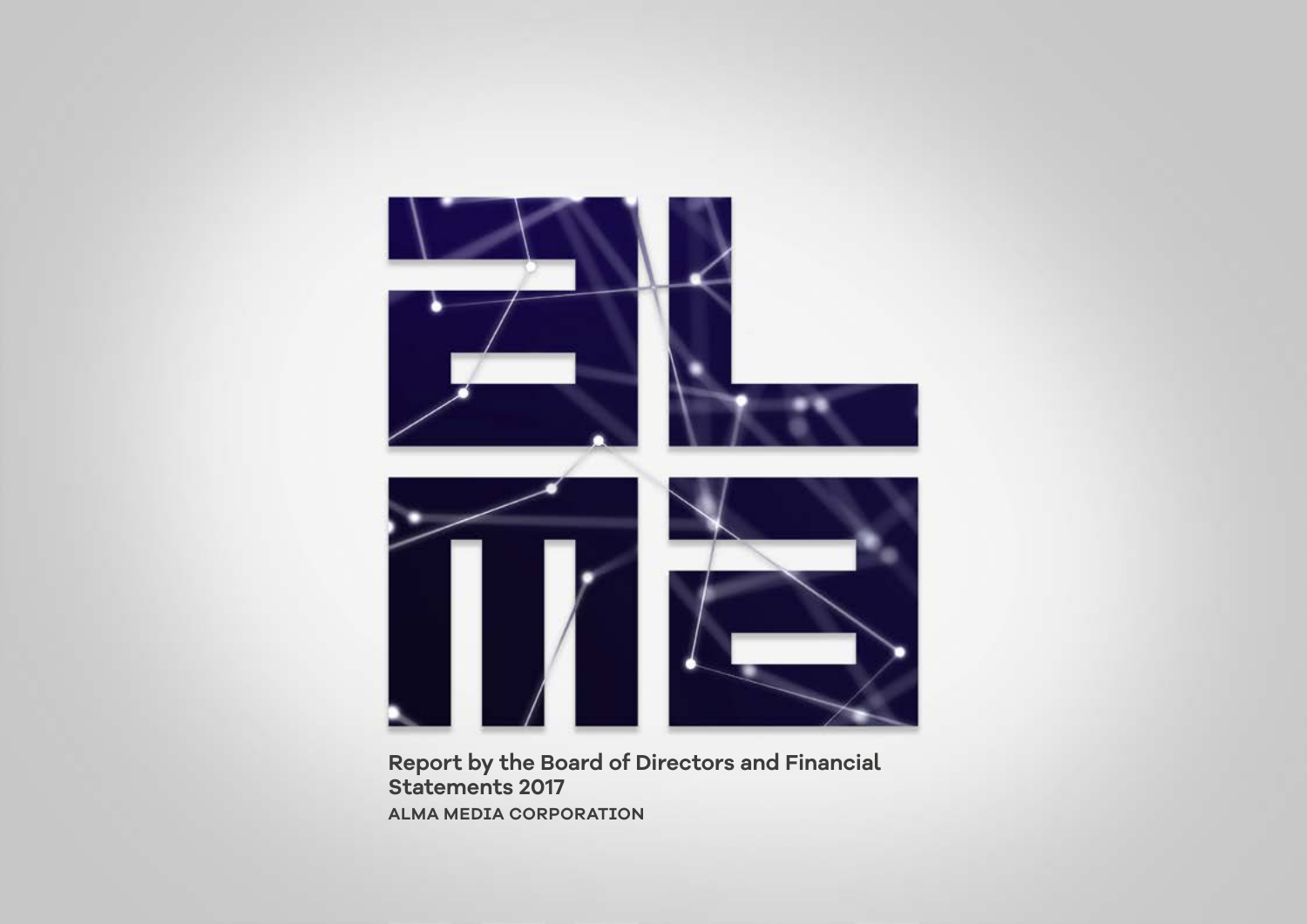# Report by the Board of Directors and Financial Statements 2017

ALMA MEDIA CORPORATION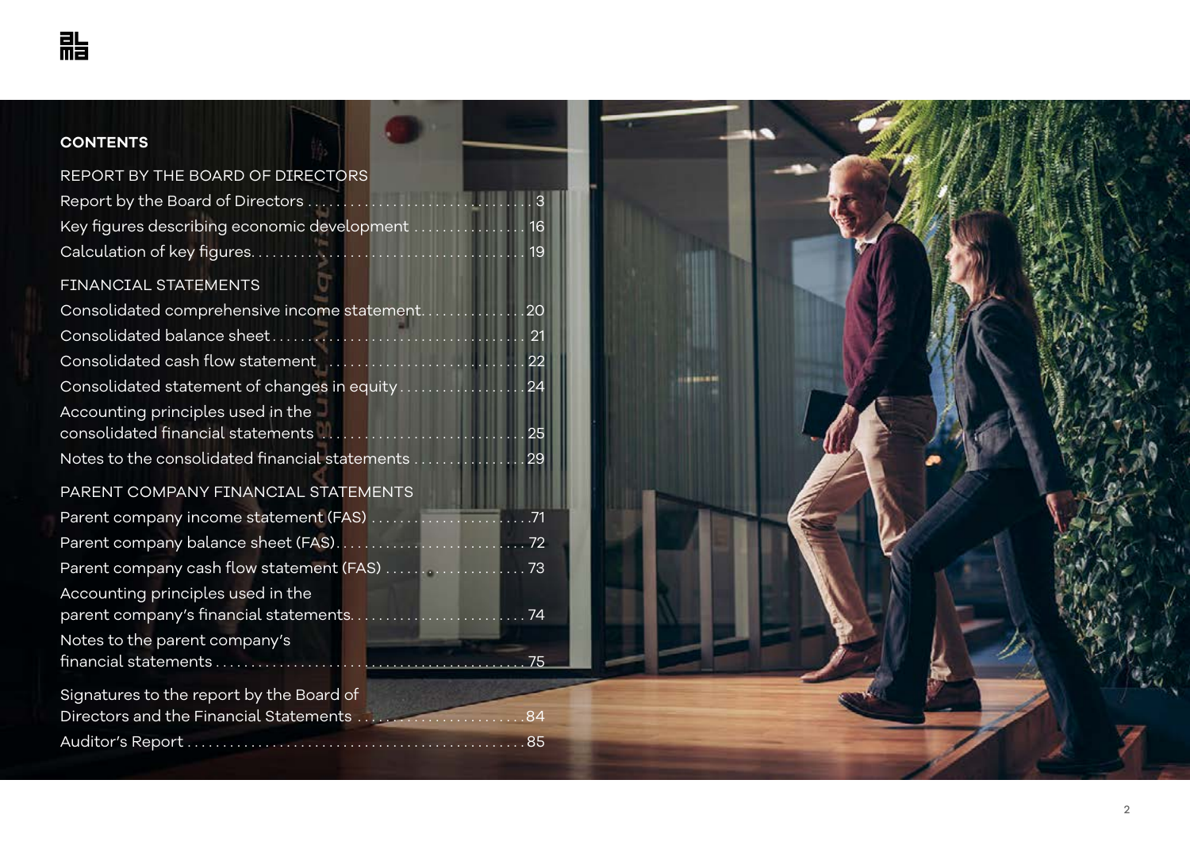# CONTENTS

## REPORT BY THE BOARD OF DIRECTORS

Report by the Board of Directors ..... 3
Key figures describing economic development ..... 16
Calculation of key figures ..... 19

## FINANCIAL STATEMENTS

Consolidated comprehensive income statement ..... 20
Consolidated balance sheet ..... 21
Consolidated cash flow statement ..... 22
Consolidated statement of changes in equity ..... 24
Accounting principles used in the consolidated financial statements ..... 25
Notes to the consolidated financial statements ..... 29

## PARENT COMPANY FINANCIAL STATEMENTS

Parent company income statement (FAS) ..... 71
Parent company balance sheet (FAS) ..... 72
Parent company cash flow statement (FAS) ..... 73
Accounting principles used in the parent company's financial statements ..... 74
Notes to the parent company's financial statements ..... 75

Signatures to the report by the Board of Directors and the Financial Statements ..... 84
Auditor's Report ..... 85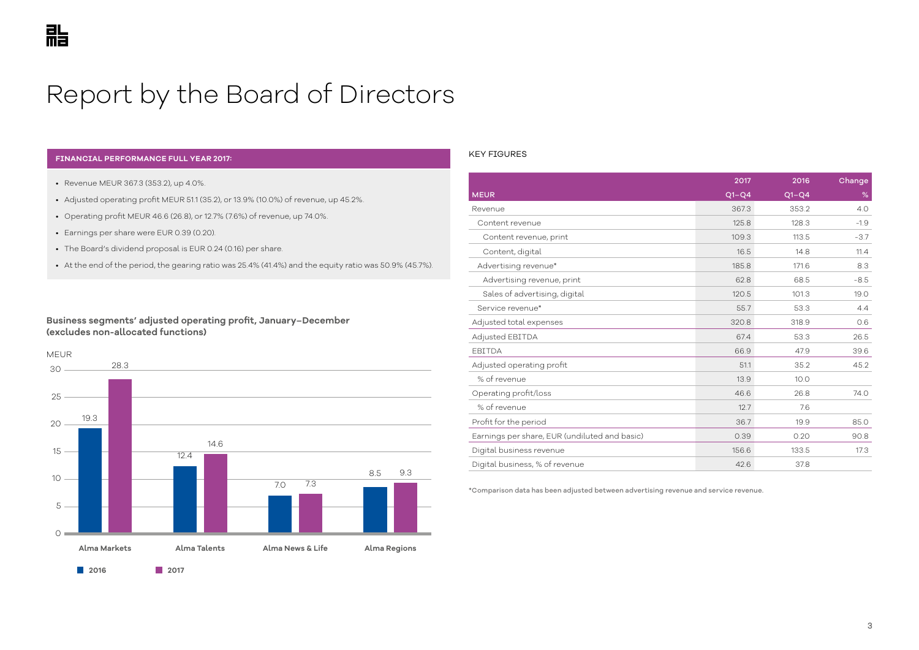# Report by the Board of Directors

**FINANCIAL PERFORMANCE FULL YEAR 2017:**

- Revenue MEUR 367.3 (353.2), up 4.0%.
- Adjusted operating profit MEUR 51.1 (35.2), or 13.9% (10.0%) of revenue, up 45.2%.
- Operating profit MEUR 46.6 (26.8), or 12.7% (7.6%) of revenue, up 74.0%.
- Earnings per share were EUR 0.39 (0.20).
- The Board's dividend proposal is EUR 0.24 (0.16) per share.
- At the end of the period, the gearing ratio was 25.4% (41.4%) and the equity ratio was 50.9% (45.7%).

**Business segments' adjusted operating profit, January–December (excludes non-allocated functions)**

MEUR

| | 2016 | 2017 |
|---|---|---|
| Alma Markets | 19.3 | 28.3 |
| Alma Talents | 12.4 | 14.6 |
| Alma News & Life | 7.0 | 7.3 |
| Alma Regions | 8.5 | 9.3 |

KEY FIGURES

| MEUR | 2017 Q1–Q4 | 2016 Q1–Q4 | Change % |
|---|---|---|---|
| Revenue | 367.3 | 353.2 | 4.0 |
| Content revenue | 125.8 | 128.3 | -1.9 |
| Content revenue, print | 109.3 | 113.5 | -3.7 |
| Content, digital | 16.5 | 14.8 | 11.4 |
| Advertising revenue* | 185.8 | 171.6 | 8.3 |
| Advertising revenue, print | 62.8 | 68.5 | -8.5 |
| Sales of advertising, digital | 120.5 | 101.3 | 19.0 |
| Service revenue* | 55.7 | 53.3 | 4.4 |
| Adjusted total expenses | 320.8 | 318.9 | 0.6 |
| Adjusted EBITDA | 67.4 | 53.3 | 26.5 |
| EBITDA | 66.9 | 47.9 | 39.6 |
| Adjusted operating profit | 51.1 | 35.2 | 45.2 |
| % of revenue | 13.9 | 10.0 | |
| Operating profit/loss | 46.6 | 26.8 | 74.0 |
| % of revenue | 12.7 | 7.6 | |
| Profit for the period | 36.7 | 19.9 | 85.0 |
| Earnings per share, EUR (undiluted and basic) | 0.39 | 0.20 | 90.8 |
| Digital business revenue | 156.6 | 133.5 | 17.3 |
| Digital business, % of revenue | 42.6 | 37.8 | |

*Comparison data has been adjusted between advertising revenue and service revenue.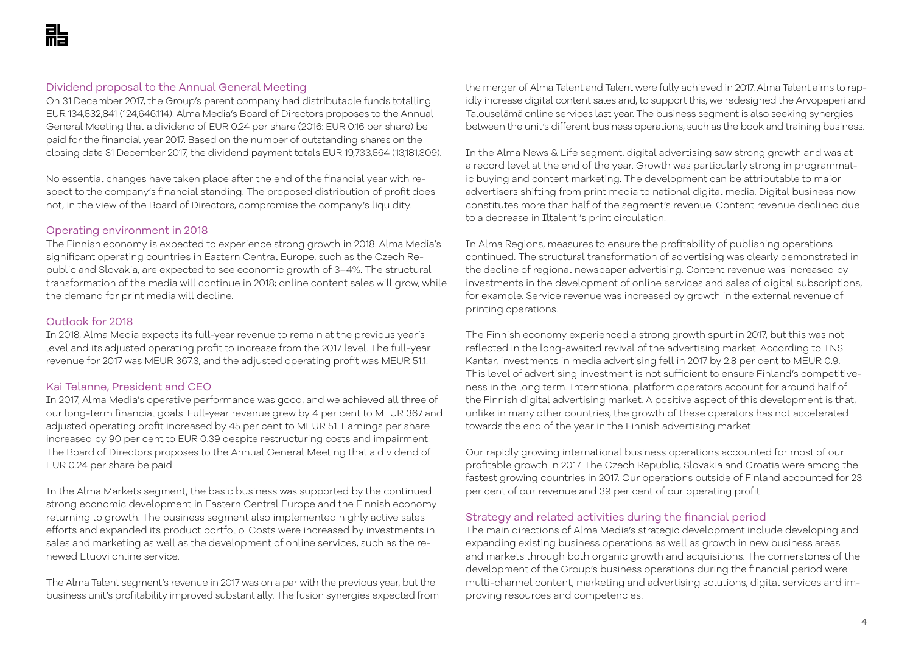## Dividend proposal to the Annual General Meeting

On 31 December 2017, the Group's parent company had distributable funds totalling EUR 134,532,841 (124,646,114). Alma Media's Board of Directors proposes to the Annual General Meeting that a dividend of EUR 0.24 per share (2016: EUR 0.16 per share) be paid for the financial year 2017. Based on the number of outstanding shares on the closing date 31 December 2017, the dividend payment totals EUR 19,733,564 (13,181,309).

No essential changes have taken place after the end of the financial year with respect to the company's financial standing. The proposed distribution of profit does not, in the view of the Board of Directors, compromise the company's liquidity.

## Operating environment in 2018

The Finnish economy is expected to experience strong growth in 2018. Alma Media's significant operating countries in Eastern Central Europe, such as the Czech Republic and Slovakia, are expected to see economic growth of 3–4%. The structural transformation of the media will continue in 2018; online content sales will grow, while the demand for print media will decline.

## Outlook for 2018

In 2018, Alma Media expects its full-year revenue to remain at the previous year's level and its adjusted operating profit to increase from the 2017 level. The full-year revenue for 2017 was MEUR 367.3, and the adjusted operating profit was MEUR 51.1.

## Kai Telanne, President and CEO

In 2017, Alma Media's operative performance was good, and we achieved all three of our long-term financial goals. Full-year revenue grew by 4 per cent to MEUR 367 and adjusted operating profit increased by 45 per cent to MEUR 51. Earnings per share increased by 90 per cent to EUR 0.39 despite restructuring costs and impairment. The Board of Directors proposes to the Annual General Meeting that a dividend of EUR 0.24 per share be paid.

In the Alma Markets segment, the basic business was supported by the continued strong economic development in Eastern Central Europe and the Finnish economy returning to growth. The business segment also implemented highly active sales efforts and expanded its product portfolio. Costs were increased by investments in sales and marketing as well as the development of online services, such as the renewed Etuovi online service.

The Alma Talent segment's revenue in 2017 was on a par with the previous year, but the business unit's profitability improved substantially. The fusion synergies expected from the merger of Alma Talent and Talent were fully achieved in 2017. Alma Talent aims to rapidly increase digital content sales and, to support this, we redesigned the Arvopaperi and Talouselämä online services last year. The business segment is also seeking synergies between the unit's different business operations, such as the book and training business.

In the Alma News & Life segment, digital advertising saw strong growth and was at a record level at the end of the year. Growth was particularly strong in programmatic buying and content marketing. The development can be attributable to major advertisers shifting from print media to national digital media. Digital business now constitutes more than half of the segment's revenue. Content revenue declined due to a decrease in Iltalehti's print circulation.

In Alma Regions, measures to ensure the profitability of publishing operations continued. The structural transformation of advertising was clearly demonstrated in the decline of regional newspaper advertising. Content revenue was increased by investments in the development of online services and sales of digital subscriptions, for example. Service revenue was increased by growth in the external revenue of printing operations.

The Finnish economy experienced a strong growth spurt in 2017, but this was not reflected in the long-awaited revival of the advertising market. According to TNS Kantar, investments in media advertising fell in 2017 by 2.8 per cent to MEUR 0.9. This level of advertising investment is not sufficient to ensure Finland's competitiveness in the long term. International platform operators account for around half of the Finnish digital advertising market. A positive aspect of this development is that, unlike in many other countries, the growth of these operators has not accelerated towards the end of the year in the Finnish advertising market.

Our rapidly growing international business operations accounted for most of our profitable growth in 2017. The Czech Republic, Slovakia and Croatia were among the fastest growing countries in 2017. Our operations outside of Finland accounted for 23 per cent of our revenue and 39 per cent of our operating profit.

## Strategy and related activities during the financial period

The main directions of Alma Media's strategic development include developing and expanding existing business operations as well as growth in new business areas and markets through both organic growth and acquisitions. The cornerstones of the development of the Group's business operations during the financial period were multi-channel content, marketing and advertising solutions, digital services and improving resources and competencies.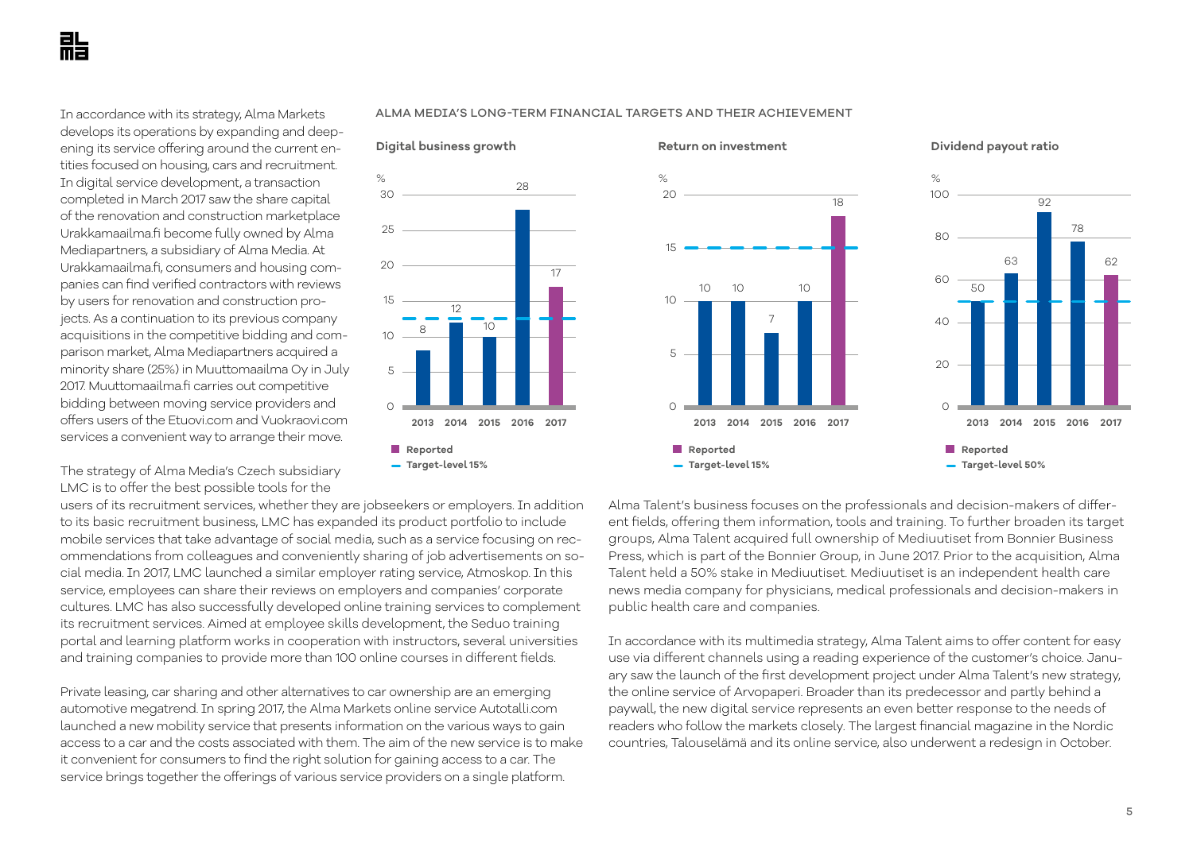In accordance with its strategy, Alma Markets develops its operations by expanding and deepening its service offering around the current entities focused on housing, cars and recruitment. In digital service development, a transaction completed in March 2017 saw the share capital of the renovation and construction marketplace Urakkamaailma.fi become fully owned by Alma Mediapartners, a subsidiary of Alma Media. At Urakkamaailma.fi, consumers and housing companies can find verified contractors with reviews by users for renovation and construction projects. As a continuation to its previous company acquisitions in the competitive bidding and comparison market, Alma Mediapartners acquired a minority share (25%) in Muuttomaailma Oy in July 2017. Muuttomaailma.fi carries out competitive bidding between moving service providers and offers users of the Etuovi.com and Vuokraovi.com services a convenient way to arrange their move.

## ALMA MEDIA'S LONG-TERM FINANCIAL TARGETS AND THEIR ACHIEVEMENT

**Digital business growth** (%)

| | 2013 | 2014 | 2015 | 2016 | 2017 |
|---|---|---|---|---|---|
| Reported | 8 | 12 | 10 | 28 | 17 |
| Target-level 15% | | | | | |

**Return on investment** (%)

| | 2013 | 2014 | 2015 | 2016 | 2017 |
|---|---|---|---|---|---|
| Reported | 10 | 10 | 7 | 10 | 18 |
| Target-level 15% | | | | | |

**Dividend payout ratio** (%)

| | 2013 | 2014 | 2015 | 2016 | 2017 |
|---|---|---|---|---|---|
| Reported | 50 | 63 | 92 | 78 | 62 |
| Target-level 50% | | | | | |

The strategy of Alma Media's Czech subsidiary LMC is to offer the best possible tools for the users of its recruitment services, whether they are jobseekers or employers. In addition to its basic recruitment business, LMC has expanded its product portfolio to include mobile services that take advantage of social media, such as a service focusing on recommendations from colleagues and conveniently sharing of job advertisements on social media. In 2017, LMC launched a similar employer rating service, Atmoskop. In this service, employees can share their reviews on employers and companies' corporate cultures. LMC has also successfully developed online training services to complement its recruitment services. Aimed at employee skills development, the Seduo training portal and learning platform works in cooperation with instructors, several universities and training companies to provide more than 100 online courses in different fields.

Private leasing, car sharing and other alternatives to car ownership are an emerging automotive megatrend. In spring 2017, the Alma Markets online service Autotalli.com launched a new mobility service that presents information on the various ways to gain access to a car and the costs associated with them. The aim of the new service is to make it convenient for consumers to find the right solution for gaining access to a car. The service brings together the offerings of various service providers on a single platform.

Alma Talent's business focuses on the professionals and decision-makers of different fields, offering them information, tools and training. To further broaden its target groups, Alma Talent acquired full ownership of Mediuutiset from Bonnier Business Press, which is part of the Bonnier Group, in June 2017. Prior to the acquisition, Alma Talent held a 50% stake in Mediuutiset. Mediuutiset is an independent health care news media company for physicians, medical professionals and decision-makers in public health care and companies.

In accordance with its multimedia strategy, Alma Talent aims to offer content for easy use via different channels using a reading experience of the customer's choice. January saw the launch of the first development project under Alma Talent's new strategy, the online service of Arvopaperi. Broader than its predecessor and partly behind a paywall, the new digital service represents an even better response to the needs of readers who follow the markets closely. The largest financial magazine in the Nordic countries, Talouselämä and its online service, also underwent a redesign in October.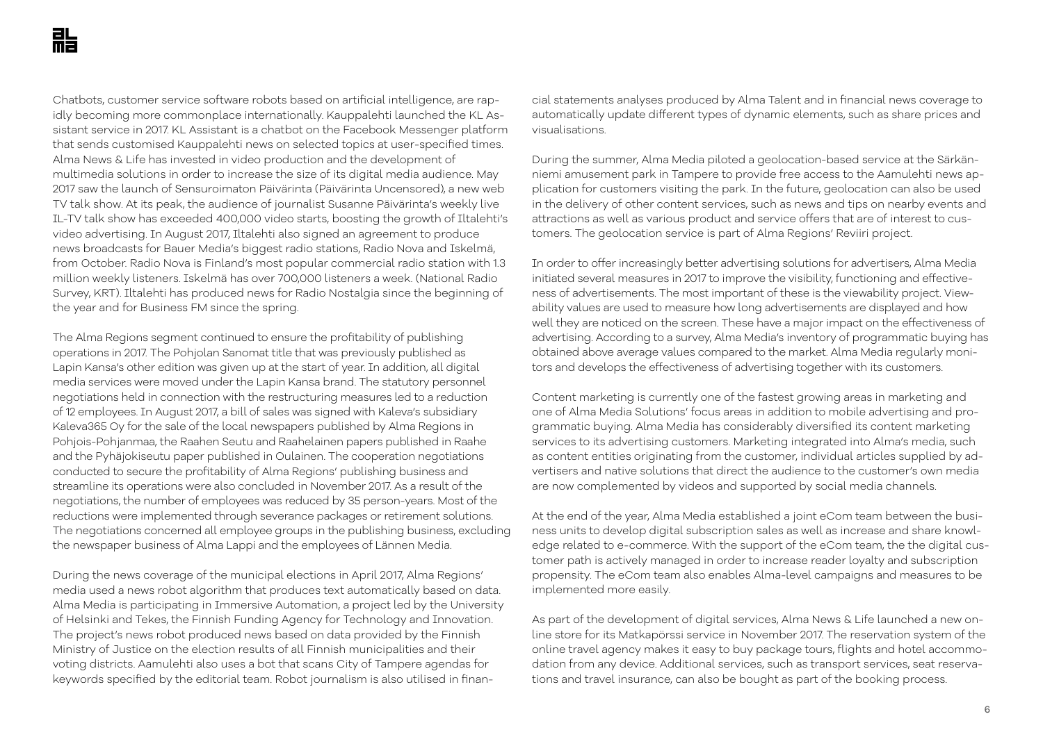Chatbots, customer service software robots based on artificial intelligence, are rapidly becoming more commonplace internationally. Kauppalehti launched the KL Assistant service in 2017. KL Assistant is a chatbot on the Facebook Messenger platform that sends customised Kauppalehti news on selected topics at user-specified times. Alma News & Life has invested in video production and the development of multimedia solutions in order to increase the size of its digital media audience. May 2017 saw the launch of Sensuroimaton Päivärinta (Päivärinta Uncensored), a new web TV talk show. At its peak, the audience of journalist Susanne Päivärinta's weekly live IL-TV talk show has exceeded 400,000 video starts, boosting the growth of Iltalehti's video advertising. In August 2017, Iltalehti also signed an agreement to produce news broadcasts for Bauer Media's biggest radio stations, Radio Nova and Iskelmä, from October. Radio Nova is Finland's most popular commercial radio station with 1.3 million weekly listeners. Iskelmä has over 700,000 listeners a week. (National Radio Survey, KRT). Iltalehti has produced news for Radio Nostalgia since the beginning of the year and for Business FM since the spring.

The Alma Regions segment continued to ensure the profitability of publishing operations in 2017. The Pohjolan Sanomat title that was previously published as Lapin Kansa's other edition was given up at the start of year. In addition, all digital media services were moved under the Lapin Kansa brand. The statutory personnel negotiations held in connection with the restructuring measures led to a reduction of 12 employees. In August 2017, a bill of sales was signed with Kaleva's subsidiary Kaleva365 Oy for the sale of the local newspapers published by Alma Regions in Pohjois-Pohjanmaa, the Raahen Seutu and Raahelainen papers published in Raahe and the Pyhäjokiseutu paper published in Oulainen. The cooperation negotiations conducted to secure the profitability of Alma Regions' publishing business and streamline its operations were also concluded in November 2017. As a result of the negotiations, the number of employees was reduced by 35 person-years. Most of the reductions were implemented through severance packages or retirement solutions. The negotiations concerned all employee groups in the publishing business, excluding the newspaper business of Alma Lappi and the employees of Lännen Media.

During the news coverage of the municipal elections in April 2017, Alma Regions' media used a news robot algorithm that produces text automatically based on data. Alma Media is participating in Immersive Automation, a project led by the University of Helsinki and Tekes, the Finnish Funding Agency for Technology and Innovation. The project's news robot produced news based on data provided by the Finnish Ministry of Justice on the election results of all Finnish municipalities and their voting districts. Aamulehti also uses a bot that scans City of Tampere agendas for keywords specified by the editorial team. Robot journalism is also utilised in financial statements analyses produced by Alma Talent and in financial news coverage to automatically update different types of dynamic elements, such as share prices and visualisations.

During the summer, Alma Media piloted a geolocation-based service at the Särkänniemi amusement park in Tampere to provide free access to the Aamulehti news application for customers visiting the park. In the future, geolocation can also be used in the delivery of other content services, such as news and tips on nearby events and attractions as well as various product and service offers that are of interest to customers. The geolocation service is part of Alma Regions' Reviiri project.

In order to offer increasingly better advertising solutions for advertisers, Alma Media initiated several measures in 2017 to improve the visibility, functioning and effectiveness of advertisements. The most important of these is the viewability project. Viewability values are used to measure how long advertisements are displayed and how well they are noticed on the screen. These have a major impact on the effectiveness of advertising. According to a survey, Alma Media's inventory of programmatic buying has obtained above average values compared to the market. Alma Media regularly monitors and develops the effectiveness of advertising together with its customers.

Content marketing is currently one of the fastest growing areas in marketing and one of Alma Media Solutions' focus areas in addition to mobile advertising and programmatic buying. Alma Media has considerably diversified its content marketing services to its advertising customers. Marketing integrated into Alma's media, such as content entities originating from the customer, individual articles supplied by advertisers and native solutions that direct the audience to the customer's own media are now complemented by videos and supported by social media channels.

At the end of the year, Alma Media established a joint eCom team between the business units to develop digital subscription sales as well as increase and share knowledge related to e-commerce. With the support of the eCom team, the the digital customer path is actively managed in order to increase reader loyalty and subscription propensity. The eCom team also enables Alma-level campaigns and measures to be implemented more easily.

As part of the development of digital services, Alma News & Life launched a new online store for its Matkapörssi service in November 2017. The reservation system of the online travel agency makes it easy to buy package tours, flights and hotel accommodation from any device. Additional services, such as transport services, seat reservations and travel insurance, can also be bought as part of the booking process.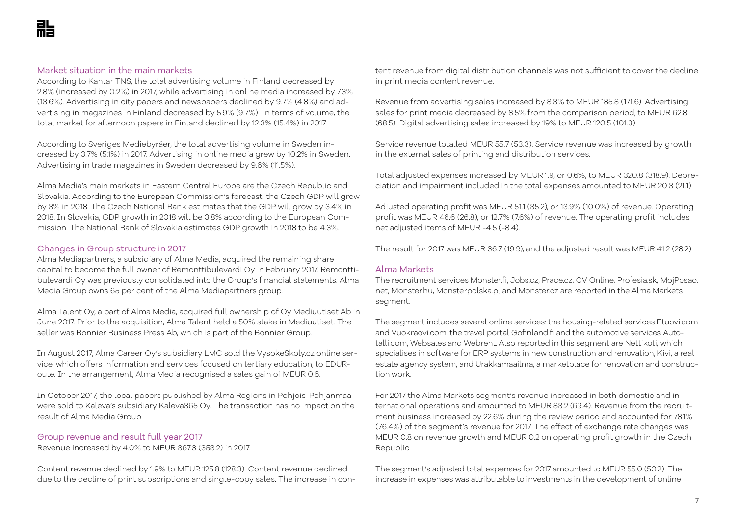## Market situation in the main markets

According to Kantar TNS, the total advertising volume in Finland decreased by 2.8% (increased by 0.2%) in 2017, while advertising in online media increased by 7.3% (13.6%). Advertising in city papers and newspapers declined by 9.7% (4.8%) and advertising in magazines in Finland decreased by 5.9% (9.7%). In terms of volume, the total market for afternoon papers in Finland declined by 12.3% (15.4%) in 2017.

According to Sveriges Mediebyråer, the total advertising volume in Sweden increased by 3.7% (5.1%) in 2017. Advertising in online media grew by 10.2% in Sweden. Advertising in trade magazines in Sweden decreased by 9.6% (11.5%).

Alma Media's main markets in Eastern Central Europe are the Czech Republic and Slovakia. According to the European Commission's forecast, the Czech GDP will grow by 3% in 2018. The Czech National Bank estimates that the GDP will grow by 3.4% in 2018. In Slovakia, GDP growth in 2018 will be 3.8% according to the European Commission. The National Bank of Slovakia estimates GDP growth in 2018 to be 4.3%.

## Changes in Group structure in 2017

Alma Mediapartners, a subsidiary of Alma Media, acquired the remaining share capital to become the full owner of Remonttibulevardi Oy in February 2017. Remonttibulevardi Oy was previously consolidated into the Group's financial statements. Alma Media Group owns 65 per cent of the Alma Mediapartners group.

Alma Talent Oy, a part of Alma Media, acquired full ownership of Oy Mediuutiset Ab in June 2017. Prior to the acquisition, Alma Talent held a 50% stake in Mediuutiset. The seller was Bonnier Business Press Ab, which is part of the Bonnier Group.

In August 2017, Alma Career Oy's subsidiary LMC sold the VysokeSkoly.cz online service, which offers information and services focused on tertiary education, to EDURoute. In the arrangement, Alma Media recognised a sales gain of MEUR 0.6.

In October 2017, the local papers published by Alma Regions in Pohjois-Pohjanmaa were sold to Kaleva's subsidiary Kaleva365 Oy. The transaction has no impact on the result of Alma Media Group.

## Group revenue and result full year 2017

Revenue increased by 4.0% to MEUR 367.3 (353.2) in 2017.

Content revenue declined by 1.9% to MEUR 125.8 (128.3). Content revenue declined due to the decline of print subscriptions and single-copy sales. The increase in content revenue from digital distribution channels was not sufficient to cover the decline in print media content revenue.

Revenue from advertising sales increased by 8.3% to MEUR 185.8 (171.6). Advertising sales for print media decreased by 8.5% from the comparison period, to MEUR 62.8 (68.5). Digital advertising sales increased by 19% to MEUR 120.5 (101.3).

Service revenue totalled MEUR 55.7 (53.3). Service revenue was increased by growth in the external sales of printing and distribution services.

Total adjusted expenses increased by MEUR 1.9, or 0.6%, to MEUR 320.8 (318.9). Depreciation and impairment included in the total expenses amounted to MEUR 20.3 (21.1).

Adjusted operating profit was MEUR 51.1 (35.2), or 13.9% (10.0%) of revenue. Operating profit was MEUR 46.6 (26.8), or 12.7% (7.6%) of revenue. The operating profit includes net adjusted items of MEUR -4.5 (-8.4).

The result for 2017 was MEUR 36.7 (19.9), and the adjusted result was MEUR 41.2 (28.2).

## Alma Markets

The recruitment services Monster.fi, Jobs.cz, Prace.cz, CV Online, Profesia.sk, MojPosao.net, Monster.hu, Monsterpolska.pl and Monster.cz are reported in the Alma Markets segment.

The segment includes several online services: the housing-related services Etuovi.com and Vuokraovi.com, the travel portal Gofinland.fi and the automotive services Autotalli.com, Websales and Webrent. Also reported in this segment are Nettikoti, which specialises in software for ERP systems in new construction and renovation, Kivi, a real estate agency system, and Urakkamaailma, a marketplace for renovation and construction work.

For 2017 the Alma Markets segment's revenue increased in both domestic and international operations and amounted to MEUR 83.2 (69.4). Revenue from the recruitment business increased by 22.6% during the review period and accounted for 78.1% (76.4%) of the segment's revenue for 2017. The effect of exchange rate changes was MEUR 0.8 on revenue growth and MEUR 0.2 on operating profit growth in the Czech Republic.

The segment's adjusted total expenses for 2017 amounted to MEUR 55.0 (50.2). The increase in expenses was attributable to investments in the development of online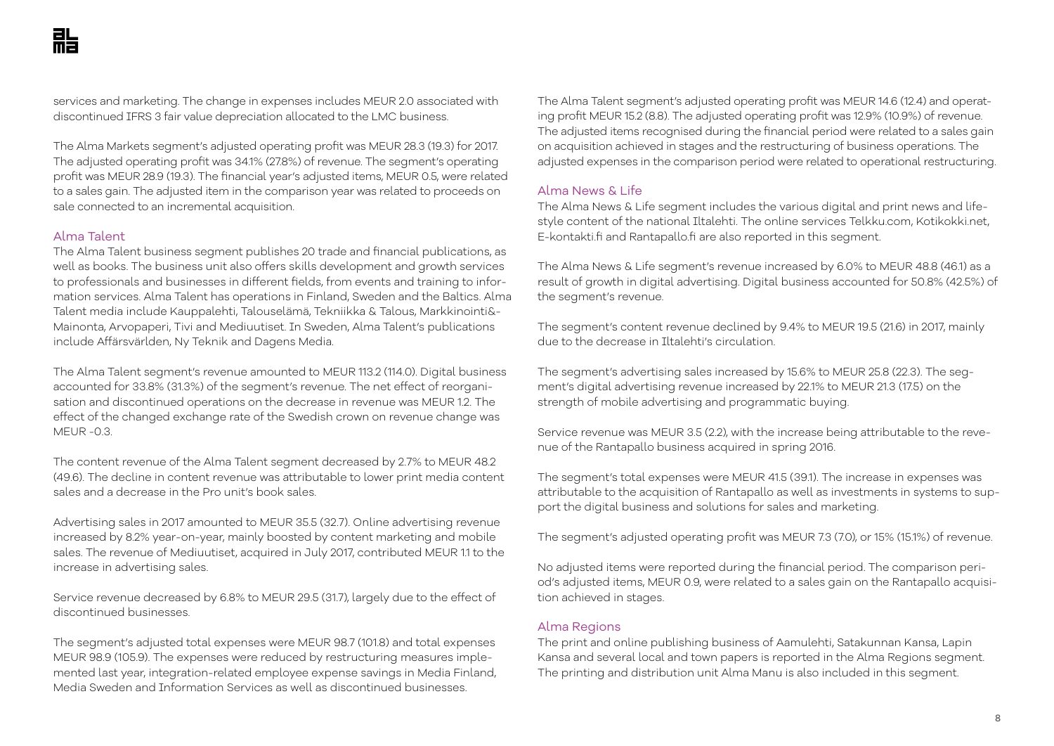services and marketing. The change in expenses includes MEUR 2.0 associated with discontinued IFRS 3 fair value depreciation allocated to the LMC business.

The Alma Markets segment's adjusted operating profit was MEUR 28.3 (19.3) for 2017. The adjusted operating profit was 34.1% (27.8%) of revenue. The segment's operating profit was MEUR 28.9 (19.3). The financial year's adjusted items, MEUR 0.5, were related to a sales gain. The adjusted item in the comparison year was related to proceeds on sale connected to an incremental acquisition.

## Alma Talent

The Alma Talent business segment publishes 20 trade and financial publications, as well as books. The business unit also offers skills development and growth services to professionals and businesses in different fields, from events and training to information services. Alma Talent has operations in Finland, Sweden and the Baltics. Alma Talent media include Kauppalehti, Talouselämä, Tekniikka & Talous, Markkinointi&-Mainonta, Arvopaperi, Tivi and Mediuutiset. In Sweden, Alma Talent's publications include Affärsvärlden, Ny Teknik and Dagens Media.

The Alma Talent segment's revenue amounted to MEUR 113.2 (114.0). Digital business accounted for 33.8% (31.3%) of the segment's revenue. The net effect of reorganisation and discontinued operations on the decrease in revenue was MEUR 1.2. The effect of the changed exchange rate of the Swedish crown on revenue change was MEUR -0.3.

The content revenue of the Alma Talent segment decreased by 2.7% to MEUR 48.2 (49.6). The decline in content revenue was attributable to lower print media content sales and a decrease in the Pro unit's book sales.

Advertising sales in 2017 amounted to MEUR 35.5 (32.7). Online advertising revenue increased by 8.2% year-on-year, mainly boosted by content marketing and mobile sales. The revenue of Mediuutiset, acquired in July 2017, contributed MEUR 1.1 to the increase in advertising sales.

Service revenue decreased by 6.8% to MEUR 29.5 (31.7), largely due to the effect of discontinued businesses.

The segment's adjusted total expenses were MEUR 98.7 (101.8) and total expenses MEUR 98.9 (105.9). The expenses were reduced by restructuring measures implemented last year, integration-related employee expense savings in Media Finland, Media Sweden and Information Services as well as discontinued businesses.

The Alma Talent segment's adjusted operating profit was MEUR 14.6 (12.4) and operating profit MEUR 15.2 (8.8). The adjusted operating profit was 12.9% (10.9%) of revenue. The adjusted items recognised during the financial period were related to a sales gain on acquisition achieved in stages and the restructuring of business operations. The adjusted expenses in the comparison period were related to operational restructuring.

## Alma News & Life

The Alma News & Life segment includes the various digital and print news and lifestyle content of the national Iltalehti. The online services Telkku.com, Kotikokki.net, E-kontakti.fi and Rantapallo.fi are also reported in this segment.

The Alma News & Life segment's revenue increased by 6.0% to MEUR 48.8 (46.1) as a result of growth in digital advertising. Digital business accounted for 50.8% (42.5%) of the segment's revenue.

The segment's content revenue declined by 9.4% to MEUR 19.5 (21.6) in 2017, mainly due to the decrease in Iltalehti's circulation.

The segment's advertising sales increased by 15.6% to MEUR 25.8 (22.3). The segment's digital advertising revenue increased by 22.1% to MEUR 21.3 (17.5) on the strength of mobile advertising and programmatic buying.

Service revenue was MEUR 3.5 (2.2), with the increase being attributable to the revenue of the Rantapallo business acquired in spring 2016.

The segment's total expenses were MEUR 41.5 (39.1). The increase in expenses was attributable to the acquisition of Rantapallo as well as investments in systems to support the digital business and solutions for sales and marketing.

The segment's adjusted operating profit was MEUR 7.3 (7.0), or 15% (15.1%) of revenue.

No adjusted items were reported during the financial period. The comparison period's adjusted items, MEUR 0.9, were related to a sales gain on the Rantapallo acquisition achieved in stages.

## Alma Regions

The print and online publishing business of Aamulehti, Satakunnan Kansa, Lapin Kansa and several local and town papers is reported in the Alma Regions segment. The printing and distribution unit Alma Manu is also included in this segment.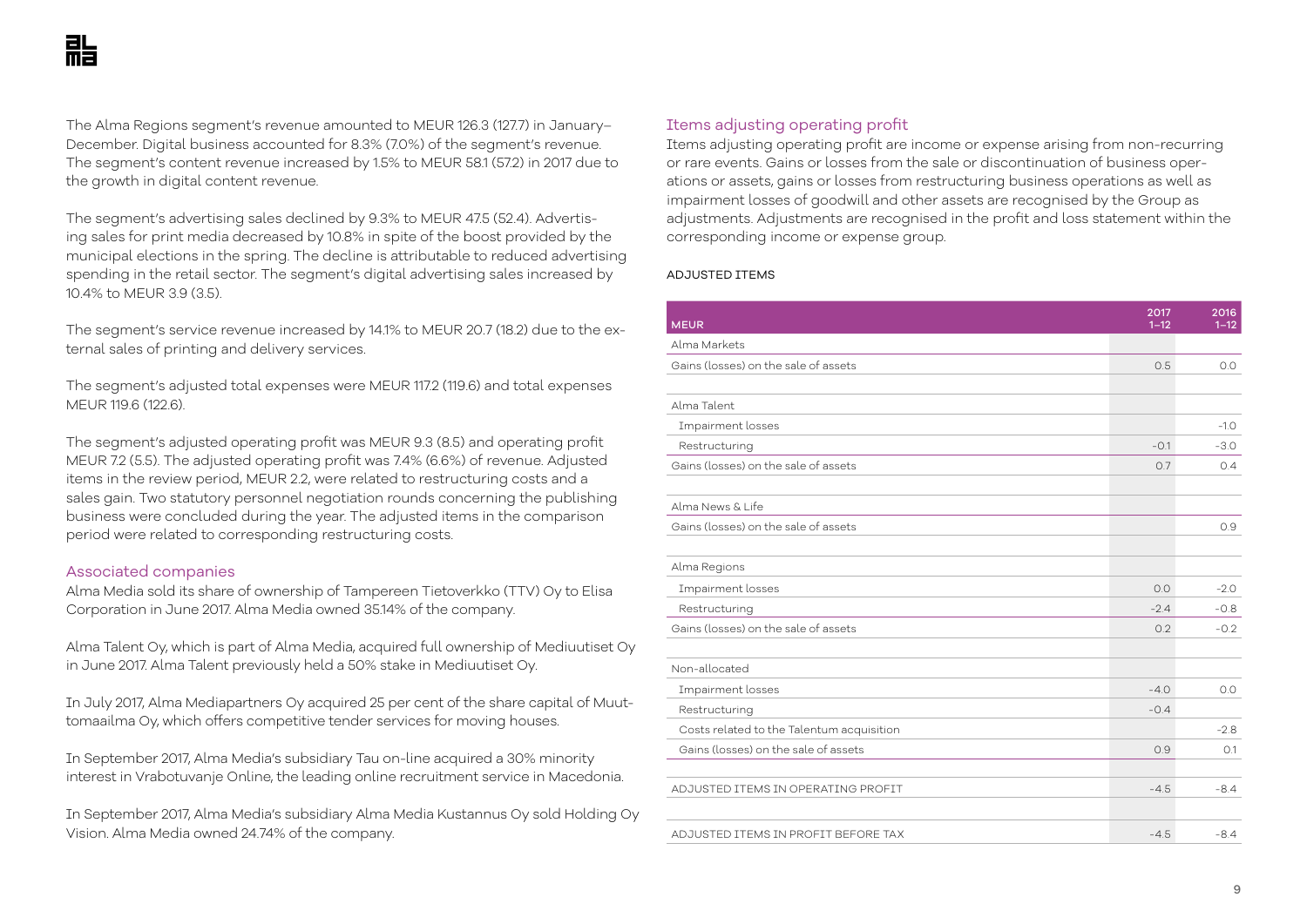The Alma Regions segment's revenue amounted to MEUR 126.3 (127.7) in January–December. Digital business accounted for 8.3% (7.0%) of the segment's revenue. The segment's content revenue increased by 1.5% to MEUR 58.1 (57.2) in 2017 due to the growth in digital content revenue.

The segment's advertising sales declined by 9.3% to MEUR 47.5 (52.4). Advertising sales for print media decreased by 10.8% in spite of the boost provided by the municipal elections in the spring. The decline is attributable to reduced advertising spending in the retail sector. The segment's digital advertising sales increased by 10.4% to MEUR 3.9 (3.5).

The segment's service revenue increased by 14.1% to MEUR 20.7 (18.2) due to the external sales of printing and delivery services.

The segment's adjusted total expenses were MEUR 117.2 (119.6) and total expenses MEUR 119.6 (122.6).

The segment's adjusted operating profit was MEUR 9.3 (8.5) and operating profit MEUR 7.2 (5.5). The adjusted operating profit was 7.4% (6.6%) of revenue. Adjusted items in the review period, MEUR 2.2, were related to restructuring costs and a sales gain. Two statutory personnel negotiation rounds concerning the publishing business were concluded during the year. The adjusted items in the comparison period were related to corresponding restructuring costs.

## Associated companies

Alma Media sold its share of ownership of Tampereen Tietoverkko (TTV) Oy to Elisa Corporation in June 2017. Alma Media owned 35.14% of the company.

Alma Talent Oy, which is part of Alma Media, acquired full ownership of Mediuutiset Oy in June 2017. Alma Talent previously held a 50% stake in Mediuutiset Oy.

In July 2017, Alma Mediapartners Oy acquired 25 per cent of the share capital of Muuttomaailma Oy, which offers competitive tender services for moving houses.

In September 2017, Alma Media's subsidiary Tau on-line acquired a 30% minority interest in Vrabotuvanje Online, the leading online recruitment service in Macedonia.

In September 2017, Alma Media's subsidiary Alma Media Kustannus Oy sold Holding Oy Vision. Alma Media owned 24.74% of the company.

## Items adjusting operating profit

Items adjusting operating profit are income or expense arising from non-recurring or rare events. Gains or losses from the sale or discontinuation of business operations or assets, gains or losses from restructuring business operations as well as impairment losses of goodwill and other assets are recognised by the Group as adjustments. Adjustments are recognised in the profit and loss statement within the corresponding income or expense group.

ADJUSTED ITEMS

| MEUR | 2017 1–12 | 2016 1–12 |
|---|---|---|
| Alma Markets | | |
| Gains (losses) on the sale of assets | 0.5 | 0.0 |
| | | |
| Alma Talent | | |
| Impairment losses | | -1.0 |
| Restructuring | -0.1 | -3.0 |
| Gains (losses) on the sale of assets | 0.7 | 0.4 |
| | | |
| Alma News & Life | | |
| Gains (losses) on the sale of assets | | 0.9 |
| | | |
| Alma Regions | | |
| Impairment losses | 0.0 | -2.0 |
| Restructuring | -2.4 | -0.8 |
| Gains (losses) on the sale of assets | 0.2 | -0.2 |
| | | |
| Non-allocated | | |
| Impairment losses | -4.0 | 0.0 |
| Restructuring | -0.4 | |
| Costs related to the Talentum acquisition | | -2.8 |
| Gains (losses) on the sale of assets | 0.9 | 0.1 |
| | | |
| ADJUSTED ITEMS IN OPERATING PROFIT | -4.5 | -8.4 |
| | | |
| ADJUSTED ITEMS IN PROFIT BEFORE TAX | -4.5 | -8.4 |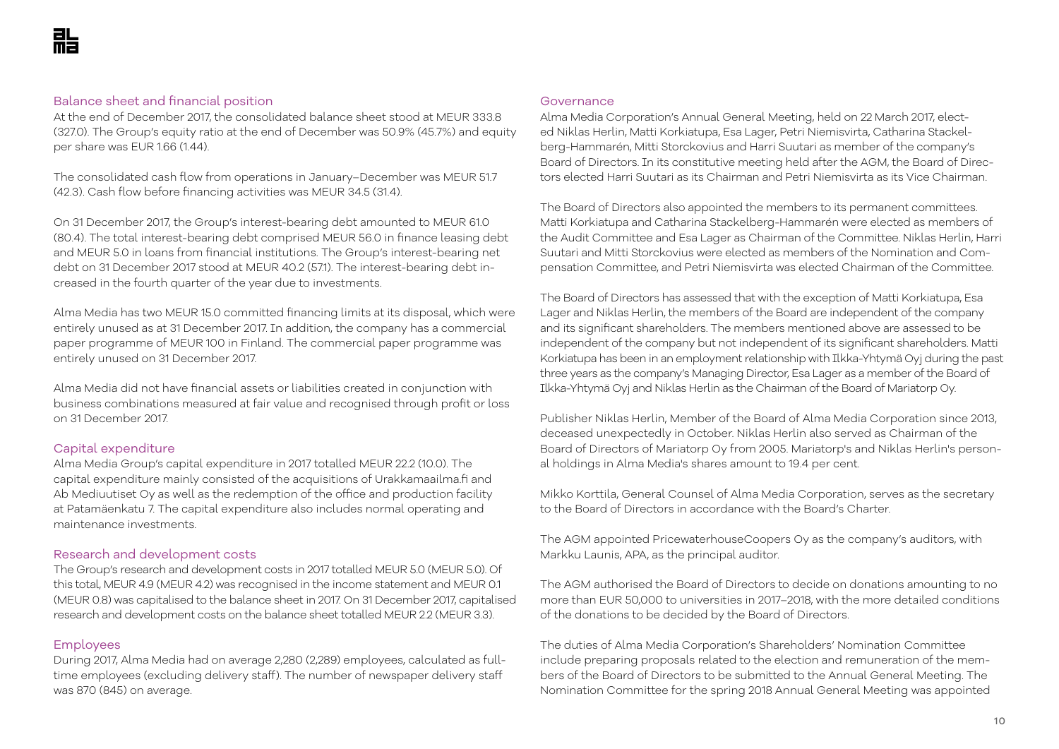## Balance sheet and financial position

At the end of December 2017, the consolidated balance sheet stood at MEUR 333.8 (327.0). The Group's equity ratio at the end of December was 50.9% (45.7%) and equity per share was EUR 1.66 (1.44).

The consolidated cash flow from operations in January–December was MEUR 51.7 (42.3). Cash flow before financing activities was MEUR 34.5 (31.4).

On 31 December 2017, the Group's interest-bearing debt amounted to MEUR 61.0 (80.4). The total interest-bearing debt comprised MEUR 56.0 in finance leasing debt and MEUR 5.0 in loans from financial institutions. The Group's interest-bearing net debt on 31 December 2017 stood at MEUR 40.2 (57.1). The interest-bearing debt increased in the fourth quarter of the year due to investments.

Alma Media has two MEUR 15.0 committed financing limits at its disposal, which were entirely unused as at 31 December 2017. In addition, the company has a commercial paper programme of MEUR 100 in Finland. The commercial paper programme was entirely unused on 31 December 2017.

Alma Media did not have financial assets or liabilities created in conjunction with business combinations measured at fair value and recognised through profit or loss on 31 December 2017.

## Capital expenditure

Alma Media Group's capital expenditure in 2017 totalled MEUR 22.2 (10.0). The capital expenditure mainly consisted of the acquisitions of Urakkamaailma.fi and Ab Mediuutiset Oy as well as the redemption of the office and production facility at Patamäenkatu 7. The capital expenditure also includes normal operating and maintenance investments.

## Research and development costs

The Group's research and development costs in 2017 totalled MEUR 5.0 (MEUR 5.0). Of this total, MEUR 4.9 (MEUR 4.2) was recognised in the income statement and MEUR 0.1 (MEUR 0.8) was capitalised to the balance sheet in 2017. On 31 December 2017, capitalised research and development costs on the balance sheet totalled MEUR 2.2 (MEUR 3.3).

## Employees

During 2017, Alma Media had on average 2,280 (2,289) employees, calculated as full-time employees (excluding delivery staff). The number of newspaper delivery staff was 870 (845) on average.

## Governance

Alma Media Corporation's Annual General Meeting, held on 22 March 2017, elected Niklas Herlin, Matti Korkiatupa, Esa Lager, Petri Niemisvirta, Catharina Stackelberg-Hammarén, Mitti Storckovius and Harri Suutari as member of the company's Board of Directors. In its constitutive meeting held after the AGM, the Board of Directors elected Harri Suutari as its Chairman and Petri Niemisvirta as its Vice Chairman.

The Board of Directors also appointed the members to its permanent committees. Matti Korkiatupa and Catharina Stackelberg-Hammarén were elected as members of the Audit Committee and Esa Lager as Chairman of the Committee. Niklas Herlin, Harri Suutari and Mitti Storckovius were elected as members of the Nomination and Compensation Committee, and Petri Niemisvirta was elected Chairman of the Committee.

The Board of Directors has assessed that with the exception of Matti Korkiatupa, Esa Lager and Niklas Herlin, the members of the Board are independent of the company and its significant shareholders. The members mentioned above are assessed to be independent of the company but not independent of its significant shareholders. Matti Korkiatupa has been in an employment relationship with Ilkka-Yhtymä Oyj during the past three years as the company's Managing Director, Esa Lager as a member of the Board of Ilkka-Yhtymä Oyj and Niklas Herlin as the Chairman of the Board of Mariatorp Oy.

Publisher Niklas Herlin, Member of the Board of Alma Media Corporation since 2013, deceased unexpectedly in October. Niklas Herlin also served as Chairman of the Board of Directors of Mariatorp Oy from 2005. Mariatorp's and Niklas Herlin's personal holdings in Alma Media's shares amount to 19.4 per cent.

Mikko Korttila, General Counsel of Alma Media Corporation, serves as the secretary to the Board of Directors in accordance with the Board's Charter.

The AGM appointed PricewaterhouseCoopers Oy as the company's auditors, with Markku Launis, APA, as the principal auditor.

The AGM authorised the Board of Directors to decide on donations amounting to no more than EUR 50,000 to universities in 2017–2018, with the more detailed conditions of the donations to be decided by the Board of Directors.

The duties of Alma Media Corporation's Shareholders' Nomination Committee include preparing proposals related to the election and remuneration of the members of the Board of Directors to be submitted to the Annual General Meeting. The Nomination Committee for the spring 2018 Annual General Meeting was appointed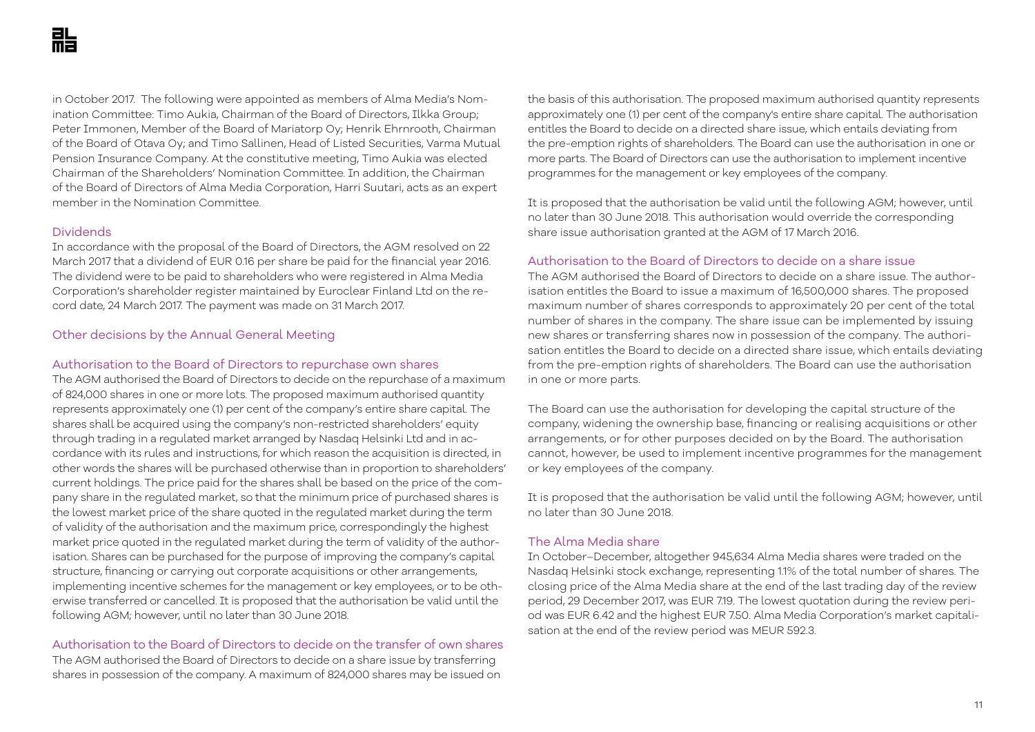in October 2017. The following were appointed as members of Alma Media's Nomination Committee: Timo Aukia, Chairman of the Board of Directors, Ilkka Group; Peter Immonen, Member of the Board of Mariatorp Oy; Henrik Ehrnrooth, Chairman of the Board of Otava Oy; and Timo Sallinen, Head of Listed Securities, Varma Mutual Pension Insurance Company. At the constitutive meeting, Timo Aukia was elected Chairman of the Shareholders' Nomination Committee. In addition, the Chairman of the Board of Directors of Alma Media Corporation, Harri Suutari, acts as an expert member in the Nomination Committee.

### Dividends

In accordance with the proposal of the Board of Directors, the AGM resolved on 22 March 2017 that a dividend of EUR 0.16 per share be paid for the financial year 2016. The dividend were to be paid to shareholders who were registered in Alma Media Corporation's shareholder register maintained by Euroclear Finland Ltd on the record date, 24 March 2017. The payment was made on 31 March 2017.

## Other decisions by the Annual General Meeting

### Authorisation to the Board of Directors to repurchase own shares

The AGM authorised the Board of Directors to decide on the repurchase of a maximum of 824,000 shares in one or more lots. The proposed maximum authorised quantity represents approximately one (1) per cent of the company's entire share capital. The shares shall be acquired using the company's non-restricted shareholders' equity through trading in a regulated market arranged by Nasdaq Helsinki Ltd and in accordance with its rules and instructions, for which reason the acquisition is directed, in other words the shares will be purchased otherwise than in proportion to shareholders' current holdings. The price paid for the shares shall be based on the price of the company share in the regulated market, so that the minimum price of purchased shares is the lowest market price of the share quoted in the regulated market during the term of validity of the authorisation and the maximum price, correspondingly the highest market price quoted in the regulated market during the term of validity of the authorisation. Shares can be purchased for the purpose of improving the company's capital structure, financing or carrying out corporate acquisitions or other arrangements, implementing incentive schemes for the management or key employees, or to be otherwise transferred or cancelled. It is proposed that the authorisation be valid until the following AGM; however, until no later than 30 June 2018.

### Authorisation to the Board of Directors to decide on the transfer of own shares

The AGM authorised the Board of Directors to decide on a share issue by transferring shares in possession of the company. A maximum of 824,000 shares may be issued on the basis of this authorisation. The proposed maximum authorised quantity represents approximately one (1) per cent of the company's entire share capital. The authorisation entitles the Board to decide on a directed share issue, which entails deviating from the pre-emption rights of shareholders. The Board can use the authorisation in one or more parts. The Board of Directors can use the authorisation to implement incentive programmes for the management or key employees of the company.

It is proposed that the authorisation be valid until the following AGM; however, until no later than 30 June 2018. This authorisation would override the corresponding share issue authorisation granted at the AGM of 17 March 2016.

### Authorisation to the Board of Directors to decide on a share issue

The AGM authorised the Board of Directors to decide on a share issue. The authorisation entitles the Board to issue a maximum of 16,500,000 shares. The proposed maximum number of shares corresponds to approximately 20 per cent of the total number of shares in the company. The share issue can be implemented by issuing new shares or transferring shares now in possession of the company. The authorisation entitles the Board to decide on a directed share issue, which entails deviating from the pre-emption rights of shareholders. The Board can use the authorisation in one or more parts.

The Board can use the authorisation for developing the capital structure of the company, widening the ownership base, financing or realising acquisitions or other arrangements, or for other purposes decided on by the Board. The authorisation cannot, however, be used to implement incentive programmes for the management or key employees of the company.

It is proposed that the authorisation be valid until the following AGM; however, until no later than 30 June 2018.

### The Alma Media share

In October–December, altogether 945,634 Alma Media shares were traded on the Nasdaq Helsinki stock exchange, representing 1.1% of the total number of shares. The closing price of the Alma Media share at the end of the last trading day of the review period, 29 December 2017, was EUR 7.19. The lowest quotation during the review period was EUR 6.42 and the highest EUR 7.50. Alma Media Corporation's market capitalisation at the end of the review period was MEUR 592.3.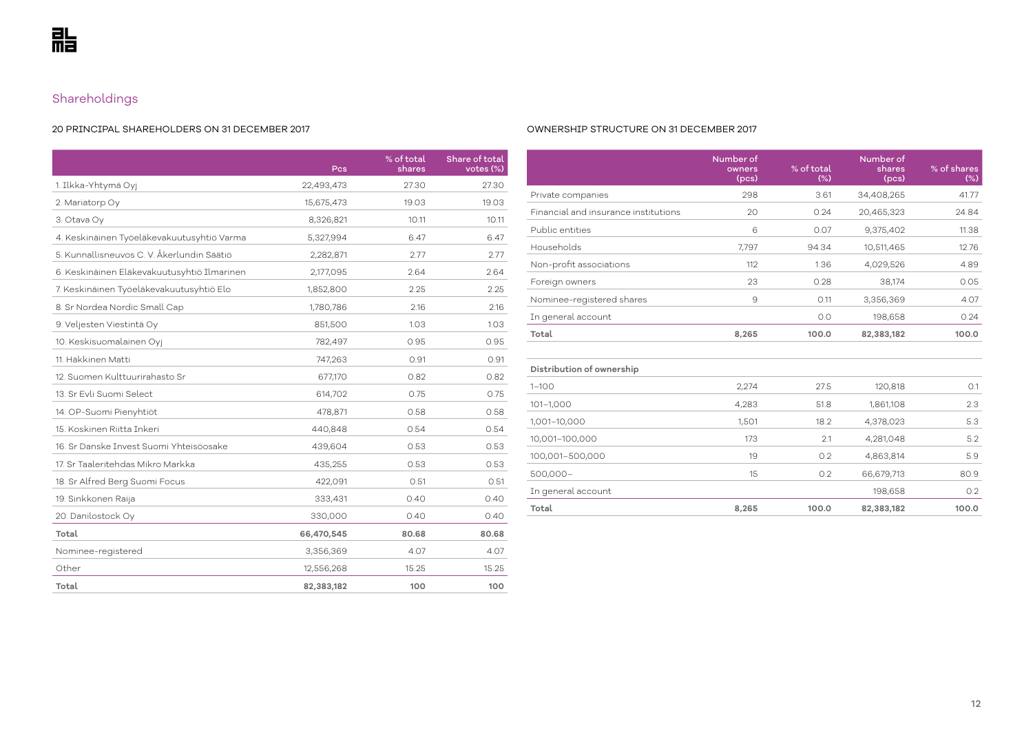# Shareholdings

## 20 PRINCIPAL SHAREHOLDERS ON 31 DECEMBER 2017

| | Pcs | % of total shares | Share of total votes (%) |
|---|---|---|---|
| 1. Ilkka-Yhtymä Oyj | 22,493,473 | 27.30 | 27.30 |
| 2. Mariatorp Oy | 15,675,473 | 19.03 | 19.03 |
| 3. Otava Oy | 8,326,821 | 10.11 | 10.11 |
| 4. Keskinäinen Työeläkevakuutusyhtiö Varma | 5,327,994 | 6.47 | 6.47 |
| 5. Kunnallisneuvos C. V. Åkerlundin Säätiö | 2,282,871 | 2.77 | 2.77 |
| 6. Keskinäinen Eläkevakuutusyhtiö Ilmarinen | 2,177,095 | 2.64 | 2.64 |
| 7. Keskinäinen Työeläkevakuutusyhtiö Elo | 1,852,800 | 2.25 | 2.25 |
| 8. Sr Nordea Nordic Small Cap | 1,780,786 | 2.16 | 2.16 |
| 9. Veljesten Viestintä Oy | 851,500 | 1.03 | 1.03 |
| 10. Keskisuomalainen Oyj | 782,497 | 0.95 | 0.95 |
| 11. Häkkinen Matti | 747,263 | 0.91 | 0.91 |
| 12. Suomen Kulttuurirahasto Sr | 677,170 | 0.82 | 0.82 |
| 13. Sr Evli Suomi Select | 614,702 | 0.75 | 0.75 |
| 14. OP-Suomi Pienyhtiöt | 478,871 | 0.58 | 0.58 |
| 15. Koskinen Riitta Inkeri | 440,848 | 0.54 | 0.54 |
| 16. Sr Danske Invest Suomi Yhteisöosake | 439,604 | 0.53 | 0.53 |
| 17. Sr Taaleritehdas Mikro Markka | 435,255 | 0.53 | 0.53 |
| 18. Sr Alfred Berg Suomi Focus | 422,091 | 0.51 | 0.51 |
| 19. Sinkkonen Raija | 333,431 | 0.40 | 0.40 |
| 20. Danilostock Oy | 330,000 | 0.40 | 0.40 |
| **Total** | **66,470,545** | **80.68** | **80.68** |
| Nominee-registered | 3,356,369 | 4.07 | 4.07 |
| Other | 12,556,268 | 15.25 | 15.25 |
| **Total** | **82,383,182** | **100** | **100** |

## OWNERSHIP STRUCTURE ON 31 DECEMBER 2017

| | Number of owners (pcs) | % of total (%) | Number of shares (pcs) | % of shares (%) |
|---|---|---|---|---|
| Private companies | 298 | 3.61 | 34,408,265 | 41.77 |
| Financial and insurance institutions | 20 | 0.24 | 20,465,323 | 24.84 |
| Public entities | 6 | 0.07 | 9,375,402 | 11.38 |
| Households | 7,797 | 94.34 | 10,511,465 | 12.76 |
| Non-profit associations | 112 | 1.36 | 4,029,526 | 4.89 |
| Foreign owners | 23 | 0.28 | 38,174 | 0.05 |
| Nominee-registered shares | 9 | 0.11 | 3,356,369 | 4.07 |
| In general account | | 0.0 | 198,658 | 0.24 |
| **Total** | **8,265** | **100.0** | **82,383,182** | **100.0** |
| | | | | |
| **Distribution of ownership** | | | | |
| 1–100 | 2,274 | 27.5 | 120,818 | 0.1 |
| 101–1,000 | 4,283 | 51.8 | 1,861,108 | 2.3 |
| 1,001–10,000 | 1,501 | 18.2 | 4,378,023 | 5.3 |
| 10,001–100,000 | 173 | 2.1 | 4,281,048 | 5.2 |
| 100,001–500,000 | 19 | 0.2 | 4,863,814 | 5.9 |
| 500,000– | 15 | 0.2 | 66,679,713 | 80.9 |
| In general account | | | 198,658 | 0.2 |
| **Total** | **8,265** | **100.0** | **82,383,182** | **100.0** |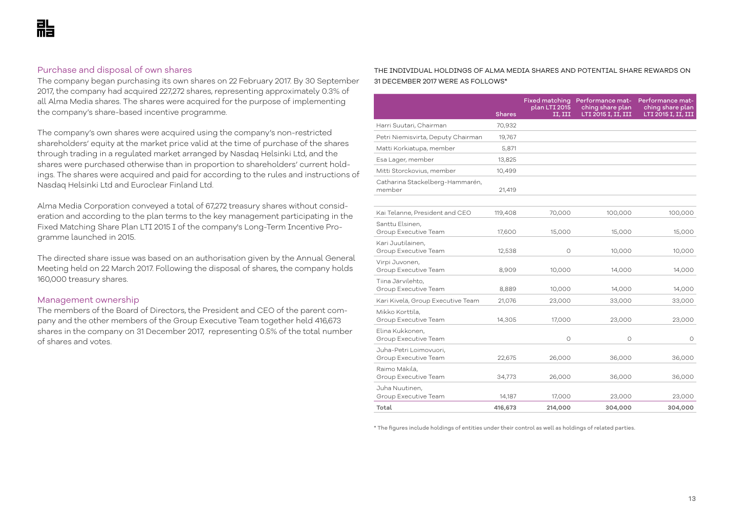## Purchase and disposal of own shares

The company began purchasing its own shares on 22 February 2017. By 30 September 2017, the company had acquired 227,272 shares, representing approximately 0.3% of all Alma Media shares. The shares were acquired for the purpose of implementing the company's share-based incentive programme.

The company's own shares were acquired using the company's non-restricted shareholders' equity at the market price valid at the time of purchase of the shares through trading in a regulated market arranged by Nasdaq Helsinki Ltd, and the shares were purchased otherwise than in proportion to shareholders' current holdings. The shares were acquired and paid for according to the rules and instructions of Nasdaq Helsinki Ltd and Euroclear Finland Ltd.

Alma Media Corporation conveyed a total of 67,272 treasury shares without consideration and according to the plan terms to the key management participating in the Fixed Matching Share Plan LTI 2015 I of the company's Long-Term Incentive Programme launched in 2015.

The directed share issue was based on an authorisation given by the Annual General Meeting held on 22 March 2017. Following the disposal of shares, the company holds 160,000 treasury shares.

## Management ownership

The members of the Board of Directors, the President and CEO of the parent company and the other members of the Group Executive Team together held 416,673 shares in the company on 31 December 2017, representing 0.5% of the total number of shares and votes.

THE INDIVIDUAL HOLDINGS OF ALMA MEDIA SHARES AND POTENTIAL SHARE REWARDS ON 31 DECEMBER 2017 WERE AS FOLLOWS*

| | Shares | Fixed matching plan LTI 2015 II, III | Performance matching share plan LTI 2015 I, II, III | Performance matching share plan LTI 2015 I, II, III |
|---|---|---|---|---|
| Harri Suutari, Chairman | 70,932 | | | |
| Petri Niemisvirta, Deputy Chairman | 19,767 | | | |
| Matti Korkiatupa, member | 5,871 | | | |
| Esa Lager, member | 13,825 | | | |
| Mitti Storckovius, member | 10,499 | | | |
| Catharina Stackelberg-Hammarén, member | 21,419 | | | |
| | | | | |
| Kai Telanne, President and CEO | 119,408 | 70,000 | 100,000 | 100,000 |
| Santtu Elsinen, Group Executive Team | 17,600 | 15,000 | 15,000 | 15,000 |
| Kari Juutilainen, Group Executive Team | 12,538 | 0 | 10,000 | 10,000 |
| Virpi Juvonen, Group Executive Team | 8,909 | 10,000 | 14,000 | 14,000 |
| Tiina Järvilehto, Group Executive Team | 8,889 | 10,000 | 14,000 | 14,000 |
| Kari Kivelä, Group Executive Team | 21,076 | 23,000 | 33,000 | 33,000 |
| Mikko Korttila, Group Executive Team | 14,305 | 17,000 | 23,000 | 23,000 |
| Elina Kukkonen, Group Executive Team | | 0 | 0 | 0 |
| Juha-Petri Loimovuori, Group Executive Team | 22,675 | 26,000 | 36,000 | 36,000 |
| Raimo Mäkilä, Group Executive Team | 34,773 | 26,000 | 36,000 | 36,000 |
| Juha Nuutinen, Group Executive Team | 14,187 | 17,000 | 23,000 | 23,000 |
| **Total** | **416,673** | **214,000** | **304,000** | **304,000** |

* The figures include holdings of entities under their control as well as holdings of related parties.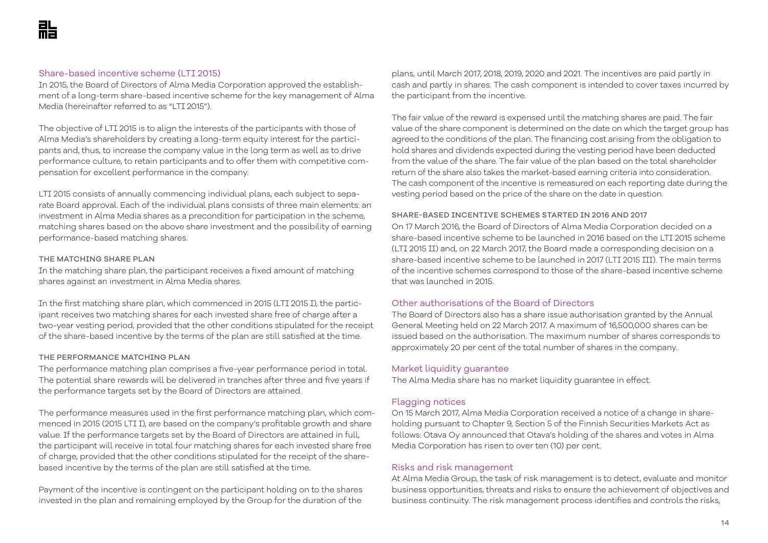## Share-based incentive scheme (LTI 2015)

In 2015, the Board of Directors of Alma Media Corporation approved the establishment of a long-term share-based incentive scheme for the key management of Alma Media (hereinafter referred to as "LTI 2015").

The objective of LTI 2015 is to align the interests of the participants with those of Alma Media's shareholders by creating a long-term equity interest for the participants and, thus, to increase the company value in the long term as well as to drive performance culture, to retain participants and to offer them with competitive compensation for excellent performance in the company.

LTI 2015 consists of annually commencing individual plans, each subject to separate Board approval. Each of the individual plans consists of three main elements: an investment in Alma Media shares as a precondition for participation in the scheme, matching shares based on the above share investment and the possibility of earning performance-based matching shares.

### THE MATCHING SHARE PLAN

In the matching share plan, the participant receives a fixed amount of matching shares against an investment in Alma Media shares.

In the first matching share plan, which commenced in 2015 (LTI 2015 I), the participant receives two matching shares for each invested share free of charge after a two-year vesting period, provided that the other conditions stipulated for the receipt of the share-based incentive by the terms of the plan are still satisfied at the time.

### THE PERFORMANCE MATCHING PLAN

The performance matching plan comprises a five-year performance period in total. The potential share rewards will be delivered in tranches after three and five years if the performance targets set by the Board of Directors are attained.

The performance measures used in the first performance matching plan, which commenced in 2015 (2015 LTI I), are based on the company's profitable growth and share value. If the performance targets set by the Board of Directors are attained in full, the participant will receive in total four matching shares for each invested share free of charge, provided that the other conditions stipulated for the receipt of the share-based incentive by the terms of the plan are still satisfied at the time.

Payment of the incentive is contingent on the participant holding on to the shares invested in the plan and remaining employed by the Group for the duration of the plans, until March 2017, 2018, 2019, 2020 and 2021. The incentives are paid partly in cash and partly in shares. The cash component is intended to cover taxes incurred by the participant from the incentive.

The fair value of the reward is expensed until the matching shares are paid. The fair value of the share component is determined on the date on which the target group has agreed to the conditions of the plan. The financing cost arising from the obligation to hold shares and dividends expected during the vesting period have been deducted from the value of the share. The fair value of the plan based on the total shareholder return of the share also takes the market-based earning criteria into consideration. The cash component of the incentive is remeasured on each reporting date during the vesting period based on the price of the share on the date in question.

### SHARE-BASED INCENTIVE SCHEMES STARTED IN 2016 AND 2017

On 17 March 2016, the Board of Directors of Alma Media Corporation decided on a share-based incentive scheme to be launched in 2016 based on the LTI 2015 scheme (LTI 2015 II) and, on 22 March 2017, the Board made a corresponding decision on a share-based incentive scheme to be launched in 2017 (LTI 2015 III). The main terms of the incentive schemes correspond to those of the share-based incentive scheme that was launched in 2015.

## Other authorisations of the Board of Directors

The Board of Directors also has a share issue authorisation granted by the Annual General Meeting held on 22 March 2017. A maximum of 16,500,000 shares can be issued based on the authorisation. The maximum number of shares corresponds to approximately 20 per cent of the total number of shares in the company.

## Market liquidity guarantee

The Alma Media share has no market liquidity guarantee in effect.

## Flagging notices

On 15 March 2017, Alma Media Corporation received a notice of a change in shareholding pursuant to Chapter 9, Section 5 of the Finnish Securities Markets Act as follows: Otava Oy announced that Otava's holding of the shares and votes in Alma Media Corporation has risen to over ten (10) per cent.

## Risks and risk management

At Alma Media Group, the task of risk management is to detect, evaluate and monitor business opportunities, threats and risks to ensure the achievement of objectives and business continuity. The risk management process identifies and controls the risks,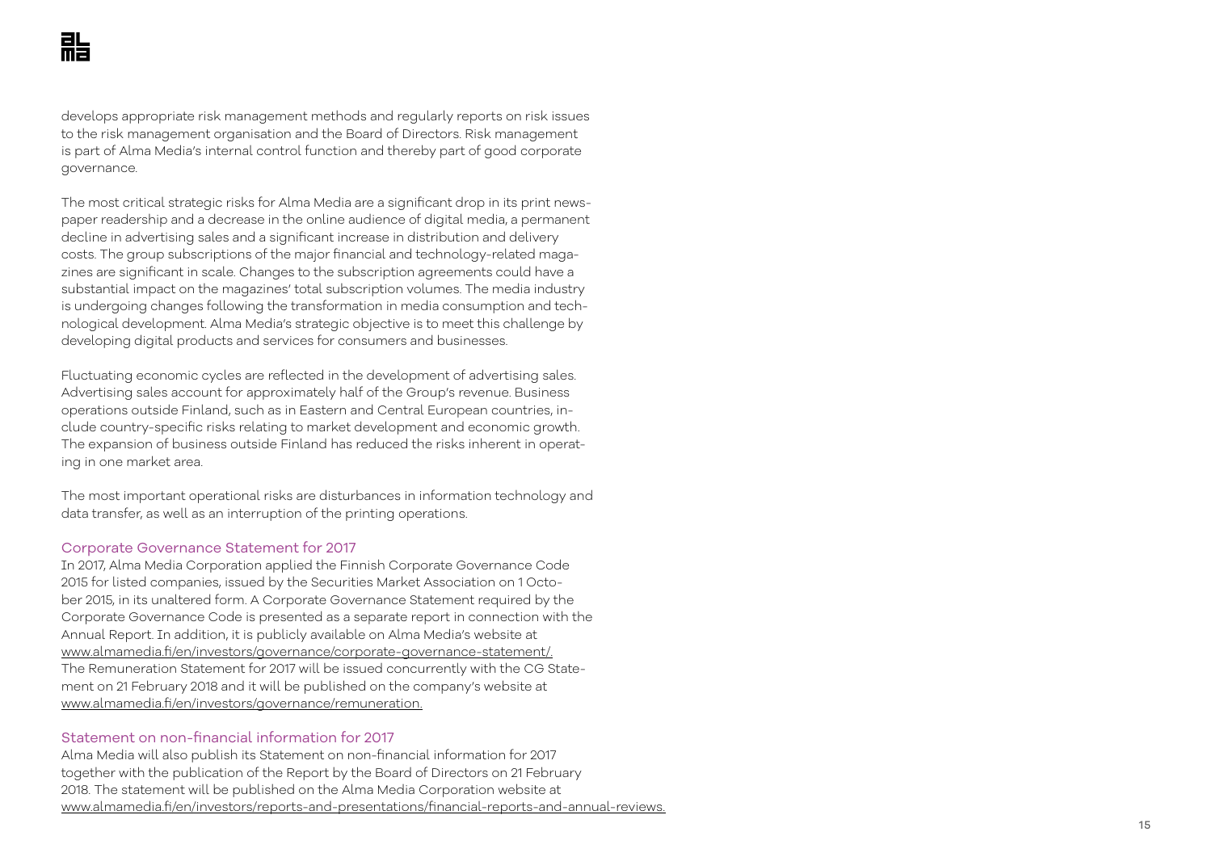develops appropriate risk management methods and regularly reports on risk issues to the risk management organisation and the Board of Directors. Risk management is part of Alma Media's internal control function and thereby part of good corporate governance.

The most critical strategic risks for Alma Media are a significant drop in its print newspaper readership and a decrease in the online audience of digital media, a permanent decline in advertising sales and a significant increase in distribution and delivery costs. The group subscriptions of the major financial and technology-related magazines are significant in scale. Changes to the subscription agreements could have a substantial impact on the magazines' total subscription volumes. The media industry is undergoing changes following the transformation in media consumption and technological development. Alma Media's strategic objective is to meet this challenge by developing digital products and services for consumers and businesses.

Fluctuating economic cycles are reflected in the development of advertising sales. Advertising sales account for approximately half of the Group's revenue. Business operations outside Finland, such as in Eastern and Central European countries, include country-specific risks relating to market development and economic growth. The expansion of business outside Finland has reduced the risks inherent in operating in one market area.

The most important operational risks are disturbances in information technology and data transfer, as well as an interruption of the printing operations.

### Corporate Governance Statement for 2017

In 2017, Alma Media Corporation applied the Finnish Corporate Governance Code 2015 for listed companies, issued by the Securities Market Association on 1 October 2015, in its unaltered form. A Corporate Governance Statement required by the Corporate Governance Code is presented as a separate report in connection with the Annual Report. In addition, it is publicly available on Alma Media's website at www.almamedia.fi/en/investors/governance/corporate-governance-statement/. The Remuneration Statement for 2017 will be issued concurrently with the CG Statement on 21 February 2018 and it will be published on the company's website at www.almamedia.fi/en/investors/governance/remuneration.

### Statement on non-financial information for 2017

Alma Media will also publish its Statement on non-financial information for 2017 together with the publication of the Report by the Board of Directors on 21 February 2018. The statement will be published on the Alma Media Corporation website at www.almamedia.fi/en/investors/reports-and-presentations/financial-reports-and-annual-reviews.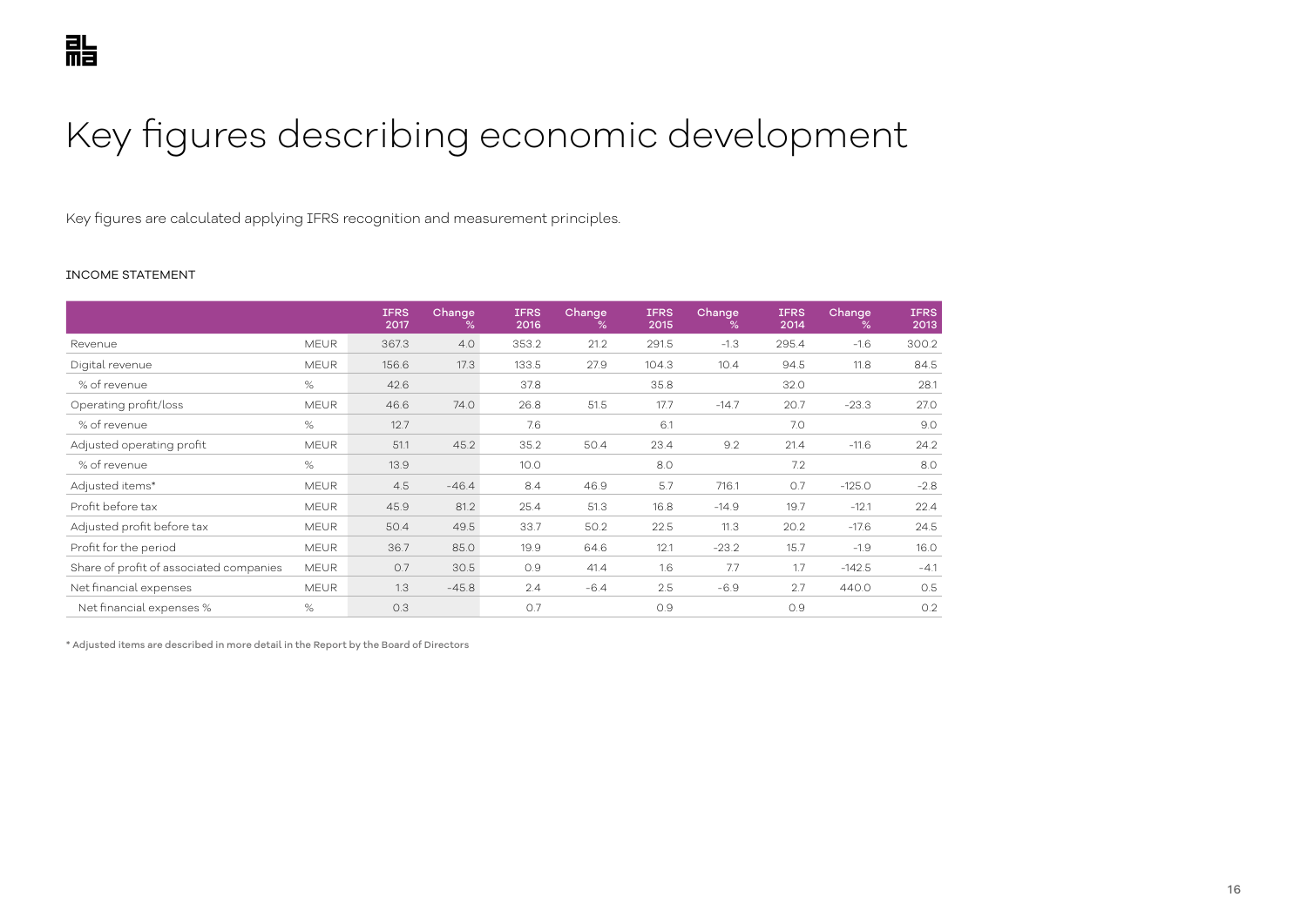# Key figures describing economic development

Key figures are calculated applying IFRS recognition and measurement principles.

INCOME STATEMENT

| | | IFRS 2017 | Change % | IFRS 2016 | Change % | IFRS 2015 | Change % | IFRS 2014 | Change % | IFRS 2013 |
|---|---|---|---|---|---|---|---|---|---|---|
| Revenue | MEUR | 367.3 | 4.0 | 353.2 | 21.2 | 291.5 | -1.3 | 295.4 | -1.6 | 300.2 |
| Digital revenue | MEUR | 156.6 | 17.3 | 133.5 | 27.9 | 104.3 | 10.4 | 94.5 | 11.8 | 84.5 |
| % of revenue | % | 42.6 | | 37.8 | | 35.8 | | 32.0 | | 28.1 |
| Operating profit/loss | MEUR | 46.6 | 74.0 | 26.8 | 51.5 | 17.7 | -14.7 | 20.7 | -23.3 | 27.0 |
| % of revenue | % | 12.7 | | 7.6 | | 6.1 | | 7.0 | | 9.0 |
| Adjusted operating profit | MEUR | 51.1 | 45.2 | 35.2 | 50.4 | 23.4 | 9.2 | 21.4 | -11.6 | 24.2 |
| % of revenue | % | 13.9 | | 10.0 | | 8.0 | | 7.2 | | 8.0 |
| Adjusted items* | MEUR | 4.5 | -46.4 | 8.4 | 46.9 | 5.7 | 716.1 | 0.7 | -125.0 | -2.8 |
| Profit before tax | MEUR | 45.9 | 81.2 | 25.4 | 51.3 | 16.8 | -14.9 | 19.7 | -12.1 | 22.4 |
| Adjusted profit before tax | MEUR | 50.4 | 49.5 | 33.7 | 50.2 | 22.5 | 11.3 | 20.2 | -17.6 | 24.5 |
| Profit for the period | MEUR | 36.7 | 85.0 | 19.9 | 64.6 | 12.1 | -23.2 | 15.7 | -1.9 | 16.0 |
| Share of profit of associated companies | MEUR | 0.7 | 30.5 | 0.9 | 41.4 | 1.6 | 7.7 | 1.7 | -142.5 | -4.1 |
| Net financial expenses | MEUR | 1.3 | -45.8 | 2.4 | -6.4 | 2.5 | -6.9 | 2.7 | 440.0 | 0.5 |
| Net financial expenses % | % | 0.3 | | 0.7 | | 0.9 | | 0.9 | | 0.2 |

* Adjusted items are described in more detail in the Report by the Board of Directors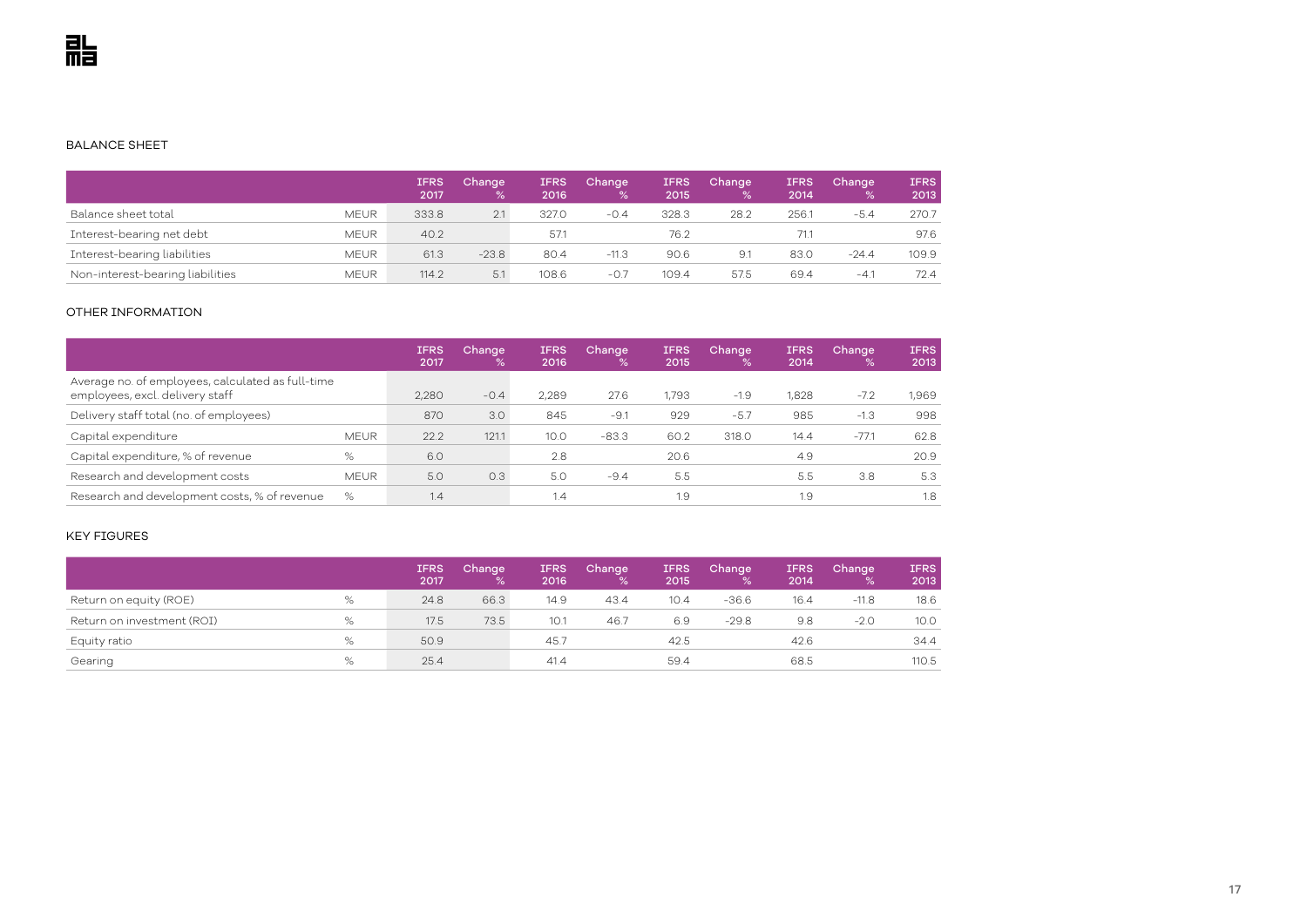BALANCE SHEET

| | | IFRS 2017 | Change % | IFRS 2016 | Change % | IFRS 2015 | Change % | IFRS 2014 | Change % | IFRS 2013 |
|---|---|---|---|---|---|---|---|---|---|---|
| Balance sheet total | MEUR | 333.8 | 2.1 | 327.0 | -0.4 | 328.3 | 28.2 | 256.1 | -5.4 | 270.7 |
| Interest-bearing net debt | MEUR | 40.2 | | 57.1 | | 76.2 | | 71.1 | | 97.6 |
| Interest-bearing liabilities | MEUR | 61.3 | -23.8 | 80.4 | -11.3 | 90.6 | 9.1 | 83.0 | -24.4 | 109.9 |
| Non-interest-bearing liabilities | MEUR | 114.2 | 5.1 | 108.6 | -0.7 | 109.4 | 57.5 | 69.4 | -4.1 | 72.4 |

OTHER INFORMATION

| | | IFRS 2017 | Change % | IFRS 2016 | Change % | IFRS 2015 | Change % | IFRS 2014 | Change % | IFRS 2013 |
|---|---|---|---|---|---|---|---|---|---|---|
| Average no. of employees, calculated as full-time employees, excl. delivery staff | | 2,280 | -0.4 | 2,289 | 27.6 | 1,793 | -1.9 | 1,828 | -7.2 | 1,969 |
| Delivery staff total (no. of employees) | | 870 | 3.0 | 845 | -9.1 | 929 | -5.7 | 985 | -1.3 | 998 |
| Capital expenditure | MEUR | 22.2 | 121.1 | 10.0 | -83.3 | 60.2 | 318.0 | 14.4 | -77.1 | 62.8 |
| Capital expenditure, % of revenue | % | 6.0 | | 2.8 | | 20.6 | | 4.9 | | 20.9 |
| Research and development costs | MEUR | 5.0 | 0.3 | 5.0 | -9.4 | 5.5 | | 5.5 | 3.8 | 5.3 |
| Research and development costs, % of revenue | % | 1.4 | | 1.4 | | 1.9 | | 1.9 | | 1.8 |

KEY FIGURES

| | | IFRS 2017 | Change % | IFRS 2016 | Change % | IFRS 2015 | Change % | IFRS 2014 | Change % | IFRS 2013 |
|---|---|---|---|---|---|---|---|---|---|---|
| Return on equity (ROE) | % | 24.8 | 66.3 | 14.9 | 43.4 | 10.4 | -36.6 | 16.4 | -11.8 | 18.6 |
| Return on investment (ROI) | % | 17.5 | 73.5 | 10.1 | 46.7 | 6.9 | -29.8 | 9.8 | -2.0 | 10.0 |
| Equity ratio | % | 50.9 | | 45.7 | | 42.5 | | 42.6 | | 34.4 |
| Gearing | % | 25.4 | | 41.4 | | 59.4 | | 68.5 | | 110.5 |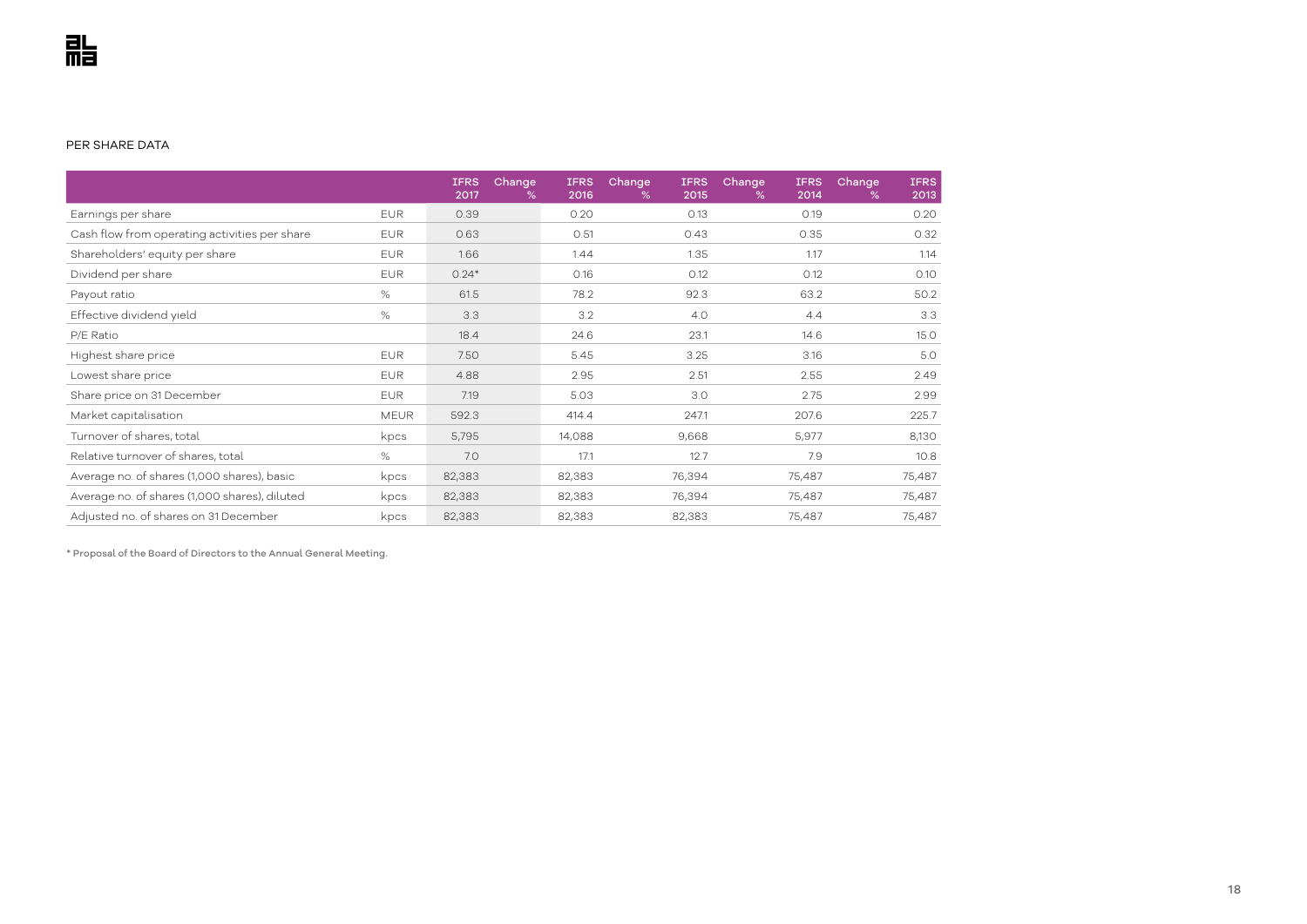PER SHARE DATA

| | | IFRS 2017 | Change % | IFRS 2016 | Change % | IFRS 2015 | Change % | IFRS 2014 | Change % | IFRS 2013 |
|---|---|---|---|---|---|---|---|---|---|---|
| Earnings per share | EUR | 0.39 | | 0.20 | | 0.13 | | 0.19 | | 0.20 |
| Cash flow from operating activities per share | EUR | 0.63 | | 0.51 | | 0.43 | | 0.35 | | 0.32 |
| Shareholders' equity per share | EUR | 1.66 | | 1.44 | | 1.35 | | 1.17 | | 1.14 |
| Dividend per share | EUR | 0.24* | | 0.16 | | 0.12 | | 0.12 | | 0.10 |
| Payout ratio | % | 61.5 | | 78.2 | | 92.3 | | 63.2 | | 50.2 |
| Effective dividend yield | % | 3.3 | | 3.2 | | 4.0 | | 4.4 | | 3.3 |
| P/E Ratio | | 18.4 | | 24.6 | | 23.1 | | 14.6 | | 15.0 |
| Highest share price | EUR | 7.50 | | 5.45 | | 3.25 | | 3.16 | | 5.0 |
| Lowest share price | EUR | 4.88 | | 2.95 | | 2.51 | | 2.55 | | 2.49 |
| Share price on 31 December | EUR | 7.19 | | 5.03 | | 3.0 | | 2.75 | | 2.99 |
| Market capitalisation | MEUR | 592.3 | | 414.4 | | 247.1 | | 207.6 | | 225.7 |
| Turnover of shares, total | kpcs | 5,795 | | 14,088 | | 9,668 | | 5,977 | | 8,130 |
| Relative turnover of shares, total | % | 7.0 | | 17.1 | | 12.7 | | 7.9 | | 10.8 |
| Average no. of shares (1,000 shares), basic | kpcs | 82,383 | | 82,383 | | 76,394 | | 75,487 | | 75,487 |
| Average no. of shares (1,000 shares), diluted | kpcs | 82,383 | | 82,383 | | 76,394 | | 75,487 | | 75,487 |
| Adjusted no. of shares on 31 December | kpcs | 82,383 | | 82,383 | | 82,383 | | 75,487 | | 75,487 |

* Proposal of the Board of Directors to the Annual General Meeting.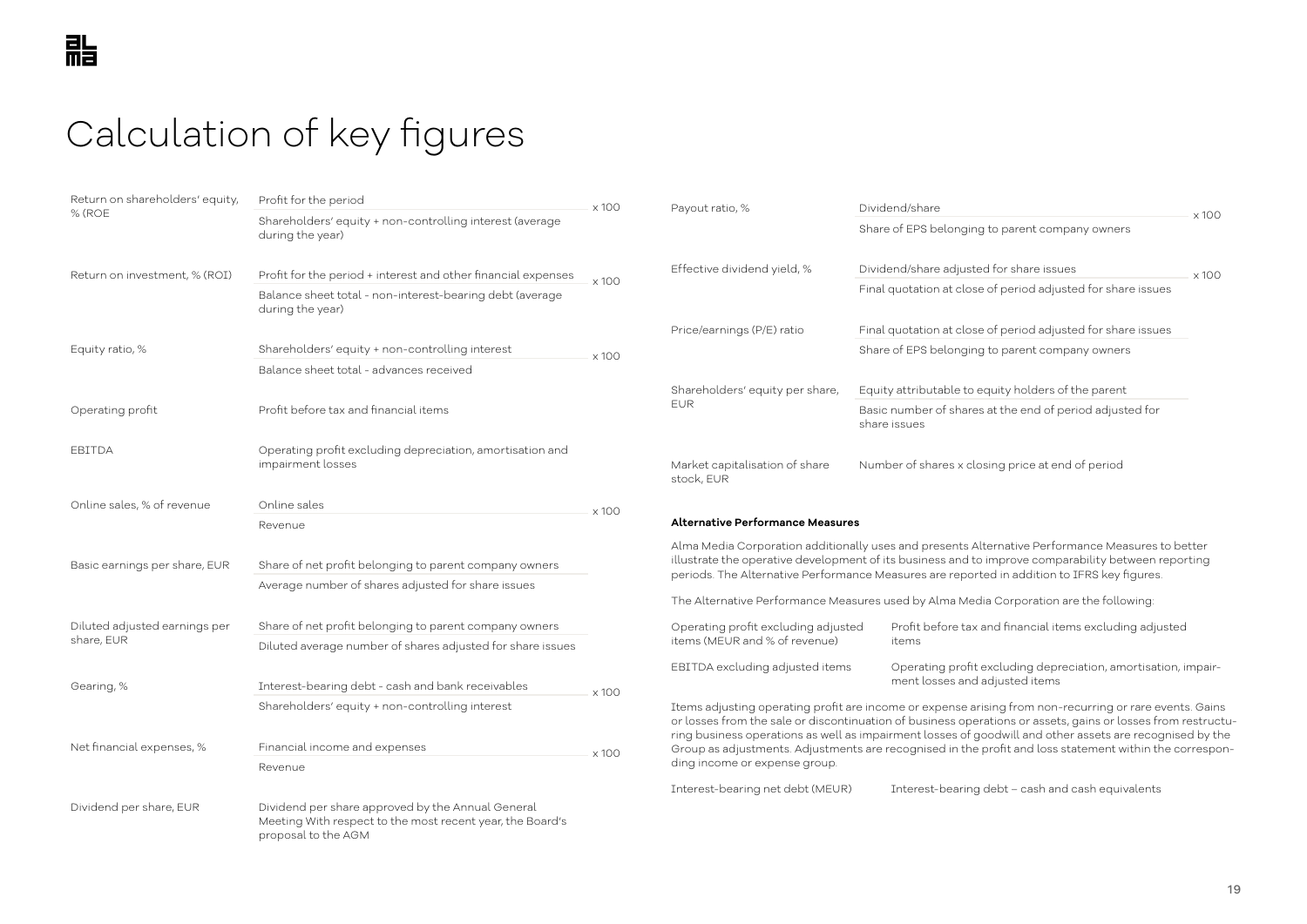# Calculation of key figures

| Key figure | Formula | |
|---|---|---|
| Return on shareholders' equity, % (ROE | Profit for the period / Shareholders' equity + non-controlling interest (average during the year) | x 100 |
| Return on investment, % (ROI) | Profit for the period + interest and other financial expenses / Balance sheet total - non-interest-bearing debt (average during the year) | x 100 |
| Equity ratio, % | Shareholders' equity + non-controlling interest / Balance sheet total - advances received | x 100 |
| Operating profit | Profit before tax and financial items | |
| EBITDA | Operating profit excluding depreciation, amortisation and impairment losses | |
| Online sales, % of revenue | Online sales / Revenue | x 100 |
| Basic earnings per share, EUR | Share of net profit belonging to parent company owners / Average number of shares adjusted for share issues | |
| Diluted adjusted earnings per share, EUR | Share of net profit belonging to parent company owners / Diluted average number of shares adjusted for share issues | |
| Gearing, % | Interest-bearing debt - cash and bank receivables / Shareholders' equity + non-controlling interest | x 100 |
| Net financial expenses, % | Financial income and expenses / Revenue | x 100 |
| Dividend per share, EUR | Dividend per share approved by the Annual General Meeting With respect to the most recent year, the Board's proposal to the AGM | |
| Payout ratio, % | Dividend/share / Share of EPS belonging to parent company owners | x 100 |
| Effective dividend yield, % | Dividend/share adjusted for share issues / Final quotation at close of period adjusted for share issues | x 100 |
| Price/earnings (P/E) ratio | Final quotation at close of period adjusted for share issues / Share of EPS belonging to parent company owners | |
| Shareholders' equity per share, EUR | Equity attributable to equity holders of the parent / Basic number of shares at the end of period adjusted for share issues | |
| Market capitalisation of share stock, EUR | Number of shares x closing price at end of period | |

**Alternative Performance Measures**

Alma Media Corporation additionally uses and presents Alternative Performance Measures to better illustrate the operative development of its business and to improve comparability between reporting periods. The Alternative Performance Measures are reported in addition to IFRS key figures.

The Alternative Performance Measures used by Alma Media Corporation are the following:

| Measure | Definition |
|---|---|
| Operating profit excluding adjusted items (MEUR and % of revenue) | Profit before tax and financial items excluding adjusted items |
| EBITDA excluding adjusted items | Operating profit excluding depreciation, amortisation, impairment losses and adjusted items |

Items adjusting operating profit are income or expense arising from non-recurring or rare events. Gains or losses from the sale or discontinuation of business operations or assets, gains or losses from restructuring business operations as well as impairment losses of goodwill and other assets are recognised by the Group as adjustments. Adjustments are recognised in the profit and loss statement within the corresponding income or expense group.

| Measure | Definition |
|---|---|
| Interest-bearing net debt (MEUR) | Interest-bearing debt – cash and cash equivalents |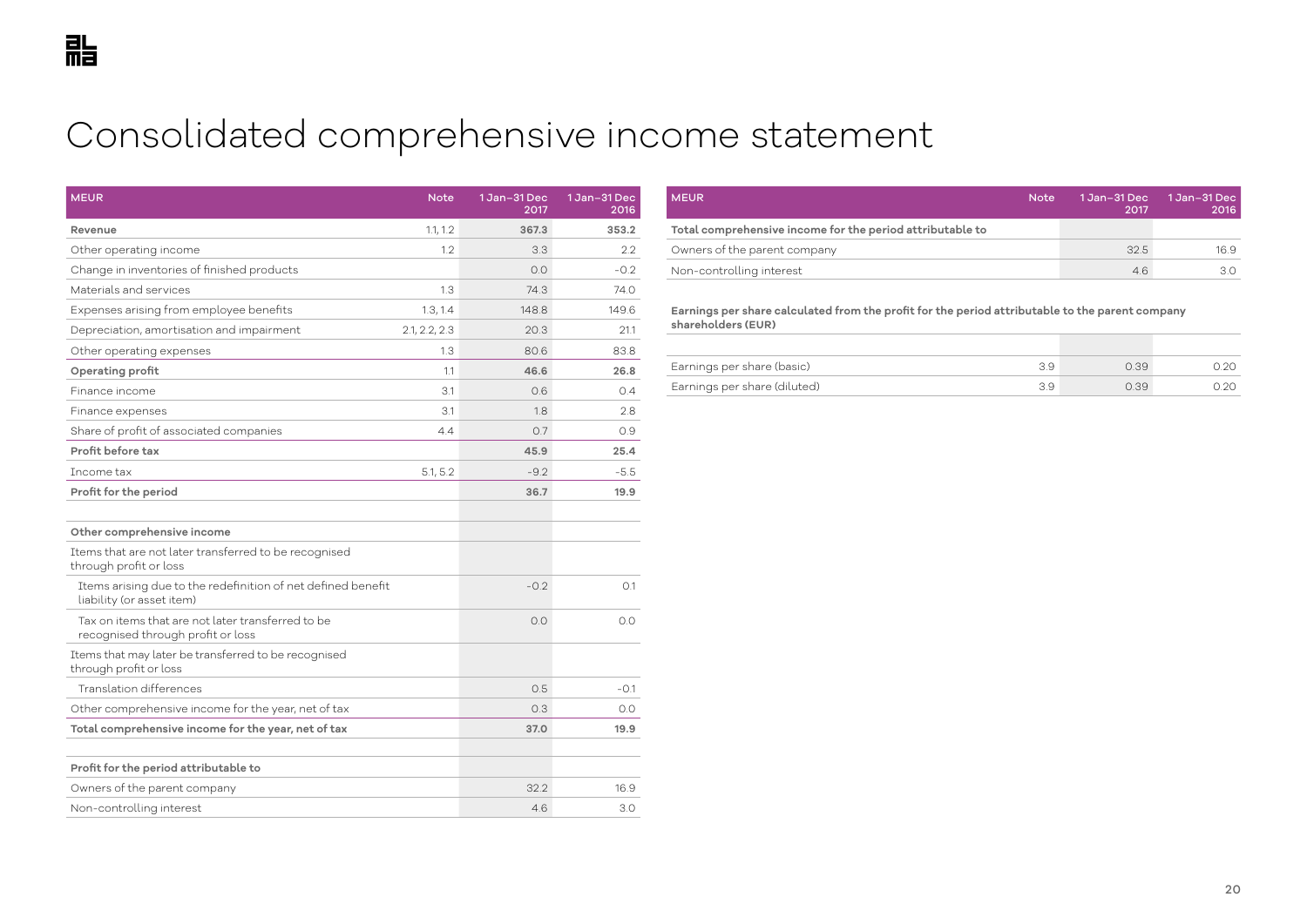# Consolidated comprehensive income statement

| MEUR | Note | 1 Jan–31 Dec 2017 | 1 Jan–31 Dec 2016 |
|---|---|---|---|
| **Revenue** | 1.1, 1.2 | **367.3** | **353.2** |
| Other operating income | 1.2 | 3.3 | 2.2 |
| Change in inventories of finished products | | 0.0 | -0.2 |
| Materials and services | 1.3 | 74.3 | 74.0 |
| Expenses arising from employee benefits | 1.3, 1.4 | 148.8 | 149.6 |
| Depreciation, amortisation and impairment | 2.1, 2.2, 2.3 | 20.3 | 21.1 |
| Other operating expenses | 1.3 | 80.6 | 83.8 |
| **Operating profit** | 1.1 | **46.6** | **26.8** |
| Finance income | 3.1 | 0.6 | 0.4 |
| Finance expenses | 3.1 | 1.8 | 2.8 |
| Share of profit of associated companies | 4.4 | 0.7 | 0.9 |
| **Profit before tax** | | **45.9** | **25.4** |
| Income tax | 5.1, 5.2 | -9.2 | -5.5 |
| **Profit for the period** | | **36.7** | **19.9** |
| | | | |
| **Other comprehensive income** | | | |
| Items that are not later transferred to be recognised through profit or loss | | | |
| Items arising due to the redefinition of net defined benefit liability (or asset item) | | -0.2 | 0.1 |
| Tax on items that are not later transferred to be recognised through profit or loss | | 0.0 | 0.0 |
| Items that may later be transferred to be recognised through profit or loss | | | |
| Translation differences | | 0.5 | -0.1 |
| Other comprehensive income for the year, net of tax | | 0.3 | 0.0 |
| **Total comprehensive income for the year, net of tax** | | **37.0** | **19.9** |
| | | | |
| **Profit for the period attributable to** | | | |
| Owners of the parent company | | 32.2 | 16.9 |
| Non-controlling interest | | 4.6 | 3.0 |

| MEUR | Note | 1 Jan–31 Dec 2017 | 1 Jan–31 Dec 2016 |
|---|---|---|---|
| **Total comprehensive income for the period attributable to** | | | |
| Owners of the parent company | | 32.5 | 16.9 |
| Non-controlling interest | | 4.6 | 3.0 |

**Earnings per share calculated from the profit for the period attributable to the parent company shareholders (EUR)**

| | Note | 1 Jan–31 Dec 2017 | 1 Jan–31 Dec 2016 |
|---|---|---|---|
| Earnings per share (basic) | 3.9 | 0.39 | 0.20 |
| Earnings per share (diluted) | 3.9 | 0.39 | 0.20 |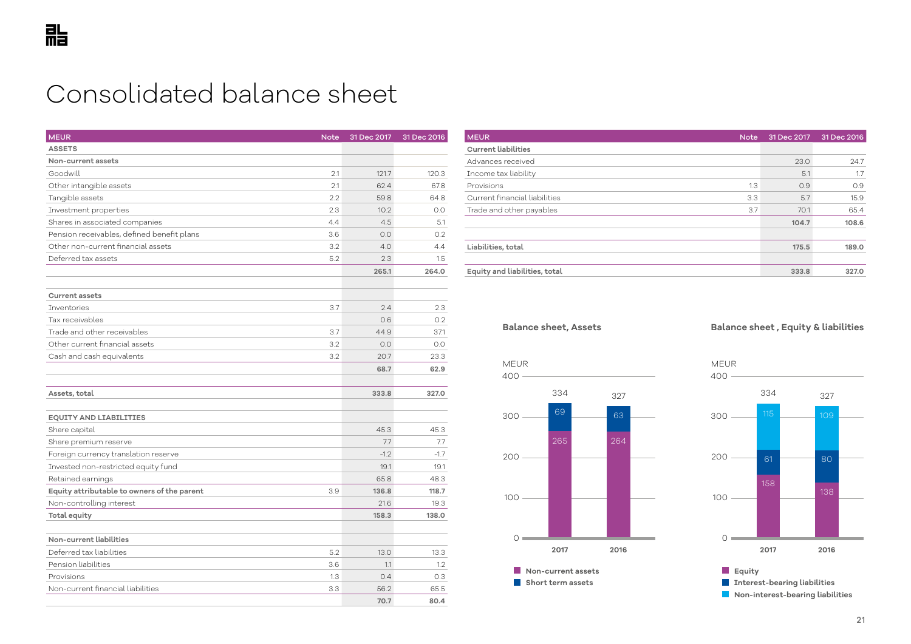# Consolidated balance sheet

| MEUR | Note | 31 Dec 2017 | 31 Dec 2016 |
|---|---|---|---|
| **ASSETS** | | | |
| **Non-current assets** | | | |
| Goodwill | 2.1 | 121.7 | 120.3 |
| Other intangible assets | 2.1 | 62.4 | 67.8 |
| Tangible assets | 2.2 | 59.8 | 64.8 |
| Investment properties | 2.3 | 10.2 | 0.0 |
| Shares in associated companies | 4.4 | 4.5 | 5.1 |
| Pension receivables, defined benefit plans | 3.6 | 0.0 | 0.2 |
| Other non-current financial assets | 3.2 | 4.0 | 4.4 |
| Deferred tax assets | 5.2 | 2.3 | 1.5 |
| | | **265.1** | **264.0** |
| | | | |
| **Current assets** | | | |
| Inventories | 3.7 | 2.4 | 2.3 |
| Tax receivables | | 0.6 | 0.2 |
| Trade and other receivables | 3.7 | 44.9 | 37.1 |
| Other current financial assets | 3.2 | 0.0 | 0.0 |
| Cash and cash equivalents | 3.2 | 20.7 | 23.3 |
| | | **68.7** | **62.9** |
| | | | |
| **Assets, total** | | **333.8** | **327.0** |
| | | | |
| **EQUITY AND LIABILITIES** | | | |
| Share capital | | 45.3 | 45.3 |
| Share premium reserve | | 7.7 | 7.7 |
| Foreign currency translation reserve | | -1.2 | -1.7 |
| Invested non-restricted equity fund | | 19.1 | 19.1 |
| Retained earnings | | 65.8 | 48.3 |
| **Equity attributable to owners of the parent** | 3.9 | **136.8** | **118.7** |
| Non-controlling interest | | 21.6 | 19.3 |
| **Total equity** | | **158.3** | **138.0** |
| | | | |
| **Non-current liabilities** | | | |
| Deferred tax liabilities | 5.2 | 13.0 | 13.3 |
| Pension liabilities | 3.6 | 1.1 | 1.2 |
| Provisions | 1.3 | 0.4 | 0.3 |
| Non-current financial liabilities | 3.3 | 56.2 | 65.5 |
| | | **70.7** | **80.4** |
| | | | |
| **Current liabilities** | | | |
| Advances received | | 23.0 | 24.7 |
| Income tax liability | | 5.1 | 1.7 |
| Provisions | 1.3 | 0.9 | 0.9 |
| Current financial liabilities | 3.3 | 5.7 | 15.9 |
| Trade and other payables | 3.7 | 70.1 | 65.4 |
| | | **104.7** | **108.6** |
| | | | |
| **Liabilities, total** | | **175.5** | **189.0** |
| | | | |
| **Equity and liabilities, total** | | **333.8** | **327.0** |

**Balance sheet, Assets**

MEUR

| | 2017 | 2016 |
|---|---|---|
| Non-current assets | 265 | 264 |
| Short term assets | 69 | 63 |
| Total | 334 | 327 |

**Balance sheet , Equity & liabilities**

MEUR

| | 2017 | 2016 |
|---|---|---|
| Equity | 158 | 138 |
| Interest-bearing liabilities | 61 | 80 |
| Non-interest-bearing liabilities | 115 | 109 |
| Total | 334 | 327 |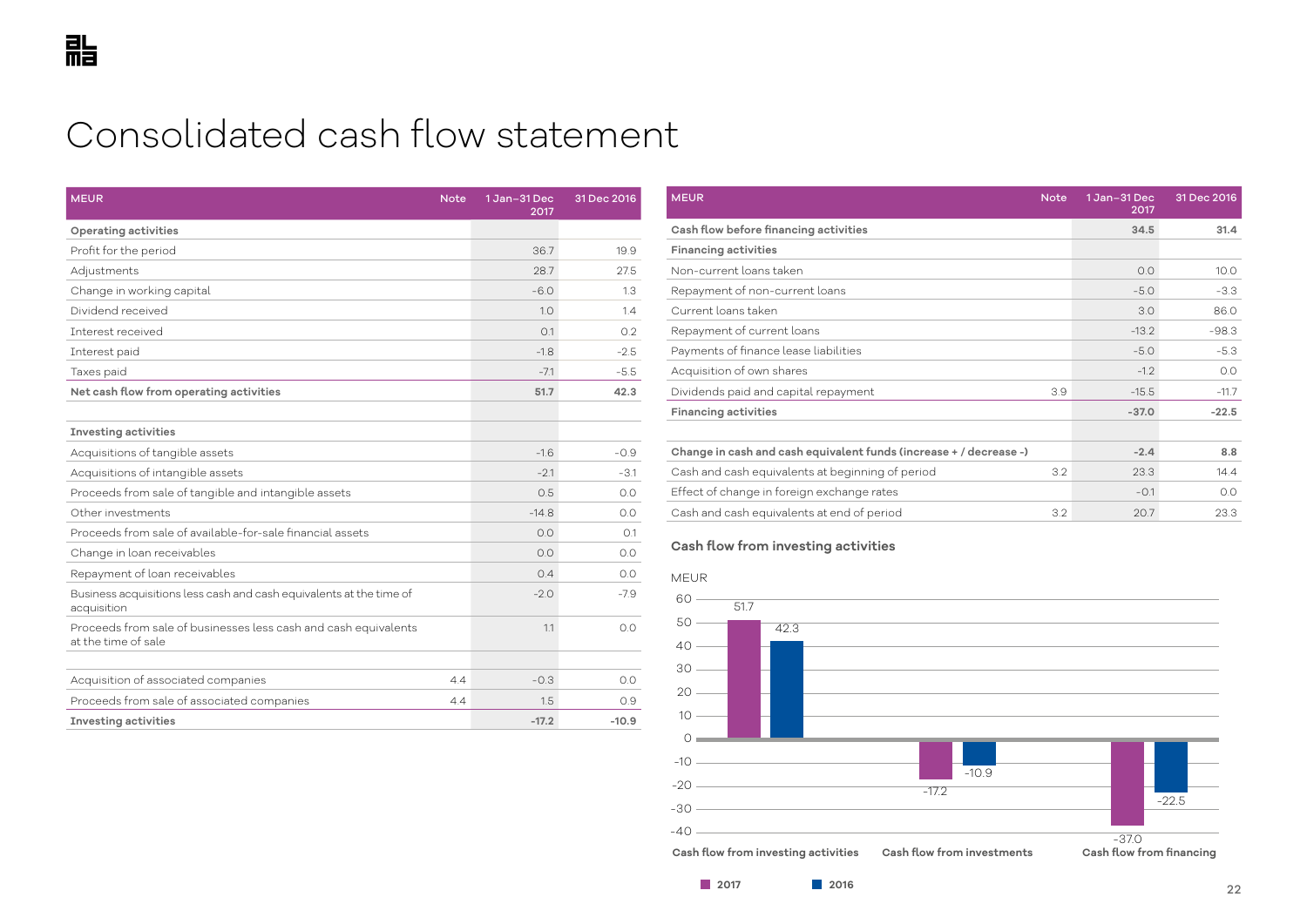# Consolidated cash flow statement

| MEUR | Note | 1 Jan–31 Dec 2017 | 31 Dec 2016 |
|---|---|---|---|
| **Operating activities** | | | |
| Profit for the period | | 36.7 | 19.9 |
| Adjustments | | 28.7 | 27.5 |
| Change in working capital | | -6.0 | 1.3 |
| Dividend received | | 1.0 | 1.4 |
| Interest received | | 0.1 | 0.2 |
| Interest paid | | -1.8 | -2.5 |
| Taxes paid | | -7.1 | -5.5 |
| **Net cash flow from operating activities** | | **51.7** | **42.3** |
| | | | |
| **Investing activities** | | | |
| Acquisitions of tangible assets | | -1.6 | -0.9 |
| Acquisitions of intangible assets | | -2.1 | -3.1 |
| Proceeds from sale of tangible and intangible assets | | 0.5 | 0.0 |
| Other investments | | -14.8 | 0.0 |
| Proceeds from sale of available-for-sale financial assets | | 0.0 | 0.1 |
| Change in loan receivables | | 0.0 | 0.0 |
| Repayment of loan receivables | | 0.4 | 0.0 |
| Business acquisitions less cash and cash equivalents at the time of acquisition | | -2.0 | -7.9 |
| Proceeds from sale of businesses less cash and cash equivalents at the time of sale | | 1.1 | 0.0 |
| | | | |
| Acquisition of associated companies | 4.4 | -0.3 | 0.0 |
| Proceeds from sale of associated companies | 4.4 | 1.5 | 0.9 |
| **Investing activities** | | **-17.2** | **-10.9** |

| MEUR | Note | 1 Jan–31 Dec 2017 | 31 Dec 2016 |
|---|---|---|---|
| **Cash flow before financing activities** | | **34.5** | **31.4** |
| **Financing activities** | | | |
| Non-current loans taken | | 0.0 | 10.0 |
| Repayment of non-current loans | | -5.0 | -3.3 |
| Current loans taken | | 3.0 | 86.0 |
| Repayment of current loans | | -13.2 | -98.3 |
| Payments of finance lease liabilities | | -5.0 | -5.3 |
| Acquisition of own shares | | -1.2 | 0.0 |
| Dividends paid and capital repayment | 3.9 | -15.5 | -11.7 |
| **Financing activities** | | **-37.0** | **-22.5** |
| | | | |
| **Change in cash and cash equivalent funds (increase + / decrease -)** | | **-2.4** | **8.8** |
| Cash and cash equivalents at beginning of period | 3.2 | 23.3 | 14.4 |
| Effect of change in foreign exchange rates | | -0.1 | 0.0 |
| Cash and cash equivalents at end of period | 3.2 | 20.7 | 23.3 |

**Cash flow from investing activities**

MEUR

| | 2017 | 2016 |
|---|---|---|
| Cash flow from investing activities | 51.7 | 42.3 |
| Cash flow from investments | -17.2 | -10.9 |
| Cash flow from financing | -37.0 | -22.5 |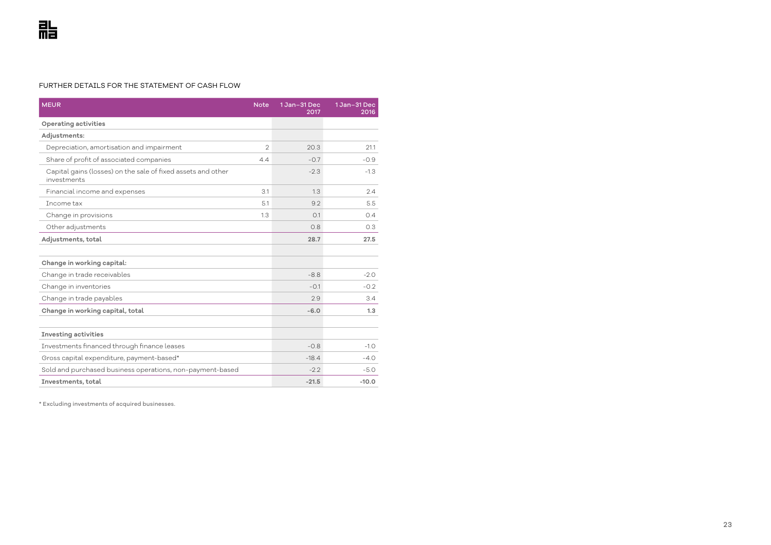FURTHER DETAILS FOR THE STATEMENT OF CASH FLOW

| MEUR | Note | 1 Jan–31 Dec 2017 | 1 Jan–31 Dec 2016 |
|---|---|---|---|
| **Operating activities** | | | |
| **Adjustments:** | | | |
| Depreciation, amortisation and impairment | 2 | 20.3 | 21.1 |
| Share of profit of associated companies | 4.4 | -0.7 | -0.9 |
| Capital gains (losses) on the sale of fixed assets and other investments | | -2.3 | -1.3 |
| Financial income and expenses | 3.1 | 1.3 | 2.4 |
| Income tax | 5.1 | 9.2 | 5.5 |
| Change in provisions | 1.3 | 0.1 | 0.4 |
| Other adjustments | | 0.8 | 0.3 |
| **Adjustments, total** | | **28.7** | **27.5** |
| | | | |
| **Change in working capital:** | | | |
| Change in trade receivables | | -8.8 | -2.0 |
| Change in inventories | | -0.1 | -0.2 |
| Change in trade payables | | 2.9 | 3.4 |
| **Change in working capital, total** | | **-6.0** | **1.3** |
| | | | |
| **Investing activities** | | | |
| Investments financed through finance leases | | -0.8 | -1.0 |
| Gross capital expenditure, payment-based* | | -18.4 | -4.0 |
| Sold and purchased business operations, non-payment-based | | -2.2 | -5.0 |
| **Investments, total** | | **-21.5** | **-10.0** |

* Excluding investments of acquired businesses.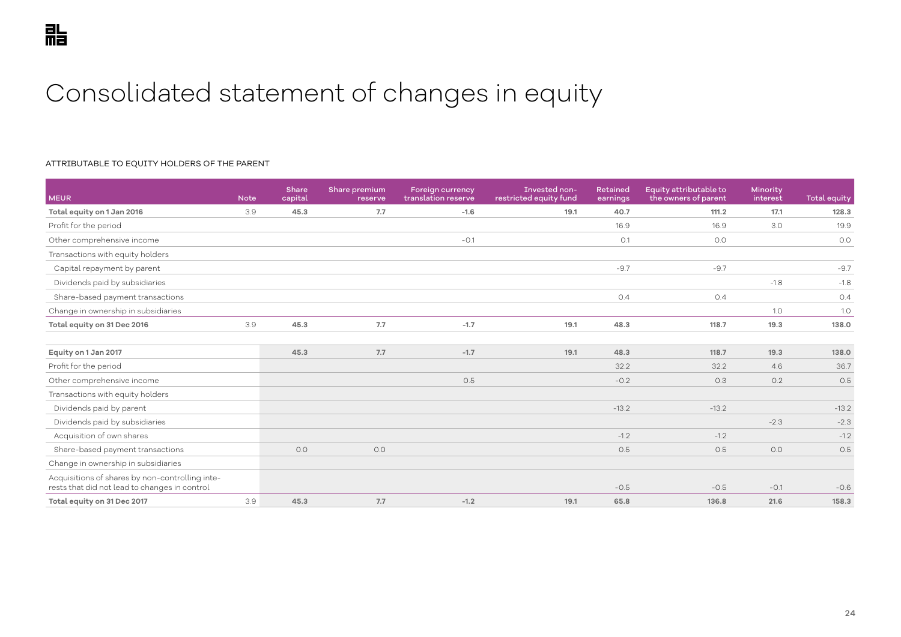# Consolidated statement of changes in equity

ATTRIBUTABLE TO EQUITY HOLDERS OF THE PARENT

| MEUR | Note | Share capital | Share premium reserve | Foreign currency translation reserve | Invested non-restricted equity fund | Retained earnings | Equity attributable to the owners of parent | Minority interest | Total equity |
|---|---|---|---|---|---|---|---|---|---|
| **Total equity on 1 Jan 2016** | 3.9 | **45.3** | **7.7** | **-1.6** | **19.1** | **40.7** | **111.2** | **17.1** | **128.3** |
| Profit for the period | | | | | | 16.9 | 16.9 | 3.0 | 19.9 |
| Other comprehensive income | | | | -0.1 | | 0.1 | 0.0 | | 0.0 |
| Transactions with equity holders | | | | | | | | | |
| Capital repayment by parent | | | | | | -9.7 | -9.7 | | -9.7 |
| Dividends paid by subsidiaries | | | | | | | | -1.8 | -1.8 |
| Share-based payment transactions | | | | | | 0.4 | 0.4 | | 0.4 |
| Change in ownership in subsidiaries | | | | | | | | 1.0 | 1.0 |
| **Total equity on 31 Dec 2016** | 3.9 | **45.3** | **7.7** | **-1.7** | **19.1** | **48.3** | **118.7** | **19.3** | **138.0** |
| | | | | | | | | | |
| **Equity on 1 Jan 2017** | | **45.3** | **7.7** | **-1.7** | **19.1** | **48.3** | **118.7** | **19.3** | **138.0** |
| Profit for the period | | | | | | 32.2 | 32.2 | 4.6 | 36.7 |
| Other comprehensive income | | | | 0.5 | | -0.2 | 0.3 | 0.2 | 0.5 |
| Transactions with equity holders | | | | | | | | | |
| Dividends paid by parent | | | | | | -13.2 | -13.2 | | -13.2 |
| Dividends paid by subsidiaries | | | | | | | | -2.3 | -2.3 |
| Acquisition of own shares | | | | | | -1.2 | -1.2 | | -1.2 |
| Share-based payment transactions | | 0.0 | 0.0 | | | 0.5 | 0.5 | 0.0 | 0.5 |
| Change in ownership in subsidiaries | | | | | | | | | |
| Acquisitions of shares by non-controlling interests that did not lead to changes in control | | | | | | -0.5 | -0.5 | -0.1 | -0.6 |
| **Total equity on 31 Dec 2017** | 3.9 | **45.3** | **7.7** | **-1.2** | **19.1** | **65.8** | **136.8** | **21.6** | **158.3** |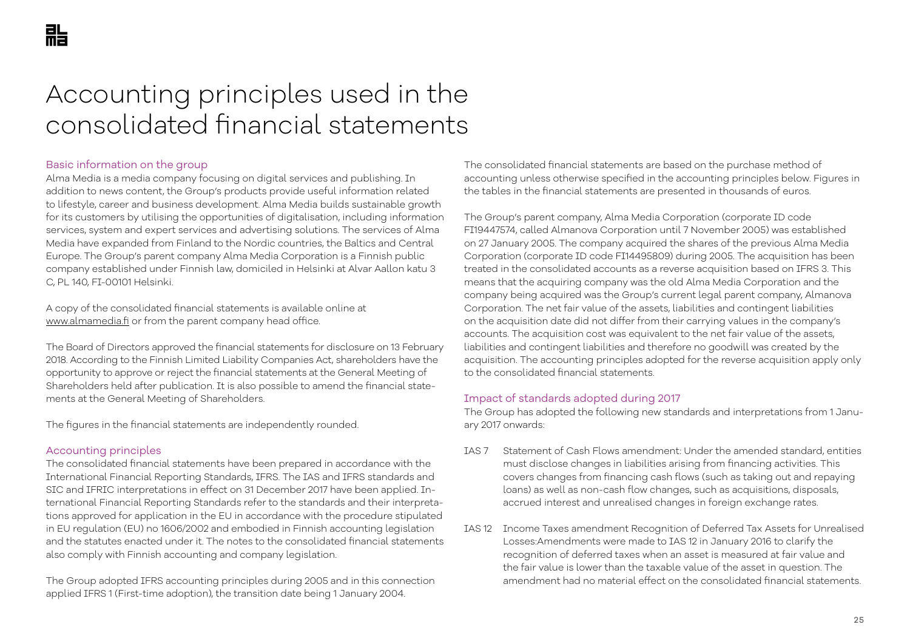# Accounting principles used in the consolidated financial statements

## Basic information on the group

Alma Media is a media company focusing on digital services and publishing. In addition to news content, the Group's products provide useful information related to lifestyle, career and business development. Alma Media builds sustainable growth for its customers by utilising the opportunities of digitalisation, including information services, system and expert services and advertising solutions. The services of Alma Media have expanded from Finland to the Nordic countries, the Baltics and Central Europe. The Group's parent company Alma Media Corporation is a Finnish public company established under Finnish law, domiciled in Helsinki at Alvar Aallon katu 3 C, PL 140, FI-00101 Helsinki.

A copy of the consolidated financial statements is available online at www.almamedia.fi or from the parent company head office.

The Board of Directors approved the financial statements for disclosure on 13 February 2018. According to the Finnish Limited Liability Companies Act, shareholders have the opportunity to approve or reject the financial statements at the General Meeting of Shareholders held after publication. It is also possible to amend the financial statements at the General Meeting of Shareholders.

The figures in the financial statements are independently rounded.

## Accounting principles

The consolidated financial statements have been prepared in accordance with the International Financial Reporting Standards, IFRS. The IAS and IFRS standards and SIC and IFRIC interpretations in effect on 31 December 2017 have been applied. International Financial Reporting Standards refer to the standards and their interpretations approved for application in the EU in accordance with the procedure stipulated in EU regulation (EU) no 1606/2002 and embodied in Finnish accounting legislation and the statutes enacted under it. The notes to the consolidated financial statements also comply with Finnish accounting and company legislation.

The Group adopted IFRS accounting principles during 2005 and in this connection applied IFRS 1 (First-time adoption), the transition date being 1 January 2004.

The consolidated financial statements are based on the purchase method of accounting unless otherwise specified in the accounting principles below. Figures in the tables in the financial statements are presented in thousands of euros.

The Group's parent company, Alma Media Corporation (corporate ID code FI19447574, called Almanova Corporation until 7 November 2005) was established on 27 January 2005. The company acquired the shares of the previous Alma Media Corporation (corporate ID code FI14495809) during 2005. The acquisition has been treated in the consolidated accounts as a reverse acquisition based on IFRS 3. This means that the acquiring company was the old Alma Media Corporation and the company being acquired was the Group's current legal parent company, Almanova Corporation. The net fair value of the assets, liabilities and contingent liabilities on the acquisition date did not differ from their carrying values in the company's accounts. The acquisition cost was equivalent to the net fair value of the assets, liabilities and contingent liabilities and therefore no goodwill was created by the acquisition. The accounting principles adopted for the reverse acquisition apply only to the consolidated financial statements.

## Impact of standards adopted during 2017

The Group has adopted the following new standards and interpretations from 1 January 2017 onwards:

IAS 7 Statement of Cash Flows amendment: Under the amended standard, entities must disclose changes in liabilities arising from financing activities. This covers changes from financing cash flows (such as taking out and repaying loans) as well as non-cash flow changes, such as acquisitions, disposals, accrued interest and unrealised changes in foreign exchange rates.

IAS 12 Income Taxes amendment Recognition of Deferred Tax Assets for Unrealised Losses:Amendments were made to IAS 12 in January 2016 to clarify the recognition of deferred taxes when an asset is measured at fair value and the fair value is lower than the taxable value of the asset in question. The amendment had no material effect on the consolidated financial statements.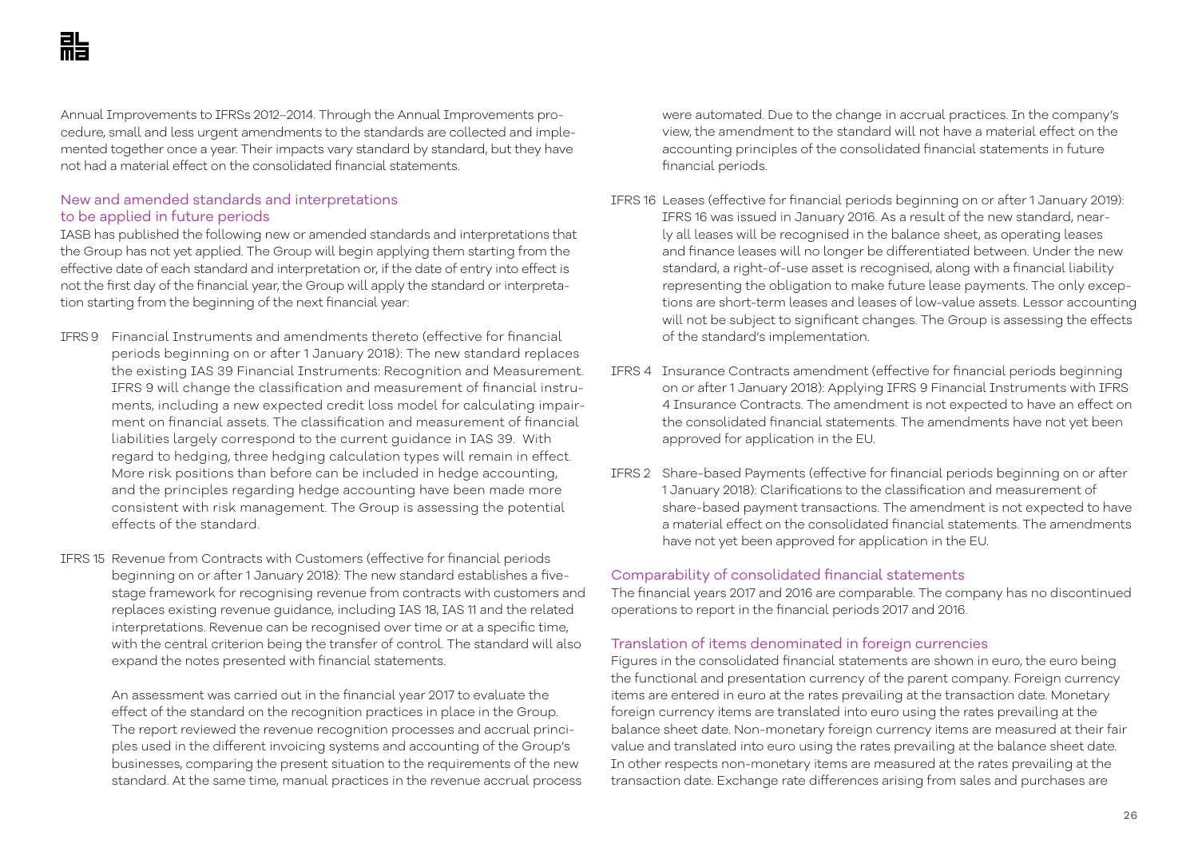Annual Improvements to IFRSs 2012–2014. Through the Annual Improvements procedure, small and less urgent amendments to the standards are collected and implemented together once a year. Their impacts vary standard by standard, but they have not had a material effect on the consolidated financial statements.

## New and amended standards and interpretations to be applied in future periods

IASB has published the following new or amended standards and interpretations that the Group has not yet applied. The Group will begin applying them starting from the effective date of each standard and interpretation or, if the date of entry into effect is not the first day of the financial year, the Group will apply the standard or interpretation starting from the beginning of the next financial year:

IFRS 9 Financial Instruments and amendments thereto (effective for financial periods beginning on or after 1 January 2018): The new standard replaces the existing IAS 39 Financial Instruments: Recognition and Measurement. IFRS 9 will change the classification and measurement of financial instruments, including a new expected credit loss model for calculating impairment on financial assets. The classification and measurement of financial liabilities largely correspond to the current guidance in IAS 39. With regard to hedging, three hedging calculation types will remain in effect. More risk positions than before can be included in hedge accounting, and the principles regarding hedge accounting have been made more consistent with risk management. The Group is assessing the potential effects of the standard.

IFRS 15 Revenue from Contracts with Customers (effective for financial periods beginning on or after 1 January 2018): The new standard establishes a five-stage framework for recognising revenue from contracts with customers and replaces existing revenue guidance, including IAS 18, IAS 11 and the related interpretations. Revenue can be recognised over time or at a specific time, with the central criterion being the transfer of control. The standard will also expand the notes presented with financial statements.

An assessment was carried out in the financial year 2017 to evaluate the effect of the standard on the recognition practices in place in the Group. The report reviewed the revenue recognition processes and accrual principles used in the different invoicing systems and accounting of the Group's businesses, comparing the present situation to the requirements of the new standard. At the same time, manual practices in the revenue accrual process were automated. Due to the change in accrual practices. In the company's view, the amendment to the standard will not have a material effect on the accounting principles of the consolidated financial statements in future financial periods.

IFRS 16 Leases (effective for financial periods beginning on or after 1 January 2019): IFRS 16 was issued in January 2016. As a result of the new standard, nearly all leases will be recognised in the balance sheet, as operating leases and finance leases will no longer be differentiated between. Under the new standard, a right-of-use asset is recognised, along with a financial liability representing the obligation to make future lease payments. The only exceptions are short-term leases and leases of low-value assets. Lessor accounting will not be subject to significant changes. The Group is assessing the effects of the standard's implementation.

IFRS 4 Insurance Contracts amendment (effective for financial periods beginning on or after 1 January 2018): Applying IFRS 9 Financial Instruments with IFRS 4 Insurance Contracts. The amendment is not expected to have an effect on the consolidated financial statements. The amendments have not yet been approved for application in the EU.

IFRS 2 Share-based Payments (effective for financial periods beginning on or after 1 January 2018): Clarifications to the classification and measurement of share-based payment transactions. The amendment is not expected to have a material effect on the consolidated financial statements. The amendments have not yet been approved for application in the EU.

## Comparability of consolidated financial statements

The financial years 2017 and 2016 are comparable. The company has no discontinued operations to report in the financial periods 2017 and 2016.

## Translation of items denominated in foreign currencies

Figures in the consolidated financial statements are shown in euro, the euro being the functional and presentation currency of the parent company. Foreign currency items are entered in euro at the rates prevailing at the transaction date. Monetary foreign currency items are translated into euro using the rates prevailing at the balance sheet date. Non-monetary foreign currency items are measured at their fair value and translated into euro using the rates prevailing at the balance sheet date. In other respects non-monetary items are measured at the rates prevailing at the transaction date. Exchange rate differences arising from sales and purchases are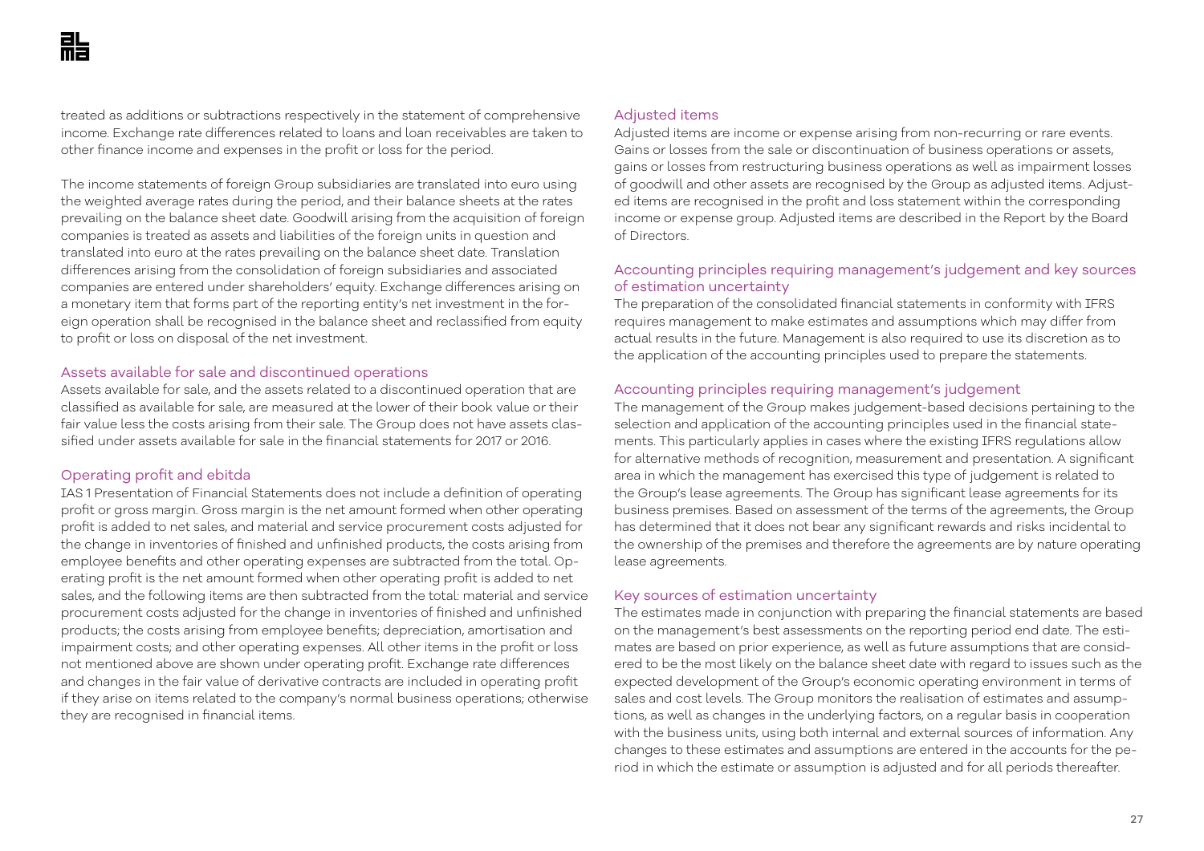treated as additions or subtractions respectively in the statement of comprehensive income. Exchange rate differences related to loans and loan receivables are taken to other finance income and expenses in the profit or loss for the period.

The income statements of foreign Group subsidiaries are translated into euro using the weighted average rates during the period, and their balance sheets at the rates prevailing on the balance sheet date. Goodwill arising from the acquisition of foreign companies is treated as assets and liabilities of the foreign units in question and translated into euro at the rates prevailing on the balance sheet date. Translation differences arising from the consolidation of foreign subsidiaries and associated companies are entered under shareholders' equity. Exchange differences arising on a monetary item that forms part of the reporting entity's net investment in the foreign operation shall be recognised in the balance sheet and reclassified from equity to profit or loss on disposal of the net investment.

### Assets available for sale and discontinued operations

Assets available for sale, and the assets related to a discontinued operation that are classified as available for sale, are measured at the lower of their book value or their fair value less the costs arising from their sale. The Group does not have assets classified under assets available for sale in the financial statements for 2017 or 2016.

### Operating profit and ebitda

IAS 1 Presentation of Financial Statements does not include a definition of operating profit or gross margin. Gross margin is the net amount formed when other operating profit is added to net sales, and material and service procurement costs adjusted for the change in inventories of finished and unfinished products, the costs arising from employee benefits and other operating expenses are subtracted from the total. Operating profit is the net amount formed when other operating profit is added to net sales, and the following items are then subtracted from the total: material and service procurement costs adjusted for the change in inventories of finished and unfinished products; the costs arising from employee benefits; depreciation, amortisation and impairment costs; and other operating expenses. All other items in the profit or loss not mentioned above are shown under operating profit. Exchange rate differences and changes in the fair value of derivative contracts are included in operating profit if they arise on items related to the company's normal business operations; otherwise they are recognised in financial items.

### Adjusted items

Adjusted items are income or expense arising from non-recurring or rare events. Gains or losses from the sale or discontinuation of business operations or assets, gains or losses from restructuring business operations as well as impairment losses of goodwill and other assets are recognised by the Group as adjusted items. Adjusted items are recognised in the profit and loss statement within the corresponding income or expense group. Adjusted items are described in the Report by the Board of Directors.

### Accounting principles requiring management's judgement and key sources of estimation uncertainty

The preparation of the consolidated financial statements in conformity with IFRS requires management to make estimates and assumptions which may differ from actual results in the future. Management is also required to use its discretion as to the application of the accounting principles used to prepare the statements.

### Accounting principles requiring management's judgement

The management of the Group makes judgement-based decisions pertaining to the selection and application of the accounting principles used in the financial statements. This particularly applies in cases where the existing IFRS regulations allow for alternative methods of recognition, measurement and presentation. A significant area in which the management has exercised this type of judgement is related to the Group's lease agreements. The Group has significant lease agreements for its business premises. Based on assessment of the terms of the agreements, the Group has determined that it does not bear any significant rewards and risks incidental to the ownership of the premises and therefore the agreements are by nature operating lease agreements.

### Key sources of estimation uncertainty

The estimates made in conjunction with preparing the financial statements are based on the management's best assessments on the reporting period end date. The estimates are based on prior experience, as well as future assumptions that are considered to be the most likely on the balance sheet date with regard to issues such as the expected development of the Group's economic operating environment in terms of sales and cost levels. The Group monitors the realisation of estimates and assumptions, as well as changes in the underlying factors, on a regular basis in cooperation with the business units, using both internal and external sources of information. Any changes to these estimates and assumptions are entered in the accounts for the period in which the estimate or assumption is adjusted and for all periods thereafter.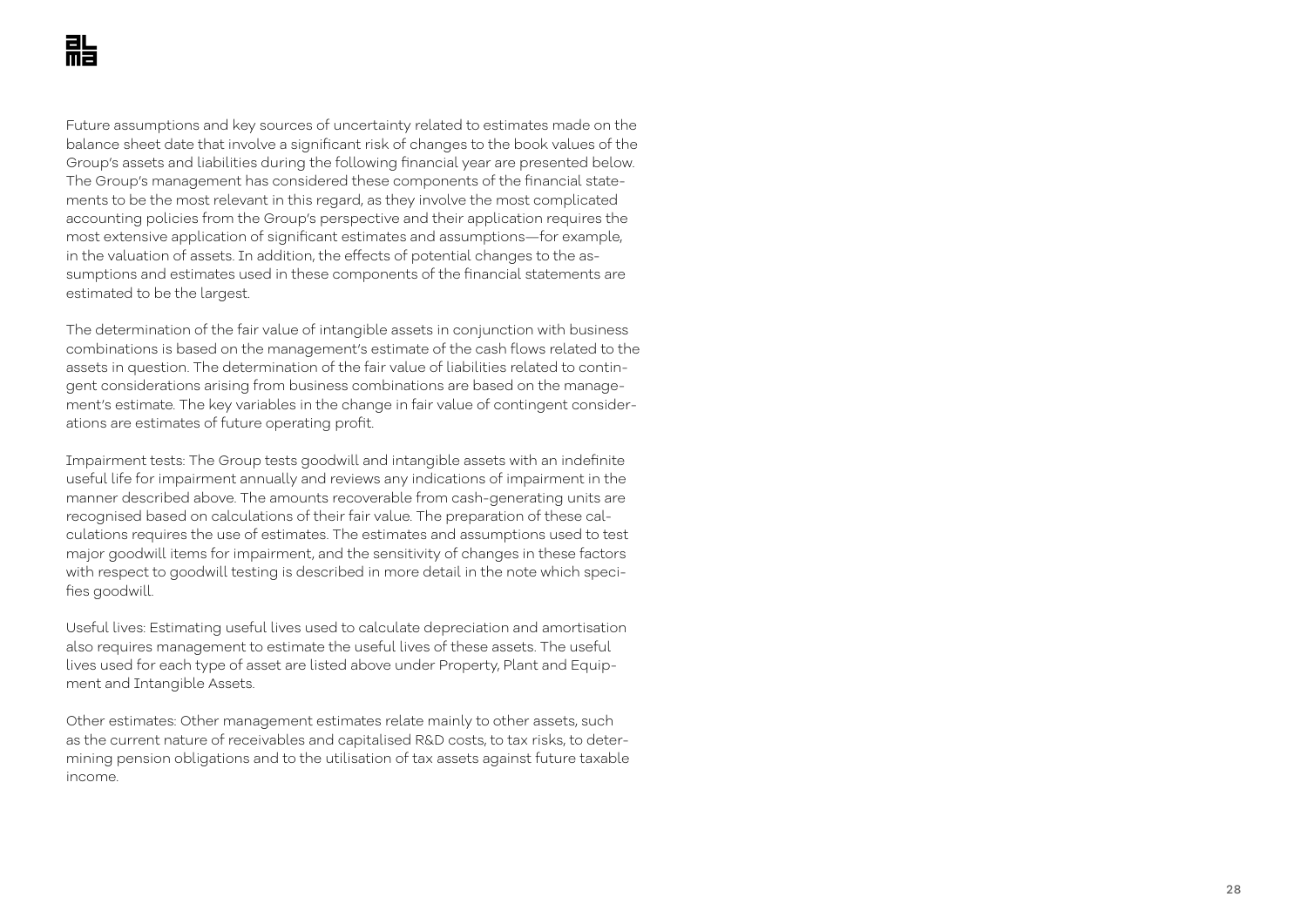Future assumptions and key sources of uncertainty related to estimates made on the balance sheet date that involve a significant risk of changes to the book values of the Group's assets and liabilities during the following financial year are presented below. The Group's management has considered these components of the financial statements to be the most relevant in this regard, as they involve the most complicated accounting policies from the Group's perspective and their application requires the most extensive application of significant estimates and assumptions—for example, in the valuation of assets. In addition, the effects of potential changes to the assumptions and estimates used in these components of the financial statements are estimated to be the largest.

The determination of the fair value of intangible assets in conjunction with business combinations is based on the management's estimate of the cash flows related to the assets in question. The determination of the fair value of liabilities related to contingent considerations arising from business combinations are based on the management's estimate. The key variables in the change in fair value of contingent considerations are estimates of future operating profit.

Impairment tests: The Group tests goodwill and intangible assets with an indefinite useful life for impairment annually and reviews any indications of impairment in the manner described above. The amounts recoverable from cash-generating units are recognised based on calculations of their fair value. The preparation of these calculations requires the use of estimates. The estimates and assumptions used to test major goodwill items for impairment, and the sensitivity of changes in these factors with respect to goodwill testing is described in more detail in the note which specifies goodwill.

Useful lives: Estimating useful lives used to calculate depreciation and amortisation also requires management to estimate the useful lives of these assets. The useful lives used for each type of asset are listed above under Property, Plant and Equipment and Intangible Assets.

Other estimates: Other management estimates relate mainly to other assets, such as the current nature of receivables and capitalised R&D costs, to tax risks, to determining pension obligations and to the utilisation of tax assets against future taxable income.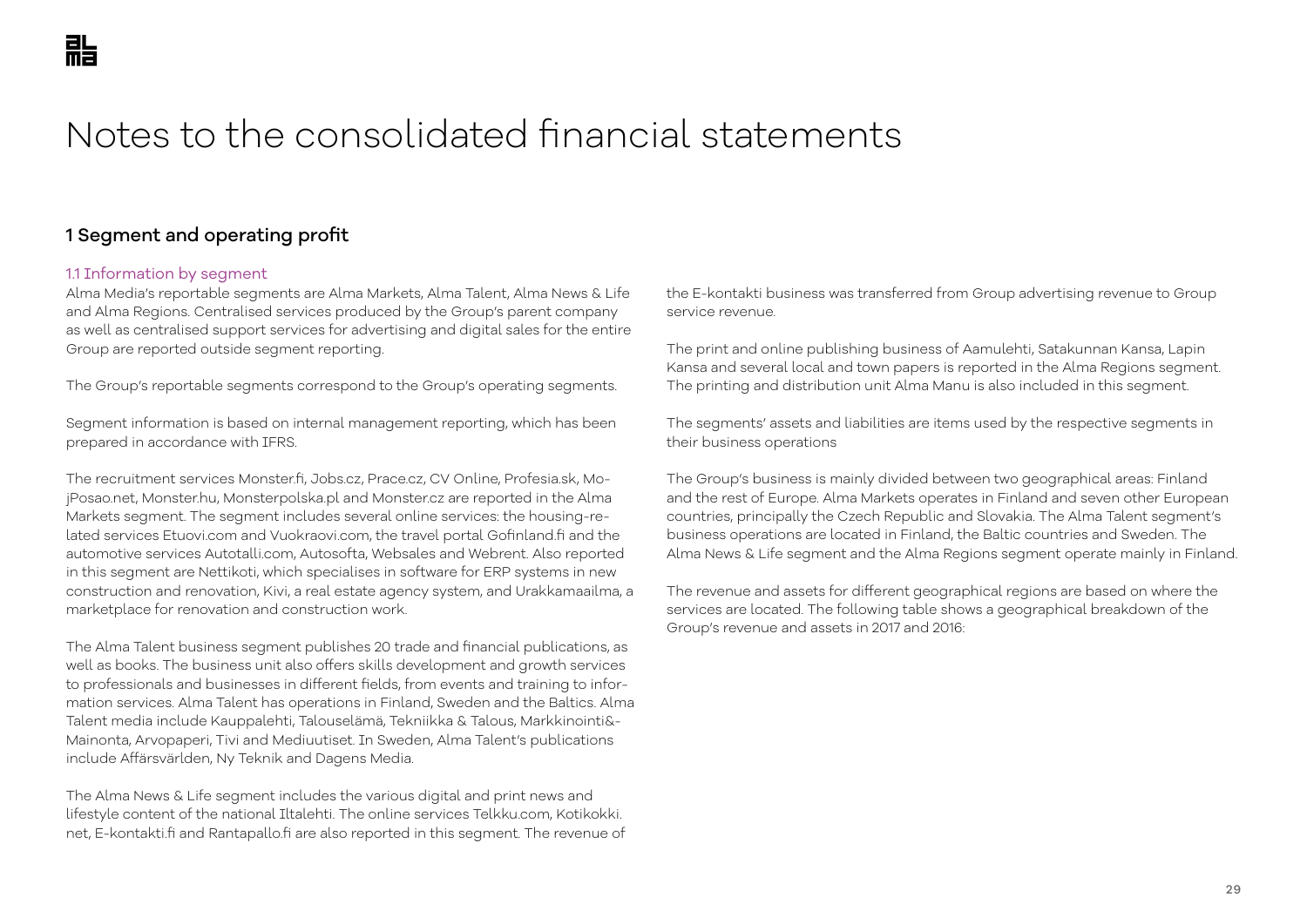# Notes to the consolidated financial statements

## 1 Segment and operating profit

### 1.1 Information by segment

Alma Media's reportable segments are Alma Markets, Alma Talent, Alma News & Life and Alma Regions. Centralised services produced by the Group's parent company as well as centralised support services for advertising and digital sales for the entire Group are reported outside segment reporting.

The Group's reportable segments correspond to the Group's operating segments.

Segment information is based on internal management reporting, which has been prepared in accordance with IFRS.

The recruitment services Monster.fi, Jobs.cz, Prace.cz, CV Online, Profesia.sk, MojPosao.net, Monster.hu, Monsterpolska.pl and Monster.cz are reported in the Alma Markets segment. The segment includes several online services: the housing-related services Etuovi.com and Vuokraovi.com, the travel portal Gofinland.fi and the automotive services Autotalli.com, Autosofta, Websales and Webrent. Also reported in this segment are Nettikoti, which specialises in software for ERP systems in new construction and renovation, Kivi, a real estate agency system, and Urakkamaailma, a marketplace for renovation and construction work.

The Alma Talent business segment publishes 20 trade and financial publications, as well as books. The business unit also offers skills development and growth services to professionals and businesses in different fields, from events and training to information services. Alma Talent has operations in Finland, Sweden and the Baltics. Alma Talent media include Kauppalehti, Talouselämä, Tekniikka & Talous, Markkinointi&Mainonta, Arvopaperi, Tivi and Mediuutiset. In Sweden, Alma Talent's publications include Affärsvärlden, Ny Teknik and Dagens Media.

The Alma News & Life segment includes the various digital and print news and lifestyle content of the national Iltalehti. The online services Telkku.com, Kotikokki.net, E-kontakti.fi and Rantapallo.fi are also reported in this segment. The revenue of the E-kontakti business was transferred from Group advertising revenue to Group service revenue.

The print and online publishing business of Aamulehti, Satakunnan Kansa, Lapin Kansa and several local and town papers is reported in the Alma Regions segment. The printing and distribution unit Alma Manu is also included in this segment.

The segments' assets and liabilities are items used by the respective segments in their business operations

The Group's business is mainly divided between two geographical areas: Finland and the rest of Europe. Alma Markets operates in Finland and seven other European countries, principally the Czech Republic and Slovakia. The Alma Talent segment's business operations are located in Finland, the Baltic countries and Sweden. The Alma News & Life segment and the Alma Regions segment operate mainly in Finland.

The revenue and assets for different geographical regions are based on where the services are located. The following table shows a geographical breakdown of the Group's revenue and assets in 2017 and 2016: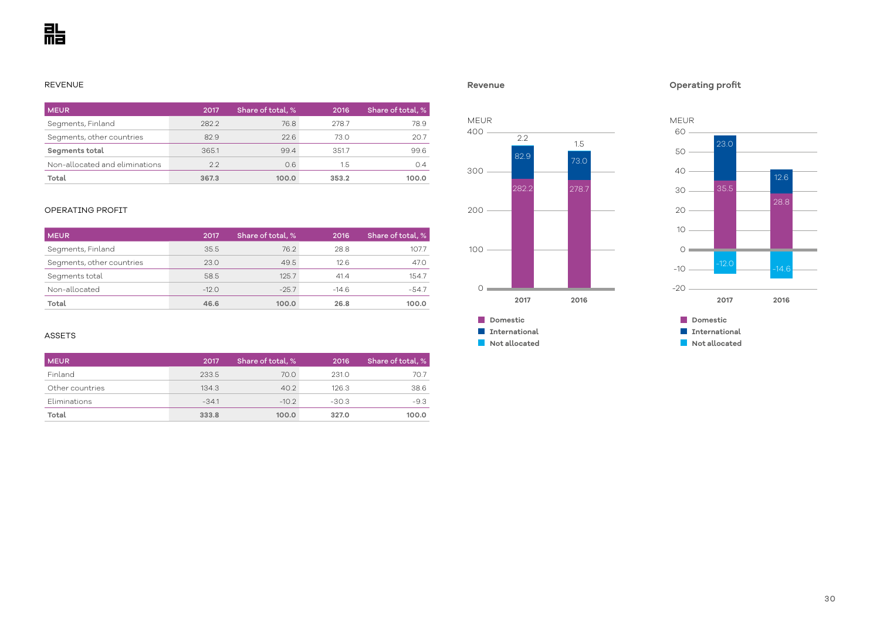## REVENUE

| MEUR | 2017 | Share of total, % | 2016 | Share of total, % |
|---|---|---|---|---|
| Segments, Finland | 282.2 | 76.8 | 278.7 | 78.9 |
| Segments, other countries | 82.9 | 22.6 | 73.0 | 20.7 |
| **Segments total** | 365.1 | 99.4 | 351.7 | 99.6 |
| Non-allocated and eliminations | 2.2 | 0.6 | 1.5 | 0.4 |
| **Total** | **367.3** | **100.0** | **353.2** | **100.0** |

## OPERATING PROFIT

| MEUR | 2017 | Share of total, % | 2016 | Share of total, % |
|---|---|---|---|---|
| Segments, Finland | 35.5 | 76.2 | 28.8 | 107.7 |
| Segments, other countries | 23.0 | 49.5 | 12.6 | 47.0 |
| Segments total | 58.5 | 125.7 | 41.4 | 154.7 |
| Non-allocated | -12.0 | -25.7 | -14.6 | -54.7 |
| **Total** | **46.6** | **100.0** | **26.8** | **100.0** |

## ASSETS

| MEUR | 2017 | Share of total, % | 2016 | Share of total, % |
|---|---|---|---|---|
| Finland | 233.5 | 70.0 | 231.0 | 70.7 |
| Other countries | 134.3 | 40.2 | 126.3 | 38.6 |
| Eliminations | -34.1 | -10.2 | -30.3 | -9.3 |
| **Total** | **333.8** | **100.0** | **327.0** | **100.0** |

**Revenue**

MEUR

| | 2017 | 2016 |
|---|---|---|
| Domestic | 282.2 | 278.7 |
| International | 82.9 | 73.0 |
| Not allocated | 2.2 | 1.5 |

**Operating profit**

MEUR

| | 2017 | 2016 |
|---|---|---|
| Domestic | 35.5 | 28.8 |
| International | 23.0 | 12.6 |
| Not allocated | -12.0 | -14.6 |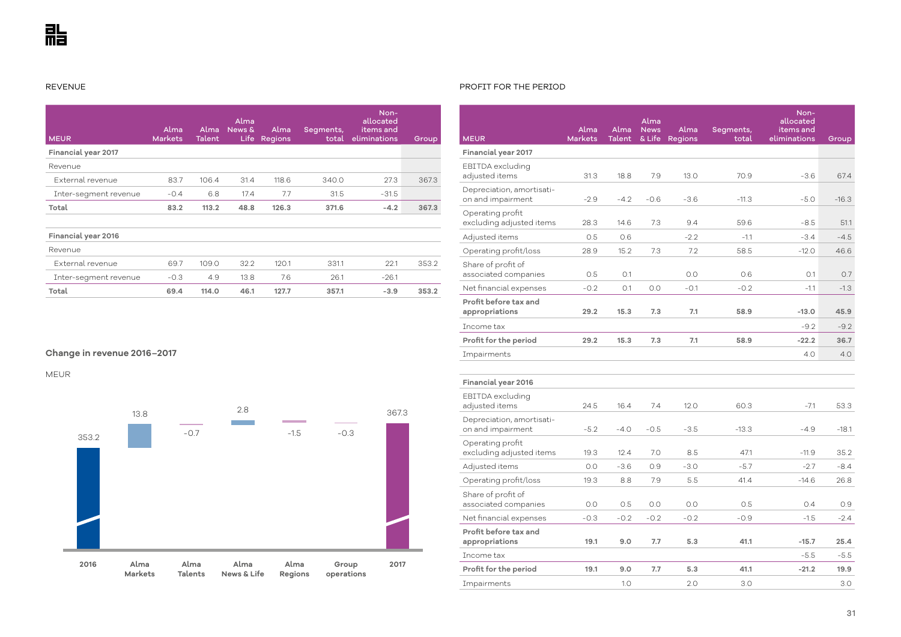## REVENUE

| MEUR | Alma Markets | Alma Talent | Alma News & Life | Alma Regions | Segments, total | Non-allocated items and eliminations | Group |
|---|---|---|---|---|---|---|---|
| **Financial year 2017** | | | | | | | |
| Revenue | | | | | | | |
| External revenue | 83.7 | 106.4 | 31.4 | 118.6 | 340.0 | 27.3 | 367.3 |
| Inter-segment revenue | -0.4 | 6.8 | 17.4 | 7.7 | 31.5 | -31.5 | |
| **Total** | **83.2** | **113.2** | **48.8** | **126.3** | **371.6** | **-4.2** | **367.3** |
| | | | | | | | |
| **Financial year 2016** | | | | | | | |
| Revenue | | | | | | | |
| External revenue | 69.7 | 109.0 | 32.2 | 120.1 | 331.1 | 22.1 | 353.2 |
| Inter-segment revenue | -0.3 | 4.9 | 13.8 | 7.6 | 26.1 | -26.1 | |
| **Total** | **69.4** | **114.0** | **46.1** | **127.7** | **357.1** | **-3.9** | **353.2** |

### Change in revenue 2016–2017

MEUR

| | MEUR |
|---|---|
| 2016 | 353.2 |
| Alma Markets | 13.8 |
| Alma Talents | -0.7 |
| Alma News & Life | 2.8 |
| Alma Regions | -1.5 |
| Group operations | -0.3 |
| 2017 | 367.3 |

## PROFIT FOR THE PERIOD

| MEUR | Alma Markets | Alma Talent | Alma News & Life | Alma Regions | Segments, total | Non-allocated items and eliminations | Group |
|---|---|---|---|---|---|---|---|
| **Financial year 2017** | | | | | | | |
| EBITDA excluding adjusted items | 31.3 | 18.8 | 7.9 | 13.0 | 70.9 | -3.6 | 67.4 |
| Depreciation, amortisation and impairment | -2.9 | -4.2 | -0.6 | -3.6 | -11.3 | -5.0 | -16.3 |
| Operating profit excluding adjusted items | 28.3 | 14.6 | 7.3 | 9.4 | 59.6 | -8.5 | 51.1 |
| Adjusted items | 0.5 | 0.6 | | -2.2 | -1.1 | -3.4 | -4.5 |
| Operating profit/loss | 28.9 | 15.2 | 7.3 | 7.2 | 58.5 | -12.0 | 46.6 |
| Share of profit of associated companies | 0.5 | 0.1 | | 0.0 | 0.6 | 0.1 | 0.7 |
| Net financial expenses | -0.2 | 0.1 | 0.0 | -0.1 | -0.2 | -1.1 | -1.3 |
| **Profit before tax and appropriations** | **29.2** | **15.3** | **7.3** | **7.1** | **58.9** | **-13.0** | **45.9** |
| Income tax | | | | | | -9.2 | -9.2 |
| **Profit for the period** | **29.2** | **15.3** | **7.3** | **7.1** | **58.9** | **-22.2** | **36.7** |
| Impairments | | | | | | 4.0 | 4.0 |
| | | | | | | | |
| **Financial year 2016** | | | | | | | |
| EBITDA excluding adjusted items | 24.5 | 16.4 | 7.4 | 12.0 | 60.3 | -7.1 | 53.3 |
| Depreciation, amortisation and impairment | -5.2 | -4.0 | -0.5 | -3.5 | -13.3 | -4.9 | -18.1 |
| Operating profit excluding adjusted items | 19.3 | 12.4 | 7.0 | 8.5 | 47.1 | -11.9 | 35.2 |
| Adjusted items | 0.0 | -3.6 | 0.9 | -3.0 | -5.7 | -2.7 | -8.4 |
| Operating profit/loss | 19.3 | 8.8 | 7.9 | 5.5 | 41.4 | -14.6 | 26.8 |
| Share of profit of associated companies | 0.0 | 0.5 | 0.0 | 0.0 | 0.5 | 0.4 | 0.9 |
| Net financial expenses | -0.3 | -0.2 | -0.2 | -0.2 | -0.9 | -1.5 | -2.4 |
| **Profit before tax and appropriations** | **19.1** | **9.0** | **7.7** | **5.3** | **41.1** | **-15.7** | **25.4** |
| Income tax | | | | | | -5.5 | -5.5 |
| **Profit for the period** | **19.1** | **9.0** | **7.7** | **5.3** | **41.1** | **-21.2** | **19.9** |
| Impairments | | 1.0 | | 2.0 | 3.0 | | 3.0 |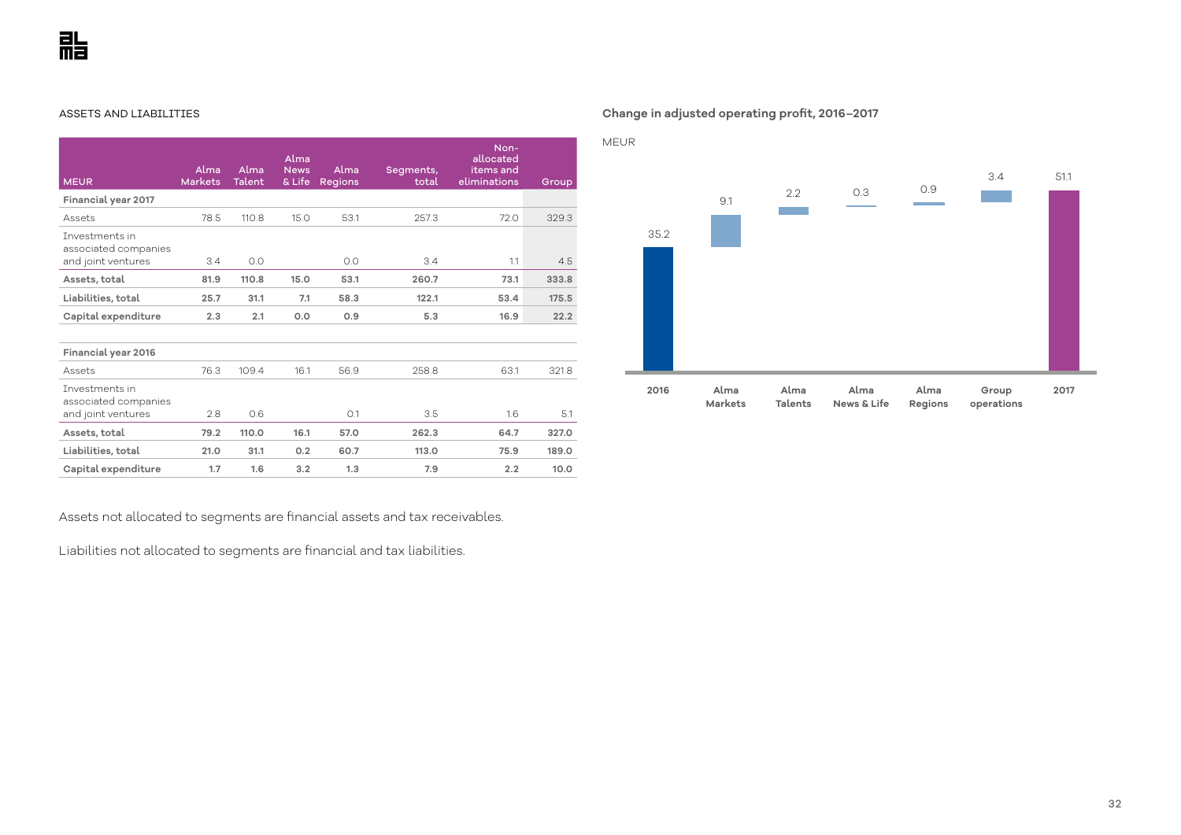ASSETS AND LIABILITIES

| MEUR | Alma Markets | Alma Talent | Alma News & Life | Alma Regions | Segments, total | Non-allocated items and eliminations | Group |
|---|---|---|---|---|---|---|---|
| **Financial year 2017** | | | | | | | |
| Assets | 78.5 | 110.8 | 15.0 | 53.1 | 257.3 | 72.0 | 329.3 |
| Investments in associated companies and joint ventures | 3.4 | 0.0 | | 0.0 | 3.4 | 1.1 | 4.5 |
| **Assets, total** | **81.9** | **110.8** | **15.0** | **53.1** | **260.7** | **73.1** | **333.8** |
| **Liabilities, total** | **25.7** | **31.1** | **7.1** | **58.3** | **122.1** | **53.4** | **175.5** |
| **Capital expenditure** | **2.3** | **2.1** | **0.0** | **0.9** | **5.3** | **16.9** | **22.2** |
| | | | | | | | |
| **Financial year 2016** | | | | | | | |
| Assets | 76.3 | 109.4 | 16.1 | 56.9 | 258.8 | 63.1 | 321.8 |
| Investments in associated companies and joint ventures | 2.8 | 0.6 | | 0.1 | 3.5 | 1.6 | 5.1 |
| **Assets, total** | **79.2** | **110.0** | **16.1** | **57.0** | **262.3** | **64.7** | **327.0** |
| **Liabilities, total** | **21.0** | **31.1** | **0.2** | **60.7** | **113.0** | **75.9** | **189.0** |
| **Capital expenditure** | **1.7** | **1.6** | **3.2** | **1.3** | **7.9** | **2.2** | **10.0** |

Assets not allocated to segments are financial assets and tax receivables.

Liabilities not allocated to segments are financial and tax liabilities.

**Change in adjusted operating profit, 2016–2017**

MEUR

| | 2016 | Alma Markets | Alma Talents | Alma News & Life | Alma Regions | Group operations | 2017 |
|---|---|---|---|---|---|---|---|
| MEUR | 35.2 | 9.1 | 2.2 | 0.3 | 0.9 | 3.4 | 51.1 |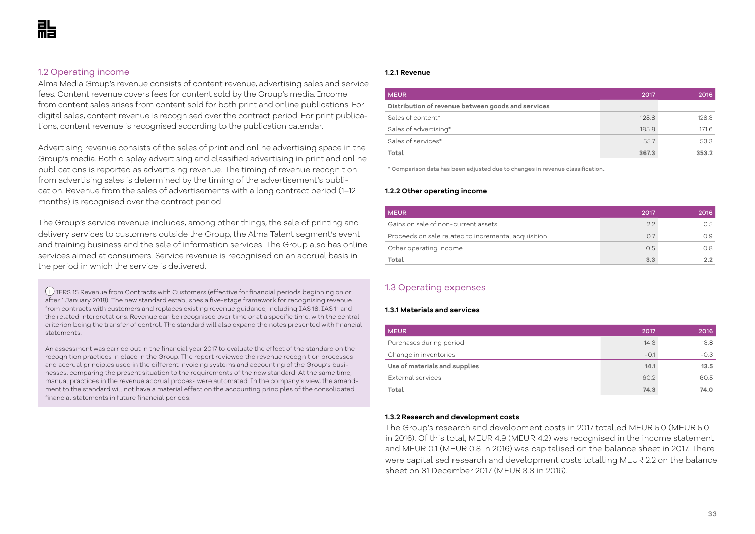## 1.2 Operating income

Alma Media Group's revenue consists of content revenue, advertising sales and service fees. Content revenue covers fees for content sold by the Group's media. Income from content sales arises from content sold for both print and online publications. For digital sales, content revenue is recognised over the contract period. For print publications, content revenue is recognised according to the publication calendar.

Advertising revenue consists of the sales of print and online advertising space in the Group's media. Both display advertising and classified advertising in print and online publications is reported as advertising revenue. The timing of revenue recognition from advertising sales is determined by the timing of the advertisement's publication. Revenue from the sales of advertisements with a long contract period (1–12 months) is recognised over the contract period.

The Group's service revenue includes, among other things, the sale of printing and delivery services to customers outside the Group, the Alma Talent segment's event and training business and the sale of information services. The Group also has online services aimed at consumers. Service revenue is recognised on an accrual basis in the period in which the service is delivered.

(i) IFRS 15 Revenue from Contracts with Customers (effective for financial periods beginning on or after 1 January 2018). The new standard establishes a five-stage framework for recognising revenue from contracts with customers and replaces existing revenue guidance, including IAS 18, IAS 11 and the related interpretations. Revenue can be recognised over time or at a specific time, with the central criterion being the transfer of control. The standard will also expand the notes presented with financial statements.

An assessment was carried out in the financial year 2017 to evaluate the effect of the standard on the recognition practices in place in the Group. The report reviewed the revenue recognition processes and accrual principles used in the different invoicing systems and accounting of the Group's businesses, comparing the present situation to the requirements of the new standard. At the same time, manual practices in the revenue accrual process were automated. In the company's view, the amendment to the standard will not have a material effect on the accounting principles of the consolidated financial statements in future financial periods.

**1.2.1 Revenue**

| MEUR | 2017 | 2016 |
|---|---|---|
| **Distribution of revenue between goods and services** | | |
| Sales of content* | 125.8 | 128.3 |
| Sales of advertising* | 185.8 | 171.6 |
| Sales of services* | 55.7 | 53.3 |
| **Total** | **367.3** | **353.2** |

* Comparison data has been adjusted due to changes in revenue classification.

**1.2.2 Other operating income**

| MEUR | 2017 | 2016 |
|---|---|---|
| Gains on sale of non-current assets | 2.2 | 0.5 |
| Proceeds on sale related to incremental acquisition | 0.7 | 0.9 |
| Other operating income | 0.5 | 0.8 |
| **Total** | **3.3** | **2.2** |

## 1.3 Operating expenses

**1.3.1 Materials and services**

| MEUR | 2017 | 2016 |
|---|---|---|
| Purchases during period | 14.3 | 13.8 |
| Change in inventories | -0.1 | -0.3 |
| **Use of materials and supplies** | **14.1** | **13.5** |
| External services | 60.2 | 60.5 |
| **Total** | **74.3** | **74.0** |

**1.3.2 Research and development costs**

The Group's research and development costs in 2017 totalled MEUR 5.0 (MEUR 5.0 in 2016). Of this total, MEUR 4.9 (MEUR 4.2) was recognised in the income statement and MEUR 0.1 (MEUR 0.8 in 2016) was capitalised on the balance sheet in 2017. There were capitalised research and development costs totalling MEUR 2.2 on the balance sheet on 31 December 2017 (MEUR 3.3 in 2016).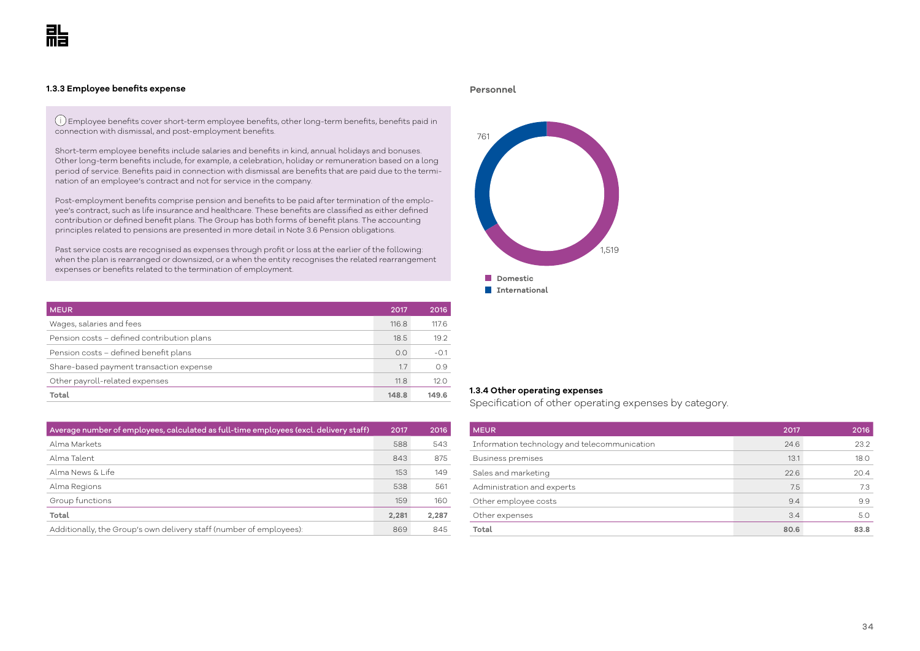### 1.3.3 Employee benefits expense

ⓘ Employee benefits cover short-term employee benefits, other long-term benefits, benefits paid in connection with dismissal, and post-employment benefits.

Short-term employee benefits include salaries and benefits in kind, annual holidays and bonuses. Other long-term benefits include, for example, a celebration, holiday or remuneration based on a long period of service. Benefits paid in connection with dismissal are benefits that are paid due to the termination of an employee's contract and not for service in the company.

Post-employment benefits comprise pension and benefits to be paid after termination of the employee's contract, such as life insurance and healthcare. These benefits are classified as either defined contribution or defined benefit plans. The Group has both forms of benefit plans. The accounting principles related to pensions are presented in more detail in Note 3.6 Pension obligations.

Past service costs are recognised as expenses through profit or loss at the earlier of the following: when the plan is rearranged or downsized, or a when the entity recognises the related rearrangement expenses or benefits related to the termination of employment.

| MEUR | 2017 | 2016 |
|---|---|---|
| Wages, salaries and fees | 116.8 | 117.6 |
| Pension costs – defined contribution plans | 18.5 | 19.2 |
| Pension costs – defined benefit plans | 0.0 | -0.1 |
| Share-based payment transaction expense | 1.7 | 0.9 |
| Other payroll-related expenses | 11.8 | 12.0 |
| **Total** | **148.8** | **149.6** |

| Average number of employees, calculated as full-time employees (excl. delivery staff) | 2017 | 2016 |
|---|---|---|
| Alma Markets | 588 | 543 |
| Alma Talent | 843 | 875 |
| Alma News & Life | 153 | 149 |
| Alma Regions | 538 | 561 |
| Group functions | 159 | 160 |
| **Total** | **2,281** | **2,287** |
| Additionally, the Group's own delivery staff (number of employees): | 869 | 845 |

**Personnel**

| | Personnel |
|---|---|
| Domestic | 1,519 |
| International | 761 |

### 1.3.4 Other operating expenses

Specification of other operating expenses by category.

| MEUR | 2017 | 2016 |
|---|---|---|
| Information technology and telecommunication | 24.6 | 23.2 |
| Business premises | 13.1 | 18.0 |
| Sales and marketing | 22.6 | 20.4 |
| Administration and experts | 7.5 | 7.3 |
| Other employee costs | 9.4 | 9.9 |
| Other expenses | 3.4 | 5.0 |
| **Total** | **80.6** | **83.8** |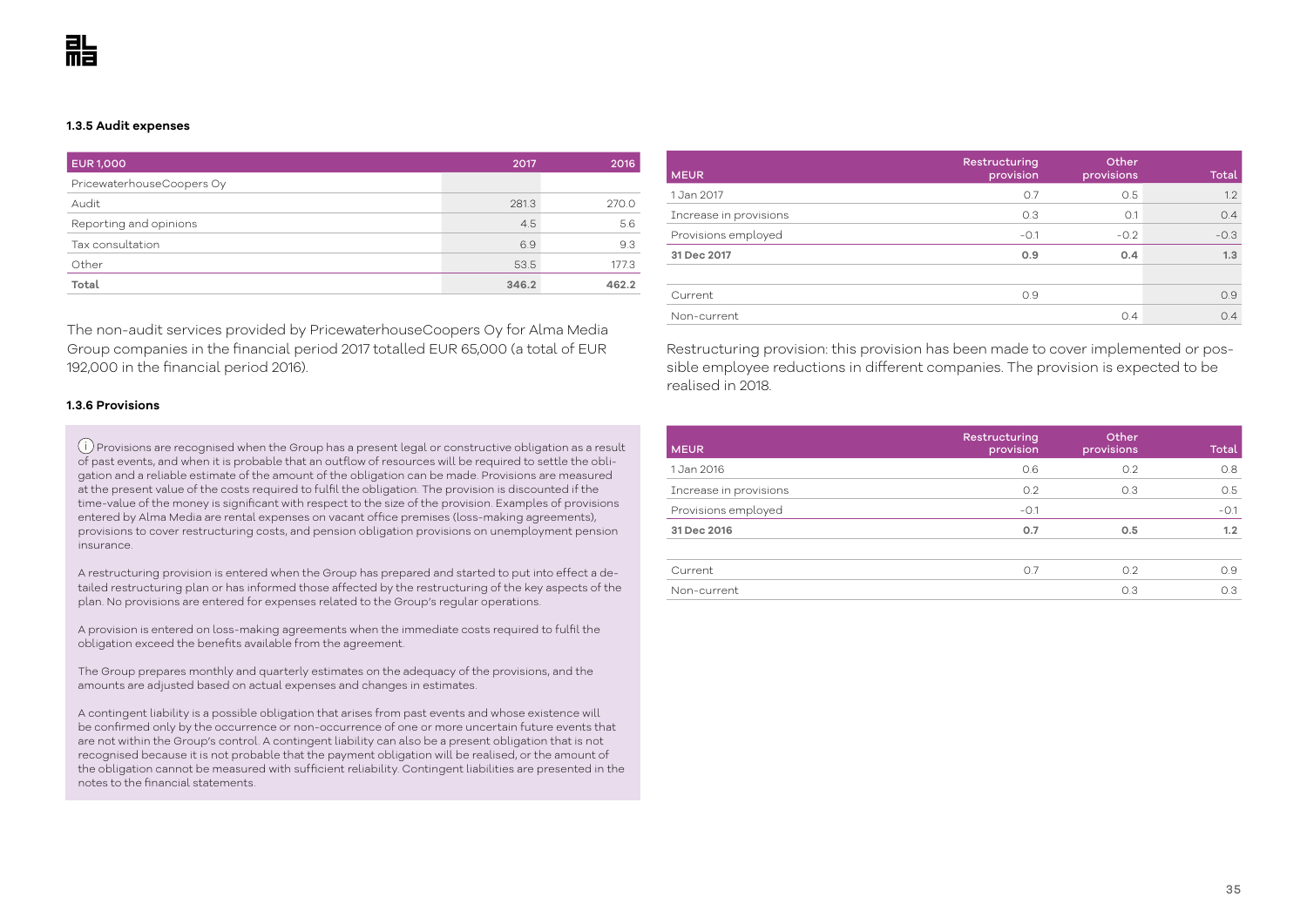### 1.3.5 Audit expenses

| EUR 1,000 | 2017 | 2016 |
|---|---|---|
| PricewaterhouseCoopers Oy | | |
| Audit | 281.3 | 270.0 |
| Reporting and opinions | 4.5 | 5.6 |
| Tax consultation | 6.9 | 9.3 |
| Other | 53.5 | 177.3 |
| **Total** | **346.2** | **462.2** |

The non-audit services provided by PricewaterhouseCoopers Oy for Alma Media Group companies in the financial period 2017 totalled EUR 65,000 (a total of EUR 192,000 in the financial period 2016).

### 1.3.6 Provisions

Provisions are recognised when the Group has a present legal or constructive obligation as a result of past events, and when it is probable that an outflow of resources will be required to settle the obligation and a reliable estimate of the amount of the obligation can be made. Provisions are measured at the present value of the costs required to fulfil the obligation. The provision is discounted if the time-value of the money is significant with respect to the size of the provision. Examples of provisions entered by Alma Media are rental expenses on vacant office premises (loss-making agreements), provisions to cover restructuring costs, and pension obligation provisions on unemployment pension insurance.

A restructuring provision is entered when the Group has prepared and started to put into effect a detailed restructuring plan or has informed those affected by the restructuring of the key aspects of the plan. No provisions are entered for expenses related to the Group's regular operations.

A provision is entered on loss-making agreements when the immediate costs required to fulfil the obligation exceed the benefits available from the agreement.

The Group prepares monthly and quarterly estimates on the adequacy of the provisions, and the amounts are adjusted based on actual expenses and changes in estimates.

A contingent liability is a possible obligation that arises from past events and whose existence will be confirmed only by the occurrence or non-occurrence of one or more uncertain future events that are not within the Group's control. A contingent liability can also be a present obligation that is not recognised because it is not probable that the payment obligation will be realised, or the amount of the obligation cannot be measured with sufficient reliability. Contingent liabilities are presented in the notes to the financial statements.

| MEUR | Restructuring provision | Other provisions | Total |
|---|---|---|---|
| 1 Jan 2017 | 0.7 | 0.5 | 1.2 |
| Increase in provisions | 0.3 | 0.1 | 0.4 |
| Provisions employed | -0.1 | -0.2 | -0.3 |
| **31 Dec 2017** | **0.9** | **0.4** | **1.3** |
| | | | |
| Current | 0.9 | | 0.9 |
| Non-current | | 0.4 | 0.4 |

Restructuring provision: this provision has been made to cover implemented or possible employee reductions in different companies. The provision is expected to be realised in 2018.

| MEUR | Restructuring provision | Other provisions | Total |
|---|---|---|---|
| 1 Jan 2016 | 0.6 | 0.2 | 0.8 |
| Increase in provisions | 0.2 | 0.3 | 0.5 |
| Provisions employed | -0.1 | | -0.1 |
| **31 Dec 2016** | **0.7** | **0.5** | **1.2** |
| | | | |
| Current | 0.7 | 0.2 | 0.9 |
| Non-current | | 0.3 | 0.3 |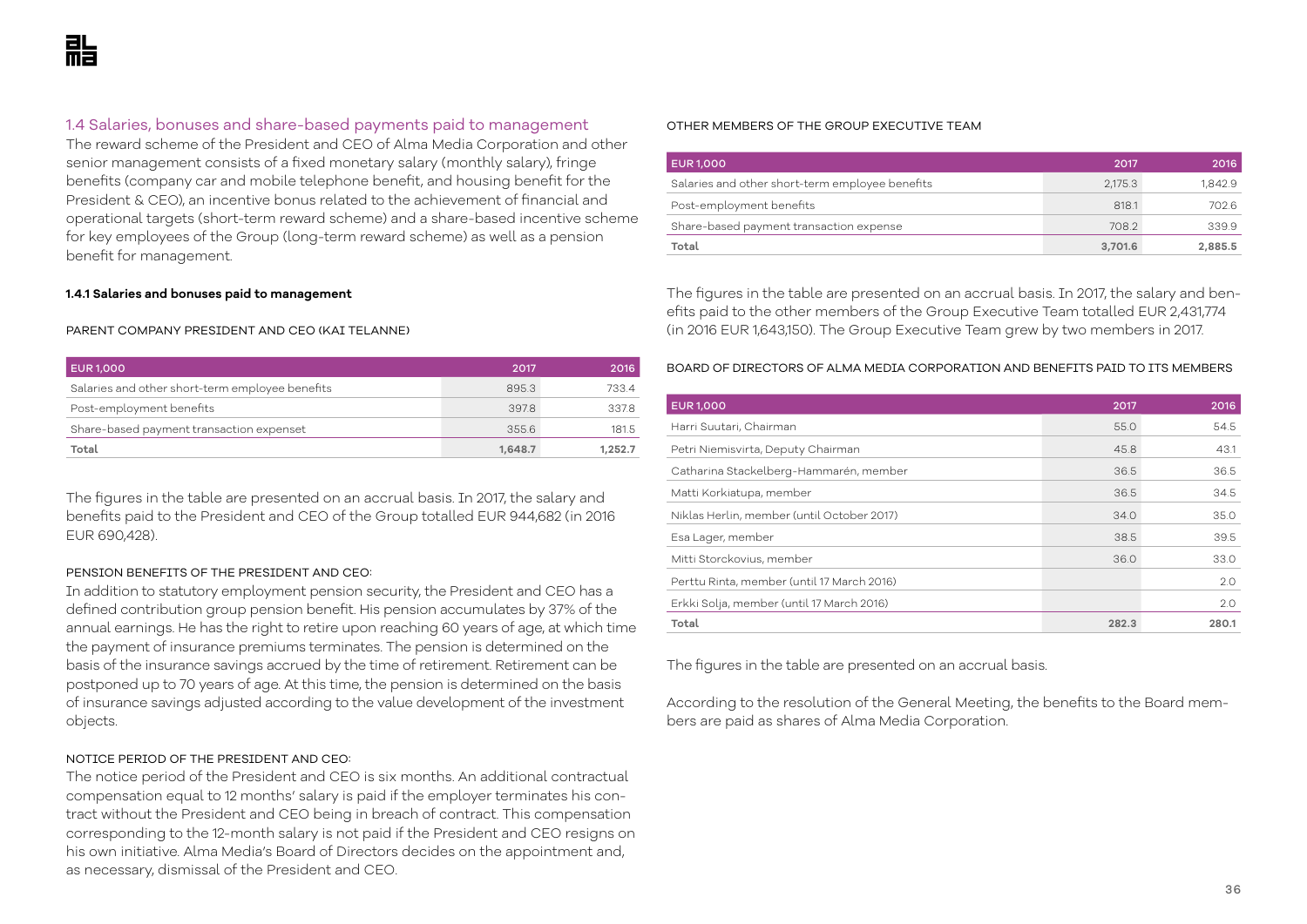## 1.4 Salaries, bonuses and share-based payments paid to management

The reward scheme of the President and CEO of Alma Media Corporation and other senior management consists of a fixed monetary salary (monthly salary), fringe benefits (company car and mobile telephone benefit, and housing benefit for the President & CEO), an incentive bonus related to the achievement of financial and operational targets (short-term reward scheme) and a share-based incentive scheme for key employees of the Group (long-term reward scheme) as well as a pension benefit for management.

### 1.4.1 Salaries and bonuses paid to management

PARENT COMPANY PRESIDENT AND CEO (KAI TELANNE)

| EUR 1,000 | 2017 | 2016 |
|---|---|---|
| Salaries and other short-term employee benefits | 895.3 | 733.4 |
| Post-employment benefits | 397.8 | 337.8 |
| Share-based payment transaction expenset | 355.6 | 181.5 |
| **Total** | **1,648.7** | **1,252.7** |

The figures in the table are presented on an accrual basis. In 2017, the salary and benefits paid to the President and CEO of the Group totalled EUR 944,682 (in 2016 EUR 690,428).

PENSION BENEFITS OF THE PRESIDENT AND CEO:

In addition to statutory employment pension security, the President and CEO has a defined contribution group pension benefit. His pension accumulates by 37% of the annual earnings. He has the right to retire upon reaching 60 years of age, at which time the payment of insurance premiums terminates. The pension is determined on the basis of the insurance savings accrued by the time of retirement. Retirement can be postponed up to 70 years of age. At this time, the pension is determined on the basis of insurance savings adjusted according to the value development of the investment objects.

NOTICE PERIOD OF THE PRESIDENT AND CEO:

The notice period of the President and CEO is six months. An additional contractual compensation equal to 12 months' salary is paid if the employer terminates his contract without the President and CEO being in breach of contract. This compensation corresponding to the 12-month salary is not paid if the President and CEO resigns on his own initiative. Alma Media's Board of Directors decides on the appointment and, as necessary, dismissal of the President and CEO.

OTHER MEMBERS OF THE GROUP EXECUTIVE TEAM

| EUR 1,000 | 2017 | 2016 |
|---|---|---|
| Salaries and other short-term employee benefits | 2,175.3 | 1,842.9 |
| Post-employment benefits | 818.1 | 702.6 |
| Share-based payment transaction expense | 708.2 | 339.9 |
| **Total** | **3,701.6** | **2,885.5** |

The figures in the table are presented on an accrual basis. In 2017, the salary and benefits paid to the other members of the Group Executive Team totalled EUR 2,431,774 (in 2016 EUR 1,643,150). The Group Executive Team grew by two members in 2017.

BOARD OF DIRECTORS OF ALMA MEDIA CORPORATION AND BENEFITS PAID TO ITS MEMBERS

| EUR 1,000 | 2017 | 2016 |
|---|---|---|
| Harri Suutari, Chairman | 55.0 | 54.5 |
| Petri Niemisvirta, Deputy Chairman | 45.8 | 43.1 |
| Catharina Stackelberg-Hammarén, member | 36.5 | 36.5 |
| Matti Korkiatupa, member | 36.5 | 34.5 |
| Niklas Herlin, member (until October 2017) | 34.0 | 35.0 |
| Esa Lager, member | 38.5 | 39.5 |
| Mitti Storckovius, member | 36.0 | 33.0 |
| Perttu Rinta, member (until 17 March 2016) | | 2.0 |
| Erkki Solja, member (until 17 March 2016) | | 2.0 |
| **Total** | **282.3** | **280.1** |

The figures in the table are presented on an accrual basis.

According to the resolution of the General Meeting, the benefits to the Board members are paid as shares of Alma Media Corporation.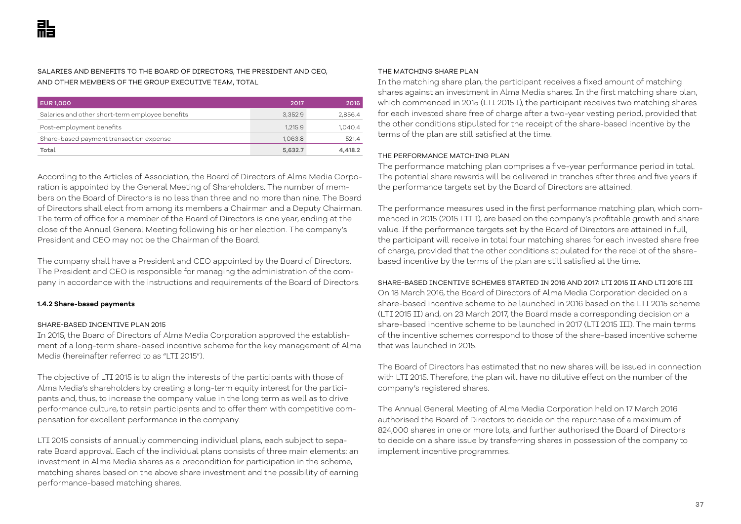SALARIES AND BENEFITS TO THE BOARD OF DIRECTORS, THE PRESIDENT AND CEO, AND OTHER MEMBERS OF THE GROUP EXECUTIVE TEAM, TOTAL

| EUR 1,000 | 2017 | 2016 |
|---|---|---|
| Salaries and other short-term employee benefits | 3,352.9 | 2,856.4 |
| Post-employment benefits | 1,215.9 | 1,040.4 |
| Share-based payment transaction expense | 1,063.8 | 521.4 |
| **Total** | **5,632.7** | **4,418.2** |

According to the Articles of Association, the Board of Directors of Alma Media Corporation is appointed by the General Meeting of Shareholders. The number of members on the Board of Directors is no less than three and no more than nine. The Board of Directors shall elect from among its members a Chairman and a Deputy Chairman. The term of office for a member of the Board of Directors is one year, ending at the close of the Annual General Meeting following his or her election. The company's President and CEO may not be the Chairman of the Board.

The company shall have a President and CEO appointed by the Board of Directors. The President and CEO is responsible for managing the administration of the company in accordance with the instructions and requirements of the Board of Directors.

**1.4.2 Share-based payments**

SHARE-BASED INCENTIVE PLAN 2015

In 2015, the Board of Directors of Alma Media Corporation approved the establishment of a long-term share-based incentive scheme for the key management of Alma Media (hereinafter referred to as "LTI 2015").

The objective of LTI 2015 is to align the interests of the participants with those of Alma Media's shareholders by creating a long-term equity interest for the participants and, thus, to increase the company value in the long term as well as to drive performance culture, to retain participants and to offer them with competitive compensation for excellent performance in the company.

LTI 2015 consists of annually commencing individual plans, each subject to separate Board approval. Each of the individual plans consists of three main elements: an investment in Alma Media shares as a precondition for participation in the scheme, matching shares based on the above share investment and the possibility of earning performance-based matching shares.

THE MATCHING SHARE PLAN

In the matching share plan, the participant receives a fixed amount of matching shares against an investment in Alma Media shares. In the first matching share plan, which commenced in 2015 (LTI 2015 I), the participant receives two matching shares for each invested share free of charge after a two-year vesting period, provided that the other conditions stipulated for the receipt of the share-based incentive by the terms of the plan are still satisfied at the time.

THE PERFORMANCE MATCHING PLAN

The performance matching plan comprises a five-year performance period in total. The potential share rewards will be delivered in tranches after three and five years if the performance targets set by the Board of Directors are attained.

The performance measures used in the first performance matching plan, which commenced in 2015 (2015 LTI I), are based on the company's profitable growth and share value. If the performance targets set by the Board of Directors are attained in full, the participant will receive in total four matching shares for each invested share free of charge, provided that the other conditions stipulated for the receipt of the share-based incentive by the terms of the plan are still satisfied at the time.

SHARE-BASED INCENTIVE SCHEMES STARTED IN 2016 AND 2017: LTI 2015 II AND LTI 2015 III

On 18 March 2016, the Board of Directors of Alma Media Corporation decided on a share-based incentive scheme to be launched in 2016 based on the LTI 2015 scheme (LTI 2015 II) and, on 23 March 2017, the Board made a corresponding decision on a share-based incentive scheme to be launched in 2017 (LTI 2015 III). The main terms of the incentive schemes correspond to those of the share-based incentive scheme that was launched in 2015.

The Board of Directors has estimated that no new shares will be issued in connection with LTI 2015. Therefore, the plan will have no dilutive effect on the number of the company's registered shares.

The Annual General Meeting of Alma Media Corporation held on 17 March 2016 authorised the Board of Directors to decide on the repurchase of a maximum of 824,000 shares in one or more lots, and further authorised the Board of Directors to decide on a share issue by transferring shares in possession of the company to implement incentive programmes.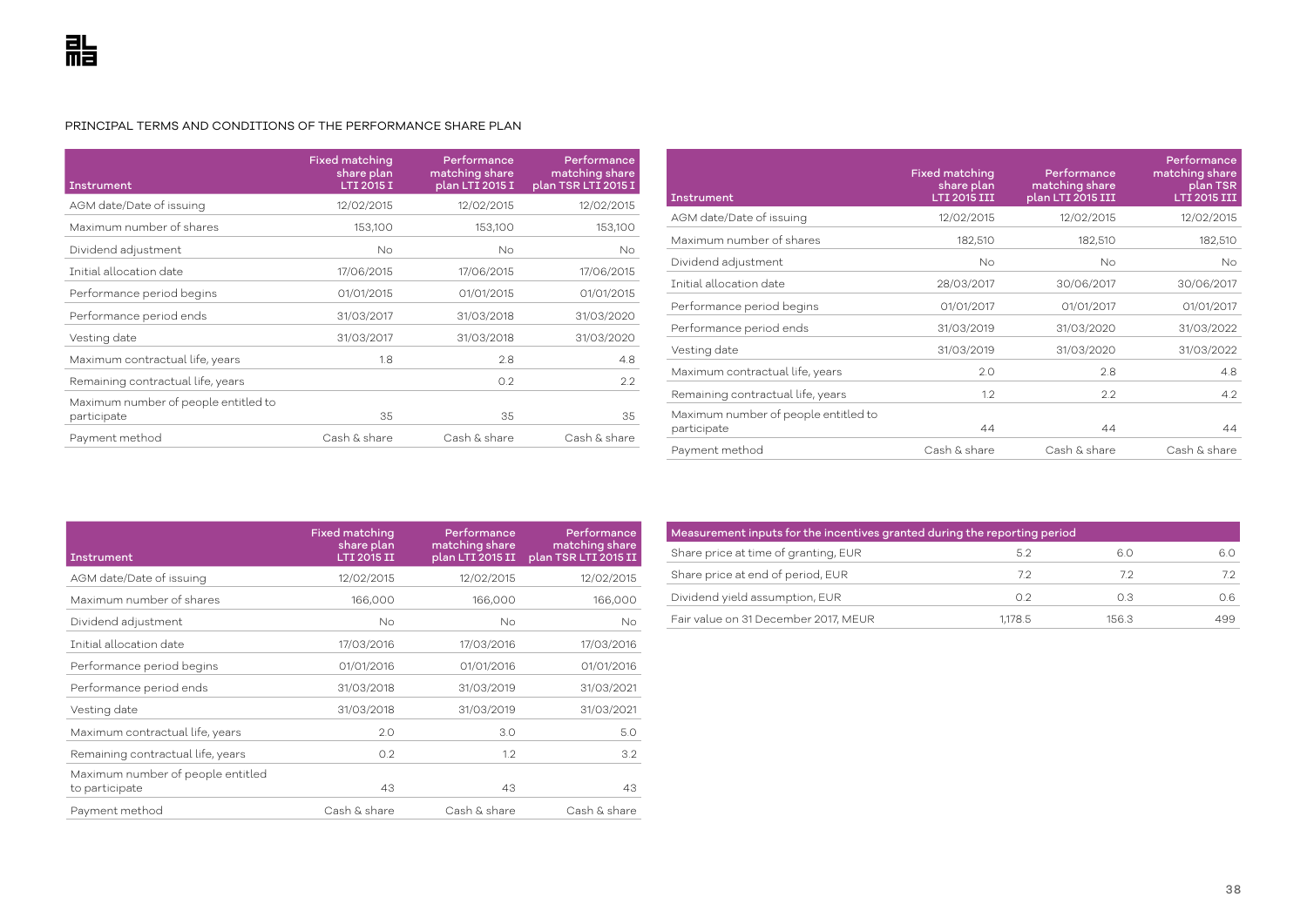PRINCIPAL TERMS AND CONDITIONS OF THE PERFORMANCE SHARE PLAN

| Instrument | Fixed matching share plan LTI 2015 I | Performance matching share plan LTI 2015 I | Performance matching share plan TSR LTI 2015 I |
|---|---|---|---|
| AGM date/Date of issuing | 12/02/2015 | 12/02/2015 | 12/02/2015 |
| Maximum number of shares | 153,100 | 153,100 | 153,100 |
| Dividend adjustment | No | No | No |
| Initial allocation date | 17/06/2015 | 17/06/2015 | 17/06/2015 |
| Performance period begins | 01/01/2015 | 01/01/2015 | 01/01/2015 |
| Performance period ends | 31/03/2017 | 31/03/2018 | 31/03/2020 |
| Vesting date | 31/03/2017 | 31/03/2018 | 31/03/2020 |
| Maximum contractual life, years | 1.8 | 2.8 | 4.8 |
| Remaining contractual life, years | | 0.2 | 2.2 |
| Maximum number of people entitled to participate | 35 | 35 | 35 |
| Payment method | Cash & share | Cash & share | Cash & share |

| Instrument | Fixed matching share plan LTI 2015 III | Performance matching share plan LTI 2015 III | Performance matching share plan TSR LTI 2015 III |
|---|---|---|---|
| AGM date/Date of issuing | 12/02/2015 | 12/02/2015 | 12/02/2015 |
| Maximum number of shares | 182,510 | 182,510 | 182,510 |
| Dividend adjustment | No | No | No |
| Initial allocation date | 28/03/2017 | 30/06/2017 | 30/06/2017 |
| Performance period begins | 01/01/2017 | 01/01/2017 | 01/01/2017 |
| Performance period ends | 31/03/2019 | 31/03/2020 | 31/03/2022 |
| Vesting date | 31/03/2019 | 31/03/2020 | 31/03/2022 |
| Maximum contractual life, years | 2.0 | 2.8 | 4.8 |
| Remaining contractual life, years | 1.2 | 2.2 | 4.2 |
| Maximum number of people entitled to participate | 44 | 44 | 44 |
| Payment method | Cash & share | Cash & share | Cash & share |

| Instrument | Fixed matching share plan LTI 2015 II | Performance matching share plan LTI 2015 II | Performance matching share plan TSR LTI 2015 II |
|---|---|---|---|
| AGM date/Date of issuing | 12/02/2015 | 12/02/2015 | 12/02/2015 |
| Maximum number of shares | 166,000 | 166,000 | 166,000 |
| Dividend adjustment | No | No | No |
| Initial allocation date | 17/03/2016 | 17/03/2016 | 17/03/2016 |
| Performance period begins | 01/01/2016 | 01/01/2016 | 01/01/2016 |
| Performance period ends | 31/03/2018 | 31/03/2019 | 31/03/2021 |
| Vesting date | 31/03/2018 | 31/03/2019 | 31/03/2021 |
| Maximum contractual life, years | 2.0 | 3.0 | 5.0 |
| Remaining contractual life, years | 0.2 | 1.2 | 3.2 |
| Maximum number of people entitled to participate | 43 | 43 | 43 |
| Payment method | Cash & share | Cash & share | Cash & share |

| Measurement inputs for the incentives granted during the reporting period | | | |
|---|---|---|---|
| Share price at time of granting, EUR | 5.2 | 6.0 | 6.0 |
| Share price at end of period, EUR | 7.2 | 7.2 | 7.2 |
| Dividend yield assumption, EUR | 0.2 | 0.3 | 0.6 |
| Fair value on 31 December 2017, MEUR | 1,178.5 | 156.3 | 499 |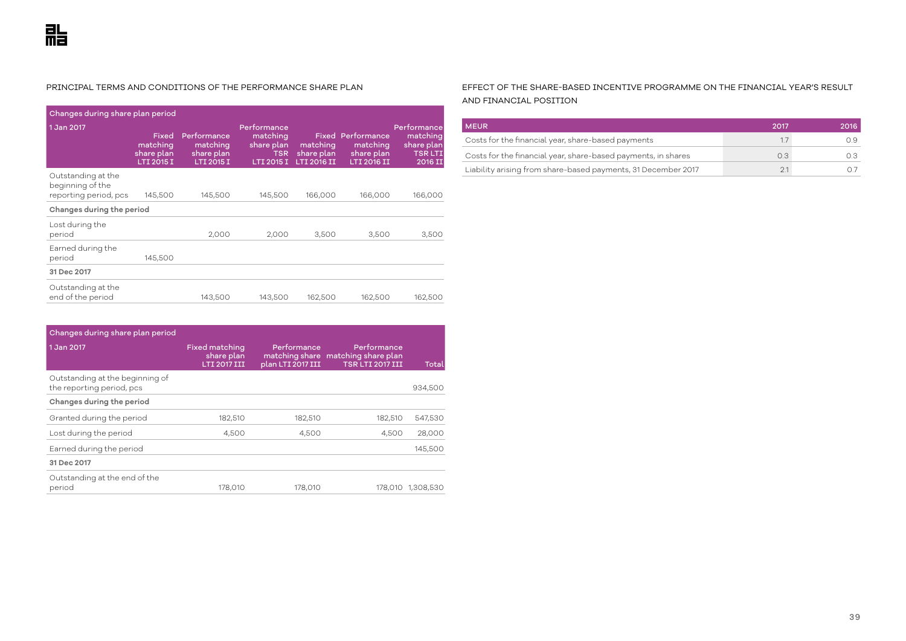PRINCIPAL TERMS AND CONDITIONS OF THE PERFORMANCE SHARE PLAN

| Changes during share plan period | | | | | | |
|---|---|---|---|---|---|---|
| 1 Jan 2017 | Fixed matching share plan LTI 2015 I | Performance matching share plan LTI 2015 I | Performance matching share plan TSR LTI 2015 I | Fixed matching share plan LTI 2016 II | Performance matching share plan LTI 2016 II | Performance matching share plan TSR LTI 2016 II |
| Outstanding at the beginning of the reporting period, pcs | 145,500 | 145,500 | 145,500 | 166,000 | 166,000 | 166,000 |
| **Changes during the period** | | | | | | |
| Lost during the period | | 2,000 | 2,000 | 3,500 | 3,500 | 3,500 |
| Earned during the period | 145,500 | | | | | |
| **31 Dec 2017** | | | | | | |
| Outstanding at the end of the period | | 143,500 | 143,500 | 162,500 | 162,500 | 162,500 |

| Changes during share plan period | | | | |
|---|---|---|---|---|
| 1 Jan 2017 | Fixed matching share plan LTI 2017 III | Performance matching share plan LTI 2017 III | Performance matching share plan TSR LTI 2017 III | Total |
| Outstanding at the beginning of the reporting period, pcs | | | | 934,500 |
| **Changes during the period** | | | | |
| Granted during the period | 182,510 | 182,510 | 182,510 | 547,530 |
| Lost during the period | 4,500 | 4,500 | 4,500 | 28,000 |
| Earned during the period | | | | 145,500 |
| **31 Dec 2017** | | | | |
| Outstanding at the end of the period | 178,010 | 178,010 | 178,010 | 1,308,530 |

EFFECT OF THE SHARE-BASED INCENTIVE PROGRAMME ON THE FINANCIAL YEAR'S RESULT AND FINANCIAL POSITION

| MEUR | 2017 | 2016 |
|---|---|---|
| Costs for the financial year, share-based payments | 1.7 | 0.9 |
| Costs for the financial year, share-based payments, in shares | 0.3 | 0.3 |
| Liability arising from share-based payments, 31 December 2017 | 2.1 | 0.7 |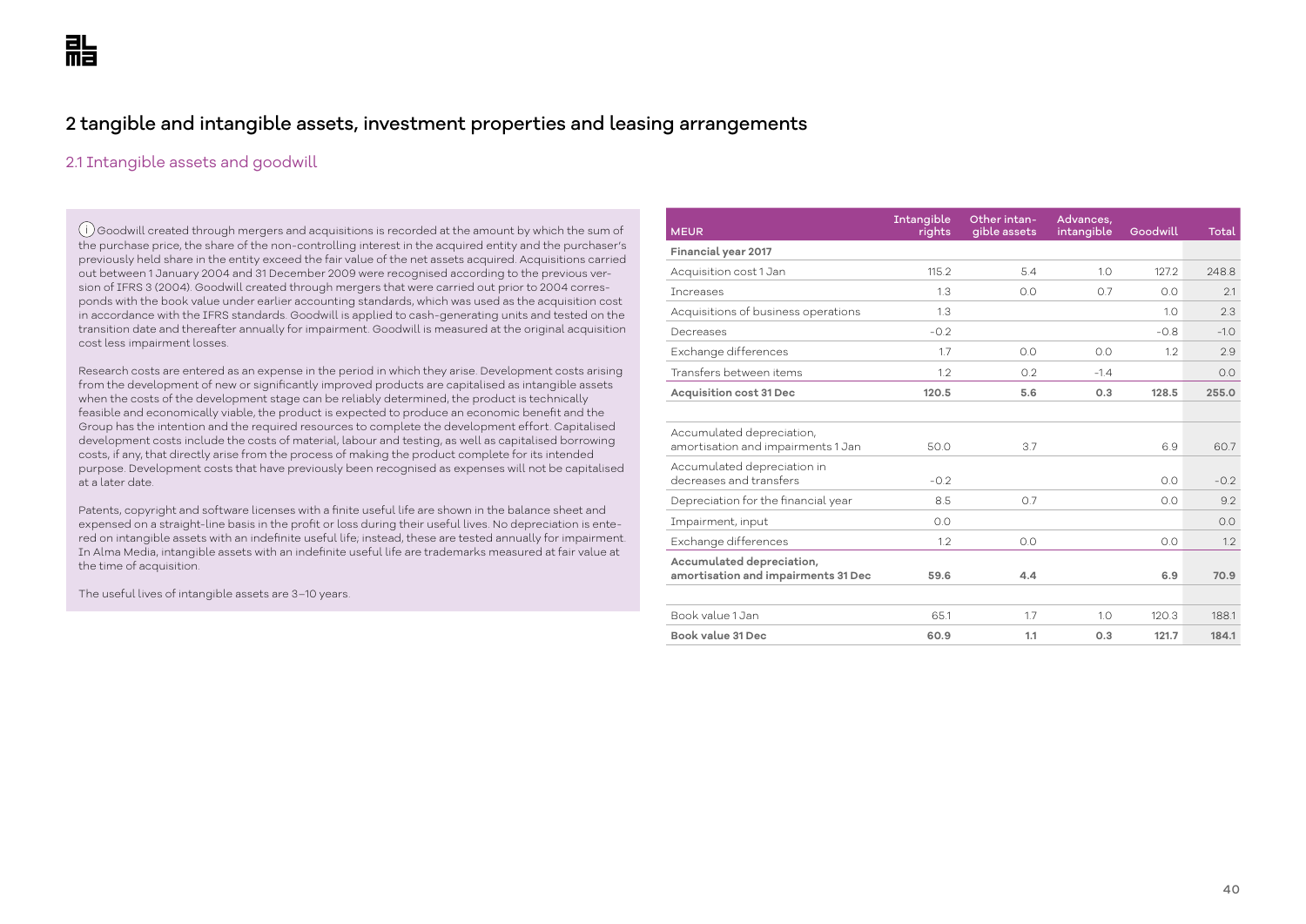# 2 tangible and intangible assets, investment properties and leasing arrangements

## 2.1 Intangible assets and goodwill

ⓘ Goodwill created through mergers and acquisitions is recorded at the amount by which the sum of the purchase price, the share of the non-controlling interest in the acquired entity and the purchaser's previously held share in the entity exceed the fair value of the net assets acquired. Acquisitions carried out between 1 January 2004 and 31 December 2009 were recognised according to the previous version of IFRS 3 (2004). Goodwill created through mergers that were carried out prior to 2004 corresponds with the book value under earlier accounting standards, which was used as the acquisition cost in accordance with the IFRS standards. Goodwill is applied to cash-generating units and tested on the transition date and thereafter annually for impairment. Goodwill is measured at the original acquisition cost less impairment losses.

Research costs are entered as an expense in the period in which they arise. Development costs arising from the development of new or significantly improved products are capitalised as intangible assets when the costs of the development stage can be reliably determined, the product is technically feasible and economically viable, the product is expected to produce an economic benefit and the Group has the intention and the required resources to complete the development effort. Capitalised development costs include the costs of material, labour and testing, as well as capitalised borrowing costs, if any, that directly arise from the process of making the product complete for its intended purpose. Development costs that have previously been recognised as expenses will not be capitalised at a later date.

Patents, copyright and software licenses with a finite useful life are shown in the balance sheet and expensed on a straight-line basis in the profit or loss during their useful lives. No depreciation is entered on intangible assets with an indefinite useful life; instead, these are tested annually for impairment. In Alma Media, intangible assets with an indefinite useful life are trademarks measured at fair value at the time of acquisition.

The useful lives of intangible assets are 3–10 years.

| MEUR | Intangible rights | Other intangible assets | Advances, intangible | Goodwill | Total |
|---|---|---|---|---|---|
| **Financial year 2017** | | | | | |
| Acquisition cost 1 Jan | 115.2 | 5.4 | 1.0 | 127.2 | 248.8 |
| Increases | 1.3 | 0.0 | 0.7 | 0.0 | 2.1 |
| Acquisitions of business operations | 1.3 | | | 1.0 | 2.3 |
| Decreases | -0.2 | | | -0.8 | -1.0 |
| Exchange differences | 1.7 | 0.0 | 0.0 | 1.2 | 2.9 |
| Transfers between items | 1.2 | 0.2 | -1.4 | | 0.0 |
| **Acquisition cost 31 Dec** | **120.5** | **5.6** | **0.3** | **128.5** | **255.0** |
| | | | | | |
| Accumulated depreciation, amortisation and impairments 1 Jan | 50.0 | 3.7 | | 6.9 | 60.7 |
| Accumulated depreciation in decreases and transfers | -0.2 | | | 0.0 | -0.2 |
| Depreciation for the financial year | 8.5 | 0.7 | | 0.0 | 9.2 |
| Impairment, input | 0.0 | | | | 0.0 |
| Exchange differences | 1.2 | 0.0 | | 0.0 | 1.2 |
| **Accumulated depreciation, amortisation and impairments 31 Dec** | **59.6** | **4.4** | | **6.9** | **70.9** |
| | | | | | |
| Book value 1 Jan | 65.1 | 1.7 | 1.0 | 120.3 | 188.1 |
| **Book value 31 Dec** | **60.9** | **1.1** | **0.3** | **121.7** | **184.1** |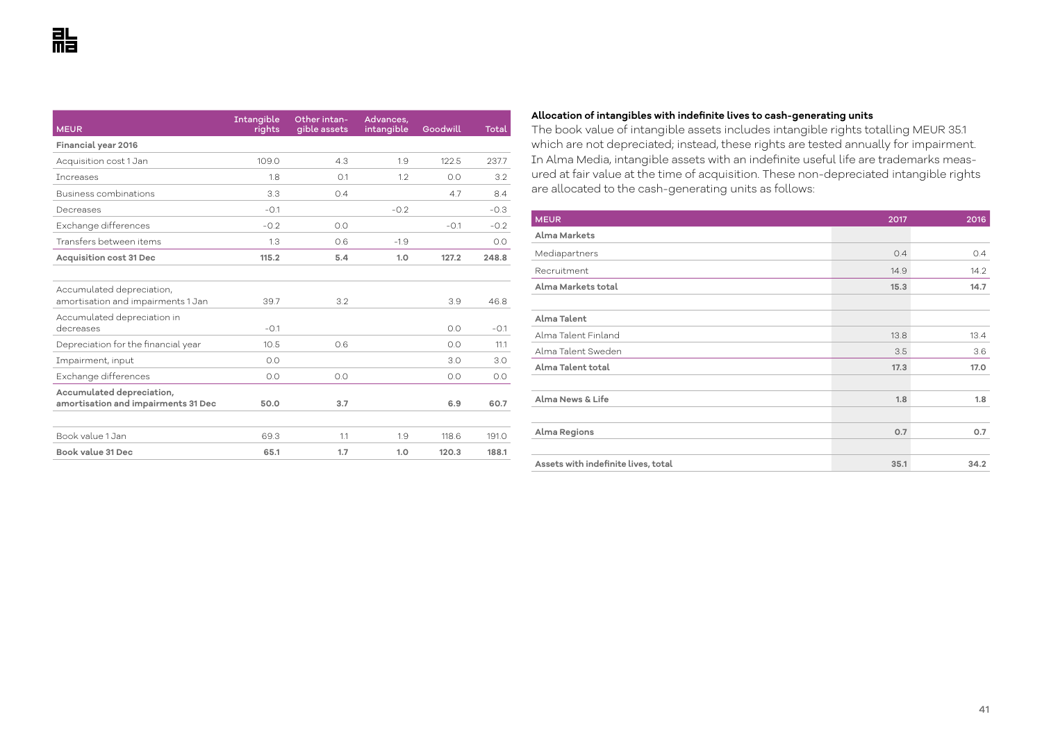| MEUR | Intangible rights | Other intangible assets | Advances, intangible | Goodwill | Total |
|---|---|---|---|---|---|
| **Financial year 2016** | | | | | |
| Acquisition cost 1 Jan | 109.0 | 4.3 | 1.9 | 122.5 | 237.7 |
| Increases | 1.8 | 0.1 | 1.2 | 0.0 | 3.2 |
| Business combinations | 3.3 | 0.4 | | 4.7 | 8.4 |
| Decreases | -0.1 | | -0.2 | | -0.3 |
| Exchange differences | -0.2 | 0.0 | | -0.1 | -0.2 |
| Transfers between items | 1.3 | 0.6 | -1.9 | | 0.0 |
| **Acquisition cost 31 Dec** | **115.2** | **5.4** | **1.0** | **127.2** | **248.8** |
| | | | | | |
| Accumulated depreciation, amortisation and impairments 1 Jan | 39.7 | 3.2 | | 3.9 | 46.8 |
| Accumulated depreciation in decreases | -0.1 | | | 0.0 | -0.1 |
| Depreciation for the financial year | 10.5 | 0.6 | | 0.0 | 11.1 |
| Impairment, input | 0.0 | | | 3.0 | 3.0 |
| Exchange differences | 0.0 | 0.0 | | 0.0 | 0.0 |
| **Accumulated depreciation, amortisation and impairments 31 Dec** | **50.0** | **3.7** | | **6.9** | **60.7** |
| | | | | | |
| Book value 1 Jan | 69.3 | 1.1 | 1.9 | 118.6 | 191.0 |
| **Book value 31 Dec** | **65.1** | **1.7** | **1.0** | **120.3** | **188.1** |

**Allocation of intangibles with indefinite lives to cash-generating units**

The book value of intangible assets includes intangible rights totalling MEUR 35.1 which are not depreciated; instead, these rights are tested annually for impairment. In Alma Media, intangible assets with an indefinite useful life are trademarks measured at fair value at the time of acquisition. These non-depreciated intangible rights are allocated to the cash-generating units as follows:

| MEUR | 2017 | 2016 |
|---|---|---|
| **Alma Markets** | | |
| Mediapartners | 0.4 | 0.4 |
| Recruitment | 14.9 | 14.2 |
| **Alma Markets total** | **15.3** | **14.7** |
| | | |
| **Alma Talent** | | |
| Alma Talent Finland | 13.8 | 13.4 |
| Alma Talent Sweden | 3.5 | 3.6 |
| **Alma Talent total** | **17.3** | **17.0** |
| | | |
| **Alma News & Life** | **1.8** | **1.8** |
| | | |
| **Alma Regions** | **0.7** | **0.7** |
| | | |
| **Assets with indefinite lives, total** | **35.1** | **34.2** |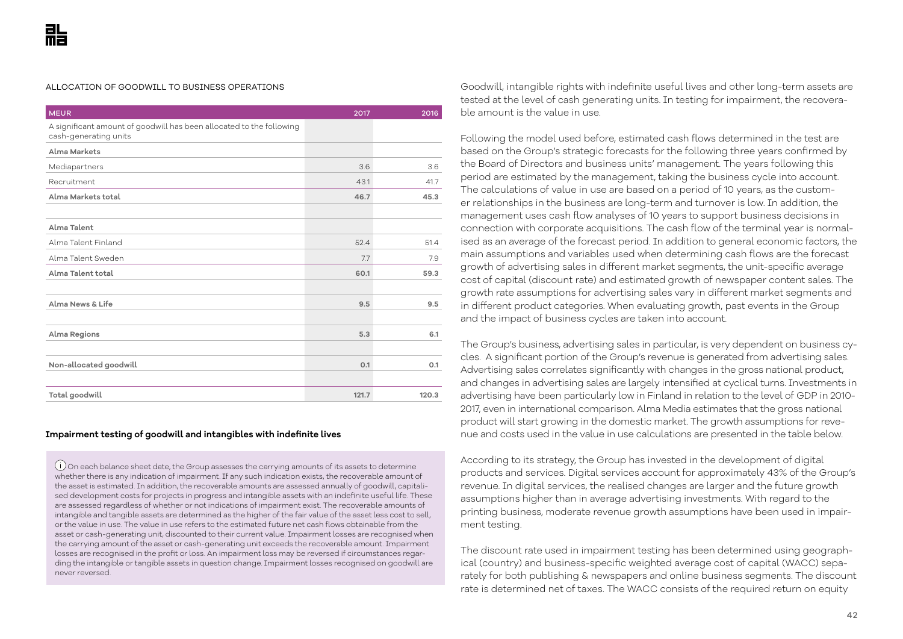ALLOCATION OF GOODWILL TO BUSINESS OPERATIONS

| MEUR | 2017 | 2016 |
|---|---|---|
| A significant amount of goodwill has been allocated to the following cash-generating units | | |
| **Alma Markets** | | |
| Mediapartners | 3.6 | 3.6 |
| Recruitment | 43.1 | 41.7 |
| **Alma Markets total** | **46.7** | **45.3** |
| | | |
| **Alma Talent** | | |
| Alma Talent Finland | 52.4 | 51.4 |
| Alma Talent Sweden | 7.7 | 7.9 |
| **Alma Talent total** | **60.1** | **59.3** |
| | | |
| **Alma News & Life** | **9.5** | **9.5** |
| | | |
| **Alma Regions** | **5.3** | **6.1** |
| | | |
| **Non-allocated goodwill** | **0.1** | **0.1** |
| | | |
| **Total goodwill** | **121.7** | **120.3** |

**Impairment testing of goodwill and intangibles with indefinite lives**

On each balance sheet date, the Group assesses the carrying amounts of its assets to determine whether there is any indication of impairment. If any such indication exists, the recoverable amount of the asset is estimated. In addition, the recoverable amounts are assessed annually of goodwill, capitalised development costs for projects in progress and intangible assets with an indefinite useful life. These are assessed regardless of whether or not indications of impairment exist. The recoverable amounts of intangible and tangible assets are determined as the higher of the fair value of the asset less cost to sell, or the value in use. The value in use refers to the estimated future net cash flows obtainable from the asset or cash-generating unit, discounted to their current value. Impairment losses are recognised when the carrying amount of the asset or cash-generating unit exceeds the recoverable amount. Impairment losses are recognised in the profit or loss. An impairment loss may be reversed if circumstances regarding the intangible or tangible assets in question change. Impairment losses recognised on goodwill are never reversed.

Goodwill, intangible rights with indefinite useful lives and other long-term assets are tested at the level of cash generating units. In testing for impairment, the recoverable amount is the value in use.

Following the model used before, estimated cash flows determined in the test are based on the Group's strategic forecasts for the following three years confirmed by the Board of Directors and business units' management. The years following this period are estimated by the management, taking the business cycle into account. The calculations of value in use are based on a period of 10 years, as the customer relationships in the business are long-term and turnover is low. In addition, the management uses cash flow analyses of 10 years to support business decisions in connection with corporate acquisitions. The cash flow of the terminal year is normalised as an average of the forecast period. In addition to general economic factors, the main assumptions and variables used when determining cash flows are the forecast growth of advertising sales in different market segments, the unit-specific average cost of capital (discount rate) and estimated growth of newspaper content sales. The growth rate assumptions for advertising sales vary in different market segments and in different product categories. When evaluating growth, past events in the Group and the impact of business cycles are taken into account.

The Group's business, advertising sales in particular, is very dependent on business cycles. A significant portion of the Group's revenue is generated from advertising sales. Advertising sales correlates significantly with changes in the gross national product, and changes in advertising sales are largely intensified at cyclical turns. Investments in advertising have been particularly low in Finland in relation to the level of GDP in 2010-2017, even in international comparison. Alma Media estimates that the gross national product will start growing in the domestic market. The growth assumptions for revenue and costs used in the value in use calculations are presented in the table below.

According to its strategy, the Group has invested in the development of digital products and services. Digital services account for approximately 43% of the Group's revenue. In digital services, the realised changes are larger and the future growth assumptions higher than in average advertising investments. With regard to the printing business, moderate revenue growth assumptions have been used in impairment testing.

The discount rate used in impairment testing has been determined using geographical (country) and business-specific weighted average cost of capital (WACC) separately for both publishing & newspapers and online business segments. The discount rate is determined net of taxes. The WACC consists of the required return on equity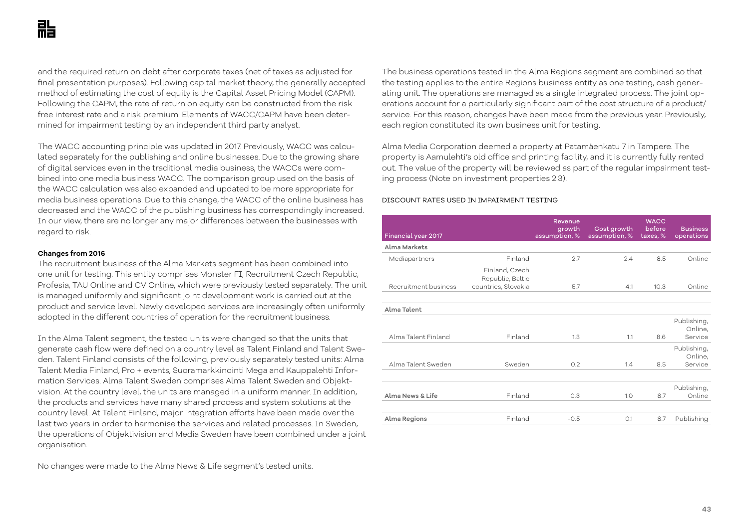and the required return on debt after corporate taxes (net of taxes as adjusted for final presentation purposes). Following capital market theory, the generally accepted method of estimating the cost of equity is the Capital Asset Pricing Model (CAPM). Following the CAPM, the rate of return on equity can be constructed from the risk free interest rate and a risk premium. Elements of WACC/CAPM have been determined for impairment testing by an independent third party analyst.

The WACC accounting principle was updated in 2017. Previously, WACC was calculated separately for the publishing and online businesses. Due to the growing share of digital services even in the traditional media business, the WACCs were combined into one media business WACC. The comparison group used on the basis of the WACC calculation was also expanded and updated to be more appropriate for media business operations. Due to this change, the WACC of the online business has decreased and the WACC of the publishing business has correspondingly increased. In our view, there are no longer any major differences between the businesses with regard to risk.

**Changes from 2016**

The recruitment business of the Alma Markets segment has been combined into one unit for testing. This entity comprises Monster FI, Recruitment Czech Republic, Profesia, TAU Online and CV Online, which were previously tested separately. The unit is managed uniformly and significant joint development work is carried out at the product and service level. Newly developed services are increasingly often uniformly adopted in the different countries of operation for the recruitment business.

In the Alma Talent segment, the tested units were changed so that the units that generate cash flow were defined on a country level as Talent Finland and Talent Sweden. Talent Finland consists of the following, previously separately tested units: Alma Talent Media Finland, Pro + events, Suoramarkkinointi Mega and Kauppalehti Information Services. Alma Talent Sweden comprises Alma Talent Sweden and Objektvision. At the country level, the units are managed in a uniform manner. In addition, the products and services have many shared process and system solutions at the country level. At Talent Finland, major integration efforts have been made over the last two years in order to harmonise the services and related processes. In Sweden, the operations of Objektivision and Media Sweden have been combined under a joint organisation.

No changes were made to the Alma News & Life segment's tested units.

The business operations tested in the Alma Regions segment are combined so that the testing applies to the entire Regions business entity as one testing, cash generating unit. The operations are managed as a single integrated process. The joint operations account for a particularly significant part of the cost structure of a product/service. For this reason, changes have been made from the previous year. Previously, each region constituted its own business unit for testing.

Alma Media Corporation deemed a property at Patamäenkatu 7 in Tampere. The property is Aamulehti's old office and printing facility, and it is currently fully rented out. The value of the property will be reviewed as part of the regular impairment testing process (Note on investment properties 2.3).

DISCOUNT RATES USED IN IMPAIRMENT TESTING

| Financial year 2017 | | Revenue growth assumption, % | Cost growth assumption, % | WACC before taxes, % | Business operations |
|---|---|---|---|---|---|
| **Alma Markets** | | | | | |
| Mediapartners | Finland | 2.7 | 2.4 | 8.5 | Online |
| Recruitment business | Finland, Czech Republic, Baltic countries, Slovakia | 5.7 | 4.1 | 10.3 | Online |
| **Alma Talent** | | | | | |
| Alma Talent Finland | Finland | 1.3 | 1.1 | 8.6 | Publishing, Online, Service |
| Alma Talent Sweden | Sweden | 0.2 | 1.4 | 8.5 | Publishing, Online, Service |
| **Alma News & Life** | Finland | 0.3 | 1.0 | 8.7 | Publishing, Online |
| **Alma Regions** | Finland | -0.5 | 0.1 | 8.7 | Publishing |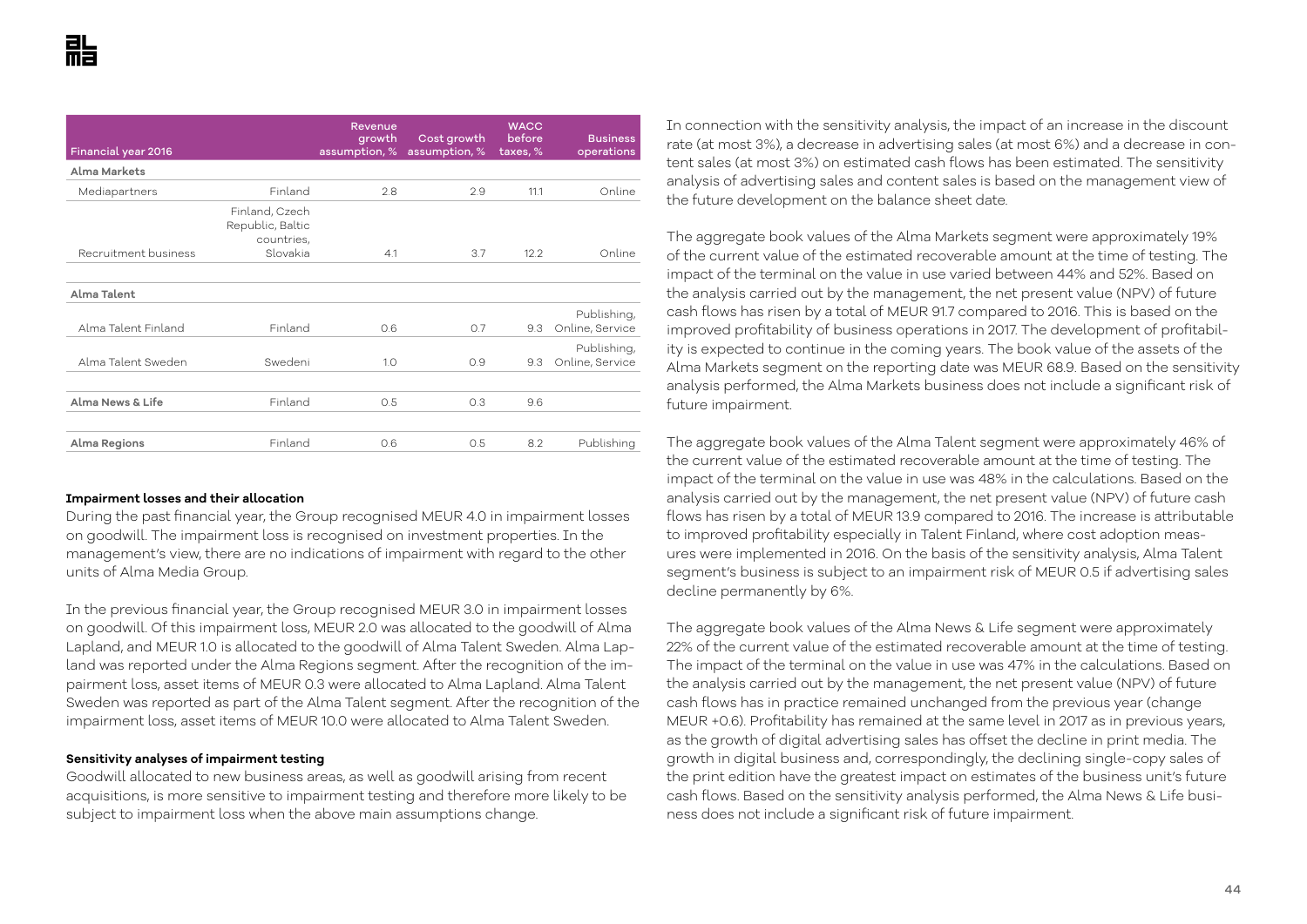| Financial year 2016 | | Revenue growth assumption, % | Cost growth assumption, % | WACC before taxes, % | Business operations |
|---|---|---|---|---|---|
| **Alma Markets** | | | | | |
| Mediapartners | Finland | 2.8 | 2.9 | 11.1 | Online |
| Recruitment business | Finland, Czech Republic, Baltic countries, Slovakia | 4.1 | 3.7 | 12.2 | Online |
| **Alma Talent** | | | | | |
| Alma Talent Finland | Finland | 0.6 | 0.7 | 9.3 | Publishing, Online, Service |
| Alma Talent Sweden | Swedeni | 1.0 | 0.9 | 9.3 | Publishing, Online, Service |
| **Alma News & Life** | Finland | 0.5 | 0.3 | 9.6 | |
| **Alma Regions** | Finland | 0.6 | 0.5 | 8.2 | Publishing |

**Impairment losses and their allocation**

During the past financial year, the Group recognised MEUR 4.0 in impairment losses on goodwill. The impairment loss is recognised on investment properties. In the management's view, there are no indications of impairment with regard to the other units of Alma Media Group.

In the previous financial year, the Group recognised MEUR 3.0 in impairment losses on goodwill. Of this impairment loss, MEUR 2.0 was allocated to the goodwill of Alma Lapland, and MEUR 1.0 is allocated to the goodwill of Alma Talent Sweden. Alma Lapland was reported under the Alma Regions segment. After the recognition of the impairment loss, asset items of MEUR 0.3 were allocated to Alma Lapland. Alma Talent Sweden was reported as part of the Alma Talent segment. After the recognition of the impairment loss, asset items of MEUR 10.0 were allocated to Alma Talent Sweden.

**Sensitivity analyses of impairment testing**

Goodwill allocated to new business areas, as well as goodwill arising from recent acquisitions, is more sensitive to impairment testing and therefore more likely to be subject to impairment loss when the above main assumptions change.

In connection with the sensitivity analysis, the impact of an increase in the discount rate (at most 3%), a decrease in advertising sales (at most 6%) and a decrease in content sales (at most 3%) on estimated cash flows has been estimated. The sensitivity analysis of advertising sales and content sales is based on the management view of the future development on the balance sheet date.

The aggregate book values of the Alma Markets segment were approximately 19% of the current value of the estimated recoverable amount at the time of testing. The impact of the terminal on the value in use varied between 44% and 52%. Based on the analysis carried out by the management, the net present value (NPV) of future cash flows has risen by a total of MEUR 91.7 compared to 2016. This is based on the improved profitability of business operations in 2017. The development of profitability is expected to continue in the coming years. The book value of the assets of the Alma Markets segment on the reporting date was MEUR 68.9. Based on the sensitivity analysis performed, the Alma Markets business does not include a significant risk of future impairment.

The aggregate book values of the Alma Talent segment were approximately 46% of the current value of the estimated recoverable amount at the time of testing. The impact of the terminal on the value in use was 48% in the calculations. Based on the analysis carried out by the management, the net present value (NPV) of future cash flows has risen by a total of MEUR 13.9 compared to 2016. The increase is attributable to improved profitability especially in Talent Finland, where cost adoption measures were implemented in 2016. On the basis of the sensitivity analysis, Alma Talent segment's business is subject to an impairment risk of MEUR 0.5 if advertising sales decline permanently by 6%.

The aggregate book values of the Alma News & Life segment were approximately 22% of the current value of the estimated recoverable amount at the time of testing. The impact of the terminal on the value in use was 47% in the calculations. Based on the analysis carried out by the management, the net present value (NPV) of future cash flows has in practice remained unchanged from the previous year (change MEUR +0.6). Profitability has remained at the same level in 2017 as in previous years, as the growth of digital advertising sales has offset the decline in print media. The growth in digital business and, correspondingly, the declining single-copy sales of the print edition have the greatest impact on estimates of the business unit's future cash flows. Based on the sensitivity analysis performed, the Alma News & Life business does not include a significant risk of future impairment.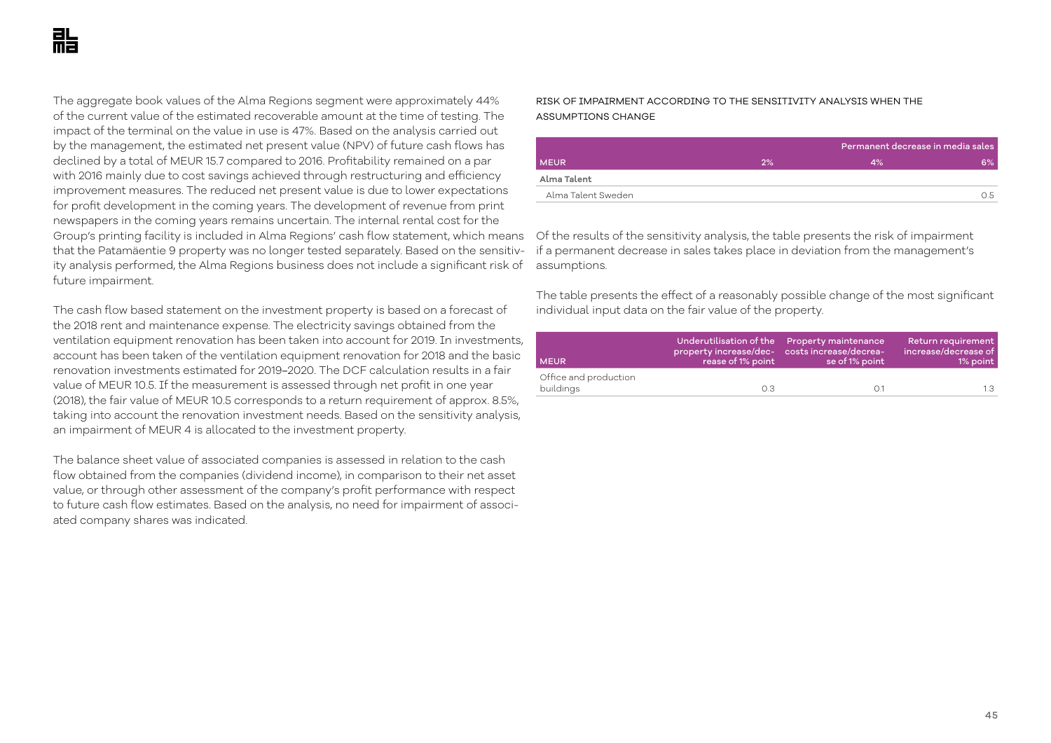The aggregate book values of the Alma Regions segment were approximately 44% of the current value of the estimated recoverable amount at the time of testing. The impact of the terminal on the value in use is 47%. Based on the analysis carried out by the management, the estimated net present value (NPV) of future cash flows has declined by a total of MEUR 15.7 compared to 2016. Profitability remained on a par with 2016 mainly due to cost savings achieved through restructuring and efficiency improvement measures. The reduced net present value is due to lower expectations for profit development in the coming years. The development of revenue from print newspapers in the coming years remains uncertain. The internal rental cost for the Group's printing facility is included in Alma Regions' cash flow statement, which means that the Patamäentie 9 property was no longer tested separately. Based on the sensitivity analysis performed, the Alma Regions business does not include a significant risk of future impairment.

The cash flow based statement on the investment property is based on a forecast of the 2018 rent and maintenance expense. The electricity savings obtained from the ventilation equipment renovation has been taken into account for 2019. In investments, account has been taken of the ventilation equipment renovation for 2018 and the basic renovation investments estimated for 2019–2020. The DCF calculation results in a fair value of MEUR 10.5. If the measurement is assessed through net profit in one year (2018), the fair value of MEUR 10.5 corresponds to a return requirement of approx. 8.5%, taking into account the renovation investment needs. Based on the sensitivity analysis, an impairment of MEUR 4 is allocated to the investment property.

The balance sheet value of associated companies is assessed in relation to the cash flow obtained from the companies (dividend income), in comparison to their net asset value, or through other assessment of the company's profit performance with respect to future cash flow estimates. Based on the analysis, no need for impairment of associated company shares was indicated.

RISK OF IMPAIRMENT ACCORDING TO THE SENSITIVITY ANALYSIS WHEN THE ASSUMPTIONS CHANGE

| | Permanent decrease in media sales | | |
|---|---|---|---|
| MEUR | 2% | 4% | 6% |
| **Alma Talent** | | | |
| Alma Talent Sweden | | | 0.5 |

Of the results of the sensitivity analysis, the table presents the risk of impairment if a permanent decrease in sales takes place in deviation from the management's assumptions.

The table presents the effect of a reasonably possible change of the most significant individual input data on the fair value of the property.

| MEUR | Underutilisation of the property increase/decrease of 1% point | Property maintenance costs increase/decrease of 1% point | Return requirement increase/decrease of 1% point |
|---|---|---|---|
| Office and production buildings | 0.3 | 0.1 | 1.3 |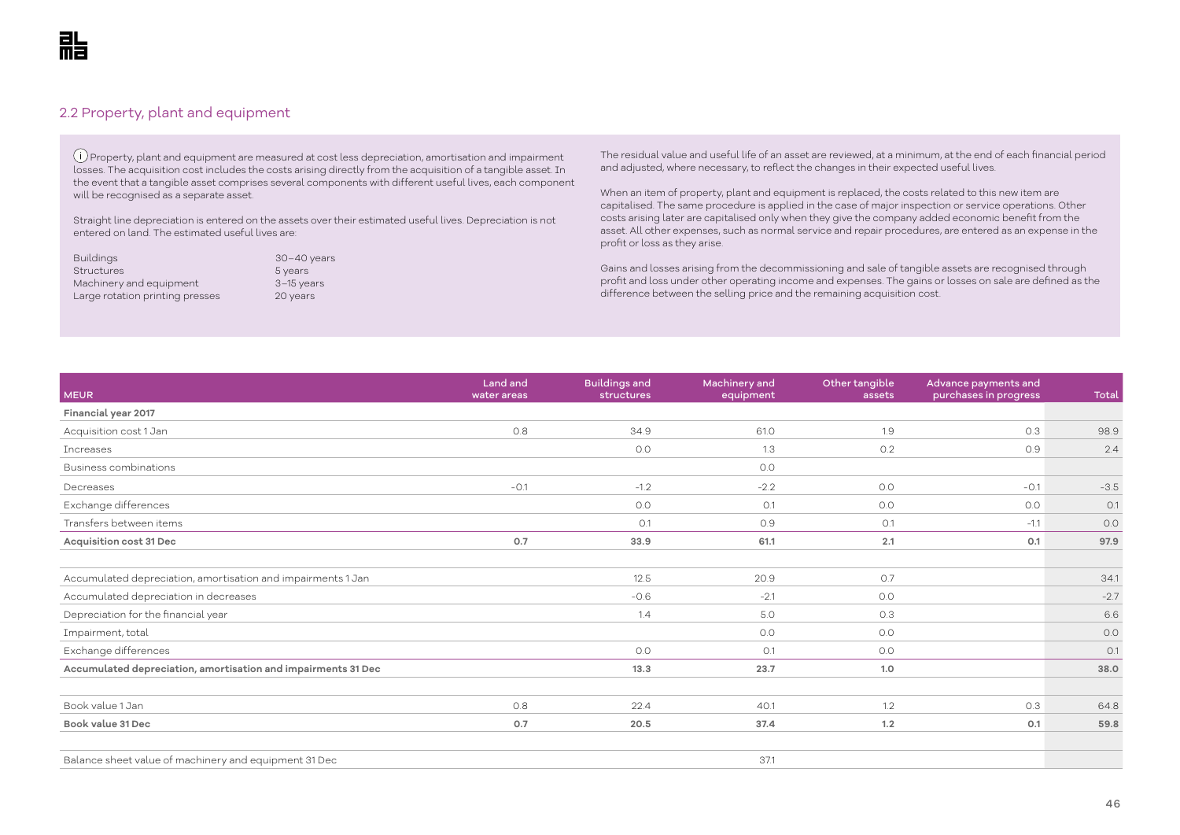## 2.2 Property, plant and equipment

ⓘ Property, plant and equipment are measured at cost less depreciation, amortisation and impairment losses. The acquisition cost includes the costs arising directly from the acquisition of a tangible asset. In the event that a tangible asset comprises several components with different useful lives, each component will be recognised as a separate asset.

Straight line depreciation is entered on the assets over their estimated useful lives. Depreciation is not entered on land. The estimated useful lives are:

| | |
|---|---|
| Buildings | 30–40 years |
| Structures | 5 years |
| Machinery and equipment | 3–15 years |
| Large rotation printing presses | 20 years |

The residual value and useful life of an asset are reviewed, at a minimum, at the end of each financial period and adjusted, where necessary, to reflect the changes in their expected useful lives.

When an item of property, plant and equipment is replaced, the costs related to this new item are capitalised. The same procedure is applied in the case of major inspection or service operations. Other costs arising later are capitalised only when they give the company added economic benefit from the asset. All other expenses, such as normal service and repair procedures, are entered as an expense in the profit or loss as they arise.

Gains and losses arising from the decommissioning and sale of tangible assets are recognised through profit and loss under other operating income and expenses. The gains or losses on sale are defined as the difference between the selling price and the remaining acquisition cost.

| MEUR | Land and water areas | Buildings and structures | Machinery and equipment | Other tangible assets | Advance payments and purchases in progress | Total |
|---|---|---|---|---|---|---|
| **Financial year 2017** | | | | | | |
| Acquisition cost 1 Jan | 0.8 | 34.9 | 61.0 | 1.9 | 0.3 | 98.9 |
| Increases | | 0.0 | 1.3 | 0.2 | 0.9 | 2.4 |
| Business combinations | | | 0.0 | | | |
| Decreases | -0.1 | -1.2 | -2.2 | 0.0 | -0.1 | -3.5 |
| Exchange differences | | 0.0 | 0.1 | 0.0 | 0.0 | 0.1 |
| Transfers between items | | 0.1 | 0.9 | 0.1 | -1.1 | 0.0 |
| **Acquisition cost 31 Dec** | **0.7** | **33.9** | **61.1** | **2.1** | **0.1** | **97.9** |
| | | | | | | |
| Accumulated depreciation, amortisation and impairments 1 Jan | | 12.5 | 20.9 | 0.7 | | 34.1 |
| Accumulated depreciation in decreases | | -0.6 | -2.1 | 0.0 | | -2.7 |
| Depreciation for the financial year | | 1.4 | 5.0 | 0.3 | | 6.6 |
| Impairment, total | | | 0.0 | 0.0 | | 0.0 |
| Exchange differences | | 0.0 | 0.1 | 0.0 | | 0.1 |
| **Accumulated depreciation, amortisation and impairments 31 Dec** | | **13.3** | **23.7** | **1.0** | | **38.0** |
| | | | | | | |
| Book value 1 Jan | 0.8 | 22.4 | 40.1 | 1.2 | 0.3 | 64.8 |
| **Book value 31 Dec** | **0.7** | **20.5** | **37.4** | **1.2** | **0.1** | **59.8** |
| | | | | | | |
| Balance sheet value of machinery and equipment 31 Dec | | | 37.1 | | | |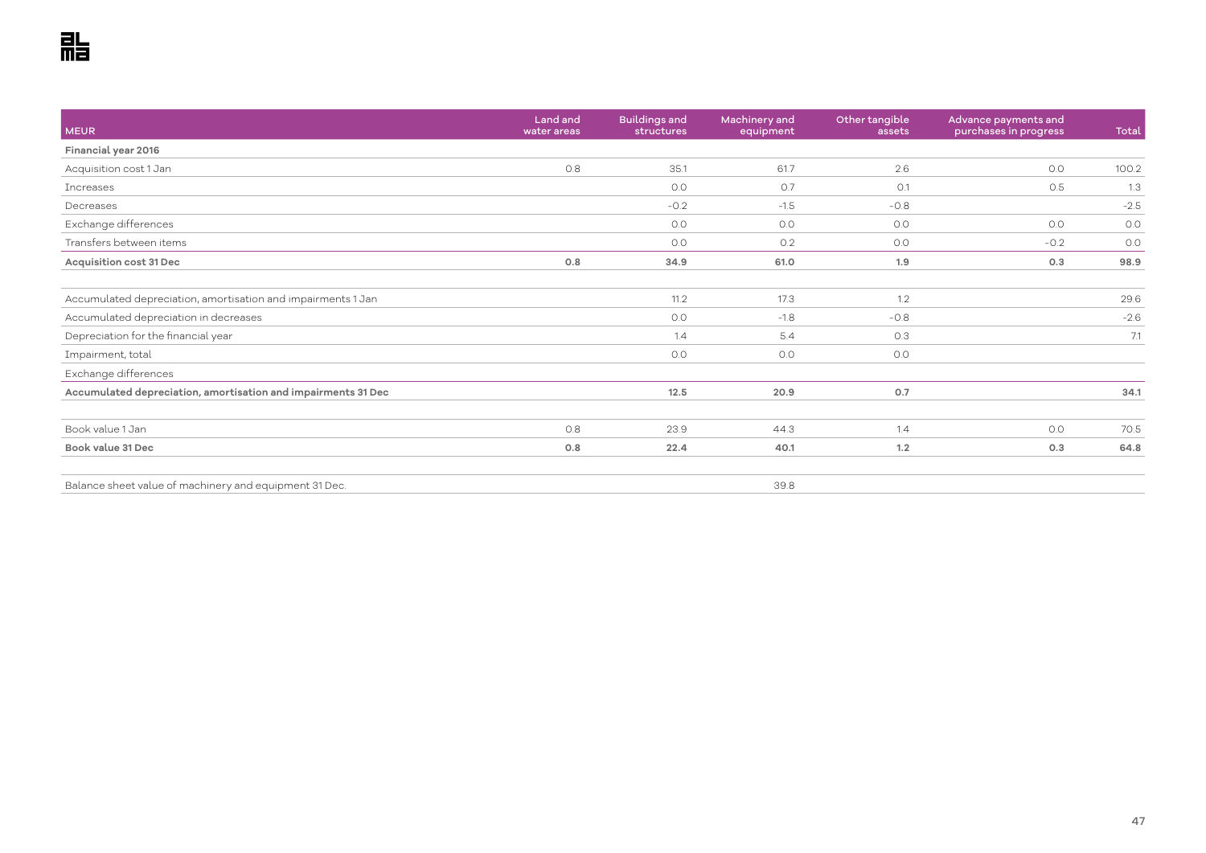| MEUR | Land and water areas | Buildings and structures | Machinery and equipment | Other tangible assets | Advance payments and purchases in progress | Total |
|---|---|---|---|---|---|---|
| **Financial year 2016** | | | | | | |
| Acquisition cost 1 Jan | 0.8 | 35.1 | 61.7 | 2.6 | 0.0 | 100.2 |
| Increases | | 0.0 | 0.7 | 0.1 | 0.5 | 1.3 |
| Decreases | | -0.2 | -1.5 | -0.8 | | -2.5 |
| Exchange differences | | 0.0 | 0.0 | 0.0 | 0.0 | 0.0 |
| Transfers between items | | 0.0 | 0.2 | 0.0 | -0.2 | 0.0 |
| **Acquisition cost 31 Dec** | **0.8** | **34.9** | **61.0** | **1.9** | **0.3** | **98.9** |
| | | | | | | |
| Accumulated depreciation, amortisation and impairments 1 Jan | | 11.2 | 17.3 | 1.2 | | 29.6 |
| Accumulated depreciation in decreases | | 0.0 | -1.8 | -0.8 | | -2.6 |
| Depreciation for the financial year | | 1.4 | 5.4 | 0.3 | | 7.1 |
| Impairment, total | | 0.0 | 0.0 | 0.0 | | |
| Exchange differences | | | | | | |
| **Accumulated depreciation, amortisation and impairments 31 Dec** | | **12.5** | **20.9** | **0.7** | | **34.1** |
| | | | | | | |
| Book value 1 Jan | 0.8 | 23.9 | 44.3 | 1.4 | 0.0 | 70.5 |
| **Book value 31 Dec** | **0.8** | **22.4** | **40.1** | **1.2** | **0.3** | **64.8** |
| | | | | | | |
| Balance sheet value of machinery and equipment 31 Dec. | | | 39.8 | | | |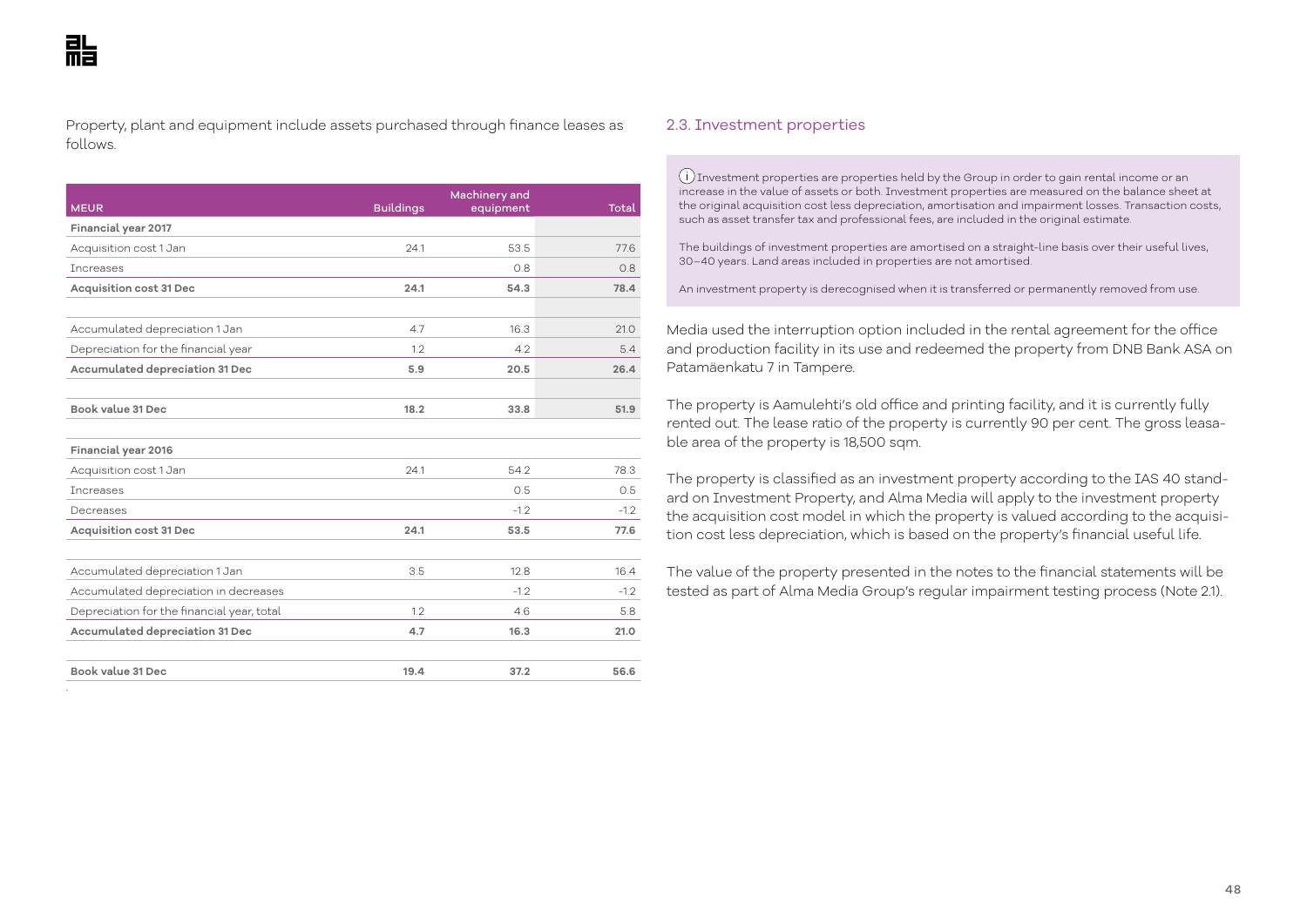Property, plant and equipment include assets purchased through finance leases as follows.

| MEUR | Buildings | Machinery and equipment | Total |
|---|---|---|---|
| **Financial year 2017** | | | |
| Acquisition cost 1 Jan | 24.1 | 53.5 | 77.6 |
| Increases | | 0.8 | 0.8 |
| **Acquisition cost 31 Dec** | **24.1** | **54.3** | **78.4** |
| | | | |
| Accumulated depreciation 1 Jan | 4.7 | 16.3 | 21.0 |
| Depreciation for the financial year | 1.2 | 4.2 | 5.4 |
| **Accumulated depreciation 31 Dec** | **5.9** | **20.5** | **26.4** |
| | | | |
| **Book value 31 Dec** | **18.2** | **33.8** | **51.9** |
| | | | |
| **Financial year 2016** | | | |
| Acquisition cost 1 Jan | 24.1 | 54.2 | 78.3 |
| Increases | | 0.5 | 0.5 |
| Decreases | | -1.2 | -1.2 |
| **Acquisition cost 31 Dec** | **24.1** | **53.5** | **77.6** |
| | | | |
| Accumulated depreciation 1 Jan | 3.5 | 12.8 | 16.4 |
| Accumulated depreciation in decreases | | -1.2 | -1.2 |
| Depreciation for the financial year, total | 1.2 | 4.6 | 5.8 |
| **Accumulated depreciation 31 Dec** | **4.7** | **16.3** | **21.0** |
| | | | |
| **Book value 31 Dec** | **19.4** | **37.2** | **56.6** |

## 2.3. Investment properties

Investment properties are properties held by the Group in order to gain rental income or an increase in the value of assets or both. Investment properties are measured on the balance sheet at the original acquisition cost less depreciation, amortisation and impairment losses. Transaction costs, such as asset transfer tax and professional fees, are included in the original estimate.

The buildings of investment properties are amortised on a straight-line basis over their useful lives, 30–40 years. Land areas included in properties are not amortised.

An investment property is derecognised when it is transferred or permanently removed from use.

Media used the interruption option included in the rental agreement for the office and production facility in its use and redeemed the property from DNB Bank ASA on Patamäenkatu 7 in Tampere.

The property is Aamulehti's old office and printing facility, and it is currently fully rented out. The lease ratio of the property is currently 90 per cent. The gross leasable area of the property is 18,500 sqm.

The property is classified as an investment property according to the IAS 40 standard on Investment Property, and Alma Media will apply to the investment property the acquisition cost model in which the property is valued according to the acquisition cost less depreciation, which is based on the property's financial useful life.

The value of the property presented in the notes to the financial statements will be tested as part of Alma Media Group's regular impairment testing process (Note 2.1).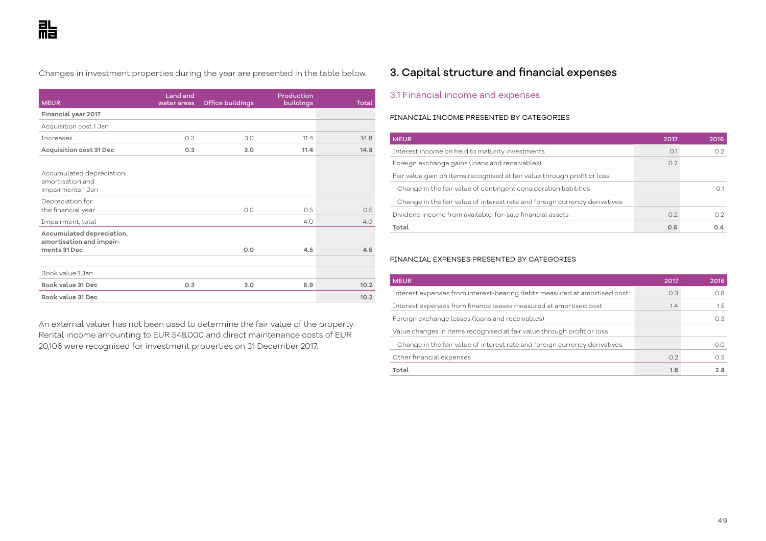Changes in investment properties during the year are presented in the table below.

| MEUR | Land and water areas | Office buildings | Production buildings | Total |
|---|---|---|---|---|
| **Financial year 2017** | | | | |
| Acquisition cost 1 Jan | | | | |
| Increases | 0.3 | 3.0 | 11.4 | 14.8 |
| **Acquisition cost 31 Dec** | **0.3** | **3.0** | **11.4** | **14.8** |
| | | | | |
| Accumulated depreciation, amortisation and impairments 1 Jan | | | | |
| Depreciation for the financial year | | 0.0 | 0.5 | 0.5 |
| Impairment, total | | | 4.0 | 4.0 |
| **Accumulated depreciation, amortisation and impairments 31 Dec** | | **0.0** | **4.5** | **4.5** |
| | | | | |
| Book value 1 Jan | | | | |
| **Book value 31 Dec** | **0.3** | **3.0** | **6.9** | **10.2** |
| **Book value 31 Dec** | | | | **10.2** |

An external valuer has not been used to determine the fair value of the property. Rental income amounting to EUR 548,000 and direct maintenance costs of EUR 20,106 were recognised for investment properties on 31 December 2017.

# 3. Capital structure and financial expenses

## 3.1 Financial income and expenses

FINANCIAL INCOME PRESENTED BY CATEGORIES

| MEUR | 2017 | 2016 |
|---|---|---|
| Interest income on held to maturity investments | 0.1 | 0.2 |
| Foreign exchange gains (loans and receivables) | 0.2 | |
| Fair value gain on items recognised at fair value through profit or loss | | |
| Change in the fair value of contingent consideration liabilities | | 0.1 |
| Change in the fair value of interest rate and foreign currency derivatives | | |
| Dividend income from available-for-sale financial assets | 0.2 | 0.2 |
| **Total** | **0.6** | **0.4** |

FINANCIAL EXPENSES PRESENTED BY CATEGORIES

| MEUR | 2017 | 2016 |
|---|---|---|
| Interest expenses from interest-bearing debts measured at amortised cost | 0.3 | 0.8 |
| Interest expenses from finance leases measured at amortised cost | 1.4 | 1.5 |
| Foreign exchange losses (loans and receivables) | | 0.3 |
| Value changes in items recognised at fair value through profit or loss | | |
| Change in the fair value of interest rate and foreign currency derivatives | | 0.0 |
| Other financial expenses | 0.2 | 0.3 |
| **Total** | **1.8** | **2.8** |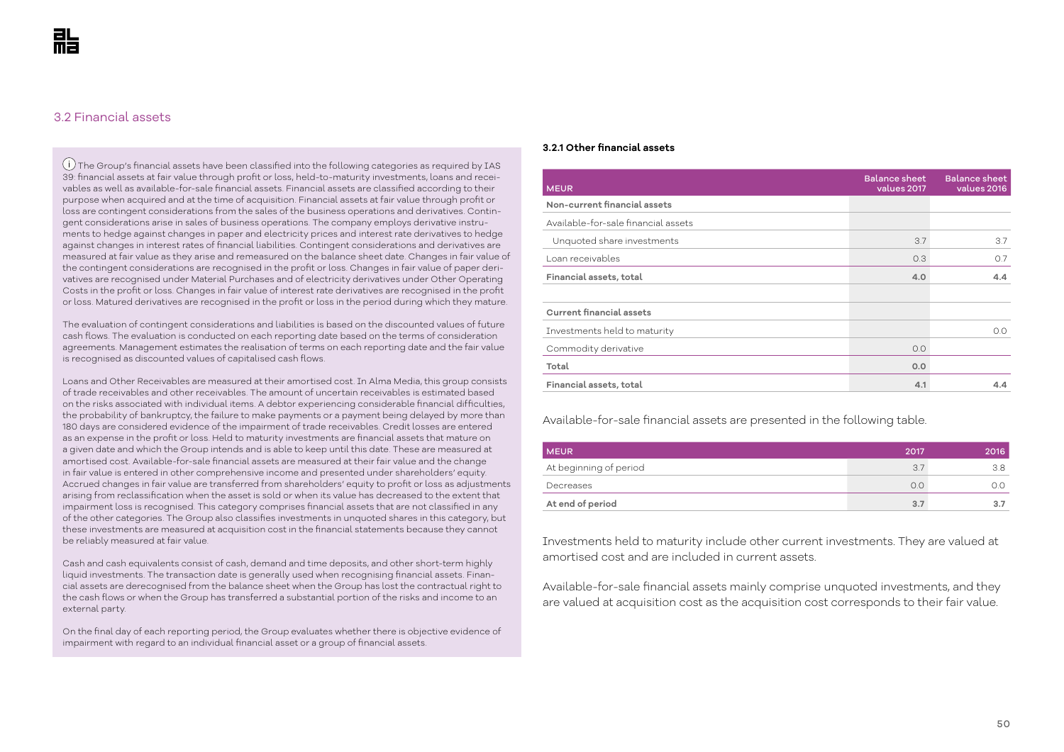## 3.2 Financial assets

ⓘ The Group's financial assets have been classified into the following categories as required by IAS 39: financial assets at fair value through profit or loss, held-to-maturity investments, loans and receivables as well as available-for-sale financial assets. Financial assets are classified according to their purpose when acquired and at the time of acquisition. Financial assets at fair value through profit or loss are contingent considerations from the sales of the business operations and derivatives. Contingent considerations arise in sales of business operations. The company employs derivative instruments to hedge against changes in paper and electricity prices and interest rate derivatives to hedge against changes in interest rates of financial liabilities. Contingent considerations and derivatives are measured at fair value as they arise and remeasured on the balance sheet date. Changes in fair value of the contingent considerations are recognised in the profit or loss. Changes in fair value of paper derivatives are recognised under Material Purchases and of electricity derivatives under Other Operating Costs in the profit or loss. Changes in fair value of interest rate derivatives are recognised in the profit or loss. Matured derivatives are recognised in the profit or loss in the period during which they mature.

The evaluation of contingent considerations and liabilities is based on the discounted values of future cash flows. The evaluation is conducted on each reporting date based on the terms of consideration agreements. Management estimates the realisation of terms on each reporting date and the fair value is recognised as discounted values of capitalised cash flows.

Loans and Other Receivables are measured at their amortised cost. In Alma Media, this group consists of trade receivables and other receivables. The amount of uncertain receivables is estimated based on the risks associated with individual items. A debtor experiencing considerable financial difficulties, the probability of bankruptcy, the failure to make payments or a payment being delayed by more than 180 days are considered evidence of the impairment of trade receivables. Credit losses are entered as an expense in the profit or loss. Held to maturity investments are financial assets that mature on a given date and which the Group intends and is able to keep until this date. These are measured at amortised cost. Available-for-sale financial assets are measured at their fair value and the change in fair value is entered in other comprehensive income and presented under shareholders' equity. Accrued changes in fair value are transferred from shareholders' equity to profit or loss as adjustments arising from reclassification when the asset is sold or when its value has decreased to the extent that impairment loss is recognised. This category comprises financial assets that are not classified in any of the other categories. The Group also classifies investments in unquoted shares in this category, but these investments are measured at acquisition cost in the financial statements because they cannot be reliably measured at fair value.

Cash and cash equivalents consist of cash, demand and time deposits, and other short-term highly liquid investments. The transaction date is generally used when recognising financial assets. Financial assets are derecognised from the balance sheet when the Group has lost the contractual right to the cash flows or when the Group has transferred a substantial portion of the risks and income to an external party.

On the final day of each reporting period, the Group evaluates whether there is objective evidence of impairment with regard to an individual financial asset or a group of financial assets.

### 3.2.1 Other financial assets

| MEUR | Balance sheet values 2017 | Balance sheet values 2016 |
|---|---|---|
| **Non-current financial assets** | | |
| Available-for-sale financial assets | | |
| Unquoted share investments | 3.7 | 3.7 |
| Loan receivables | 0.3 | 0.7 |
| **Financial assets, total** | **4.0** | **4.4** |
| | | |
| **Current financial assets** | | |
| Investments held to maturity | | 0.0 |
| Commodity derivative | 0.0 | |
| **Total** | **0.0** | |
| **Financial assets, total** | **4.1** | **4.4** |

Available-for-sale financial assets are presented in the following table.

| MEUR | 2017 | 2016 |
|---|---|---|
| At beginning of period | 3.7 | 3.8 |
| Decreases | 0.0 | 0.0 |
| **At end of period** | **3.7** | **3.7** |

Investments held to maturity include other current investments. They are valued at amortised cost and are included in current assets.

Available-for-sale financial assets mainly comprise unquoted investments, and they are valued at acquisition cost as the acquisition cost corresponds to their fair value.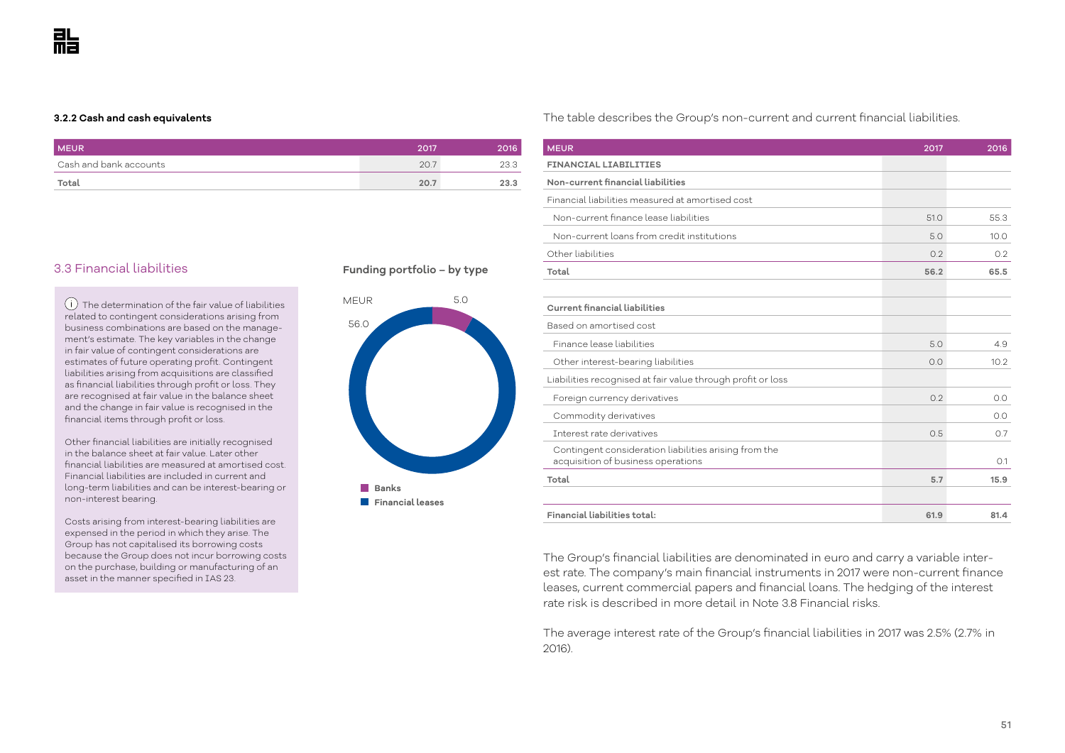### 3.2.2 Cash and cash equivalents

| MEUR | 2017 | 2016 |
|---|---|---|
| Cash and bank accounts | 20.7 | 23.3 |
| **Total** | **20.7** | **23.3** |

## 3.3 Financial liabilities

The determination of the fair value of liabilities related to contingent considerations arising from business combinations are based on the management's estimate. The key variables in the change in fair value of contingent considerations are estimates of future operating profit. Contingent liabilities arising from acquisitions are classified as financial liabilities through profit or loss. They are recognised at fair value in the balance sheet and the change in fair value is recognised in the financial items through profit or loss.

Other financial liabilities are initially recognised in the balance sheet at fair value. Later other financial liabilities are measured at amortised cost. Financial liabilities are included in current and long-term liabilities and can be interest-bearing or non-interest bearing.

Costs arising from interest-bearing liabilities are expensed in the period in which they arise. The Group has not capitalised its borrowing costs because the Group does not incur borrowing costs on the purchase, building or manufacturing of an asset in the manner specified in IAS 23.

**Funding portfolio – by type**

MEUR

- Banks: 5.0
- Financial leases: 56.0

The table describes the Group's non-current and current financial liabilities.

| MEUR | 2017 | 2016 |
|---|---|---|
| **FINANCIAL LIABILITIES** | | |
| **Non-current financial liabilities** | | |
| Financial liabilities measured at amortised cost | | |
| Non-current finance lease liabilities | 51.0 | 55.3 |
| Non-current loans from credit institutions | 5.0 | 10.0 |
| Other liabilities | 0.2 | 0.2 |
| **Total** | **56.2** | **65.5** |
| | | |
| **Current financial liabilities** | | |
| Based on amortised cost | | |
| Finance lease liabilities | 5.0 | 4.9 |
| Other interest-bearing liabilities | 0.0 | 10.2 |
| Liabilities recognised at fair value through profit or loss | | |
| Foreign currency derivatives | 0.2 | 0.0 |
| Commodity derivatives | | 0.0 |
| Interest rate derivatives | 0.5 | 0.7 |
| Contingent consideration liabilities arising from the acquisition of business operations | | 0.1 |
| **Total** | **5.7** | **15.9** |
| | | |
| **Financial liabilities total:** | **61.9** | **81.4** |

The Group's financial liabilities are denominated in euro and carry a variable interest rate. The company's main financial instruments in 2017 were non-current finance leases, current commercial papers and financial loans. The hedging of the interest rate risk is described in more detail in Note 3.8 Financial risks.

The average interest rate of the Group's financial liabilities in 2017 was 2.5% (2.7% in 2016).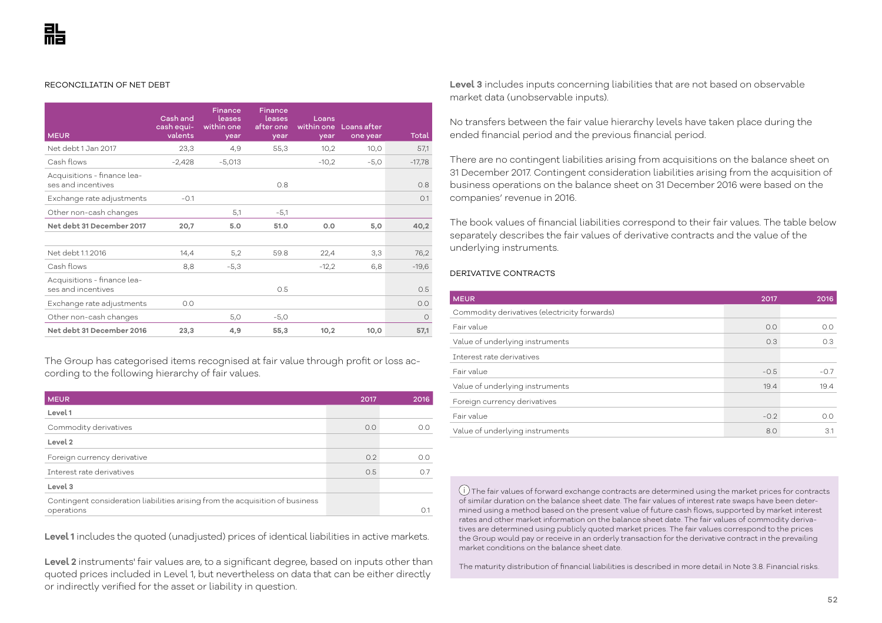RECONCILIATIN OF NET DEBT

| MEUR | Cash and cash equi-valents | Finance leases within one year | Finance leases after one year | Loans within one year | Loans after one year | Total |
|---|---|---|---|---|---|---|
| Net debt 1 Jan 2017 | 23,3 | 4,9 | 55,3 | 10,2 | 10,0 | 57,1 |
| Cash flows | -2,428 | -5,013 | | -10,2 | -5,0 | -17,78 |
| Acquisitions - finance leases and incentives | | | 0.8 | | | 0.8 |
| Exchange rate adjustments | -0.1 | | | | | 0.1 |
| Other non-cash changes | | 5,1 | -5,1 | | | |
| **Net debt 31 December 2017** | **20,7** | **5.0** | **51.0** | **0.0** | **5,0** | **40,2** |
| | | | | | | |
| Net debt 1.1.2016 | 14,4 | 5,2 | 59.8 | 22,4 | 3,3 | 76,2 |
| Cash flows | 8,8 | -5,3 | | -12,2 | 6,8 | -19,6 |
| Acquisitions - finance leases and incentives | | | 0.5 | | | 0.5 |
| Exchange rate adjustments | 0.0 | | | | | 0.0 |
| Other non-cash changes | | 5,0 | -5,0 | | | 0 |
| **Net debt 31 December 2016** | **23,3** | **4,9** | **55,3** | **10,2** | **10,0** | **57,1** |

The Group has categorised items recognised at fair value through profit or loss according to the following hierarchy of fair values.

| MEUR | 2017 | 2016 |
|---|---|---|
| **Level 1** | | |
| Commodity derivatives | 0.0 | 0.0 |
| **Level 2** | | |
| Foreign currency derivative | 0.2 | 0.0 |
| Interest rate derivatives | 0.5 | 0.7 |
| **Level 3** | | |
| Contingent consideration liabilities arising from the acquisition of business operations | | 0.1 |

**Level 1** includes the quoted (unadjusted) prices of identical liabilities in active markets.

**Level 2** instruments' fair values are, to a significant degree, based on inputs other than quoted prices included in Level 1, but nevertheless on data that can be either directly or indirectly verified for the asset or liability in question.

**Level 3** includes inputs concerning liabilities that are not based on observable market data (unobservable inputs).

No transfers between the fair value hierarchy levels have taken place during the ended financial period and the previous financial period.

There are no contingent liabilities arising from acquisitions on the balance sheet on 31 December 2017. Contingent consideration liabilities arising from the acquisition of business operations on the balance sheet on 31 December 2016 were based on the companies' revenue in 2016.

The book values of financial liabilities correspond to their fair values. The table below separately describes the fair values of derivative contracts and the value of the underlying instruments.

DERIVATIVE CONTRACTS

| MEUR | 2017 | 2016 |
|---|---|---|
| Commodity derivatives (electricity forwards) | | |
| Fair value | 0.0 | 0.0 |
| Value of underlying instruments | 0.3 | 0.3 |
| Interest rate derivatives | | |
| Fair value | -0.5 | -0.7 |
| Value of underlying instruments | 19.4 | 19.4 |
| Foreign currency derivatives | | |
| Fair value | -0.2 | 0.0 |
| Value of underlying instruments | 8.0 | 3.1 |

The fair values of forward exchange contracts are determined using the market prices for contracts of similar duration on the balance sheet date. The fair values of interest rate swaps have been determined using a method based on the present value of future cash flows, supported by market interest rates and other market information on the balance sheet date. The fair values of commodity derivatives are determined using publicly quoted market prices. The fair values correspond to the prices the Group would pay or receive in an orderly transaction for the derivative contract in the prevailing market conditions on the balance sheet date.

The maturity distribution of financial liabilities is described in more detail in Note 3.8. Financial risks.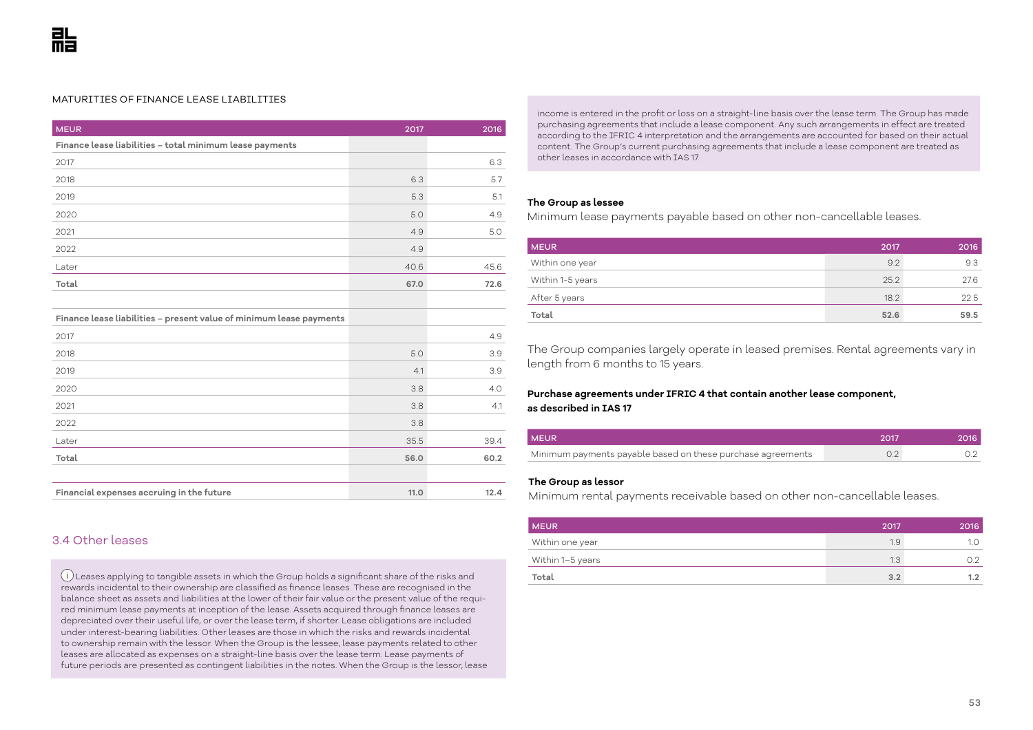MATURITIES OF FINANCE LEASE LIABILITIES

| MEUR | 2017 | 2016 |
|---|---|---|
| **Finance lease liabilities – total minimum lease payments** | | |
| 2017 | | 6.3 |
| 2018 | 6.3 | 5.7 |
| 2019 | 5.3 | 5.1 |
| 2020 | 5.0 | 4.9 |
| 2021 | 4.9 | 5.0 |
| 2022 | 4.9 | |
| Later | 40.6 | 45.6 |
| **Total** | **67.0** | **72.6** |
| | | |
| **Finance lease liabilities – present value of minimum lease payments** | | |
| 2017 | | 4.9 |
| 2018 | 5.0 | 3.9 |
| 2019 | 4.1 | 3.9 |
| 2020 | 3.8 | 4.0 |
| 2021 | 3.8 | 4.1 |
| 2022 | 3.8 | |
| Later | 35.5 | 39.4 |
| **Total** | **56.0** | **60.2** |
| | | |
| **Financial expenses accruing in the future** | **11.0** | **12.4** |

## 3.4 Other leases

ⓘ Leases applying to tangible assets in which the Group holds a significant share of the risks and rewards incidental to their ownership are classified as finance leases. These are recognised in the balance sheet as assets and liabilities at the lower of their fair value or the present value of the required minimum lease payments at inception of the lease. Assets acquired through finance leases are depreciated over their useful life, or over the lease term, if shorter. Lease obligations are included under interest-bearing liabilities. Other leases are those in which the risks and rewards incidental to ownership remain with the lessor. When the Group is the lessee, lease payments related to other leases are allocated as expenses on a straight-line basis over the lease term. Lease payments of future periods are presented as contingent liabilities in the notes. When the Group is the lessor, lease income is entered in the profit or loss on a straight-line basis over the lease term. The Group has made purchasing agreements that include a lease component. Any such arrangements in effect are treated according to the IFRIC 4 interpretation and the arrangements are accounted for based on their actual content. The Group's current purchasing agreements that include a lease component are treated as other leases in accordance with IAS 17.

**The Group as lessee**

Minimum lease payments payable based on other non-cancellable leases.

| MEUR | 2017 | 2016 |
|---|---|---|
| Within one year | 9.2 | 9.3 |
| Within 1-5 years | 25.2 | 27.6 |
| After 5 years | 18.2 | 22.5 |
| **Total** | **52.6** | **59.5** |

The Group companies largely operate in leased premises. Rental agreements vary in length from 6 months to 15 years.

**Purchase agreements under IFRIC 4 that contain another lease component, as described in IAS 17**

| MEUR | 2017 | 2016 |
|---|---|---|
| Minimum payments payable based on these purchase agreements | 0.2 | 0.2 |

**The Group as lessor**

Minimum rental payments receivable based on other non-cancellable leases.

| MEUR | 2017 | 2016 |
|---|---|---|
| Within one year | 1.9 | 1.0 |
| Within 1–5 years | 1.3 | 0.2 |
| **Total** | **3.2** | **1.2** |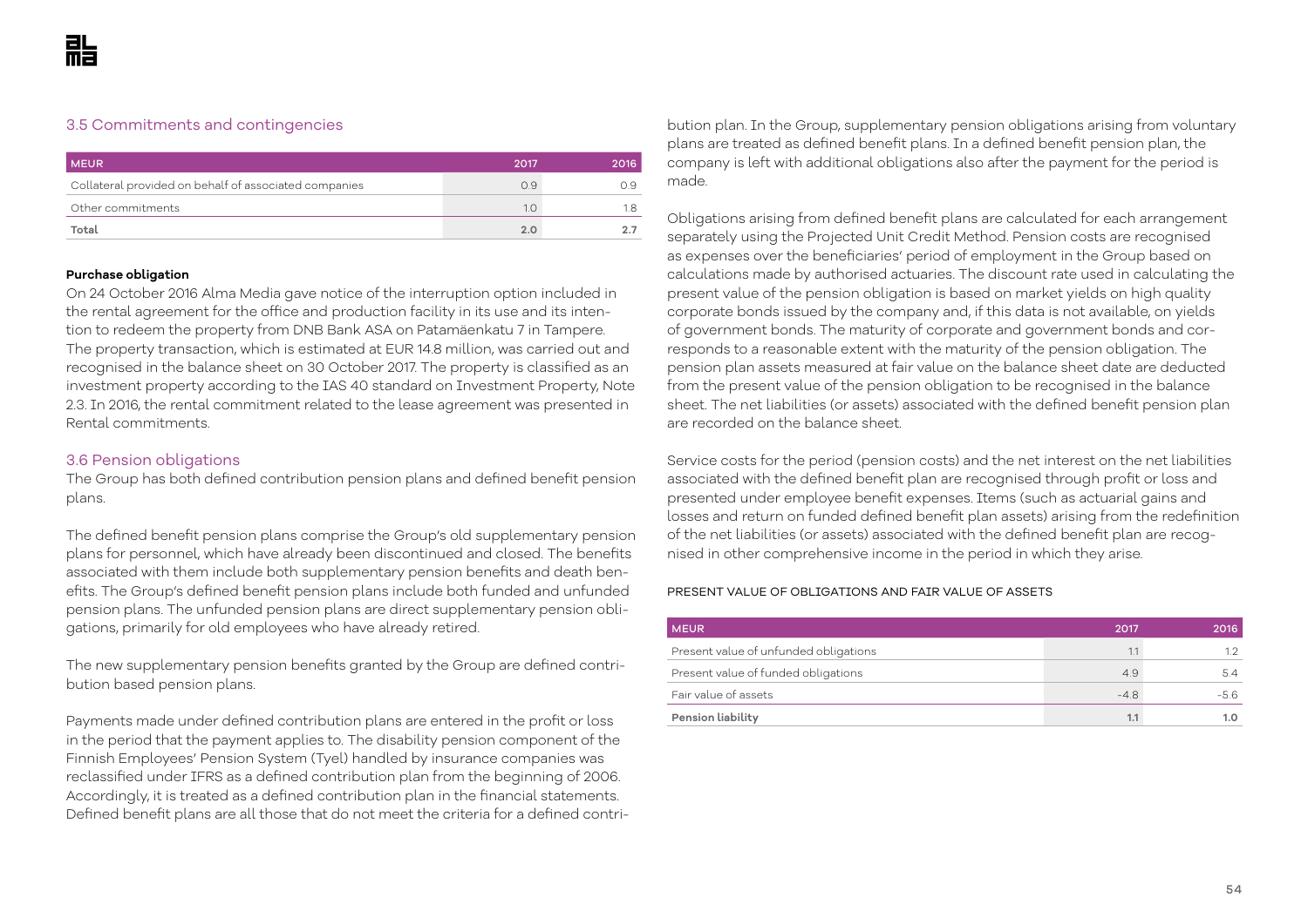## 3.5 Commitments and contingencies

| MEUR | 2017 | 2016 |
|---|---|---|
| Collateral provided on behalf of associated companies | 0.9 | 0.9 |
| Other commitments | 1.0 | 1.8 |
| **Total** | **2.0** | **2.7** |

**Purchase obligation**

On 24 October 2016 Alma Media gave notice of the interruption option included in the rental agreement for the office and production facility in its use and its intention to redeem the property from DNB Bank ASA on Patamäenkatu 7 in Tampere. The property transaction, which is estimated at EUR 14.8 million, was carried out and recognised in the balance sheet on 30 October 2017. The property is classified as an investment property according to the IAS 40 standard on Investment Property, Note 2.3. In 2016, the rental commitment related to the lease agreement was presented in Rental commitments.

## 3.6 Pension obligations

The Group has both defined contribution pension plans and defined benefit pension plans.

The defined benefit pension plans comprise the Group's old supplementary pension plans for personnel, which have already been discontinued and closed. The benefits associated with them include both supplementary pension benefits and death benefits. The Group's defined benefit pension plans include both funded and unfunded pension plans. The unfunded pension plans are direct supplementary pension obligations, primarily for old employees who have already retired.

The new supplementary pension benefits granted by the Group are defined contribution based pension plans.

Payments made under defined contribution plans are entered in the profit or loss in the period that the payment applies to. The disability pension component of the Finnish Employees' Pension System (Tyel) handled by insurance companies was reclassified under IFRS as a defined contribution plan from the beginning of 2006. Accordingly, it is treated as a defined contribution plan in the financial statements. Defined benefit plans are all those that do not meet the criteria for a defined contribution plan. In the Group, supplementary pension obligations arising from voluntary plans are treated as defined benefit plans. In a defined benefit pension plan, the company is left with additional obligations also after the payment for the period is made.

Obligations arising from defined benefit plans are calculated for each arrangement separately using the Projected Unit Credit Method. Pension costs are recognised as expenses over the beneficiaries' period of employment in the Group based on calculations made by authorised actuaries. The discount rate used in calculating the present value of the pension obligation is based on market yields on high quality corporate bonds issued by the company and, if this data is not available, on yields of government bonds. The maturity of corporate and government bonds and corresponds to a reasonable extent with the maturity of the pension obligation. The pension plan assets measured at fair value on the balance sheet date are deducted from the present value of the pension obligation to be recognised in the balance sheet. The net liabilities (or assets) associated with the defined benefit pension plan are recorded on the balance sheet.

Service costs for the period (pension costs) and the net interest on the net liabilities associated with the defined benefit plan are recognised through profit or loss and presented under employee benefit expenses. Items (such as actuarial gains and losses and return on funded defined benefit plan assets) arising from the redefinition of the net liabilities (or assets) associated with the defined benefit plan are recognised in other comprehensive income in the period in which they arise.

PRESENT VALUE OF OBLIGATIONS AND FAIR VALUE OF ASSETS

| MEUR | 2017 | 2016 |
|---|---|---|
| Present value of unfunded obligations | 1.1 | 1.2 |
| Present value of funded obligations | 4.9 | 5.4 |
| Fair value of assets | -4.8 | -5.6 |
| **Pension liability** | **1.1** | **1.0** |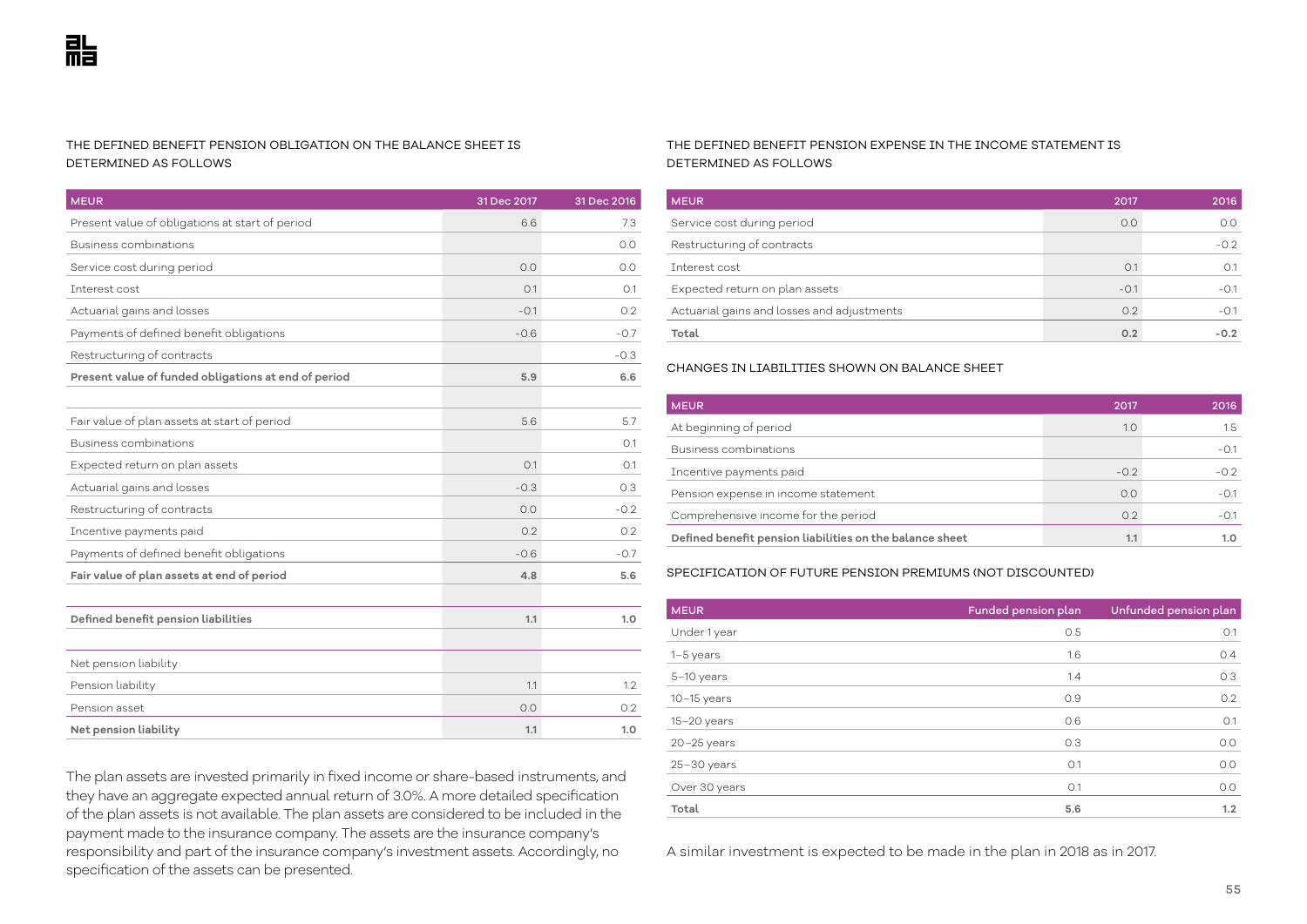THE DEFINED BENEFIT PENSION OBLIGATION ON THE BALANCE SHEET IS DETERMINED AS FOLLOWS

| MEUR | 31 Dec 2017 | 31 Dec 2016 |
|---|---|---|
| Present value of obligations at start of period | 6.6 | 7.3 |
| Business combinations | | 0.0 |
| Service cost during period | 0.0 | 0.0 |
| Interest cost | 0.1 | 0.1 |
| Actuarial gains and losses | -0.1 | 0.2 |
| Payments of defined benefit obligations | -0.6 | -0.7 |
| Restructuring of contracts | | -0.3 |
| **Present value of funded obligations at end of period** | **5.9** | **6.6** |
| | | |
| Fair value of plan assets at start of period | 5.6 | 5.7 |
| Business combinations | | 0.1 |
| Expected return on plan assets | 0.1 | 0.1 |
| Actuarial gains and losses | -0.3 | 0.3 |
| Restructuring of contracts | 0.0 | -0.2 |
| Incentive payments paid | 0.2 | 0.2 |
| Payments of defined benefit obligations | -0.6 | -0.7 |
| **Fair value of plan assets at end of period** | **4.8** | **5.6** |
| | | |
| **Defined benefit pension liabilities** | **1.1** | **1.0** |
| | | |
| Net pension liability | | |
| Pension liability | 1.1 | 1.2 |
| Pension asset | 0.0 | 0.2 |
| **Net pension liability** | **1.1** | **1.0** |

The plan assets are invested primarily in fixed income or share-based instruments, and they have an aggregate expected annual return of 3.0%. A more detailed specification of the plan assets is not available. The plan assets are considered to be included in the payment made to the insurance company. The assets are the insurance company's responsibility and part of the insurance company's investment assets. Accordingly, no specification of the assets can be presented.

THE DEFINED BENEFIT PENSION EXPENSE IN THE INCOME STATEMENT IS DETERMINED AS FOLLOWS

| MEUR | 2017 | 2016 |
|---|---|---|
| Service cost during period | 0.0 | 0.0 |
| Restructuring of contracts | | -0.2 |
| Interest cost | 0.1 | 0.1 |
| Expected return on plan assets | -0.1 | -0.1 |
| Actuarial gains and losses and adjustments | 0.2 | -0.1 |
| **Total** | **0.2** | **-0.2** |

CHANGES IN LIABILITIES SHOWN ON BALANCE SHEET

| MEUR | 2017 | 2016 |
|---|---|---|
| At beginning of period | 1.0 | 1.5 |
| Business combinations | | -0.1 |
| Incentive payments paid | -0.2 | -0.2 |
| Pension expense in income statement | 0.0 | -0.1 |
| Comprehensive income for the period | 0.2 | -0.1 |
| **Defined benefit pension liabilities on the balance sheet** | **1.1** | **1.0** |

SPECIFICATION OF FUTURE PENSION PREMIUMS (NOT DISCOUNTED)

| MEUR | Funded pension plan | Unfunded pension plan |
|---|---|---|
| Under 1 year | 0.5 | 0.1 |
| 1–5 years | 1.6 | 0.4 |
| 5–10 years | 1.4 | 0.3 |
| 10–15 years | 0.9 | 0.2 |
| 15–20 years | 0.6 | 0.1 |
| 20–25 years | 0.3 | 0.0 |
| 25–30 years | 0.1 | 0.0 |
| Over 30 years | 0.1 | 0.0 |
| **Total** | **5.6** | **1.2** |

A similar investment is expected to be made in the plan in 2018 as in 2017.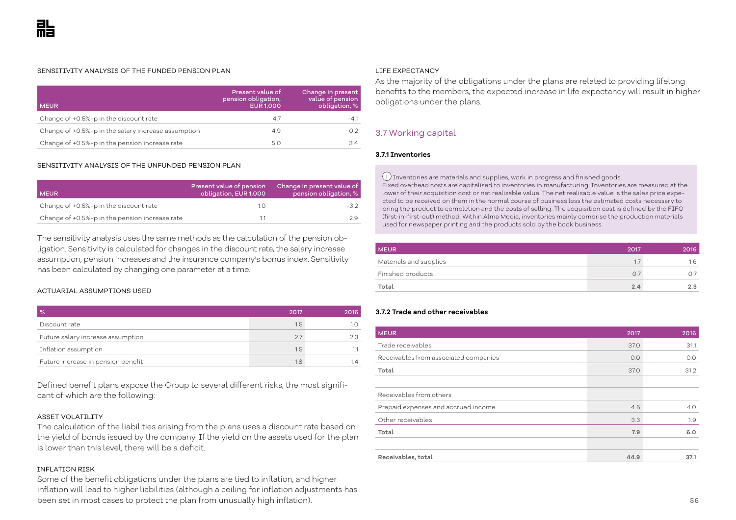SENSITIVITY ANALYSIS OF THE FUNDED PENSION PLAN

| MEUR | Present value of pension obligation, EUR 1,000 | Change in present value of pension obligation, % |
|---|---|---|
| Change of +0.5%-p in the discount rate | 4.7 | -4.1 |
| Change of +0.5%-p in the salary increase assumption | 4.9 | 0.2 |
| Change of +0.5%-p in the pension increase rate | 5.0 | 3.4 |

SENSITIVITY ANALYSIS OF THE UNFUNDED PENSION PLAN

| MEUR | Present value of pension obligation, EUR 1,000 | Change in present value of pension obligation, % |
|---|---|---|
| Change of +0.5%-p in the discount rate | 1.0 | -3.2 |
| Change of +0.5%-p in the pension increase rate | 1.1 | 2.9 |

The sensitivity analysis uses the same methods as the calculation of the pension obligation. Sensitivity is calculated for changes in the discount rate, the salary increase assumption, pension increases and the insurance company's bonus index. Sensitivity has been calculated by changing one parameter at a time.

ACTUARIAL ASSUMPTIONS USED

| % | 2017 | 2016 |
|---|---|---|
| Discount rate | 1.5 | 1.0 |
| Future salary increase assumption | 2.7 | 2.3 |
| Inflation assumption | 1.5 | 1.1 |
| Future increase in pension benefit | 1.8 | 1.4 |

Defined benefit plans expose the Group to several different risks, the most significant of which are the following:

ASSET VOLATILITY

The calculation of the liabilities arising from the plans uses a discount rate based on the yield of bonds issued by the company. If the yield on the assets used for the plan is lower than this level, there will be a deficit.

INFLATION RISK

Some of the benefit obligations under the plans are tied to inflation, and higher inflation will lead to higher liabilities (although a ceiling for inflation adjustments has been set in most cases to protect the plan from unusually high inflation).

LIFE EXPECTANCY

As the majority of the obligations under the plans are related to providing lifelong benefits to the members, the expected increase in life expectancy will result in higher obligations under the plans.

## 3.7 Working capital

### 3.7.1 Inventories

Inventories are materials and supplies, work in progress and finished goods. Fixed overhead costs are capitalised to inventories in manufacturing. Inventories are measured at the lower of their acquisition cost or net realisable value. The net realisable value is the sales price expected to be received on them in the normal course of business less the estimated costs necessary to bring the product to completion and the costs of selling. The acquisition cost is defined by the FIFO (first-in-first-out) method. Within Alma Media, inventories mainly comprise the production materials used for newspaper printing and the products sold by the book business.

| MEUR | 2017 | 2016 |
|---|---|---|
| Materials and supplies | 1.7 | 1.6 |
| Finished products | 0.7 | 0.7 |
| **Total** | **2.4** | **2.3** |

### 3.7.2 Trade and other receivables

| MEUR | 2017 | 2016 |
|---|---|---|
| Trade receivables | 37.0 | 31.1 |
| Receivables from associated companies | 0.0 | 0.0 |
| **Total** | 37.0 | 31.2 |
| | | |
| Receivables from others | | |
| Prepaid expenses and accrued income | 4.6 | 4.0 |
| Other receivables | 3.3 | 1.9 |
| **Total** | **7.9** | **6.0** |
| | | |
| **Receivables, total** | **44.9** | **37.1** |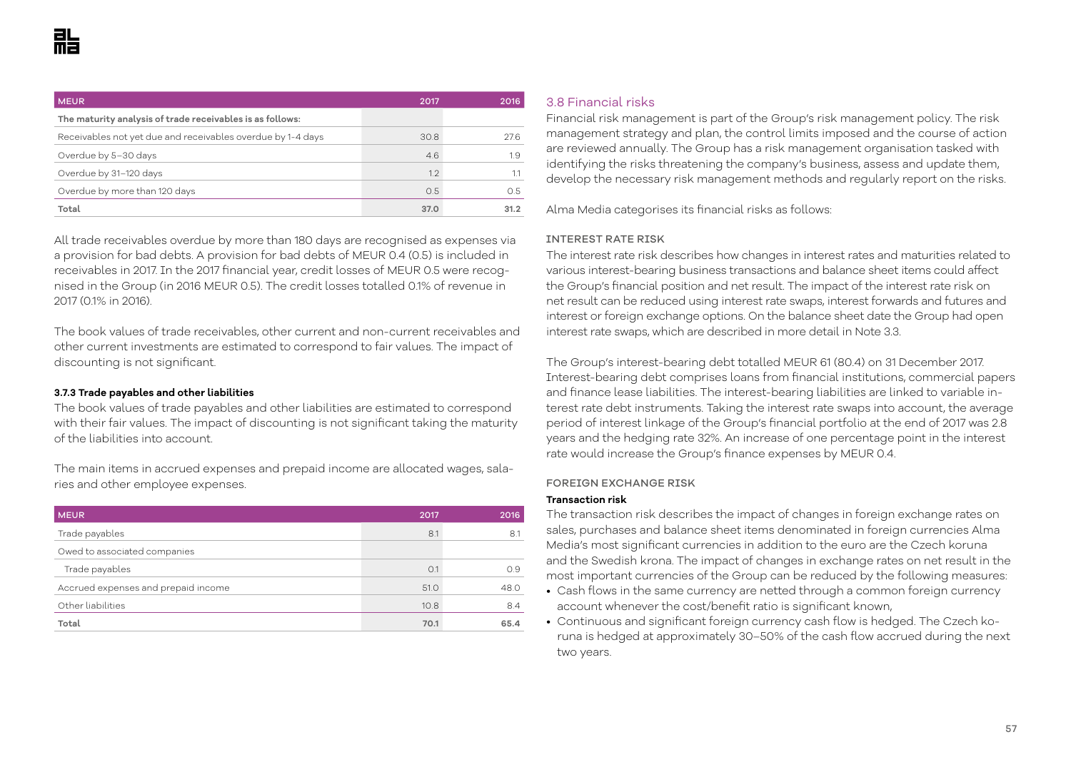| MEUR | 2017 | 2016 |
|---|---|---|
| **The maturity analysis of trade receivables is as follows:** | | |
| Receivables not yet due and receivables overdue by 1-4 days | 30.8 | 27.6 |
| Overdue by 5–30 days | 4.6 | 1.9 |
| Overdue by 31–120 days | 1.2 | 1.1 |
| Overdue by more than 120 days | 0.5 | 0.5 |
| **Total** | **37.0** | **31.2** |

All trade receivables overdue by more than 180 days are recognised as expenses via a provision for bad debts. A provision for bad debts of MEUR 0.4 (0.5) is included in receivables in 2017. In the 2017 financial year, credit losses of MEUR 0.5 were recognised in the Group (in 2016 MEUR 0.5). The credit losses totalled 0.1% of revenue in 2017 (0.1% in 2016).

The book values of trade receivables, other current and non-current receivables and other current investments are estimated to correspond to fair values. The impact of discounting is not significant.

#### 3.7.3 Trade payables and other liabilities

The book values of trade payables and other liabilities are estimated to correspond with their fair values. The impact of discounting is not significant taking the maturity of the liabilities into account.

The main items in accrued expenses and prepaid income are allocated wages, salaries and other employee expenses.

| MEUR | 2017 | 2016 |
|---|---|---|
| Trade payables | 8.1 | 8.1 |
| Owed to associated companies | | |
| Trade payables | 0.1 | 0.9 |
| Accrued expenses and prepaid income | 51.0 | 48.0 |
| Other liabilities | 10.8 | 8.4 |
| **Total** | **70.1** | **65.4** |

## 3.8 Financial risks

Financial risk management is part of the Group's risk management policy. The risk management strategy and plan, the control limits imposed and the course of action are reviewed annually. The Group has a risk management organisation tasked with identifying the risks threatening the company's business, assess and update them, develop the necessary risk management methods and regularly report on the risks.

Alma Media categorises its financial risks as follows:

### INTEREST RATE RISK

The interest rate risk describes how changes in interest rates and maturities related to various interest-bearing business transactions and balance sheet items could affect the Group's financial position and net result. The impact of the interest rate risk on net result can be reduced using interest rate swaps, interest forwards and futures and interest or foreign exchange options. On the balance sheet date the Group had open interest rate swaps, which are described in more detail in Note 3.3.

The Group's interest-bearing debt totalled MEUR 61 (80.4) on 31 December 2017. Interest-bearing debt comprises loans from financial institutions, commercial papers and finance lease liabilities. The interest-bearing liabilities are linked to variable interest rate debt instruments. Taking the interest rate swaps into account, the average period of interest linkage of the Group's financial portfolio at the end of 2017 was 2.8 years and the hedging rate 32%. An increase of one percentage point in the interest rate would increase the Group's finance expenses by MEUR 0.4.

### FOREIGN EXCHANGE RISK

**Transaction risk**

The transaction risk describes the impact of changes in foreign exchange rates on sales, purchases and balance sheet items denominated in foreign currencies Alma Media's most significant currencies in addition to the euro are the Czech koruna and the Swedish krona. The impact of changes in exchange rates on net result in the most important currencies of the Group can be reduced by the following measures:

- Cash flows in the same currency are netted through a common foreign currency account whenever the cost/benefit ratio is significant known,
- Continuous and significant foreign currency cash flow is hedged. The Czech koruna is hedged at approximately 30–50% of the cash flow accrued during the next two years.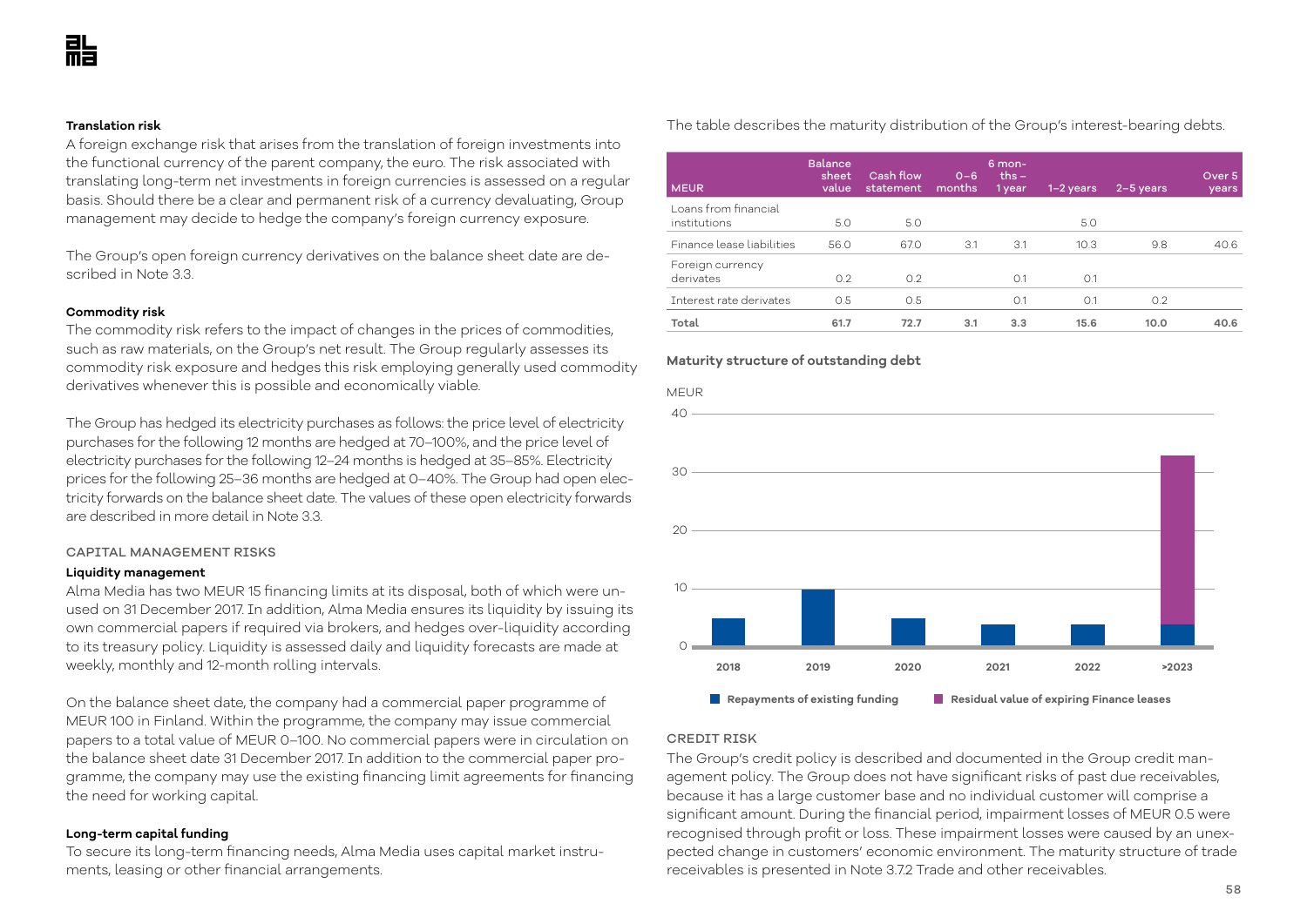**Translation risk**

A foreign exchange risk that arises from the translation of foreign investments into the functional currency of the parent company, the euro. The risk associated with translating long-term net investments in foreign currencies is assessed on a regular basis. Should there be a clear and permanent risk of a currency devaluating, Group management may decide to hedge the company's foreign currency exposure.

The Group's open foreign currency derivatives on the balance sheet date are described in Note 3.3.

**Commodity risk**

The commodity risk refers to the impact of changes in the prices of commodities, such as raw materials, on the Group's net result. The Group regularly assesses its commodity risk exposure and hedges this risk employing generally used commodity derivatives whenever this is possible and economically viable.

The Group has hedged its electricity purchases as follows: the price level of electricity purchases for the following 12 months are hedged at 70–100%, and the price level of electricity purchases for the following 12–24 months is hedged at 35–85%. Electricity prices for the following 25–36 months are hedged at 0–40%. The Group had open electricity forwards on the balance sheet date. The values of these open electricity forwards are described in more detail in Note 3.3.

## CAPITAL MANAGEMENT RISKS

**Liquidity management**

Alma Media has two MEUR 15 financing limits at its disposal, both of which were unused on 31 December 2017. In addition, Alma Media ensures its liquidity by issuing its own commercial papers if required via brokers, and hedges over-liquidity according to its treasury policy. Liquidity is assessed daily and liquidity forecasts are made at weekly, monthly and 12-month rolling intervals.

On the balance sheet date, the company had a commercial paper programme of MEUR 100 in Finland. Within the programme, the company may issue commercial papers to a total value of MEUR 0–100. No commercial papers were in circulation on the balance sheet date 31 December 2017. In addition to the commercial paper programme, the company may use the existing financing limit agreements for financing the need for working capital.

**Long-term capital funding**

To secure its long-term financing needs, Alma Media uses capital market instruments, leasing or other financial arrangements.

The table describes the maturity distribution of the Group's interest-bearing debts.

| MEUR | Balance sheet value | Cash flow statement | 0–6 months | 6 months – 1 year | 1–2 years | 2–5 years | Over 5 years |
|---|---|---|---|---|---|---|---|
| Loans from financial institutions | 5.0 | 5.0 | | | 5.0 | | |
| Finance lease liabilities | 56.0 | 67.0 | 3.1 | 3.1 | 10.3 | 9.8 | 40.6 |
| Foreign currency derivates | 0.2 | 0.2 | | 0.1 | 0.1 | | |
| Interest rate derivates | 0.5 | 0.5 | | 0.1 | 0.1 | 0.2 | |
| **Total** | **61.7** | **72.7** | **3.1** | **3.3** | **15.6** | **10.0** | **40.6** |

**Maturity structure of outstanding debt**

MEUR

| | 2018 | 2019 | 2020 | 2021 | 2022 | >2023 |
|---|---|---|---|---|---|---|
| Repayments of existing funding | 5 | 10 | 5 | 4 | 4 | 4 |
| Residual value of expiring Finance leases | | | | | | 29 |

## CREDIT RISK

The Group's credit policy is described and documented in the Group credit management policy. The Group does not have significant risks of past due receivables, because it has a large customer base and no individual customer will comprise a significant amount. During the financial period, impairment losses of MEUR 0.5 were recognised through profit or loss. These impairment losses were caused by an unexpected change in customers' economic environment. The maturity structure of trade receivables is presented in Note 3.7.2 Trade and other receivables.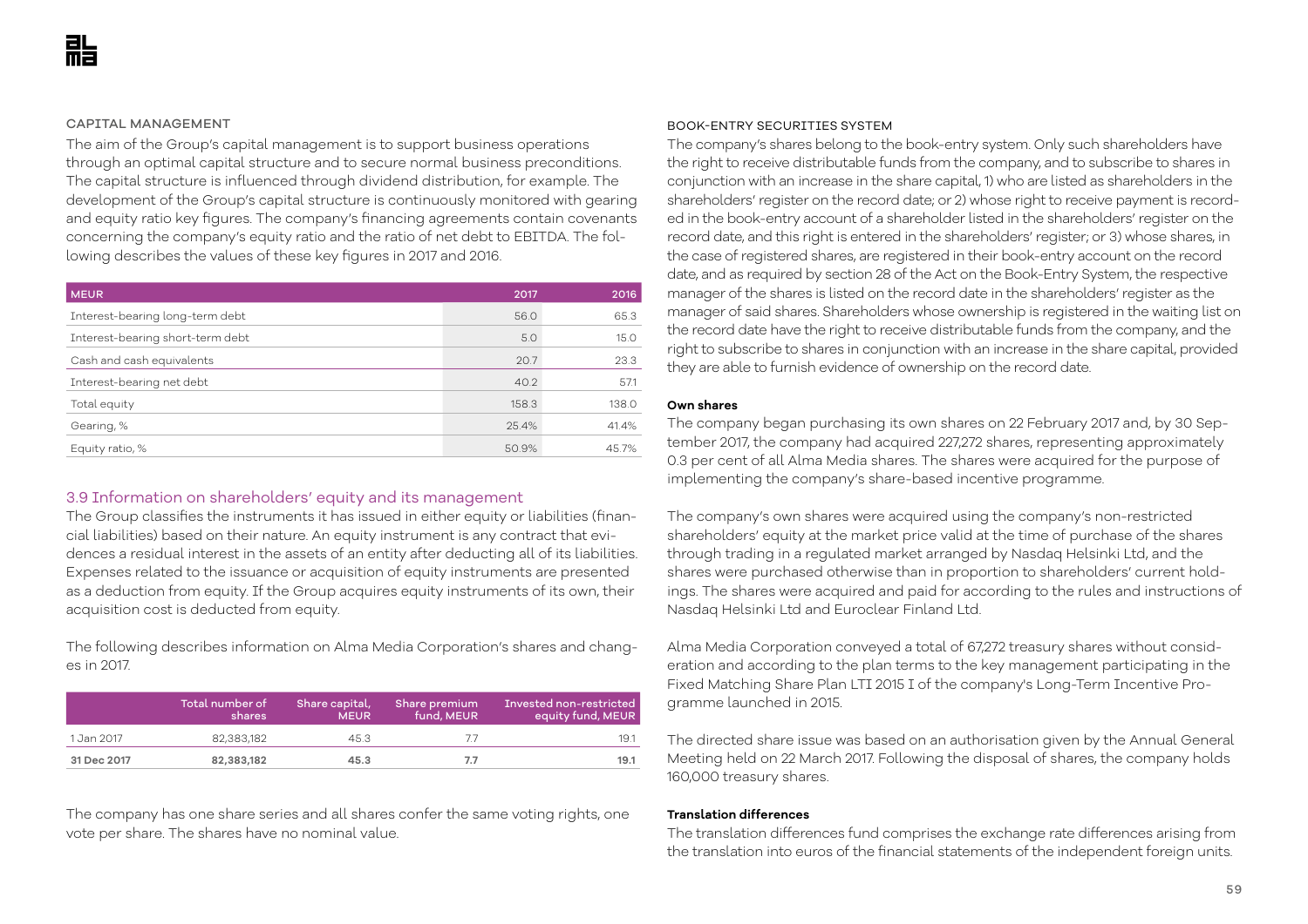### CAPITAL MANAGEMENT

The aim of the Group's capital management is to support business operations through an optimal capital structure and to secure normal business preconditions. The capital structure is influenced through dividend distribution, for example. The development of the Group's capital structure is continuously monitored with gearing and equity ratio key figures. The company's financing agreements contain covenants concerning the company's equity ratio and the ratio of net debt to EBITDA. The following describes the values of these key figures in 2017 and 2016.

| MEUR | 2017 | 2016 |
|---|---|---|
| Interest-bearing long-term debt | 56.0 | 65.3 |
| Interest-bearing short-term debt | 5.0 | 15.0 |
| Cash and cash equivalents | 20.7 | 23.3 |
| Interest-bearing net debt | 40.2 | 57.1 |
| Total equity | 158.3 | 138.0 |
| Gearing, % | 25.4% | 41.4% |
| Equity ratio, % | 50.9% | 45.7% |

## 3.9 Information on shareholders' equity and its management

The Group classifies the instruments it has issued in either equity or liabilities (financial liabilities) based on their nature. An equity instrument is any contract that evidences a residual interest in the assets of an entity after deducting all of its liabilities. Expenses related to the issuance or acquisition of equity instruments are presented as a deduction from equity. If the Group acquires equity instruments of its own, their acquisition cost is deducted from equity.

The following describes information on Alma Media Corporation's shares and changes in 2017.

| | Total number of shares | Share capital, MEUR | Share premium fund, MEUR | Invested non-restricted equity fund, MEUR |
|---|---|---|---|---|
| 1 Jan 2017 | 82,383,182 | 45.3 | 7.7 | 19.1 |
| **31 Dec 2017** | **82,383,182** | **45.3** | **7.7** | **19.1** |

The company has one share series and all shares confer the same voting rights, one vote per share. The shares have no nominal value.

### BOOK-ENTRY SECURITIES SYSTEM

The company's shares belong to the book-entry system. Only such shareholders have the right to receive distributable funds from the company, and to subscribe to shares in conjunction with an increase in the share capital, 1) who are listed as shareholders in the shareholders' register on the record date; or 2) whose right to receive payment is recorded in the book-entry account of a shareholder listed in the shareholders' register on the record date, and this right is entered in the shareholders' register; or 3) whose shares, in the case of registered shares, are registered in their book-entry account on the record date, and as required by section 28 of the Act on the Book-Entry System, the respective manager of the shares is listed on the record date in the shareholders' register as the manager of said shares. Shareholders whose ownership is registered in the waiting list on the record date have the right to receive distributable funds from the company, and the right to subscribe to shares in conjunction with an increase in the share capital, provided they are able to furnish evidence of ownership on the record date.

**Own shares**

The company began purchasing its own shares on 22 February 2017 and, by 30 September 2017, the company had acquired 227,272 shares, representing approximately 0.3 per cent of all Alma Media shares. The shares were acquired for the purpose of implementing the company's share-based incentive programme.

The company's own shares were acquired using the company's non-restricted shareholders' equity at the market price valid at the time of purchase of the shares through trading in a regulated market arranged by Nasdaq Helsinki Ltd, and the shares were purchased otherwise than in proportion to shareholders' current holdings. The shares were acquired and paid for according to the rules and instructions of Nasdaq Helsinki Ltd and Euroclear Finland Ltd.

Alma Media Corporation conveyed a total of 67,272 treasury shares without consideration and according to the plan terms to the key management participating in the Fixed Matching Share Plan LTI 2015 I of the company's Long-Term Incentive Programme launched in 2015.

The directed share issue was based on an authorisation given by the Annual General Meeting held on 22 March 2017. Following the disposal of shares, the company holds 160,000 treasury shares.

**Translation differences**

The translation differences fund comprises the exchange rate differences arising from the translation into euros of the financial statements of the independent foreign units.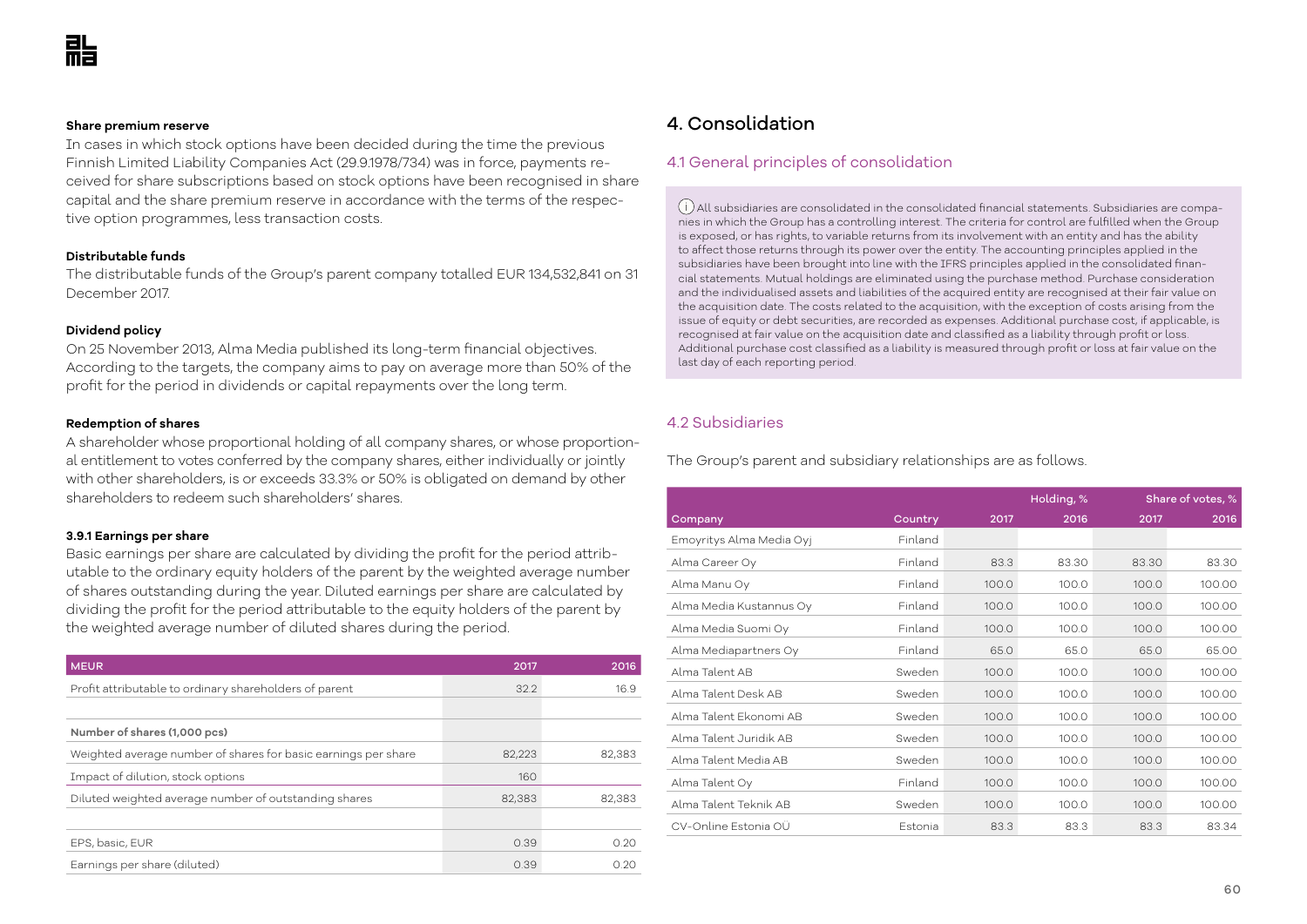**Share premium reserve**

In cases in which stock options have been decided during the time the previous Finnish Limited Liability Companies Act (29.9.1978/734) was in force, payments received for share subscriptions based on stock options have been recognised in share capital and the share premium reserve in accordance with the terms of the respective option programmes, less transaction costs.

**Distributable funds**

The distributable funds of the Group's parent company totalled EUR 134,532,841 on 31 December 2017.

**Dividend policy**

On 25 November 2013, Alma Media published its long-term financial objectives. According to the targets, the company aims to pay on average more than 50% of the profit for the period in dividends or capital repayments over the long term.

**Redemption of shares**

A shareholder whose proportional holding of all company shares, or whose proportional entitlement to votes conferred by the company shares, either individually or jointly with other shareholders, is or exceeds 33.3% or 50% is obligated on demand by other shareholders to redeem such shareholders' shares.

**3.9.1 Earnings per share**

Basic earnings per share are calculated by dividing the profit for the period attributable to the ordinary equity holders of the parent by the weighted average number of shares outstanding during the year. Diluted earnings per share are calculated by dividing the profit for the period attributable to the equity holders of the parent by the weighted average number of diluted shares during the period.

| MEUR | 2017 | 2016 |
|---|---|---|
| Profit attributable to ordinary shareholders of parent | 32.2 | 16.9 |
| | | |
| **Number of shares (1,000 pcs)** | | |
| Weighted average number of shares for basic earnings per share | 82,223 | 82,383 |
| Impact of dilution, stock options | 160 | |
| Diluted weighted average number of outstanding shares | 82,383 | 82,383 |
| | | |
| EPS, basic, EUR | 0.39 | 0.20 |
| Earnings per share (diluted) | 0.39 | 0.20 |

# 4. Consolidation

## 4.1 General principles of consolidation

All subsidiaries are consolidated in the consolidated financial statements. Subsidiaries are companies in which the Group has a controlling interest. The criteria for control are fulfilled when the Group is exposed, or has rights, to variable returns from its involvement with an entity and has the ability to affect those returns through its power over the entity. The accounting principles applied in the subsidiaries have been brought into line with the IFRS principles applied in the consolidated financial statements. Mutual holdings are eliminated using the purchase method. Purchase consideration and the individualised assets and liabilities of the acquired entity are recognised at their fair value on the acquisition date. The costs related to the acquisition, with the exception of costs arising from the issue of equity or debt securities, are recorded as expenses. Additional purchase cost, if applicable, is recognised at fair value on the acquisition date and classified as a liability through profit or loss. Additional purchase cost classified as a liability is measured through profit or loss at fair value on the last day of each reporting period.

## 4.2 Subsidiaries

The Group's parent and subsidiary relationships are as follows.

| | | Holding, % | | Share of votes, % | |
|---|---|---|---|---|---|
| Company | Country | 2017 | 2016 | 2017 | 2016 |
| Emoyritys Alma Media Oyj | Finland | | | | |
| Alma Career Oy | Finland | 83.3 | 83.30 | 83.30 | 83.30 |
| Alma Manu Oy | Finland | 100.0 | 100.0 | 100.0 | 100.00 |
| Alma Media Kustannus Oy | Finland | 100.0 | 100.0 | 100.0 | 100.00 |
| Alma Media Suomi Oy | Finland | 100.0 | 100.0 | 100.0 | 100.00 |
| Alma Mediapartners Oy | Finland | 65.0 | 65.0 | 65.0 | 65.00 |
| Alma Talent AB | Sweden | 100.0 | 100.0 | 100.0 | 100.00 |
| Alma Talent Desk AB | Sweden | 100.0 | 100.0 | 100.0 | 100.00 |
| Alma Talent Ekonomi AB | Sweden | 100.0 | 100.0 | 100.0 | 100.00 |
| Alma Talent Juridik AB | Sweden | 100.0 | 100.0 | 100.0 | 100.00 |
| Alma Talent Media AB | Sweden | 100.0 | 100.0 | 100.0 | 100.00 |
| Alma Talent Oy | Finland | 100.0 | 100.0 | 100.0 | 100.00 |
| Alma Talent Teknik AB | Sweden | 100.0 | 100.0 | 100.0 | 100.00 |
| CV-Online Estonia OÜ | Estonia | 83.3 | 83.3 | 83.3 | 83.34 |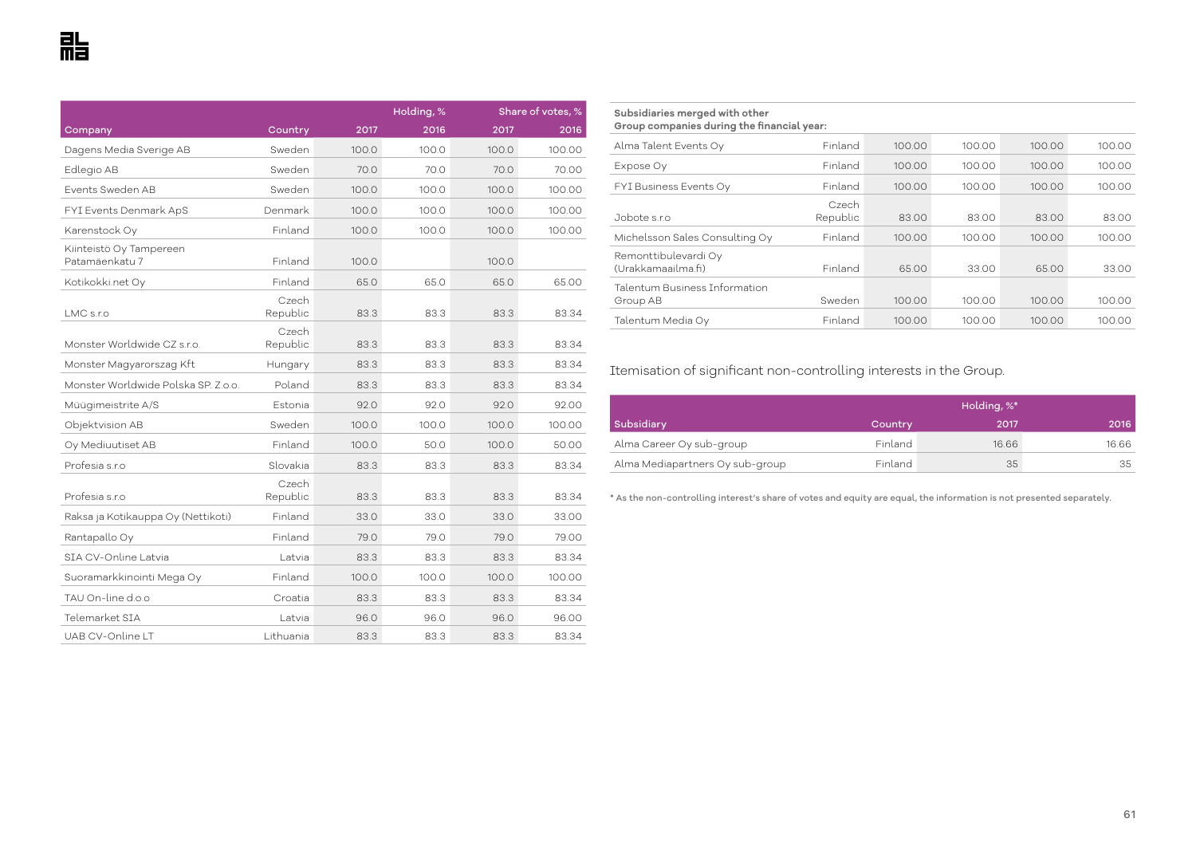| Company | Country | Holding, % | | Share of votes, % | |
|---|---|---|---|---|---|
| | | 2017 | 2016 | 2017 | 2016 |
| Dagens Media Sverige AB | Sweden | 100.0 | 100.0 | 100.0 | 100.00 |
| Edlegio AB | Sweden | 70.0 | 70.0 | 70.0 | 70.00 |
| Events Sweden AB | Sweden | 100.0 | 100.0 | 100.0 | 100.00 |
| FYI Events Denmark ApS | Denmark | 100.0 | 100.0 | 100.0 | 100.00 |
| Karenstock Oy | Finland | 100.0 | 100.0 | 100.0 | 100.00 |
| Kiinteistö Oy Tampereen Patamäenkatu 7 | Finland | 100.0 | | 100.0 | |
| Kotikokki.net Oy | Finland | 65.0 | 65.0 | 65.0 | 65.00 |
| LMC s.r.o | Czech Republic | 83.3 | 83.3 | 83.3 | 83.34 |
| Monster Worldwide CZ s.r.o. | Czech Republic | 83.3 | 83.3 | 83.3 | 83.34 |
| Monster Magyarorszag Kft | Hungary | 83.3 | 83.3 | 83.3 | 83.34 |
| Monster Worldwide Polska SP. Z.o.o. | Poland | 83.3 | 83.3 | 83.3 | 83.34 |
| Müügimeistrite A/S | Estonia | 92.0 | 92.0 | 92.0 | 92.00 |
| Objektvision AB | Sweden | 100.0 | 100.0 | 100.0 | 100.00 |
| Oy Mediuutiset AB | Finland | 100.0 | 50.0 | 100.0 | 50.00 |
| Profesia s.r.o | Slovakia | 83.3 | 83.3 | 83.3 | 83.34 |
| Profesia s.r.o | Czech Republic | 83.3 | 83.3 | 83.3 | 83.34 |
| Raksa ja Kotikauppa Oy (Nettikoti) | Finland | 33.0 | 33.0 | 33.0 | 33.00 |
| Rantapallo Oy | Finland | 79.0 | 79.0 | 79.0 | 79.00 |
| SIA CV-Online Latvia | Latvia | 83.3 | 83.3 | 83.3 | 83.34 |
| Suoramarkkinointi Mega Oy | Finland | 100.0 | 100.0 | 100.0 | 100.00 |
| TAU On-line d.o.o | Croatia | 83.3 | 83.3 | 83.3 | 83.34 |
| Telemarket SIA | Latvia | 96.0 | 96.0 | 96.0 | 96.00 |
| UAB CV-Online LT | Lithuania | 83.3 | 83.3 | 83.3 | 83.34 |
| **Subsidiaries merged with other Group companies during the financial year:** | | | | | |
| Alma Talent Events Oy | Finland | 100.00 | 100.00 | 100.00 | 100.00 |
| Expose Oy | Finland | 100.00 | 100.00 | 100.00 | 100.00 |
| FYI Business Events Oy | Finland | 100.00 | 100.00 | 100.00 | 100.00 |
| Jobote s.r.o | Czech Republic | 83.00 | 83.00 | 83.00 | 83.00 |
| Michelsson Sales Consulting Oy | Finland | 100.00 | 100.00 | 100.00 | 100.00 |
| Remonttibulevardi Oy (Urakkamaailma.fi) | Finland | 65.00 | 33.00 | 65.00 | 33.00 |
| Talentum Business Information Group AB | Sweden | 100.00 | 100.00 | 100.00 | 100.00 |
| Talentum Media Oy | Finland | 100.00 | 100.00 | 100.00 | 100.00 |

Itemisation of significant non-controlling interests in the Group.

| Subsidiary | Country | Holding, %* | |
|---|---|---|---|
| | | 2017 | 2016 |
| Alma Career Oy sub-group | Finland | 16.66 | 16.66 |
| Alma Mediapartners Oy sub-group | Finland | 35 | 35 |

* As the non-controlling interest's share of votes and equity are equal, the information is not presented separately.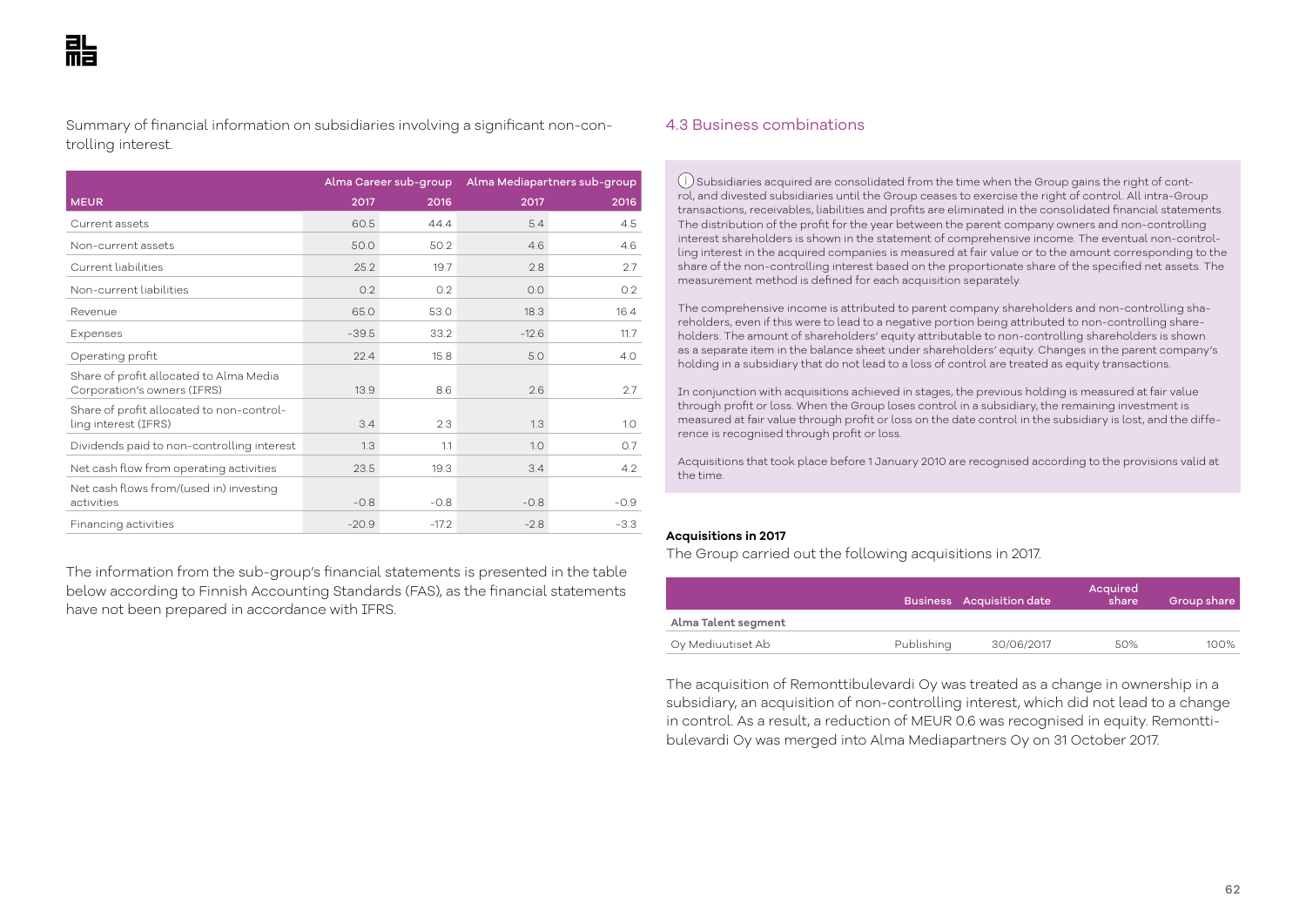Summary of financial information on subsidiaries involving a significant non-controlling interest.

| | Alma Career sub-group | | Alma Mediapartners sub-group | |
|---|---|---|---|---|
| MEUR | 2017 | 2016 | 2017 | 2016 |
| Current assets | 60.5 | 44.4 | 5.4 | 4.5 |
| Non-current assets | 50.0 | 50.2 | 4.6 | 4.6 |
| Current liabilities | 25.2 | 19.7 | 2.8 | 2.7 |
| Non-current liabilities | 0.2 | 0.2 | 0.0 | 0.2 |
| Revenue | 65.0 | 53.0 | 18.3 | 16.4 |
| Expenses | -39.5 | 33.2 | -12.6 | 11.7 |
| Operating profit | 22.4 | 15.8 | 5.0 | 4.0 |
| Share of profit allocated to Alma Media Corporation's owners (IFRS) | 13.9 | 8.6 | 2.6 | 2.7 |
| Share of profit allocated to non-controlling interest (IFRS) | 3.4 | 2.3 | 1.3 | 1.0 |
| Dividends paid to non-controlling interest | 1.3 | 1.1 | 1.0 | 0.7 |
| Net cash flow from operating activities | 23.5 | 19.3 | 3.4 | 4.2 |
| Net cash flows from/(used in) investing activities | -0.8 | -0.8 | -0.8 | -0.9 |
| Financing activities | -20.9 | -17.2 | -2.8 | -3.3 |

The information from the sub-group's financial statements is presented in the table below according to Finnish Accounting Standards (FAS), as the financial statements have not been prepared in accordance with IFRS.

## 4.3 Business combinations

(i) Subsidiaries acquired are consolidated from the time when the Group gains the right of control, and divested subsidiaries until the Group ceases to exercise the right of control. All intra-Group transactions, receivables, liabilities and profits are eliminated in the consolidated financial statements. The distribution of the profit for the year between the parent company owners and non-controlling interest shareholders is shown in the statement of comprehensive income. The eventual non-controlling interest in the acquired companies is measured at fair value or to the amount corresponding to the share of the non-controlling interest based on the proportionate share of the specified net assets. The measurement method is defined for each acquisition separately.

The comprehensive income is attributed to parent company shareholders and non-controlling shareholders, even if this were to lead to a negative portion being attributed to non-controlling shareholders. The amount of shareholders' equity attributable to non-controlling shareholders is shown as a separate item in the balance sheet under shareholders' equity. Changes in the parent company's holding in a subsidiary that do not lead to a loss of control are treated as equity transactions.

In conjunction with acquisitions achieved in stages, the previous holding is measured at fair value through profit or loss. When the Group loses control in a subsidiary, the remaining investment is measured at fair value through profit or loss on the date control in the subsidiary is lost, and the difference is recognised through profit or loss.

Acquisitions that took place before 1 January 2010 are recognised according to the provisions valid at the time.

**Acquisitions in 2017**

The Group carried out the following acquisitions in 2017.

| | Business | Acquisition date | Acquired share | Group share |
|---|---|---|---|---|
| **Alma Talent segment** | | | | |
| Oy Mediuutiset Ab | Publishing | 30/06/2017 | 50% | 100% |

The acquisition of Remonttibulevardi Oy was treated as a change in ownership in a subsidiary, an acquisition of non-controlling interest, which did not lead to a change in control. As a result, a reduction of MEUR 0.6 was recognised in equity. Remonttibulevardi Oy was merged into Alma Mediapartners Oy on 31 October 2017.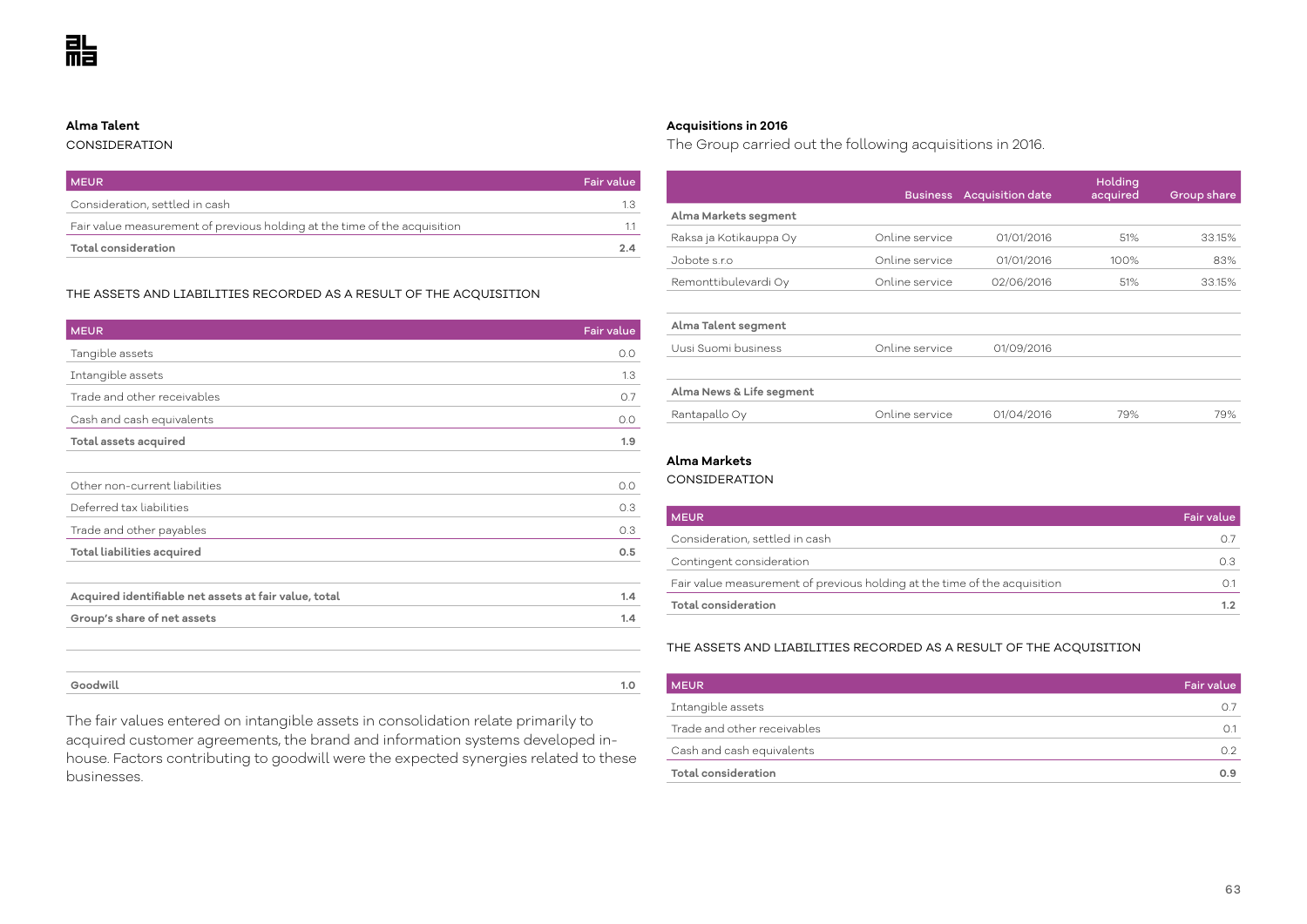**Alma Talent**

CONSIDERATION

| MEUR | Fair value |
|---|---|
| Consideration, settled in cash | 1.3 |
| Fair value measurement of previous holding at the time of the acquisition | 1.1 |
| **Total consideration** | **2.4** |

THE ASSETS AND LIABILITIES RECORDED AS A RESULT OF THE ACQUISITION

| MEUR | Fair value |
|---|---|
| Tangible assets | 0.0 |
| Intangible assets | 1.3 |
| Trade and other receivables | 0.7 |
| Cash and cash equivalents | 0.0 |
| **Total assets acquired** | **1.9** |
| | |
| Other non-current liabilities | 0.0 |
| Deferred tax liabilities | 0.3 |
| Trade and other payables | 0.3 |
| **Total liabilities acquired** | **0.5** |
| | |
| **Acquired identifiable net assets at fair value, total** | **1.4** |
| **Group's share of net assets** | **1.4** |
| | |
| | |
| **Goodwill** | **1.0** |

The fair values entered on intangible assets in consolidation relate primarily to acquired customer agreements, the brand and information systems developed in-house. Factors contributing to goodwill were the expected synergies related to these businesses.

**Acquisitions in 2016**

The Group carried out the following acquisitions in 2016.

| | Business | Acquisition date | Holding acquired | Group share |
|---|---|---|---|---|
| **Alma Markets segment** | | | | |
| Raksa ja Kotikauppa Oy | Online service | 01/01/2016 | 51% | 33.15% |
| Jobote s.r.o | Online service | 01/01/2016 | 100% | 83% |
| Remonttibulevardi Oy | Online service | 02/06/2016 | 51% | 33.15% |
| | | | | |
| **Alma Talent segment** | | | | |
| Uusi Suomi business | Online service | 01/09/2016 | | |
| | | | | |
| **Alma News & Life segment** | | | | |
| Rantapallo Oy | Online service | 01/04/2016 | 79% | 79% |

**Alma Markets**

CONSIDERATION

| MEUR | Fair value |
|---|---|
| Consideration, settled in cash | 0.7 |
| Contingent consideration | 0.3 |
| Fair value measurement of previous holding at the time of the acquisition | 0.1 |
| **Total consideration** | **1.2** |

THE ASSETS AND LIABILITIES RECORDED AS A RESULT OF THE ACQUISITION

| MEUR | Fair value |
|---|---|
| Intangible assets | 0.7 |
| Trade and other receivables | 0.1 |
| Cash and cash equivalents | 0.2 |
| **Total consideration** | **0.9** |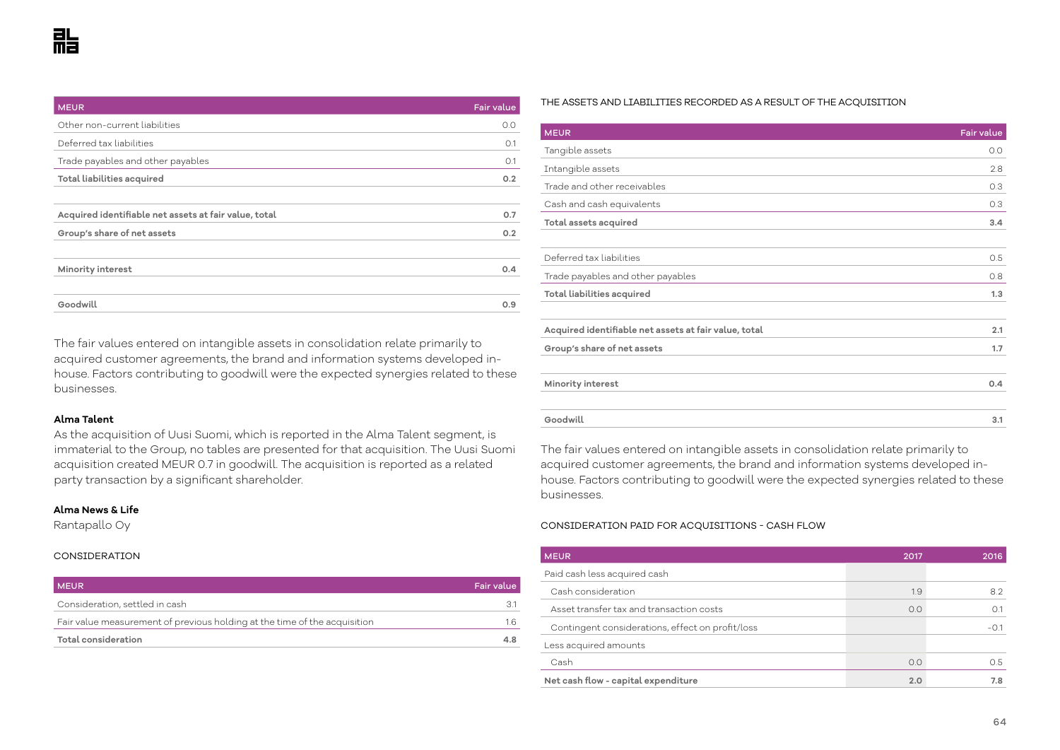| MEUR | Fair value |
| --- | --- |
| Other non-current liabilities | 0.0 |
| Deferred tax liabilities | 0.1 |
| Trade payables and other payables | 0.1 |
| **Total liabilities acquired** | **0.2** |
| | |
| **Acquired identifiable net assets at fair value, total** | **0.7** |
| **Group's share of net assets** | **0.2** |
| | |
| **Minority interest** | **0.4** |
| | |
| **Goodwill** | **0.9** |

The fair values entered on intangible assets in consolidation relate primarily to acquired customer agreements, the brand and information systems developed in-house. Factors contributing to goodwill were the expected synergies related to these businesses.

**Alma Talent**

As the acquisition of Uusi Suomi, which is reported in the Alma Talent segment, is immaterial to the Group, no tables are presented for that acquisition. The Uusi Suomi acquisition created MEUR 0.7 in goodwill. The acquisition is reported as a related party transaction by a significant shareholder.

**Alma News & Life**

Rantapallo Oy

CONSIDERATION

| MEUR | Fair value |
| --- | --- |
| Consideration, settled in cash | 3.1 |
| Fair value measurement of previous holding at the time of the acquisition | 1.6 |
| **Total consideration** | **4.8** |

THE ASSETS AND LIABILITIES RECORDED AS A RESULT OF THE ACQUISITION

| MEUR | Fair value |
| --- | --- |
| Tangible assets | 0.0 |
| Intangible assets | 2.8 |
| Trade and other receivables | 0.3 |
| Cash and cash equivalents | 0.3 |
| **Total assets acquired** | **3.4** |
| | |
| Deferred tax liabilities | 0.5 |
| Trade payables and other payables | 0.8 |
| **Total liabilities acquired** | **1.3** |
| | |
| **Acquired identifiable net assets at fair value, total** | **2.1** |
| **Group's share of net assets** | **1.7** |
| | |
| **Minority interest** | **0.4** |
| | |
| **Goodwill** | **3.1** |

The fair values entered on intangible assets in consolidation relate primarily to acquired customer agreements, the brand and information systems developed in-house. Factors contributing to goodwill were the expected synergies related to these businesses.

CONSIDERATION PAID FOR ACQUISITIONS - CASH FLOW

| MEUR | 2017 | 2016 |
| --- | --- | --- |
| Paid cash less acquired cash | | |
| Cash consideration | 1.9 | 8.2 |
| Asset transfer tax and transaction costs | 0.0 | 0.1 |
| Contingent considerations, effect on profit/loss | | -0.1 |
| Less acquired amounts | | |
| Cash | 0.0 | 0.5 |
| **Net cash flow - capital expenditure** | **2.0** | **7.8** |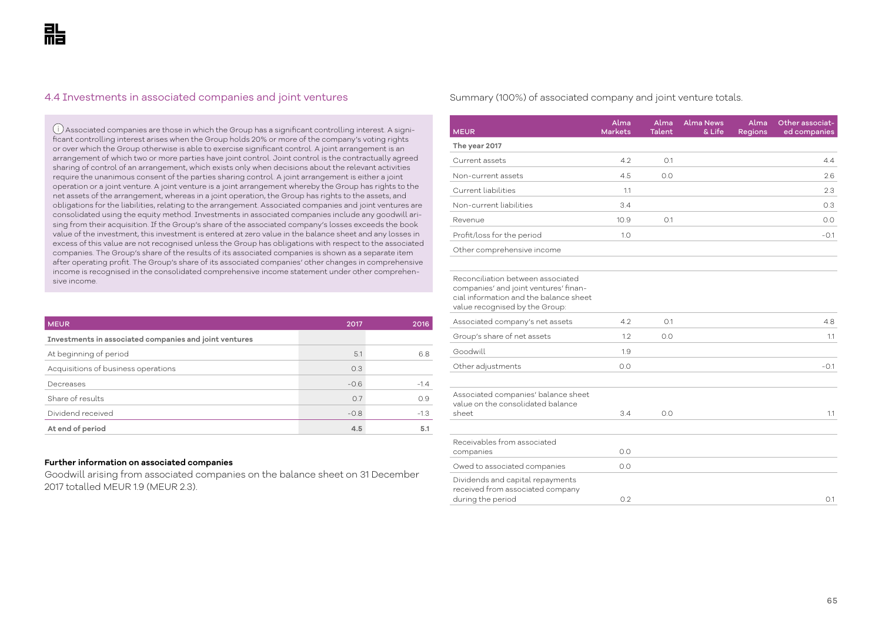## 4.4 Investments in associated companies and joint ventures

Associated companies are those in which the Group has a significant controlling interest. A significant controlling interest arises when the Group holds 20% or more of the company's voting rights or over which the Group otherwise is able to exercise significant control. A joint arrangement is an arrangement of which two or more parties have joint control. Joint control is the contractually agreed sharing of control of an arrangement, which exists only when decisions about the relevant activities require the unanimous consent of the parties sharing control. A joint arrangement is either a joint operation or a joint venture. A joint venture is a joint arrangement whereby the Group has rights to the net assets of the arrangement, whereas in a joint operation, the Group has rights to the assets, and obligations for the liabilities, relating to the arrangement. Associated companies and joint ventures are consolidated using the equity method. Investments in associated companies include any goodwill arising from their acquisition. If the Group's share of the associated company's losses exceeds the book value of the investment, this investment is entered at zero value in the balance sheet and any losses in excess of this value are not recognised unless the Group has obligations with respect to the associated companies. The Group's share of the results of its associated companies is shown as a separate item after operating profit. The Group's share of its associated companies' other changes in comprehensive income is recognised in the consolidated comprehensive income statement under other comprehensive income.

| MEUR | 2017 | 2016 |
|---|---|---|
| **Investments in associated companies and joint ventures** | | |
| At beginning of period | 5.1 | 6.8 |
| Acquisitions of business operations | 0.3 | |
| Decreases | -0.6 | -1.4 |
| Share of results | 0.7 | 0.9 |
| Dividend received | -0.8 | -1.3 |
| **At end of period** | **4.5** | **5.1** |

**Further information on associated companies**

Goodwill arising from associated companies on the balance sheet on 31 December 2017 totalled MEUR 1.9 (MEUR 2.3).

Summary (100%) of associated company and joint venture totals.

| MEUR | Alma Markets | Alma Talent | Alma News & Life | Alma Regions | Other associated companies |
|---|---|---|---|---|---|
| **The year 2017** | | | | | |
| Current assets | 4.2 | 0.1 | | | 4.4 |
| Non-current assets | 4.5 | 0.0 | | | 2.6 |
| Current liabilities | 1.1 | | | | 2.3 |
| Non-current liabilities | 3.4 | | | | 0.3 |
| Revenue | 10.9 | 0.1 | | | 0.0 |
| Profit/loss for the period | 1.0 | | | | -0.1 |
| Other comprehensive income | | | | | |
| | | | | | |
| Reconciliation between associated companies' and joint ventures' financial information and the balance sheet value recognised by the Group: | | | | | |
| Associated company's net assets | 4.2 | 0.1 | | | 4.8 |
| Group's share of net assets | 1.2 | 0.0 | | | 1.1 |
| Goodwill | 1.9 | | | | |
| Other adjustments | 0.0 | | | | -0.1 |
| | | | | | |
| Associated companies' balance sheet value on the consolidated balance sheet | 3.4 | 0.0 | | | 1.1 |
| | | | | | |
| Receivables from associated companies | 0.0 | | | | |
| Owed to associated companies | 0.0 | | | | |
| Dividends and capital repayments received from associated company during the period | 0.2 | | | | 0.1 |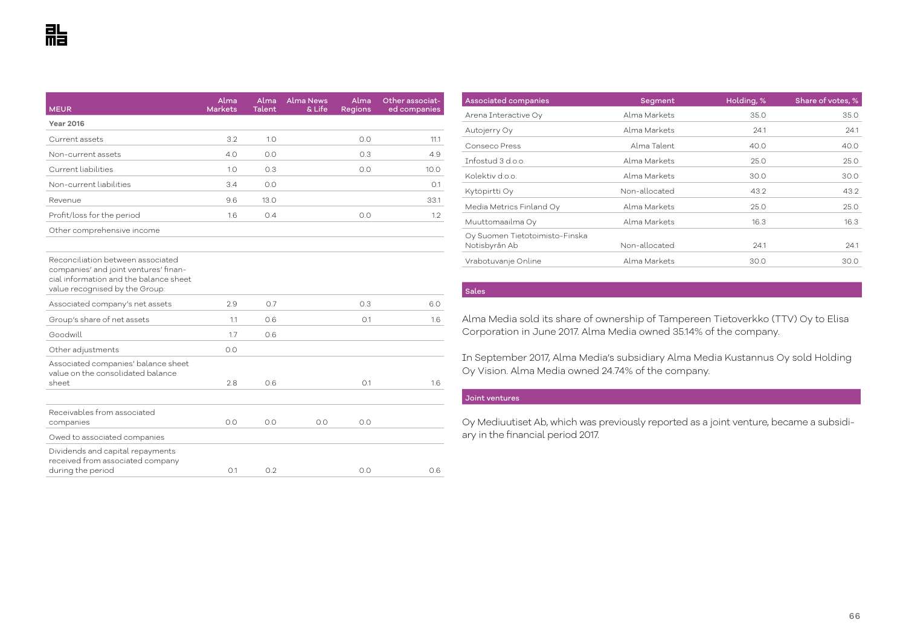| MEUR | Alma Markets | Alma Talent | Alma News & Life | Alma Regions | Other associated companies |
|---|---|---|---|---|---|
| **Year 2016** | | | | | |
| Current assets | 3.2 | 1.0 | | 0.0 | 11.1 |
| Non-current assets | 4.0 | 0.0 | | 0.3 | 4.9 |
| Current liabilities | 1.0 | 0.3 | | 0.0 | 10.0 |
| Non-current liabilities | 3.4 | 0.0 | | | 0.1 |
| Revenue | 9.6 | 13.0 | | | 33.1 |
| Profit/loss for the period | 1.6 | 0.4 | | 0.0 | 1.2 |
| Other comprehensive income | | | | | |
| | | | | | |
| Reconciliation between associated companies' and joint ventures' financial information and the balance sheet value recognised by the Group: | | | | | |
| Associated company's net assets | 2.9 | 0.7 | | 0.3 | 6.0 |
| Group's share of net assets | 1.1 | 0.6 | | 0.1 | 1.6 |
| Goodwill | 1.7 | 0.6 | | | |
| Other adjustments | 0.0 | | | | |
| Associated companies' balance sheet value on the consolidated balance sheet | 2.8 | 0.6 | | 0.1 | 1.6 |
| | | | | | |
| Receivables from associated companies | 0.0 | 0.0 | 0.0 | 0.0 | |
| Owed to associated companies | | | | | |
| Dividends and capital repayments received from associated company during the period | 0.1 | 0.2 | | 0.0 | 0.6 |

| Associated companies | Segment | Holding, % | Share of votes, % |
|---|---|---|---|
| Arena Interactive Oy | Alma Markets | 35.0 | 35.0 |
| Autojerry Oy | Alma Markets | 24.1 | 24.1 |
| Conseco Press | Alma Talent | 40.0 | 40.0 |
| Infostud 3 d.o.o. | Alma Markets | 25.0 | 25.0 |
| Kolektiv d.o.o. | Alma Markets | 30.0 | 30.0 |
| Kytöpirtti Oy | Non-allocated | 43.2 | 43.2 |
| Media Metrics Finland Oy | Alma Markets | 25.0 | 25.0 |
| Muuttomaailma Oy | Alma Markets | 16.3 | 16.3 |
| Oy Suomen Tietotoimisto-Finska Notisbyrån Ab | Non-allocated | 24.1 | 24.1 |
| Vrabotuvanje Online | Alma Markets | 30.0 | 30.0 |

## Sales

Alma Media sold its share of ownership of Tampereen Tietoverkko (TTV) Oy to Elisa Corporation in June 2017. Alma Media owned 35.14% of the company.

In September 2017, Alma Media's subsidiary Alma Media Kustannus Oy sold Holding Oy Vision. Alma Media owned 24.74% of the company.

## Joint ventures

Oy Mediuutiset Ab, which was previously reported as a joint venture, became a subsidiary in the financial period 2017.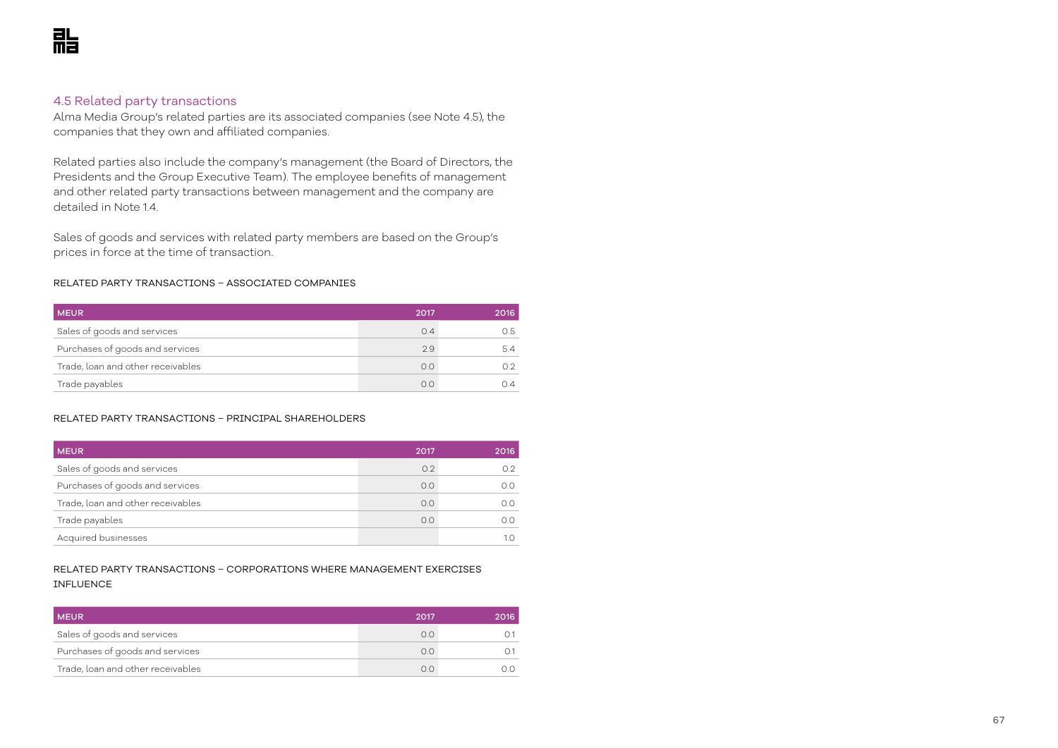## 4.5 Related party transactions

Alma Media Group's related parties are its associated companies (see Note 4.5), the companies that they own and affiliated companies.

Related parties also include the company's management (the Board of Directors, the Presidents and the Group Executive Team). The employee benefits of management and other related party transactions between management and the company are detailed in Note 1.4.

Sales of goods and services with related party members are based on the Group's prices in force at the time of transaction.

RELATED PARTY TRANSACTIONS – ASSOCIATED COMPANIES

| MEUR | 2017 | 2016 |
|---|---|---|
| Sales of goods and services | 0.4 | 0.5 |
| Purchases of goods and services | 2.9 | 5.4 |
| Trade, loan and other receivables | 0.0 | 0.2 |
| Trade payables | 0.0 | 0.4 |

RELATED PARTY TRANSACTIONS – PRINCIPAL SHAREHOLDERS

| MEUR | 2017 | 2016 |
|---|---|---|
| Sales of goods and services | 0.2 | 0.2 |
| Purchases of goods and services | 0.0 | 0.0 |
| Trade, loan and other receivables | 0.0 | 0.0 |
| Trade payables | 0.0 | 0.0 |
| Acquired businesses | | 1.0 |

RELATED PARTY TRANSACTIONS – CORPORATIONS WHERE MANAGEMENT EXERCISES INFLUENCE

| MEUR | 2017 | 2016 |
|---|---|---|
| Sales of goods and services | 0.0 | 0.1 |
| Purchases of goods and services | 0.0 | 0.1 |
| Trade, loan and other receivables | 0.0 | 0.0 |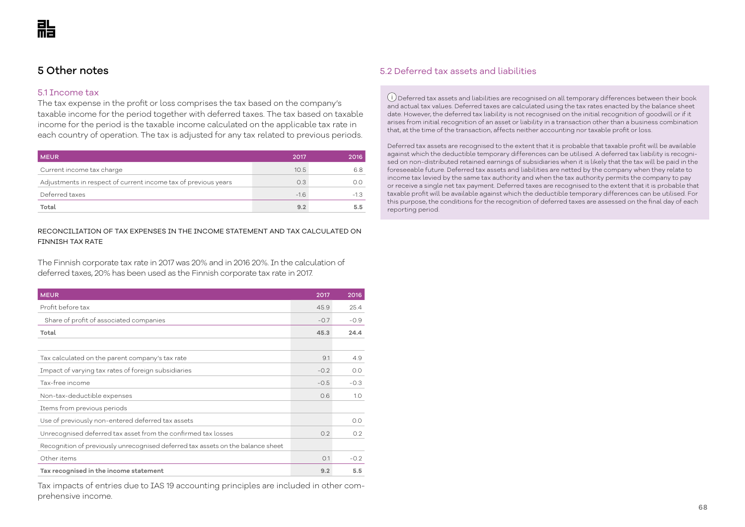# 5 Other notes

## 5.1 Income tax

The tax expense in the profit or loss comprises the tax based on the company's taxable income for the period together with deferred taxes. The tax based on taxable income for the period is the taxable income calculated on the applicable tax rate in each country of operation. The tax is adjusted for any tax related to previous periods.

| MEUR | 2017 | 2016 |
|---|---|---|
| Current income tax charge | 10.5 | 6.8 |
| Adjustments in respect of current income tax of previous years | 0.3 | 0.0 |
| Deferred taxes | -1.6 | -1.3 |
| **Total** | **9.2** | **5.5** |

RECONCILIATION OF TAX EXPENSES IN THE INCOME STATEMENT AND TAX CALCULATED ON FINNISH TAX RATE

The Finnish corporate tax rate in 2017 was 20% and in 2016 20%. In the calculation of deferred taxes, 20% has been used as the Finnish corporate tax rate in 2017.

| MEUR | 2017 | 2016 |
|---|---|---|
| Profit before tax | 45.9 | 25.4 |
| Share of profit of associated companies | -0.7 | -0.9 |
| **Total** | **45.3** | **24.4** |
| | | |
| Tax calculated on the parent company's tax rate | 9.1 | 4.9 |
| Impact of varying tax rates of foreign subsidiaries | -0.2 | 0.0 |
| Tax-free income | -0.5 | -0.3 |
| Non-tax-deductible expenses | 0.6 | 1.0 |
| Items from previous periods | | |
| Use of previously non-entered deferred tax assets | | 0.0 |
| Unrecognised deferred tax asset from the confirmed tax losses | 0.2 | 0.2 |
| Recognition of previously unrecognised deferred tax assets on the balance sheet | | |
| Other items | 0.1 | -0.2 |
| **Tax recognised in the income statement** | **9.2** | **5.5** |

Tax impacts of entries due to IAS 19 accounting principles are included in other comprehensive income.

## 5.2 Deferred tax assets and liabilities

Deferred tax assets and liabilities are recognised on all temporary differences between their book and actual tax values. Deferred taxes are calculated using the tax rates enacted by the balance sheet date. However, the deferred tax liability is not recognised on the initial recognition of goodwill or if it arises from initial recognition of an asset or liability in a transaction other than a business combination that, at the time of the transaction, affects neither accounting nor taxable profit or loss.

Deferred tax assets are recognised to the extent that it is probable that taxable profit will be available against which the deductible temporary differences can be utilised. A deferred tax liability is recognised on non-distributed retained earnings of subsidiaries when it is likely that the tax will be paid in the foreseeable future. Deferred tax assets and liabilities are netted by the company when they relate to income tax levied by the same tax authority and when the tax authority permits the company to pay or receive a single net tax payment. Deferred taxes are recognised to the extent that it is probable that taxable profit will be available against which the deductible temporary differences can be utilised. For this purpose, the conditions for the recognition of deferred taxes are assessed on the final day of each reporting period.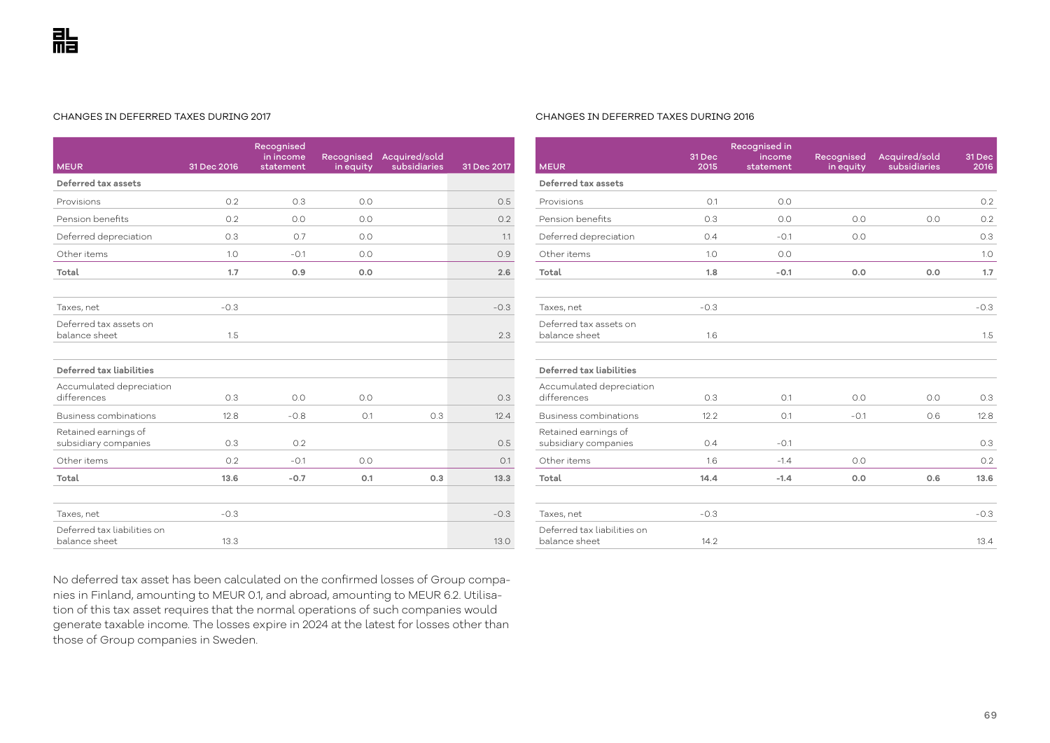CHANGES IN DEFERRED TAXES DURING 2017

| MEUR | 31 Dec 2016 | Recognised in income statement | Recognised in equity | Acquired/sold subsidiaries | 31 Dec 2017 |
|---|---|---|---|---|---|
| **Deferred tax assets** | | | | | |
| Provisions | 0.2 | 0.3 | 0.0 | | 0.5 |
| Pension benefits | 0.2 | 0.0 | 0.0 | | 0.2 |
| Deferred depreciation | 0.3 | 0.7 | 0.0 | | 1.1 |
| Other items | 1.0 | -0.1 | 0.0 | | 0.9 |
| **Total** | **1.7** | **0.9** | **0.0** | | **2.6** |
| | | | | | |
| Taxes, net | -0.3 | | | | -0.3 |
| Deferred tax assets on balance sheet | 1.5 | | | | 2.3 |
| | | | | | |
| **Deferred tax liabilities** | | | | | |
| Accumulated depreciation differences | 0.3 | 0.0 | 0.0 | | 0.3 |
| Business combinations | 12.8 | -0.8 | 0.1 | 0.3 | 12.4 |
| Retained earnings of subsidiary companies | 0.3 | 0.2 | | | 0.5 |
| Other items | 0.2 | -0.1 | 0.0 | | 0.1 |
| **Total** | **13.6** | **-0.7** | **0.1** | **0.3** | **13.3** |
| | | | | | |
| Taxes, net | -0.3 | | | | -0.3 |
| Deferred tax liabilities on balance sheet | 13.3 | | | | 13.0 |

No deferred tax asset has been calculated on the confirmed losses of Group companies in Finland, amounting to MEUR 0.1, and abroad, amounting to MEUR 6.2. Utilisation of this tax asset requires that the normal operations of such companies would generate taxable income. The losses expire in 2024 at the latest for losses other than those of Group companies in Sweden.

CHANGES IN DEFERRED TAXES DURING 2016

| MEUR | 31 Dec 2015 | Recognised in income statement | Recognised in equity | Acquired/sold subsidiaries | 31 Dec 2016 |
|---|---|---|---|---|---|
| **Deferred tax assets** | | | | | |
| Provisions | 0.1 | 0.0 | | | 0.2 |
| Pension benefits | 0.3 | 0.0 | 0.0 | 0.0 | 0.2 |
| Deferred depreciation | 0.4 | -0.1 | 0.0 | | 0.3 |
| Other items | 1.0 | 0.0 | | | 1.0 |
| **Total** | **1.8** | **-0.1** | **0.0** | **0.0** | **1.7** |
| | | | | | |
| Taxes, net | -0.3 | | | | -0.3 |
| Deferred tax assets on balance sheet | 1.6 | | | | 1.5 |
| | | | | | |
| **Deferred tax liabilities** | | | | | |
| Accumulated depreciation differences | 0.3 | 0.1 | 0.0 | 0.0 | 0.3 |
| Business combinations | 12.2 | 0.1 | -0.1 | 0.6 | 12.8 |
| Retained earnings of subsidiary companies | 0.4 | -0.1 | | | 0.3 |
| Other items | 1.6 | -1.4 | 0.0 | | 0.2 |
| **Total** | **14.4** | **-1.4** | **0.0** | **0.6** | **13.6** |
| | | | | | |
| Taxes, net | -0.3 | | | | -0.3 |
| Deferred tax liabilities on balance sheet | 14.2 | | | | 13.4 |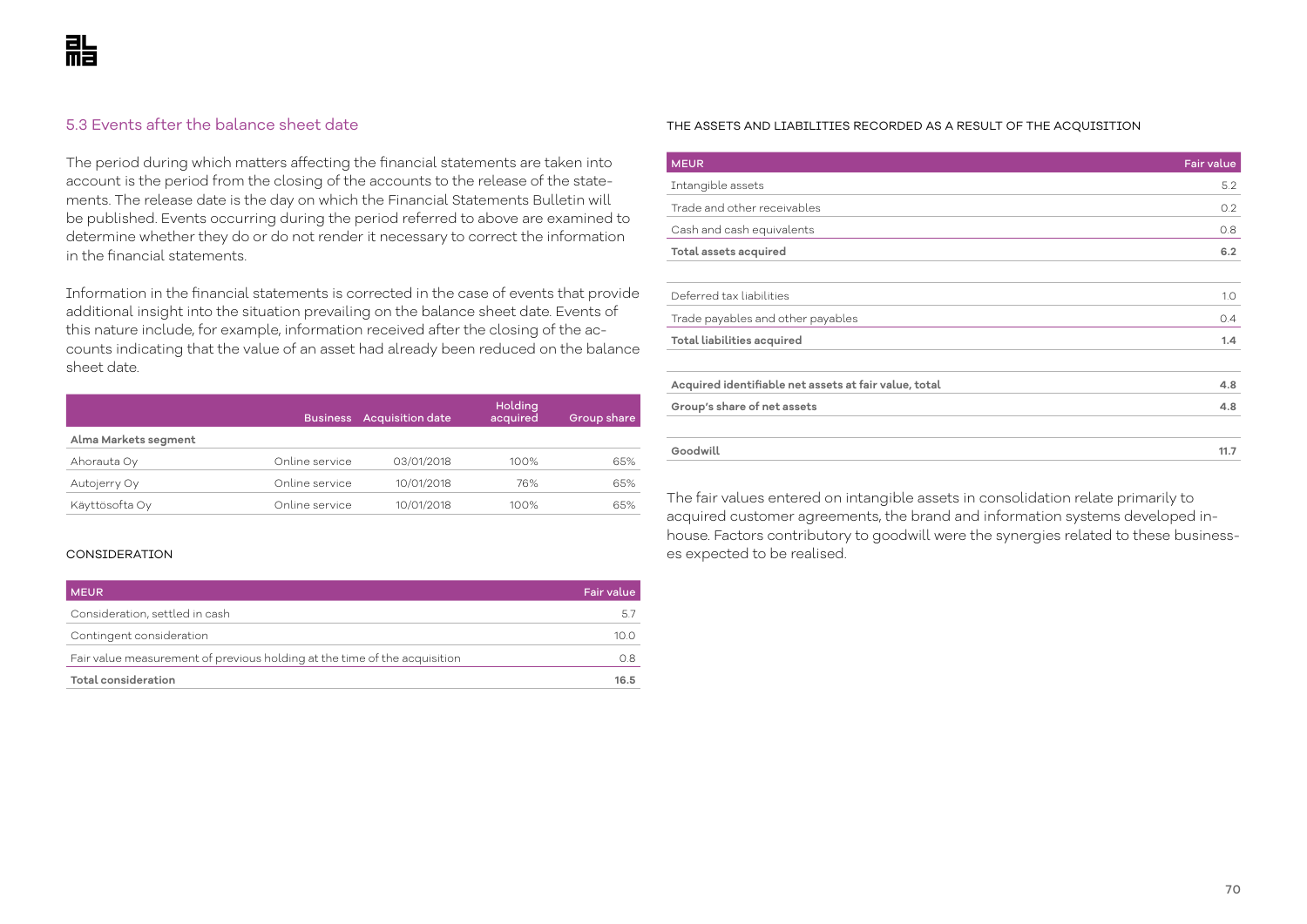## 5.3 Events after the balance sheet date

The period during which matters affecting the financial statements are taken into account is the period from the closing of the accounts to the release of the statements. The release date is the day on which the Financial Statements Bulletin will be published. Events occurring during the period referred to above are examined to determine whether they do or do not render it necessary to correct the information in the financial statements.

Information in the financial statements is corrected in the case of events that provide additional insight into the situation prevailing on the balance sheet date. Events of this nature include, for example, information received after the closing of the accounts indicating that the value of an asset had already been reduced on the balance sheet date.

| | Business | Acquisition date | Holding acquired | Group share |
|---|---|---|---|---|
| **Alma Markets segment** | | | | |
| Ahorauta Oy | Online service | 03/01/2018 | 100% | 65% |
| Autojerry Oy | Online service | 10/01/2018 | 76% | 65% |
| Käyttösofta Oy | Online service | 10/01/2018 | 100% | 65% |

CONSIDERATION

| MEUR | Fair value |
|---|---|
| Consideration, settled in cash | 5.7 |
| Contingent consideration | 10.0 |
| Fair value measurement of previous holding at the time of the acquisition | 0.8 |
| **Total consideration** | **16.5** |

THE ASSETS AND LIABILITIES RECORDED AS A RESULT OF THE ACQUISITION

| MEUR | Fair value |
|---|---|
| Intangible assets | 5.2 |
| Trade and other receivables | 0.2 |
| Cash and cash equivalents | 0.8 |
| **Total assets acquired** | **6.2** |
| | |
| Deferred tax liabilities | 1.0 |
| Trade payables and other payables | 0.4 |
| **Total liabilities acquired** | **1.4** |
| | |
| **Acquired identifiable net assets at fair value, total** | **4.8** |
| **Group's share of net assets** | **4.8** |
| | |
| **Goodwill** | **11.7** |

The fair values entered on intangible assets in consolidation relate primarily to acquired customer agreements, the brand and information systems developed in-house. Factors contributory to goodwill were the synergies related to these businesses expected to be realised.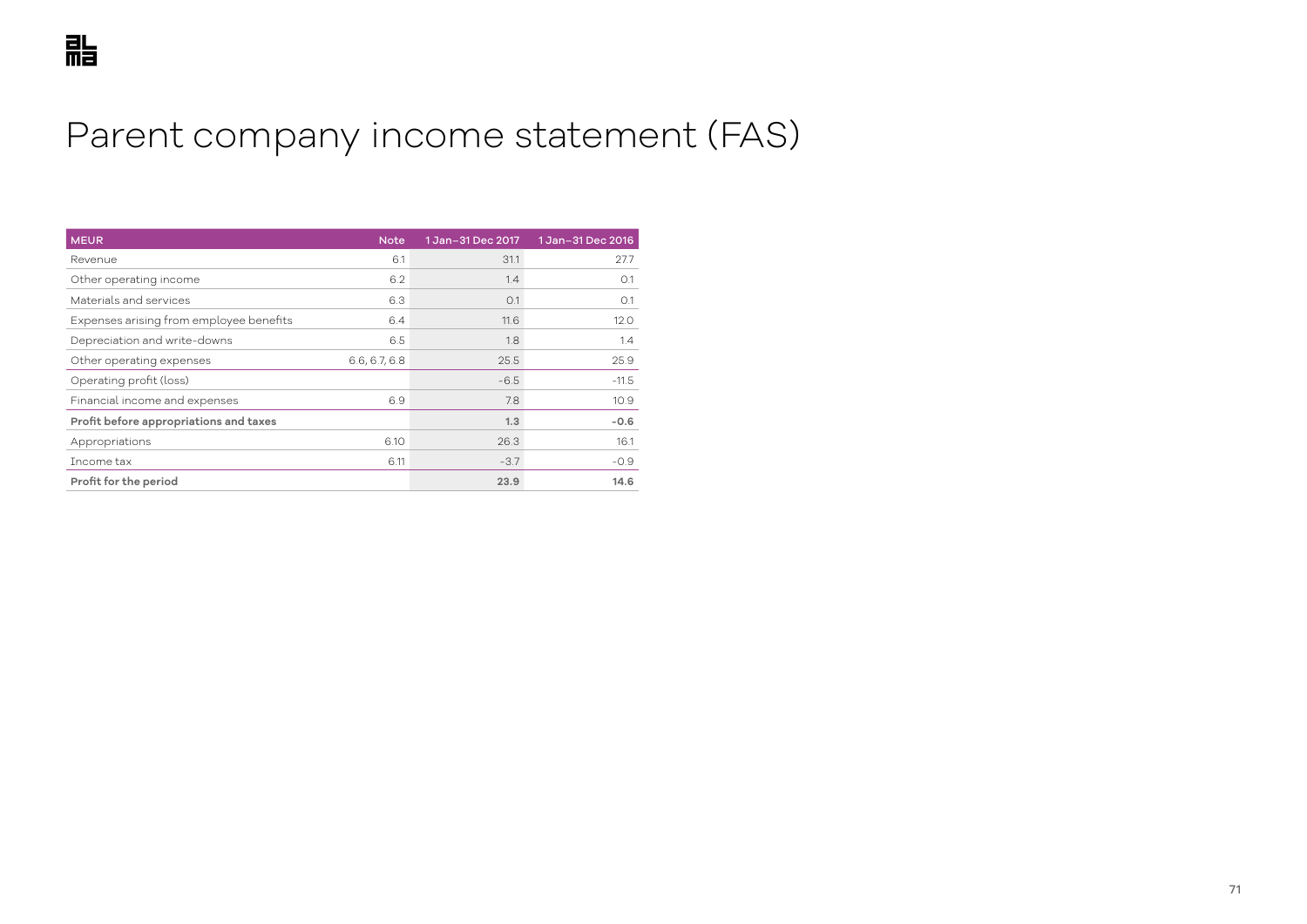# Parent company income statement (FAS)

| MEUR | Note | 1 Jan–31 Dec 2017 | 1 Jan–31 Dec 2016 |
|---|---|---|---|
| Revenue | 6.1 | 31.1 | 27.7 |
| Other operating income | 6.2 | 1.4 | 0.1 |
| Materials and services | 6.3 | 0.1 | 0.1 |
| Expenses arising from employee benefits | 6.4 | 11.6 | 12.0 |
| Depreciation and write-downs | 6.5 | 1.8 | 1.4 |
| Other operating expenses | 6.6, 6.7, 6.8 | 25.5 | 25.9 |
| Operating profit (loss) | | -6.5 | -11.5 |
| Financial income and expenses | 6.9 | 7.8 | 10.9 |
| **Profit before appropriations and taxes** | | **1.3** | **-0.6** |
| Appropriations | 6.10 | 26.3 | 16.1 |
| Income tax | 6.11 | -3.7 | -0.9 |
| **Profit for the period** | | **23.9** | **14.6** |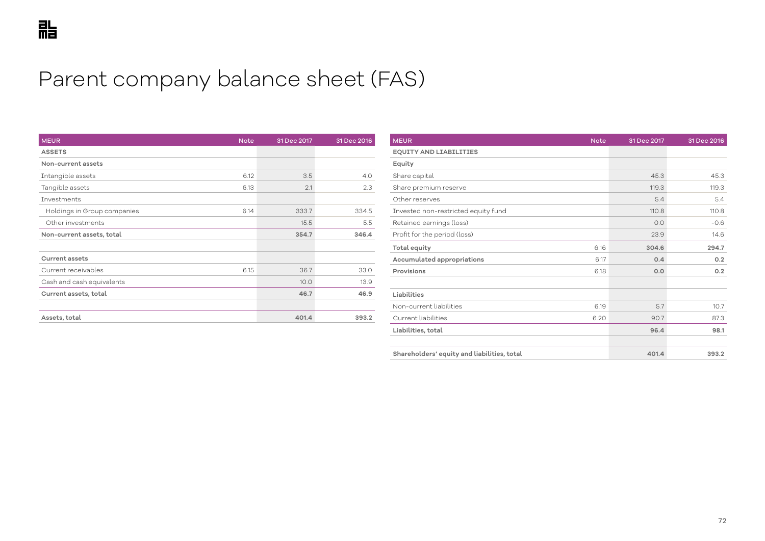# Parent company balance sheet (FAS)

| MEUR | Note | 31 Dec 2017 | 31 Dec 2016 |
|---|---|---|---|
| **ASSETS** | | | |
| **Non-current assets** | | | |
| Intangible assets | 6.12 | 3.5 | 4.0 |
| Tangible assets | 6.13 | 2.1 | 2.3 |
| Investments | | | |
| Holdings in Group companies | 6.14 | 333.7 | 334.5 |
| Other investments | | 15.5 | 5.5 |
| **Non-current assets, total** | | **354.7** | **346.4** |
| | | | |
| **Current assets** | | | |
| Current receivables | 6.15 | 36.7 | 33.0 |
| Cash and cash equivalents | | 10.0 | 13.9 |
| **Current assets, total** | | **46.7** | **46.9** |
| | | | |
| **Assets, total** | | **401.4** | **393.2** |

| MEUR | Note | 31 Dec 2017 | 31 Dec 2016 |
|---|---|---|---|
| **EQUITY AND LIABILITIES** | | | |
| **Equity** | | | |
| Share capital | | 45.3 | 45.3 |
| Share premium reserve | | 119.3 | 119.3 |
| Other reserves | | 5.4 | 5.4 |
| Invested non-restricted equity fund | | 110.8 | 110.8 |
| Retained earnings (loss) | | 0.0 | -0.6 |
| Profit for the period (loss) | | 23.9 | 14.6 |
| **Total equity** | 6.16 | **304.6** | **294.7** |
| **Accumulated appropriations** | 6.17 | **0.4** | **0.2** |
| **Provisions** | 6.18 | **0.0** | **0.2** |
| | | | |
| **Liabilities** | | | |
| Non-current liabilities | 6.19 | 5.7 | 10.7 |
| Current liabilities | 6.20 | 90.7 | 87.3 |
| **Liabilities, total** | | **96.4** | **98.1** |
| | | | |
| **Shareholders' equity and liabilities, total** | | **401.4** | **393.2** |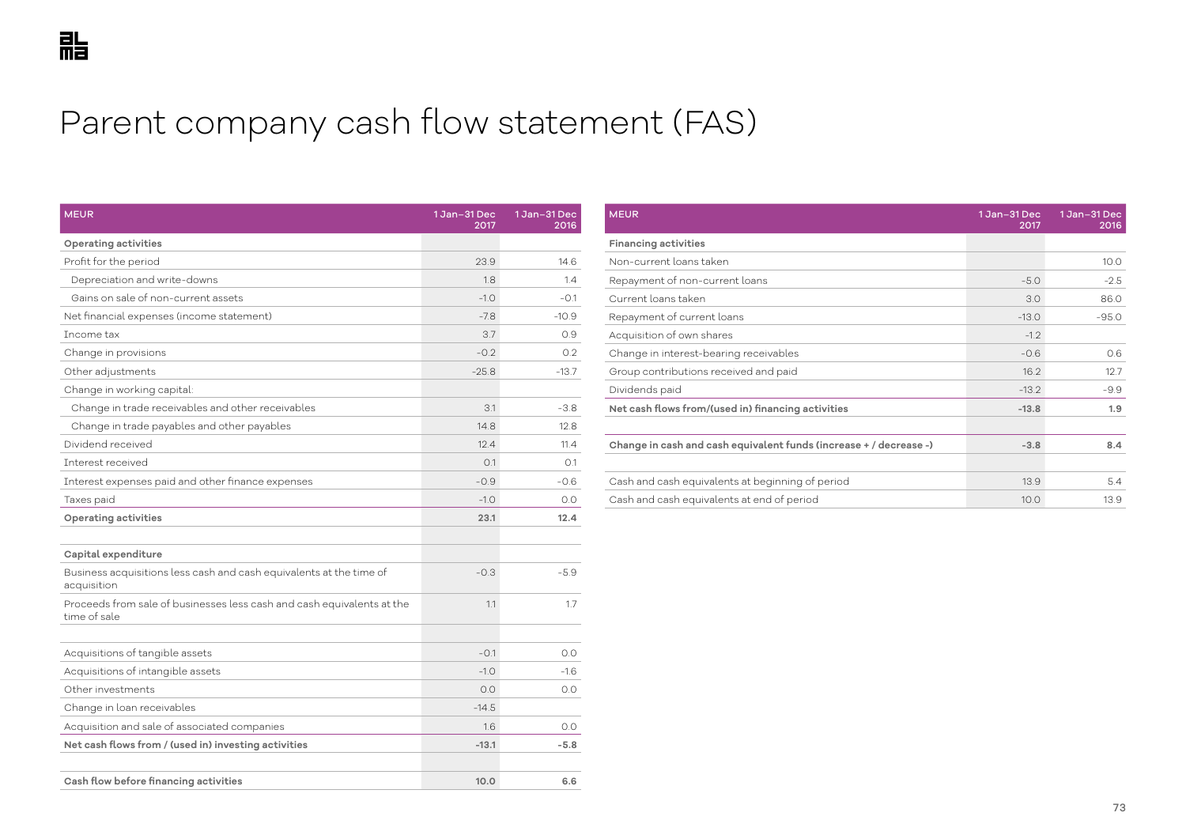# Parent company cash flow statement (FAS)

| MEUR | 1 Jan–31 Dec 2017 | 1 Jan–31 Dec 2016 |
|---|---|---|
| **Operating activities** | | |
| Profit for the period | 23.9 | 14.6 |
| Depreciation and write-downs | 1.8 | 1.4 |
| Gains on sale of non-current assets | -1.0 | -0.1 |
| Net financial expenses (income statement) | -7.8 | -10.9 |
| Income tax | 3.7 | 0.9 |
| Change in provisions | -0.2 | 0.2 |
| Other adjustments | -25.8 | -13.7 |
| Change in working capital: | | |
| Change in trade receivables and other receivables | 3.1 | -3.8 |
| Change in trade payables and other payables | 14.8 | 12.8 |
| Dividend received | 12.4 | 11.4 |
| Interest received | 0.1 | 0.1 |
| Interest expenses paid and other finance expenses | -0.9 | -0.6 |
| Taxes paid | -1.0 | 0.0 |
| **Operating activities** | **23.1** | **12.4** |
| | | |
| **Capital expenditure** | | |
| Business acquisitions less cash and cash equivalents at the time of acquisition | -0.3 | -5.9 |
| Proceeds from sale of businesses less cash and cash equivalents at the time of sale | 1.1 | 1.7 |
| | | |
| Acquisitions of tangible assets | -0.1 | 0.0 |
| Acquisitions of intangible assets | -1.0 | -1.6 |
| Other investments | 0.0 | 0.0 |
| Change in loan receivables | -14.5 | |
| Acquisition and sale of associated companies | 1.6 | 0.0 |
| **Net cash flows from / (used in) investing activities** | **-13.1** | **-5.8** |
| | | |
| **Cash flow before financing activities** | **10.0** | **6.6** |

| MEUR | 1 Jan–31 Dec 2017 | 1 Jan–31 Dec 2016 |
|---|---|---|
| **Financing activities** | | |
| Non-current loans taken | | 10.0 |
| Repayment of non-current loans | -5.0 | -2.5 |
| Current loans taken | 3.0 | 86.0 |
| Repayment of current loans | -13.0 | -95.0 |
| Acquisition of own shares | -1.2 | |
| Change in interest-bearing receivables | -0.6 | 0.6 |
| Group contributions received and paid | 16.2 | 12.7 |
| Dividends paid | -13.2 | -9.9 |
| **Net cash flows from/(used in) financing activities** | **-13.8** | **1.9** |
| | | |
| **Change in cash and cash equivalent funds (increase + / decrease -)** | **-3.8** | **8.4** |
| | | |
| Cash and cash equivalents at beginning of period | 13.9 | 5.4 |
| Cash and cash equivalents at end of period | 10.0 | 13.9 |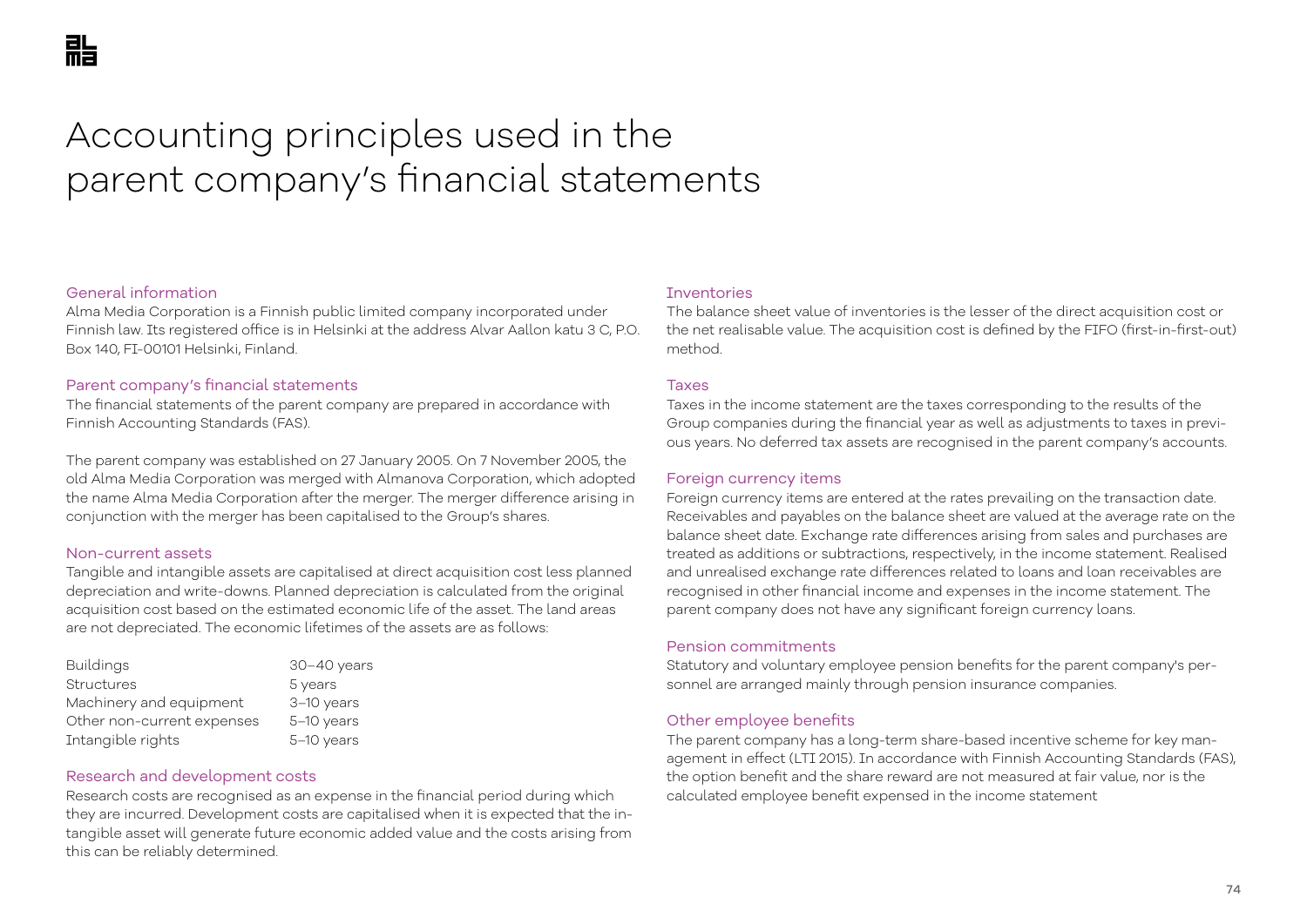# Accounting principles used in the parent company's financial statements

## General information

Alma Media Corporation is a Finnish public limited company incorporated under Finnish law. Its registered office is in Helsinki at the address Alvar Aallon katu 3 C, P.O. Box 140, FI-00101 Helsinki, Finland.

## Parent company's financial statements

The financial statements of the parent company are prepared in accordance with Finnish Accounting Standards (FAS).

The parent company was established on 27 January 2005. On 7 November 2005, the old Alma Media Corporation was merged with Almanova Corporation, which adopted the name Alma Media Corporation after the merger. The merger difference arising in conjunction with the merger has been capitalised to the Group's shares.

## Non-current assets

Tangible and intangible assets are capitalised at direct acquisition cost less planned depreciation and write-downs. Planned depreciation is calculated from the original acquisition cost based on the estimated economic life of the asset. The land areas are not depreciated. The economic lifetimes of the assets are as follows:

| | |
|---|---|
| Buildings | 30–40 years |
| Structures | 5 years |
| Machinery and equipment | 3–10 years |
| Other non-current expenses | 5–10 years |
| Intangible rights | 5–10 years |

## Research and development costs

Research costs are recognised as an expense in the financial period during which they are incurred. Development costs are capitalised when it is expected that the intangible asset will generate future economic added value and the costs arising from this can be reliably determined.

## Inventories

The balance sheet value of inventories is the lesser of the direct acquisition cost or the net realisable value. The acquisition cost is defined by the FIFO (first-in-first-out) method.

## Taxes

Taxes in the income statement are the taxes corresponding to the results of the Group companies during the financial year as well as adjustments to taxes in previous years. No deferred tax assets are recognised in the parent company's accounts.

## Foreign currency items

Foreign currency items are entered at the rates prevailing on the transaction date. Receivables and payables on the balance sheet are valued at the average rate on the balance sheet date. Exchange rate differences arising from sales and purchases are treated as additions or subtractions, respectively, in the income statement. Realised and unrealised exchange rate differences related to loans and loan receivables are recognised in other financial income and expenses in the income statement. The parent company does not have any significant foreign currency loans.

## Pension commitments

Statutory and voluntary employee pension benefits for the parent company's personnel are arranged mainly through pension insurance companies.

## Other employee benefits

The parent company has a long-term share-based incentive scheme for key management in effect (LTI 2015). In accordance with Finnish Accounting Standards (FAS), the option benefit and the share reward are not measured at fair value, nor is the calculated employee benefit expensed in the income statement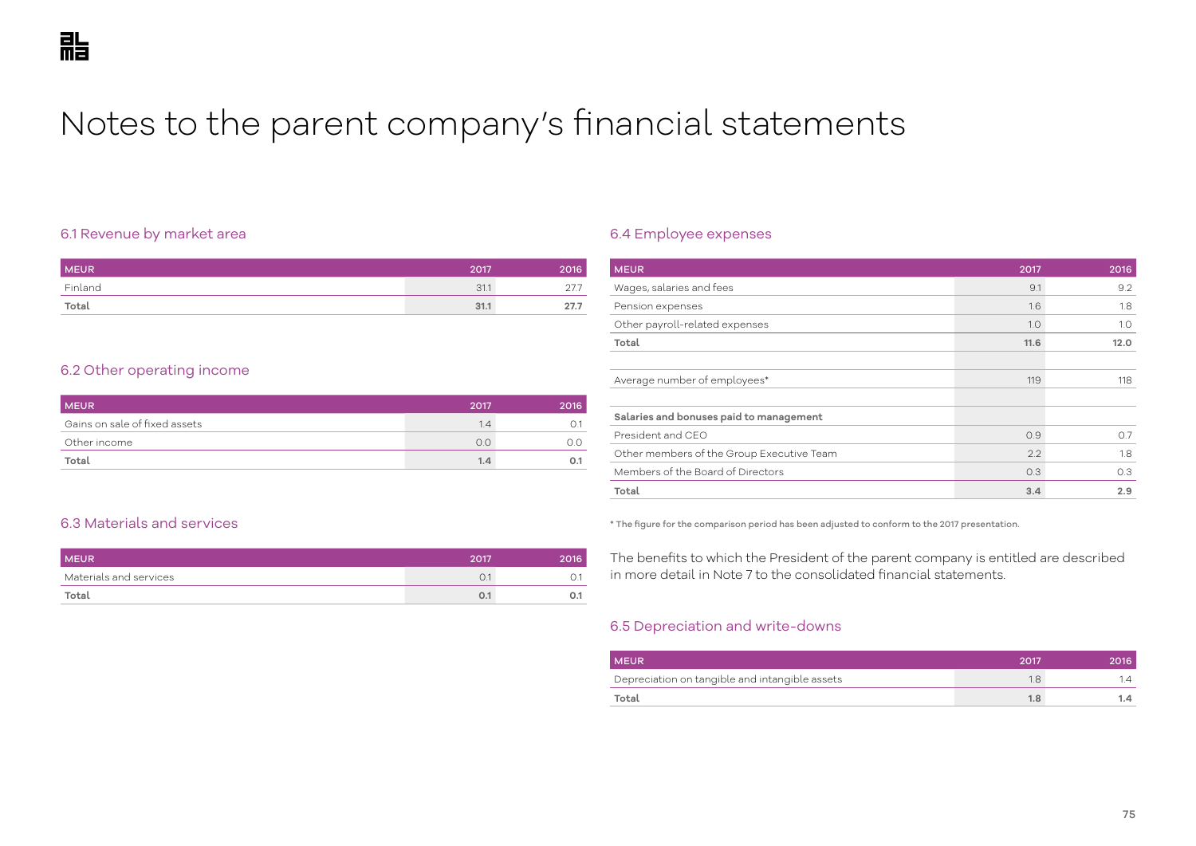# Notes to the parent company's financial statements

## 6.1 Revenue by market area

| MEUR | 2017 | 2016 |
|---|---|---|
| Finland | 31.1 | 27.7 |
| **Total** | **31.1** | **27.7** |

## 6.2 Other operating income

| MEUR | 2017 | 2016 |
|---|---|---|
| Gains on sale of fixed assets | 1.4 | 0.1 |
| Other income | 0.0 | 0.0 |
| **Total** | **1.4** | **0.1** |

## 6.3 Materials and services

| MEUR | 2017 | 2016 |
|---|---|---|
| Materials and services | 0.1 | 0.1 |
| **Total** | **0.1** | **0.1** |

## 6.4 Employee expenses

| MEUR | 2017 | 2016 |
|---|---|---|
| Wages, salaries and fees | 9.1 | 9.2 |
| Pension expenses | 1.6 | 1.8 |
| Other payroll-related expenses | 1.0 | 1.0 |
| **Total** | **11.6** | **12.0** |
| | | |
| Average number of employees* | 119 | 118 |
| | | |
| **Salaries and bonuses paid to management** | | |
| President and CEO | 0.9 | 0.7 |
| Other members of the Group Executive Team | 2.2 | 1.8 |
| Members of the Board of Directors | 0.3 | 0.3 |
| **Total** | **3.4** | **2.9** |

* The figure for the comparison period has been adjusted to conform to the 2017 presentation.

The benefits to which the President of the parent company is entitled are described in more detail in Note 7 to the consolidated financial statements.

## 6.5 Depreciation and write-downs

| MEUR | 2017 | 2016 |
|---|---|---|
| Depreciation on tangible and intangible assets | 1.8 | 1.4 |
| **Total** | **1.8** | **1.4** |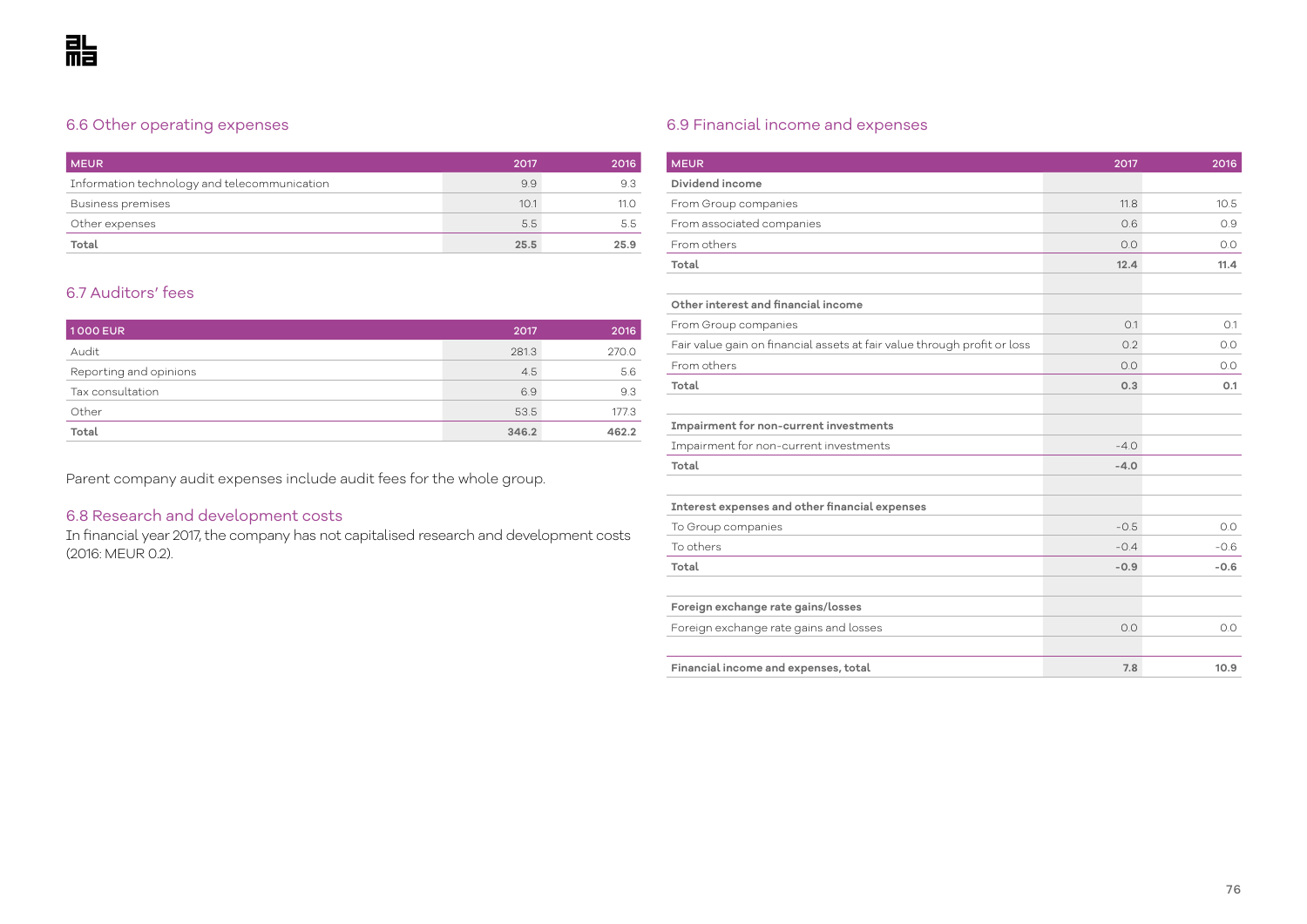## 6.6 Other operating expenses

| MEUR | 2017 | 2016 |
|---|---|---|
| Information technology and telecommunication | 9.9 | 9.3 |
| Business premises | 10.1 | 11.0 |
| Other expenses | 5.5 | 5.5 |
| **Total** | **25.5** | **25.9** |

## 6.7 Auditors' fees

| 1 000 EUR | 2017 | 2016 |
|---|---|---|
| Audit | 281.3 | 270.0 |
| Reporting and opinions | 4.5 | 5.6 |
| Tax consultation | 6.9 | 9.3 |
| Other | 53.5 | 177.3 |
| **Total** | **346.2** | **462.2** |

Parent company audit expenses include audit fees for the whole group.

## 6.8 Research and development costs

In financial year 2017, the company has not capitalised research and development costs (2016: MEUR 0.2).

## 6.9 Financial income and expenses

| MEUR | 2017 | 2016 |
|---|---|---|
| **Dividend income** | | |
| From Group companies | 11.8 | 10.5 |
| From associated companies | 0.6 | 0.9 |
| From others | 0.0 | 0.0 |
| **Total** | **12.4** | **11.4** |
| | | |
| **Other interest and financial income** | | |
| From Group companies | 0.1 | 0.1 |
| Fair value gain on financial assets at fair value through profit or loss | 0.2 | 0.0 |
| From others | 0.0 | 0.0 |
| **Total** | **0.3** | **0.1** |
| | | |
| **Impairment for non-current investments** | | |
| Impairment for non-current investments | -4.0 | |
| **Total** | **-4.0** | |
| | | |
| **Interest expenses and other financial expenses** | | |
| To Group companies | -0.5 | 0.0 |
| To others | -0.4 | -0.6 |
| **Total** | **-0.9** | **-0.6** |
| | | |
| **Foreign exchange rate gains/losses** | | |
| Foreign exchange rate gains and losses | 0.0 | 0.0 |
| | | |
| **Financial income and expenses, total** | **7.8** | **10.9** |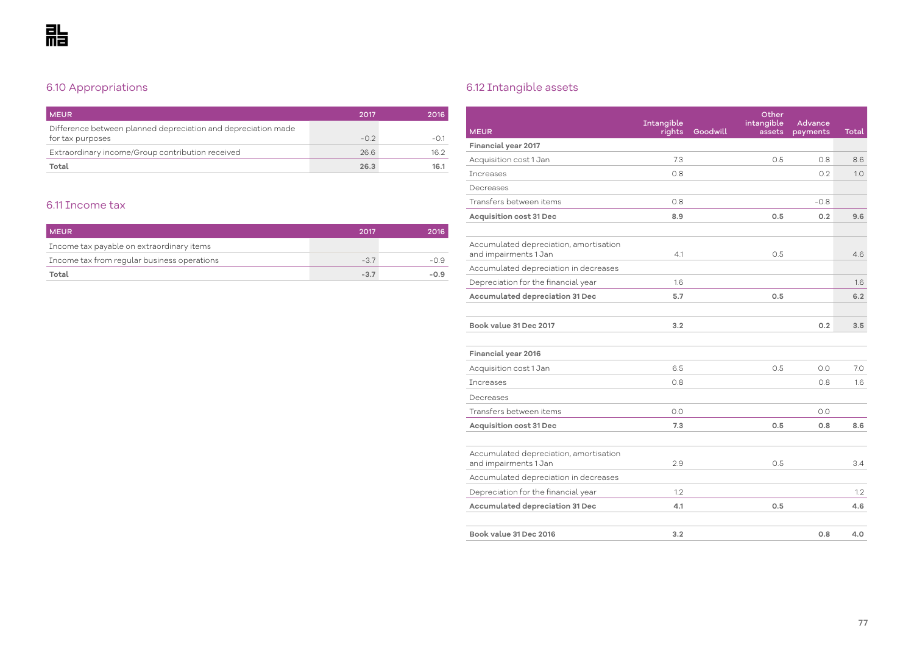## 6.10 Appropriations

| MEUR | 2017 | 2016 |
|---|---|---|
| Difference between planned depreciation and depreciation made for tax purposes | -0.2 | -0.1 |
| Extraordinary income/Group contribution received | 26.6 | 16.2 |
| **Total** | **26.3** | **16.1** |

## 6.11 Income tax

| MEUR | 2017 | 2016 |
|---|---|---|
| Income tax payable on extraordinary items | | |
| Income tax from regular business operations | -3.7 | -0.9 |
| **Total** | **-3.7** | **-0.9** |

## 6.12 Intangible assets

| MEUR | Intangible rights | Goodwill | Other intangible assets | Advance payments | Total |
|---|---|---|---|---|---|
| **Financial year 2017** | | | | | |
| Acquisition cost 1 Jan | 7.3 | | 0.5 | 0.8 | 8.6 |
| Increases | 0.8 | | | 0.2 | 1.0 |
| Decreases | | | | | |
| Transfers between items | 0.8 | | | -0.8 | |
| **Acquisition cost 31 Dec** | **8.9** | | **0.5** | **0.2** | **9.6** |
| | | | | | |
| Accumulated depreciation, amortisation and impairments 1 Jan | 4.1 | | 0.5 | | 4.6 |
| Accumulated depreciation in decreases | | | | | |
| Depreciation for the financial year | 1.6 | | | | 1.6 |
| **Accumulated depreciation 31 Dec** | **5.7** | | **0.5** | | **6.2** |
| | | | | | |
| **Book value 31 Dec 2017** | **3.2** | | | **0.2** | **3.5** |
| | | | | | |
| **Financial year 2016** | | | | | |
| Acquisition cost 1 Jan | 6.5 | | 0.5 | 0.0 | 7.0 |
| Increases | 0.8 | | | 0.8 | 1.6 |
| Decreases | | | | | |
| Transfers between items | 0.0 | | | 0.0 | |
| **Acquisition cost 31 Dec** | **7.3** | | **0.5** | **0.8** | **8.6** |
| | | | | | |
| Accumulated depreciation, amortisation and impairments 1 Jan | 2.9 | | 0.5 | | 3.4 |
| Accumulated depreciation in decreases | | | | | |
| Depreciation for the financial year | 1.2 | | | | 1.2 |
| **Accumulated depreciation 31 Dec** | **4.1** | | **0.5** | | **4.6** |
| | | | | | |
| **Book value 31 Dec 2016** | **3.2** | | | **0.8** | **4.0** |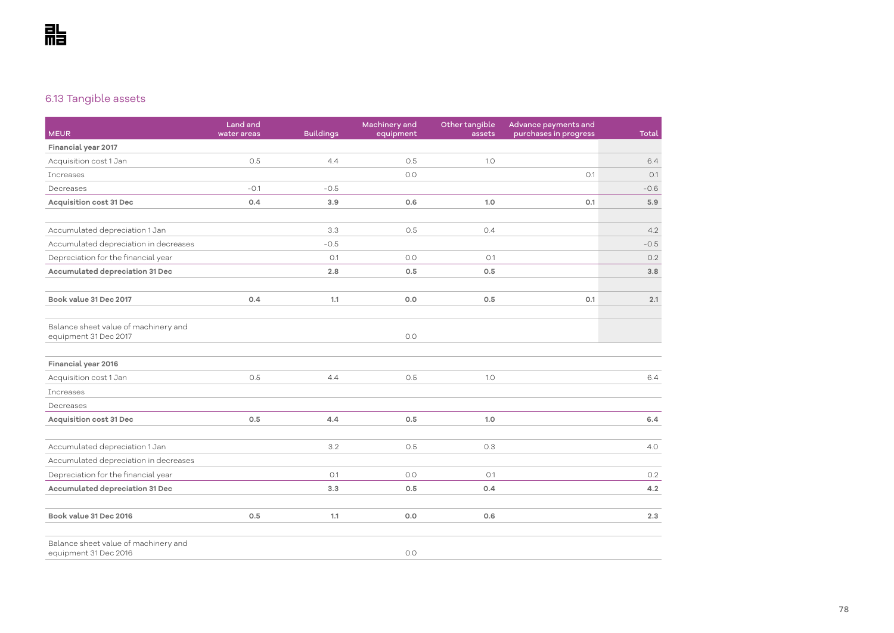## 6.13 Tangible assets

| MEUR | Land and water areas | Buildings | Machinery and equipment | Other tangible assets | Advance payments and purchases in progress | Total |
|---|---|---|---|---|---|---|
| **Financial year 2017** | | | | | | |
| Acquisition cost 1 Jan | 0.5 | 4.4 | 0.5 | 1.0 | | 6.4 |
| Increases | | | 0.0 | | 0.1 | 0.1 |
| Decreases | -0.1 | -0.5 | | | | -0.6 |
| **Acquisition cost 31 Dec** | **0.4** | **3.9** | **0.6** | **1.0** | **0.1** | **5.9** |
| | | | | | | |
| Accumulated depreciation 1 Jan | | 3.3 | 0.5 | 0.4 | | 4.2 |
| Accumulated depreciation in decreases | | -0.5 | | | | -0.5 |
| Depreciation for the financial year | | 0.1 | 0.0 | 0.1 | | 0.2 |
| **Accumulated depreciation 31 Dec** | | **2.8** | **0.5** | **0.5** | | **3.8** |
| | | | | | | |
| **Book value 31 Dec 2017** | **0.4** | **1.1** | **0.0** | **0.5** | **0.1** | **2.1** |
| | | | | | | |
| Balance sheet value of machinery and equipment 31 Dec 2017 | | | 0.0 | | | |
| | | | | | | |
| **Financial year 2016** | | | | | | |
| Acquisition cost 1 Jan | 0.5 | 4.4 | 0.5 | 1.0 | | 6.4 |
| Increases | | | | | | |
| Decreases | | | | | | |
| **Acquisition cost 31 Dec** | **0.5** | **4.4** | **0.5** | **1.0** | | **6.4** |
| | | | | | | |
| Accumulated depreciation 1 Jan | | 3.2 | 0.5 | 0.3 | | 4.0 |
| Accumulated depreciation in decreases | | | | | | |
| Depreciation for the financial year | | 0.1 | 0.0 | 0.1 | | 0.2 |
| **Accumulated depreciation 31 Dec** | | **3.3** | **0.5** | **0.4** | | **4.2** |
| | | | | | | |
| **Book value 31 Dec 2016** | **0.5** | **1.1** | **0.0** | **0.6** | | **2.3** |
| | | | | | | |
| Balance sheet value of machinery and equipment 31 Dec 2016 | | | 0.0 | | | |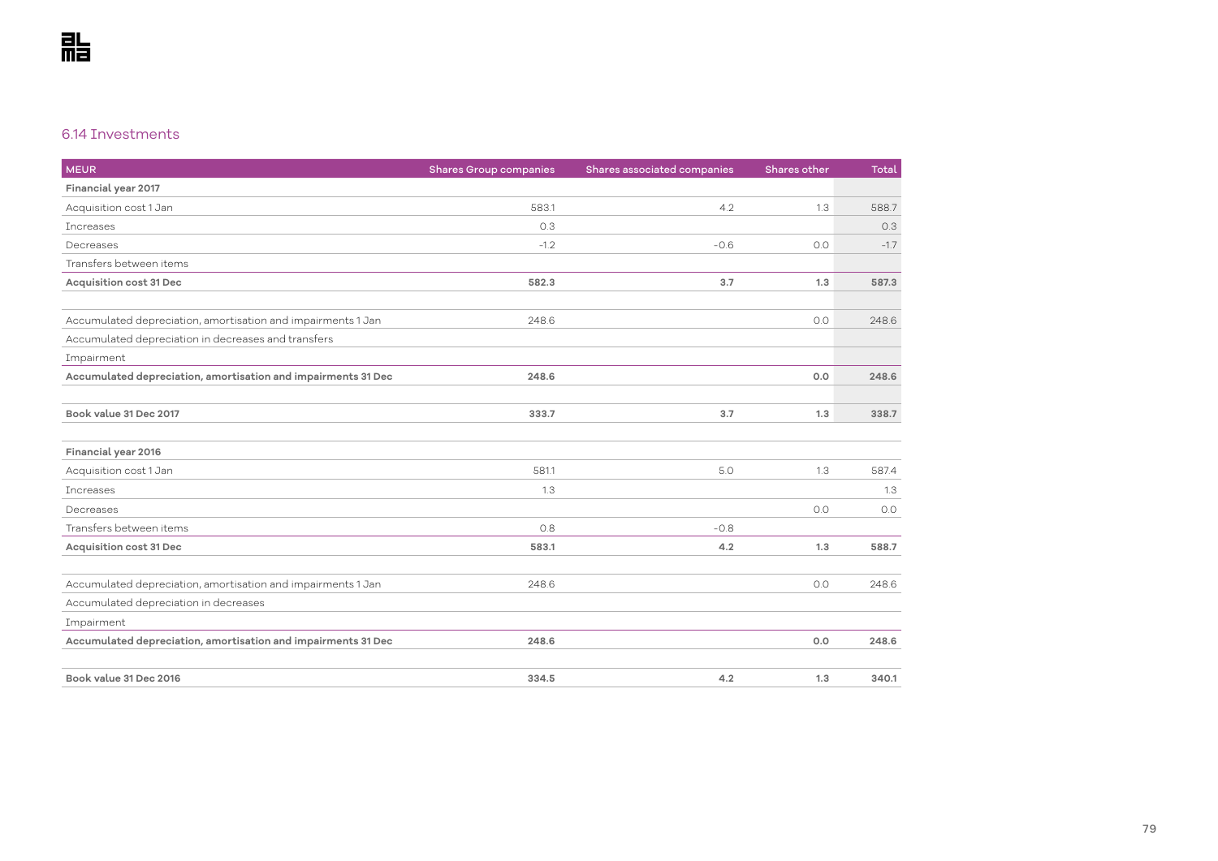## 6.14 Investments

| MEUR | Shares Group companies | Shares associated companies | Shares other | Total |
|---|---|---|---|---|
| **Financial year 2017** | | | | |
| Acquisition cost 1 Jan | 583.1 | 4.2 | 1.3 | 588.7 |
| Increases | 0.3 | | | 0.3 |
| Decreases | -1.2 | -0.6 | 0.0 | -1.7 |
| Transfers between items | | | | |
| **Acquisition cost 31 Dec** | **582.3** | **3.7** | **1.3** | **587.3** |
| | | | | |
| Accumulated depreciation, amortisation and impairments 1 Jan | 248.6 | | 0.0 | 248.6 |
| Accumulated depreciation in decreases and transfers | | | | |
| Impairment | | | | |
| **Accumulated depreciation, amortisation and impairments 31 Dec** | **248.6** | | **0.0** | **248.6** |
| | | | | |
| **Book value 31 Dec 2017** | **333.7** | **3.7** | **1.3** | **338.7** |
| | | | | |
| **Financial year 2016** | | | | |
| Acquisition cost 1 Jan | 581.1 | 5.0 | 1.3 | 587.4 |
| Increases | 1.3 | | | 1.3 |
| Decreases | | | 0.0 | 0.0 |
| Transfers between items | 0.8 | -0.8 | | |
| **Acquisition cost 31 Dec** | **583.1** | **4.2** | **1.3** | **588.7** |
| | | | | |
| Accumulated depreciation, amortisation and impairments 1 Jan | 248.6 | | 0.0 | 248.6 |
| Accumulated depreciation in decreases | | | | |
| Impairment | | | | |
| **Accumulated depreciation, amortisation and impairments 31 Dec** | **248.6** | | **0.0** | **248.6** |
| | | | | |
| **Book value 31 Dec 2016** | **334.5** | **4.2** | **1.3** | **340.1** |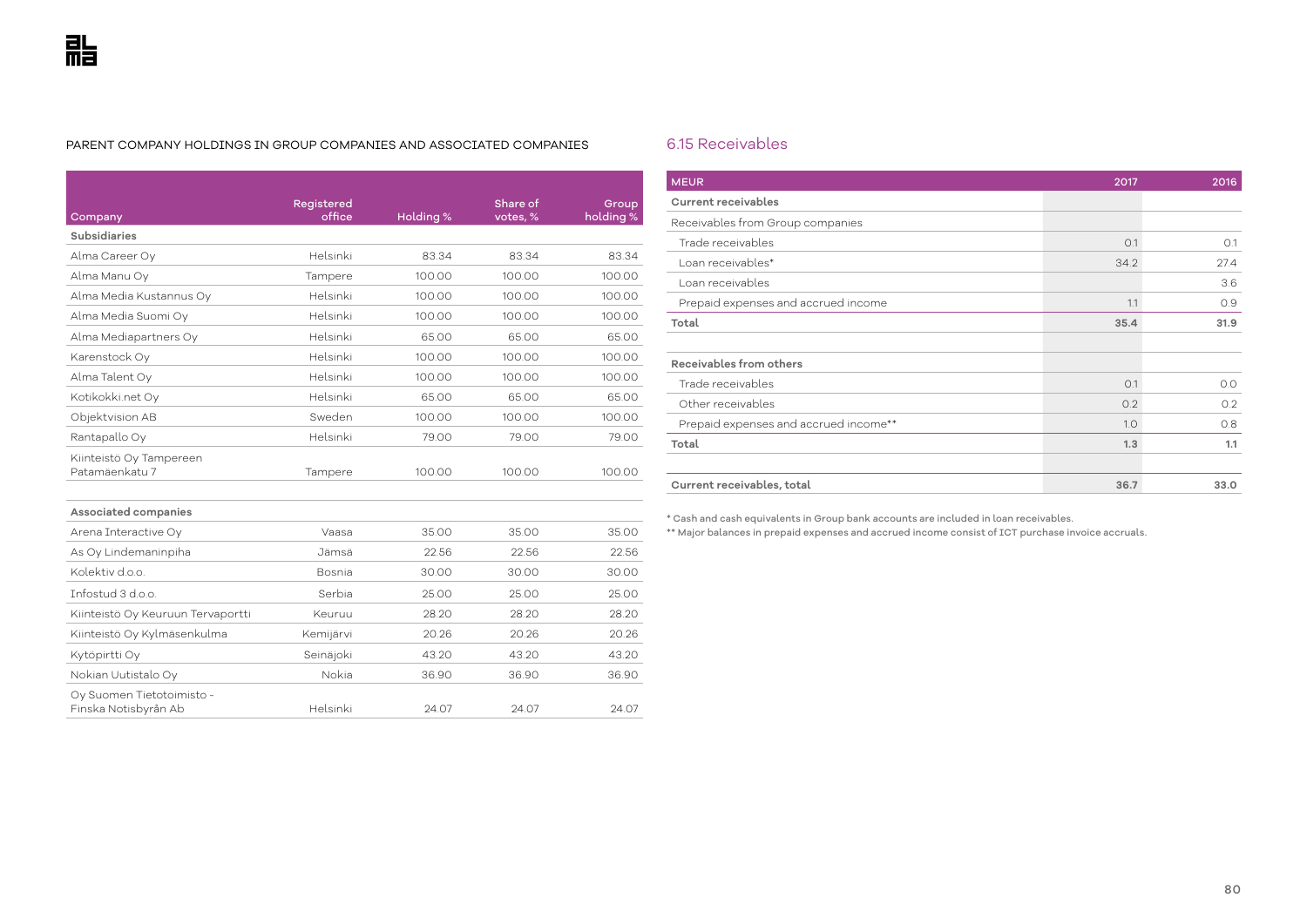PARENT COMPANY HOLDINGS IN GROUP COMPANIES AND ASSOCIATED COMPANIES

| Company | Registered office | Holding % | Share of votes, % | Group holding % |
|---|---|---|---|---|
| **Subsidiaries** | | | | |
| Alma Career Oy | Helsinki | 83.34 | 83.34 | 83.34 |
| Alma Manu Oy | Tampere | 100.00 | 100.00 | 100.00 |
| Alma Media Kustannus Oy | Helsinki | 100.00 | 100.00 | 100.00 |
| Alma Media Suomi Oy | Helsinki | 100.00 | 100.00 | 100.00 |
| Alma Mediapartners Oy | Helsinki | 65.00 | 65.00 | 65.00 |
| Karenstock Oy | Helsinki | 100.00 | 100.00 | 100.00 |
| Alma Talent Oy | Helsinki | 100.00 | 100.00 | 100.00 |
| Kotikokki.net Oy | Helsinki | 65.00 | 65.00 | 65.00 |
| Objektvision AB | Sweden | 100.00 | 100.00 | 100.00 |
| Rantapallo Oy | Helsinki | 79.00 | 79.00 | 79.00 |
| Kiinteistö Oy Tampereen Patamäenkatu 7 | Tampere | 100.00 | 100.00 | 100.00 |
| | | | | |
| **Associated companies** | | | | |
| Arena Interactive Oy | Vaasa | 35.00 | 35.00 | 35.00 |
| As Oy Lindemaninpiha | Jämsä | 22.56 | 22.56 | 22.56 |
| Kolektiv d.o.o. | Bosnia | 30.00 | 30.00 | 30.00 |
| Infostud 3 d.o.o. | Serbia | 25.00 | 25.00 | 25.00 |
| Kiinteistö Oy Keuruun Tervaportti | Keuruu | 28.20 | 28.20 | 28.20 |
| Kiinteistö Oy Kylmäsenkulma | Kemijärvi | 20.26 | 20.26 | 20.26 |
| Kytöpirtti Oy | Seinäjoki | 43.20 | 43.20 | 43.20 |
| Nokian Uutistalo Oy | Nokia | 36.90 | 36.90 | 36.90 |
| Oy Suomen Tietotoimisto - Finska Notisbyrån Ab | Helsinki | 24.07 | 24.07 | 24.07 |

## 6.15 Receivables

| MEUR | 2017 | 2016 |
|---|---|---|
| **Current receivables** | | |
| Receivables from Group companies | | |
| Trade receivables | 0.1 | 0.1 |
| Loan receivables* | 34.2 | 27.4 |
| Loan receivables | | 3.6 |
| Prepaid expenses and accrued income | 1.1 | 0.9 |
| **Total** | **35.4** | **31.9** |
| | | |
| **Receivables from others** | | |
| Trade receivables | 0.1 | 0.0 |
| Other receivables | 0.2 | 0.2 |
| Prepaid expenses and accrued income** | 1.0 | 0.8 |
| **Total** | **1.3** | **1.1** |
| | | |
| **Current receivables, total** | **36.7** | **33.0** |

* Cash and cash equivalents in Group bank accounts are included in loan receivables.
** Major balances in prepaid expenses and accrued income consist of ICT purchase invoice accruals.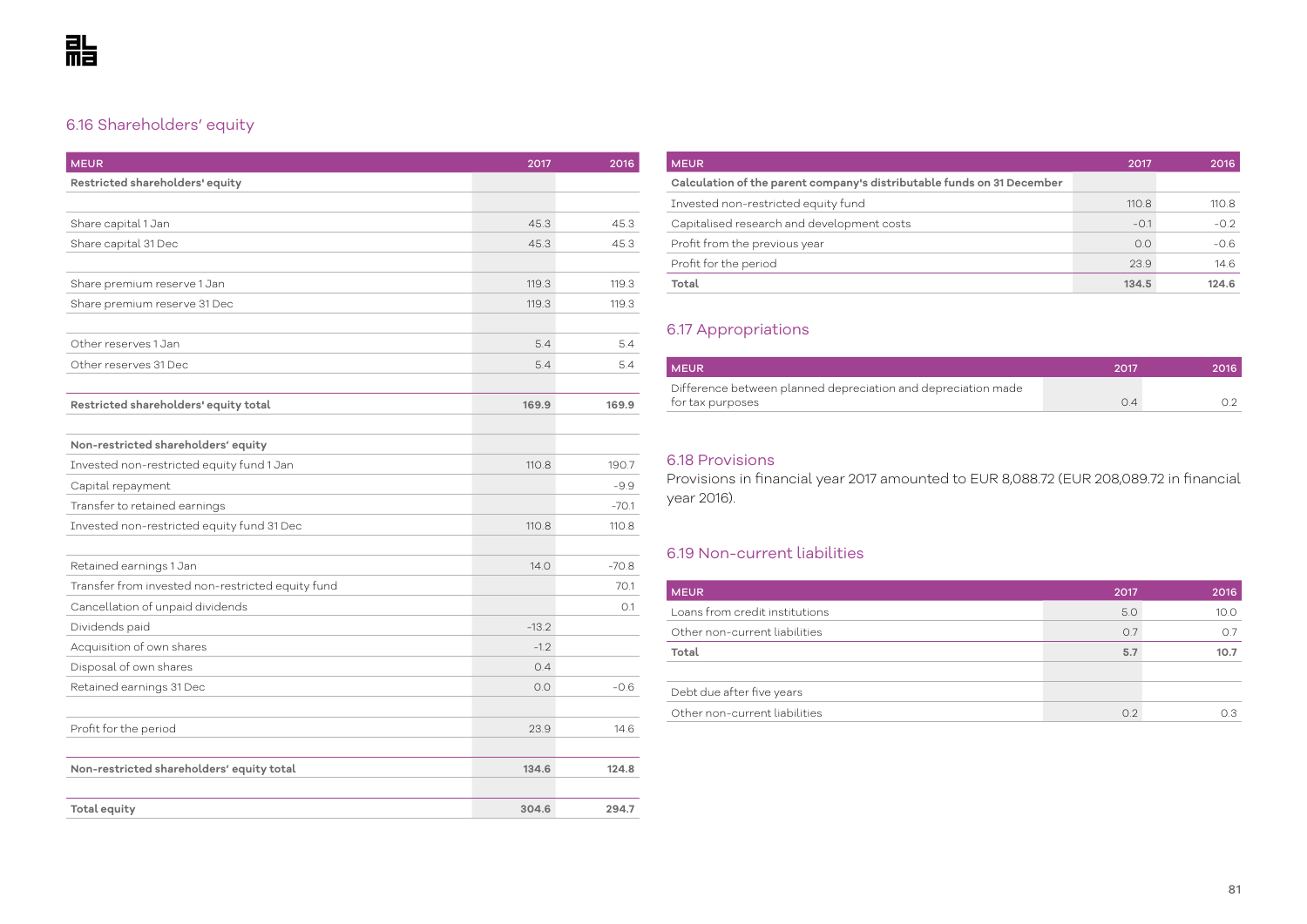## 6.16 Shareholders' equity

| MEUR | 2017 | 2016 |
|---|---|---|
| **Restricted shareholders' equity** | | |
| | | |
| Share capital 1 Jan | 45.3 | 45.3 |
| Share capital 31 Dec | 45.3 | 45.3 |
| | | |
| Share premium reserve 1 Jan | 119.3 | 119.3 |
| Share premium reserve 31 Dec | 119.3 | 119.3 |
| | | |
| Other reserves 1 Jan | 5.4 | 5.4 |
| Other reserves 31 Dec | 5.4 | 5.4 |
| | | |
| **Restricted shareholders' equity total** | **169.9** | **169.9** |
| | | |
| **Non-restricted shareholders' equity** | | |
| Invested non-restricted equity fund 1 Jan | 110.8 | 190.7 |
| Capital repayment | | -9.9 |
| Transfer to retained earnings | | -70.1 |
| Invested non-restricted equity fund 31 Dec | 110.8 | 110.8 |
| | | |
| Retained earnings 1 Jan | 14.0 | -70.8 |
| Transfer from invested non-restricted equity fund | | 70.1 |
| Cancellation of unpaid dividends | | 0.1 |
| Dividends paid | -13.2 | |
| Acquisition of own shares | -1.2 | |
| Disposal of own shares | 0.4 | |
| Retained earnings 31 Dec | 0.0 | -0.6 |
| | | |
| Profit for the period | 23.9 | 14.6 |
| | | |
| **Non-restricted shareholders' equity total** | **134.6** | **124.8** |
| | | |
| **Total equity** | **304.6** | **294.7** |

| MEUR | 2017 | 2016 |
|---|---|---|
| **Calculation of the parent company's distributable funds on 31 December** | | |
| Invested non-restricted equity fund | 110.8 | 110.8 |
| Capitalised research and development costs | -0.1 | -0.2 |
| Profit from the previous year | 0.0 | -0.6 |
| Profit for the period | 23.9 | 14.6 |
| **Total** | **134.5** | **124.6** |

## 6.17 Appropriations

| MEUR | 2017 | 2016 |
|---|---|---|
| Difference between planned depreciation and depreciation made for tax purposes | 0.4 | 0.2 |

## 6.18 Provisions

Provisions in financial year 2017 amounted to EUR 8,088.72 (EUR 208,089.72 in financial year 2016).

## 6.19 Non-current liabilities

| MEUR | 2017 | 2016 |
|---|---|---|
| Loans from credit institutions | 5.0 | 10.0 |
| Other non-current liabilities | 0.7 | 0.7 |
| **Total** | **5.7** | **10.7** |
| | | |
| Debt due after five years | | |
| Other non-current liabilities | 0.2 | 0.3 |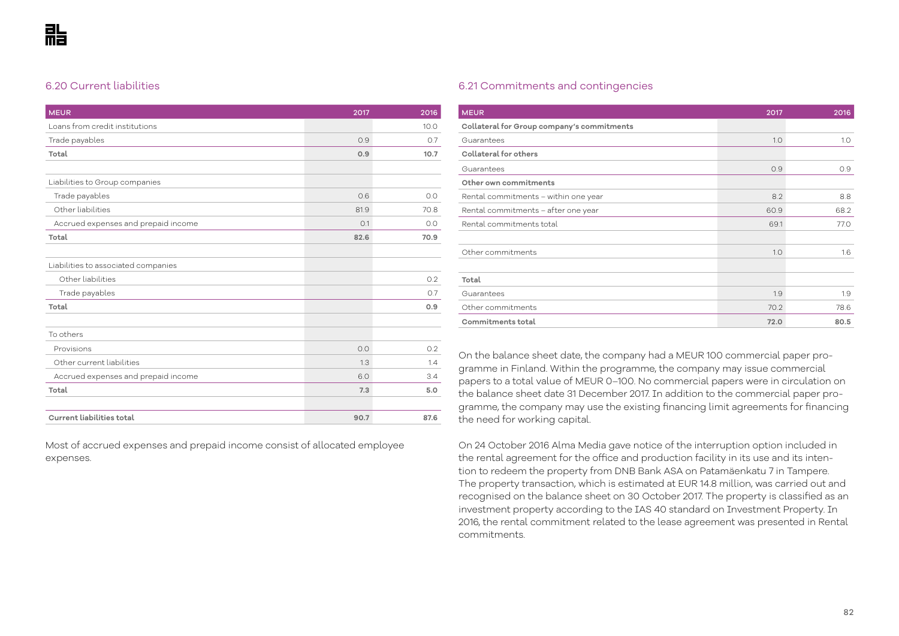## 6.20 Current liabilities

| MEUR | 2017 | 2016 |
|---|---|---|
| Loans from credit institutions | | 10.0 |
| Trade payables | 0.9 | 0.7 |
| **Total** | **0.9** | **10.7** |
| | | |
| Liabilities to Group companies | | |
| Trade payables | 0.6 | 0.0 |
| Other liabilities | 81.9 | 70.8 |
| Accrued expenses and prepaid income | 0.1 | 0.0 |
| **Total** | **82.6** | **70.9** |
| | | |
| Liabilities to associated companies | | |
| Other liabilities | | 0.2 |
| Trade payables | | 0.7 |
| **Total** | | **0.9** |
| | | |
| To others | | |
| Provisions | 0.0 | 0.2 |
| Other current liabilities | 1.3 | 1.4 |
| Accrued expenses and prepaid income | 6.0 | 3.4 |
| **Total** | **7.3** | **5.0** |
| | | |
| **Current liabilities total** | **90.7** | **87.6** |

Most of accrued expenses and prepaid income consist of allocated employee expenses.

## 6.21 Commitments and contingencies

| MEUR | 2017 | 2016 |
|---|---|---|
| **Collateral for Group company's commitments** | | |
| Guarantees | 1.0 | 1.0 |
| **Collateral for others** | | |
| Guarantees | 0.9 | 0.9 |
| **Other own commitments** | | |
| Rental commitments – within one year | 8.2 | 8.8 |
| Rental commitments – after one year | 60.9 | 68.2 |
| Rental commitments total | 69.1 | 77.0 |
| | | |
| Other commitments | 1.0 | 1.6 |
| | | |
| **Total** | | |
| Guarantees | 1.9 | 1.9 |
| Other commitments | 70.2 | 78.6 |
| **Commitments total** | **72.0** | **80.5** |

On the balance sheet date, the company had a MEUR 100 commercial paper programme in Finland. Within the programme, the company may issue commercial papers to a total value of MEUR 0–100. No commercial papers were in circulation on the balance sheet date 31 December 2017. In addition to the commercial paper programme, the company may use the existing financing limit agreements for financing the need for working capital.

On 24 October 2016 Alma Media gave notice of the interruption option included in the rental agreement for the office and production facility in its use and its intention to redeem the property from DNB Bank ASA on Patamäenkatu 7 in Tampere. The property transaction, which is estimated at EUR 14.8 million, was carried out and recognised on the balance sheet on 30 October 2017. The property is classified as an investment property according to the IAS 40 standard on Investment Property. In 2016, the rental commitment related to the lease agreement was presented in Rental commitments.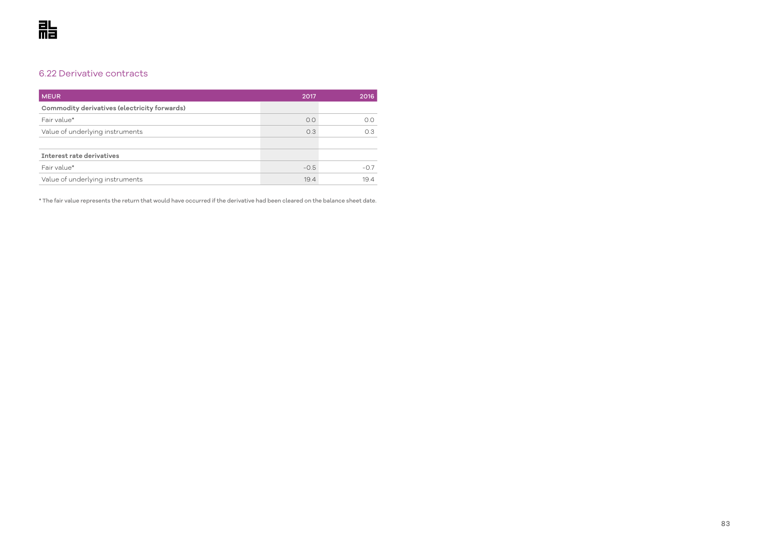## 6.22 Derivative contracts

| MEUR | 2017 | 2016 |
|---|---|---|
| **Commodity derivatives (electricity forwards)** | | |
| Fair value* | 0.0 | 0.0 |
| Value of underlying instruments | 0.3 | 0.3 |
| | | |
| **Interest rate derivatives** | | |
| Fair value* | -0.5 | -0.7 |
| Value of underlying instruments | 19.4 | 19.4 |

* The fair value represents the return that would have occurred if the derivative had been cleared on the balance sheet date.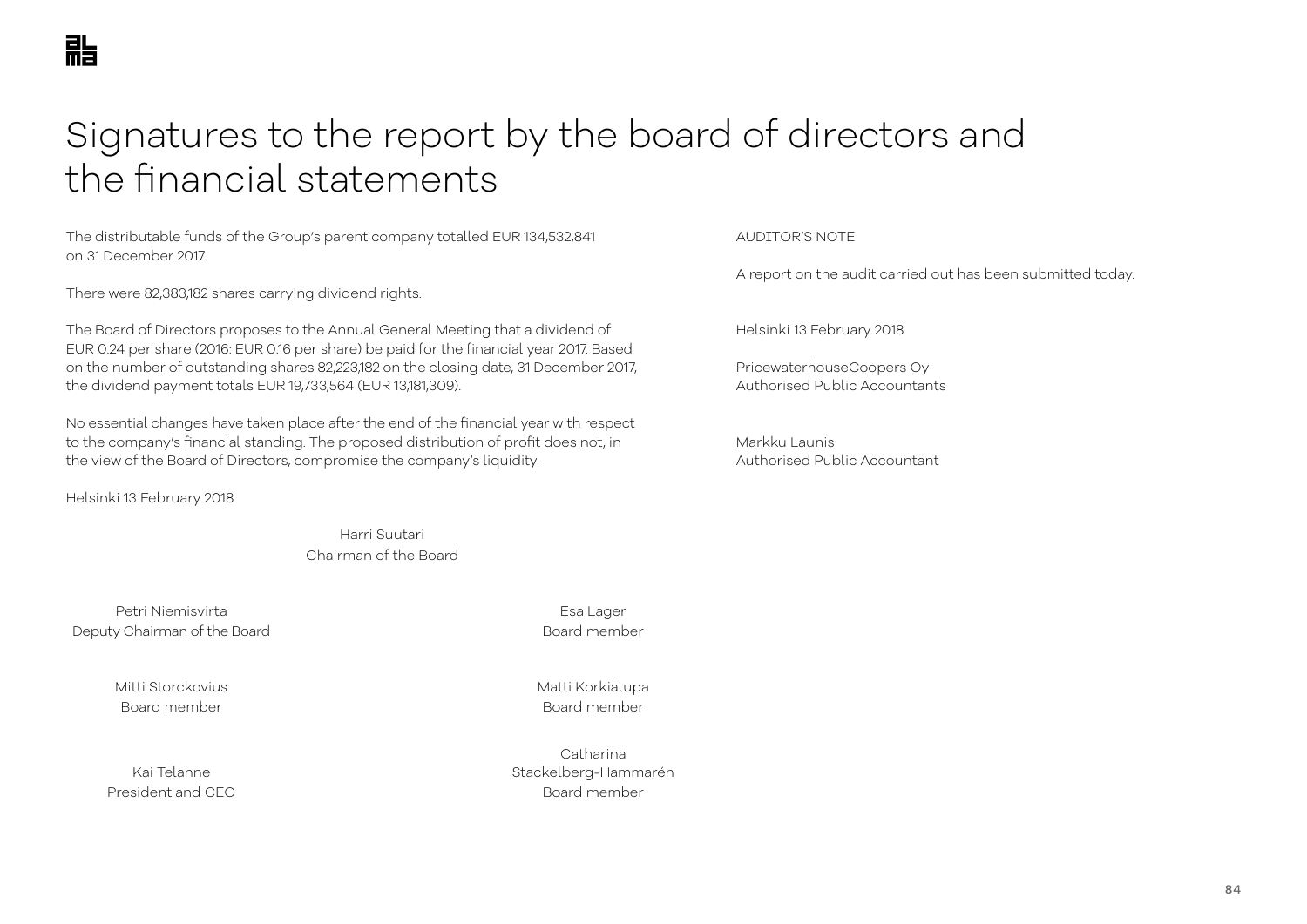# Signatures to the report by the board of directors and the financial statements

The distributable funds of the Group's parent company totalled EUR 134,532,841 on 31 December 2017.

There were 82,383,182 shares carrying dividend rights.

The Board of Directors proposes to the Annual General Meeting that a dividend of EUR 0.24 per share (2016: EUR 0.16 per share) be paid for the financial year 2017. Based on the number of outstanding shares 82,223,182 on the closing date, 31 December 2017, the dividend payment totals EUR 19,733,564 (EUR 13,181,309).

No essential changes have taken place after the end of the financial year with respect to the company's financial standing. The proposed distribution of profit does not, in the view of the Board of Directors, compromise the company's liquidity.

Helsinki 13 February 2018

Harri Suutari
Chairman of the Board

Petri Niemisvirta
Deputy Chairman of the Board

Esa Lager
Board member

Mitti Storckovius
Board member

Matti Korkiatupa
Board member

Kai Telanne
President and CEO

Catharina Stackelberg-Hammarén
Board member

AUDITOR'S NOTE

A report on the audit carried out has been submitted today.

Helsinki 13 February 2018

PricewaterhouseCoopers Oy
Authorised Public Accountants

Markku Launis
Authorised Public Accountant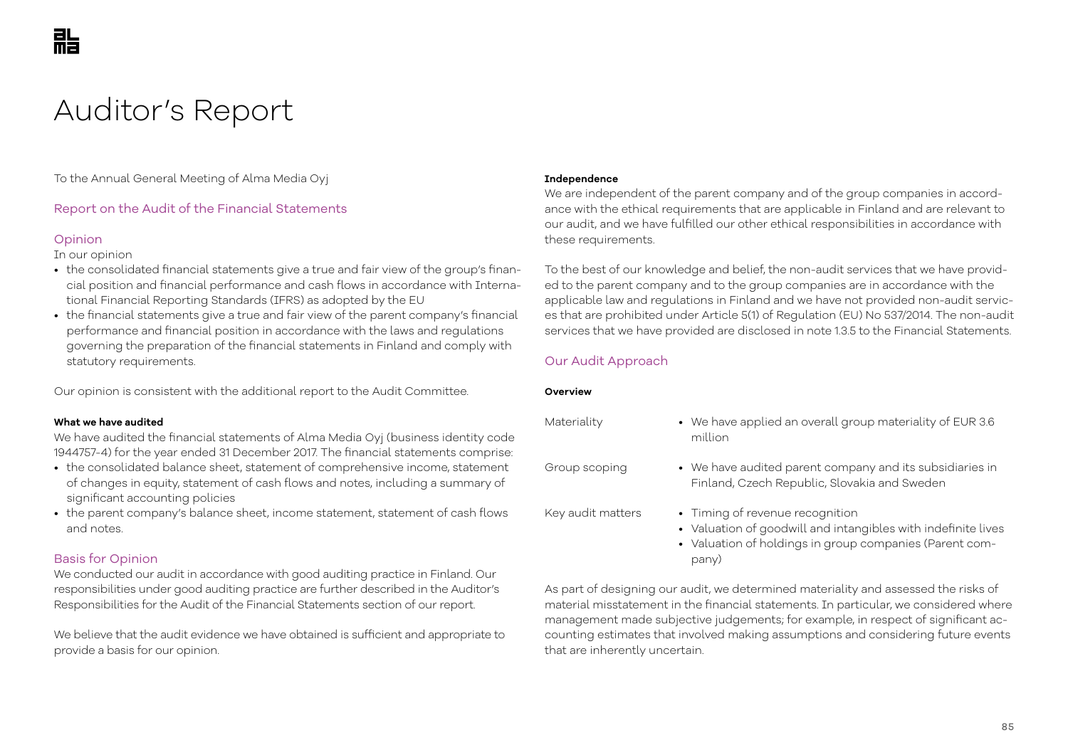# Auditor's Report

To the Annual General Meeting of Alma Media Oyj

## Report on the Audit of the Financial Statements

### Opinion

In our opinion

- the consolidated financial statements give a true and fair view of the group's financial position and financial performance and cash flows in accordance with International Financial Reporting Standards (IFRS) as adopted by the EU
- the financial statements give a true and fair view of the parent company's financial performance and financial position in accordance with the laws and regulations governing the preparation of the financial statements in Finland and comply with statutory requirements.

Our opinion is consistent with the additional report to the Audit Committee.

**What we have audited**

We have audited the financial statements of Alma Media Oyj (business identity code 1944757-4) for the year ended 31 December 2017. The financial statements comprise:

- the consolidated balance sheet, statement of comprehensive income, statement of changes in equity, statement of cash flows and notes, including a summary of significant accounting policies
- the parent company's balance sheet, income statement, statement of cash flows and notes.

### Basis for Opinion

We conducted our audit in accordance with good auditing practice in Finland. Our responsibilities under good auditing practice are further described in the Auditor's Responsibilities for the Audit of the Financial Statements section of our report.

We believe that the audit evidence we have obtained is sufficient and appropriate to provide a basis for our opinion.

**Independence**

We are independent of the parent company and of the group companies in accordance with the ethical requirements that are applicable in Finland and are relevant to our audit, and we have fulfilled our other ethical responsibilities in accordance with these requirements.

To the best of our knowledge and belief, the non-audit services that we have provided to the parent company and to the group companies are in accordance with the applicable law and regulations in Finland and we have not provided non-audit services that are prohibited under Article 5(1) of Regulation (EU) No 537/2014. The non-audit services that we have provided are disclosed in note 1.3.5 to the Financial Statements.

### Our Audit Approach

**Overview**

| | |
|---|---|
| Materiality | • We have applied an overall group materiality of EUR 3.6 million |
| Group scoping | • We have audited parent company and its subsidiaries in Finland, Czech Republic, Slovakia and Sweden |
| Key audit matters | • Timing of revenue recognition<br>• Valuation of goodwill and intangibles with indefinite lives<br>• Valuation of holdings in group companies (Parent company) |

As part of designing our audit, we determined materiality and assessed the risks of material misstatement in the financial statements. In particular, we considered where management made subjective judgements; for example, in respect of significant accounting estimates that involved making assumptions and considering future events that are inherently uncertain.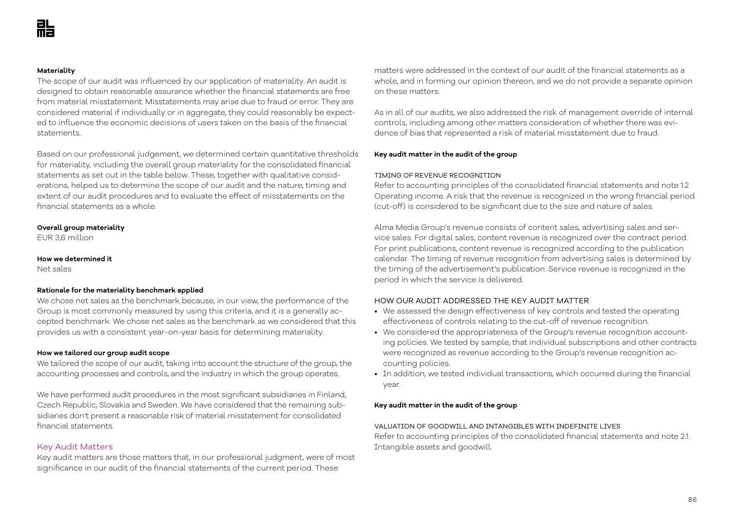**Materiality**

The scope of our audit was influenced by our application of materiality. An audit is designed to obtain reasonable assurance whether the financial statements are free from material misstatement. Misstatements may arise due to fraud or error. They are considered material if individually or in aggregate, they could reasonably be expected to influence the economic decisions of users taken on the basis of the financial statements.

Based on our professional judgement, we determined certain quantitative thresholds for materiality, including the overall group materiality for the consolidated financial statements as set out in the table below. These, together with qualitative considerations, helped us to determine the scope of our audit and the nature, timing and extent of our audit procedures and to evaluate the effect of misstatements on the financial statements as a whole.

**Overall group materiality**

EUR 3,6 million

**How we determined it**

Net sales

**Rationale for the materiality benchmark applied**

We chose net sales as the benchmark because, in our view, the performance of the Group is most commonly measured by using this criteria, and it is a generally accepted benchmark. We chose net sales as the benchmark as we considered that this provides us with a consistent year-on-year basis for determining materiality.

**How we tailored our group audit scope**

We tailored the scope of our audit, taking into account the structure of the group, the accounting processes and controls, and the industry in which the group operates.

We have performed audit procedures in the most significant subsidiaries in Finland, Czech Republic, Slovakia and Sweden. We have considered that the remaining subsidiaries don't present a reasonable risk of material misstatement for consolidated financial statements.

## Key Audit Matters

Key audit matters are those matters that, in our professional judgment, were of most significance in our audit of the financial statements of the current period. These matters were addressed in the context of our audit of the financial statements as a whole, and in forming our opinion thereon, and we do not provide a separate opinion on these matters.

As in all of our audits, we also addressed the risk of management override of internal controls, including among other matters consideration of whether there was evidence of bias that represented a risk of material misstatement due to fraud.

**Key audit matter in the audit of the group**

TIMING OF REVENUE RECOGNITION

Refer to accounting principles of the consolidated financial statements and note 1.2 Operating income. A risk that the revenue is recognized in the wrong financial period (cut-off) is considered to be significant due to the size and nature of sales.

Alma Media Group's revenue consists of content sales, advertising sales and service sales. For digital sales, content revenue is recognized over the contract period. For print publications, content revenue is recognized according to the publication calendar. The timing of revenue recognition from advertising sales is determined by the timing of the advertisement's publication. Service revenue is recognized in the period in which the service is delivered.

HOW OUR AUDIT ADDRESSED THE KEY AUDIT MATTER

- We assessed the design effectiveness of key controls and tested the operating effectiveness of controls relating to the cut-off of revenue recognition.
- We considered the appropriateness of the Group's revenue recognition accounting policies. We tested by sample, that individual subscriptions and other contracts were recognized as revenue according to the Group's revenue recognition accounting policies.
- In addition, we tested individual transactions, which occurred during the financial year.

**Key audit matter in the audit of the group**

VALUATION OF GOODWILL AND INTANGIBLES WITH INDEFINITE LIVES

Refer to accounting principles of the consolidated financial statements and note 2.1. Intangible assets and goodwill.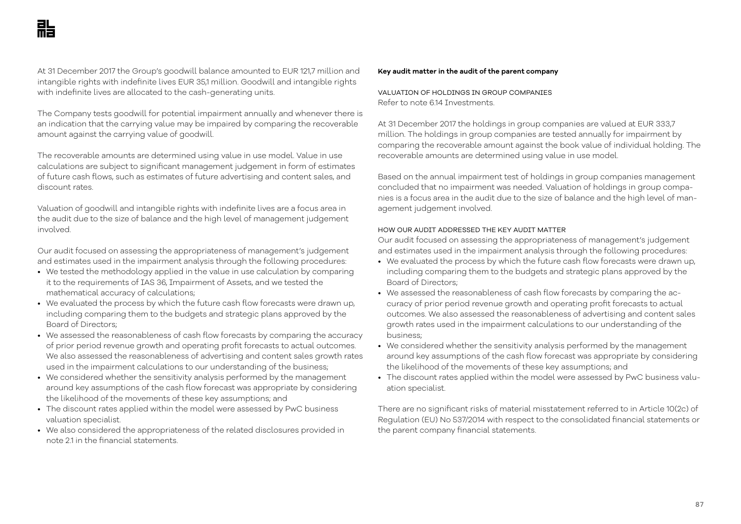At 31 December 2017 the Group's goodwill balance amounted to EUR 121,7 million and intangible rights with indefinite lives EUR 35,1 million. Goodwill and intangible rights with indefinite lives are allocated to the cash-generating units.

The Company tests goodwill for potential impairment annually and whenever there is an indication that the carrying value may be impaired by comparing the recoverable amount against the carrying value of goodwill.

The recoverable amounts are determined using value in use model. Value in use calculations are subject to significant management judgement in form of estimates of future cash flows, such as estimates of future advertising and content sales, and discount rates.

Valuation of goodwill and intangible rights with indefinite lives are a focus area in the audit due to the size of balance and the high level of management judgement involved.

Our audit focused on assessing the appropriateness of management's judgement and estimates used in the impairment analysis through the following procedures:

- We tested the methodology applied in the value in use calculation by comparing it to the requirements of IAS 36, Impairment of Assets, and we tested the mathematical accuracy of calculations;
- We evaluated the process by which the future cash flow forecasts were drawn up, including comparing them to the budgets and strategic plans approved by the Board of Directors;
- We assessed the reasonableness of cash flow forecasts by comparing the accuracy of prior period revenue growth and operating profit forecasts to actual outcomes. We also assessed the reasonableness of advertising and content sales growth rates used in the impairment calculations to our understanding of the business;
- We considered whether the sensitivity analysis performed by the management around key assumptions of the cash flow forecast was appropriate by considering the likelihood of the movements of these key assumptions; and
- The discount rates applied within the model were assessed by PwC business valuation specialist.
- We also considered the appropriateness of the related disclosures provided in note 2.1 in the financial statements.

**Key audit matter in the audit of the parent company**

VALUATION OF HOLDINGS IN GROUP COMPANIES

Refer to note 6.14 Investments.

At 31 December 2017 the holdings in group companies are valued at EUR 333,7 million. The holdings in group companies are tested annually for impairment by comparing the recoverable amount against the book value of individual holding. The recoverable amounts are determined using value in use model.

Based on the annual impairment test of holdings in group companies management concluded that no impairment was needed. Valuation of holdings in group companies is a focus area in the audit due to the size of balance and the high level of management judgement involved.

HOW OUR AUDIT ADDRESSED THE KEY AUDIT MATTER

Our audit focused on assessing the appropriateness of management's judgement and estimates used in the impairment analysis through the following procedures:

- We evaluated the process by which the future cash flow forecasts were drawn up, including comparing them to the budgets and strategic plans approved by the Board of Directors;
- We assessed the reasonableness of cash flow forecasts by comparing the accuracy of prior period revenue growth and operating profit forecasts to actual outcomes. We also assessed the reasonableness of advertising and content sales growth rates used in the impairment calculations to our understanding of the business;
- We considered whether the sensitivity analysis performed by the management around key assumptions of the cash flow forecast was appropriate by considering the likelihood of the movements of these key assumptions; and
- The discount rates applied within the model were assessed by PwC business valuation specialist.

There are no significant risks of material misstatement referred to in Article 10(2c) of Regulation (EU) No 537/2014 with respect to the consolidated financial statements or the parent company financial statements.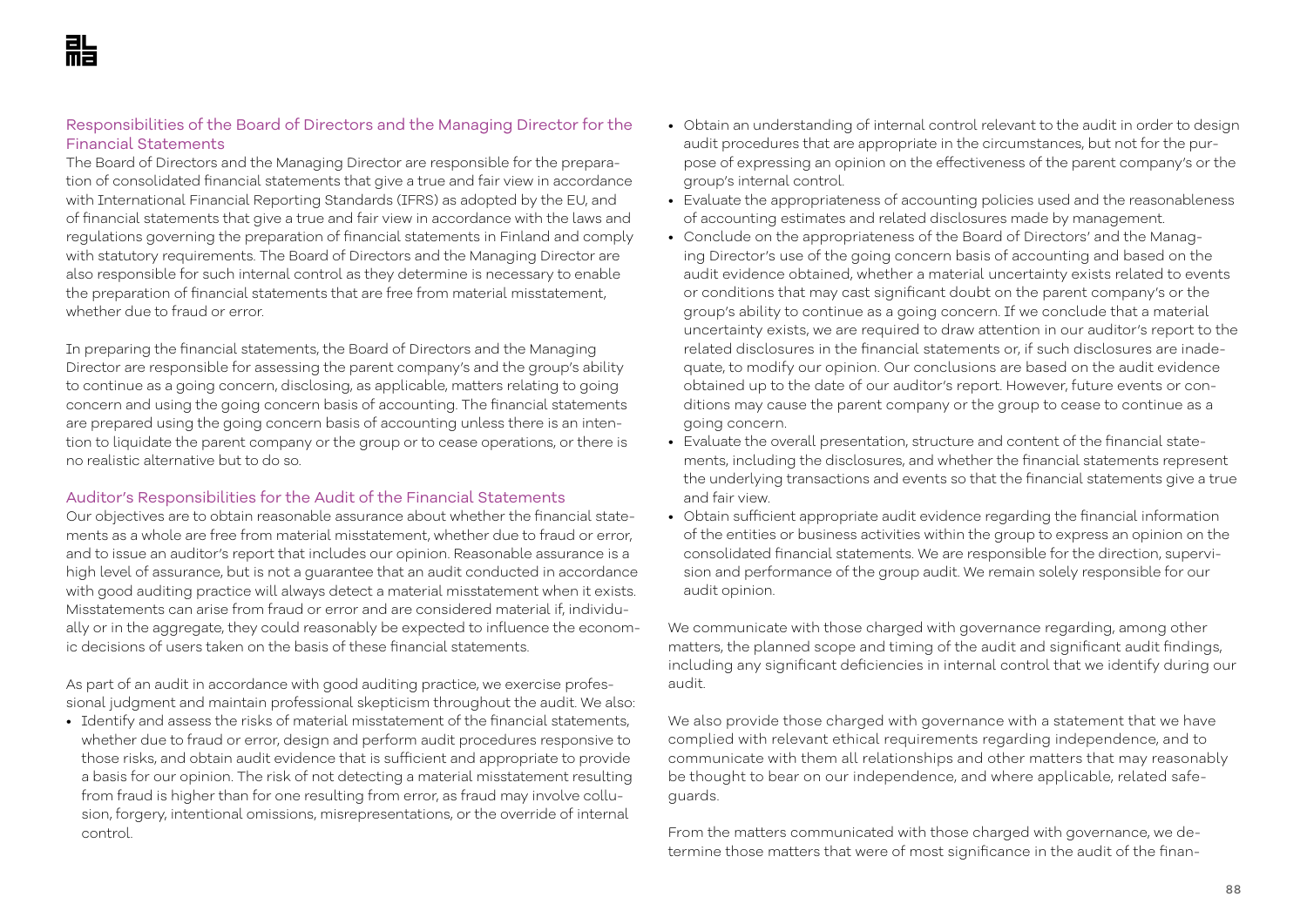### Responsibilities of the Board of Directors and the Managing Director for the Financial Statements

The Board of Directors and the Managing Director are responsible for the preparation of consolidated financial statements that give a true and fair view in accordance with International Financial Reporting Standards (IFRS) as adopted by the EU, and of financial statements that give a true and fair view in accordance with the laws and regulations governing the preparation of financial statements in Finland and comply with statutory requirements. The Board of Directors and the Managing Director are also responsible for such internal control as they determine is necessary to enable the preparation of financial statements that are free from material misstatement, whether due to fraud or error.

In preparing the financial statements, the Board of Directors and the Managing Director are responsible for assessing the parent company's and the group's ability to continue as a going concern, disclosing, as applicable, matters relating to going concern and using the going concern basis of accounting. The financial statements are prepared using the going concern basis of accounting unless there is an intention to liquidate the parent company or the group or to cease operations, or there is no realistic alternative but to do so.

### Auditor's Responsibilities for the Audit of the Financial Statements

Our objectives are to obtain reasonable assurance about whether the financial statements as a whole are free from material misstatement, whether due to fraud or error, and to issue an auditor's report that includes our opinion. Reasonable assurance is a high level of assurance, but is not a guarantee that an audit conducted in accordance with good auditing practice will always detect a material misstatement when it exists. Misstatements can arise from fraud or error and are considered material if, individually or in the aggregate, they could reasonably be expected to influence the economic decisions of users taken on the basis of these financial statements.

As part of an audit in accordance with good auditing practice, we exercise professional judgment and maintain professional skepticism throughout the audit. We also:

- Identify and assess the risks of material misstatement of the financial statements, whether due to fraud or error, design and perform audit procedures responsive to those risks, and obtain audit evidence that is sufficient and appropriate to provide a basis for our opinion. The risk of not detecting a material misstatement resulting from fraud is higher than for one resulting from error, as fraud may involve collusion, forgery, intentional omissions, misrepresentations, or the override of internal control.
- Obtain an understanding of internal control relevant to the audit in order to design audit procedures that are appropriate in the circumstances, but not for the purpose of expressing an opinion on the effectiveness of the parent company's or the group's internal control.
- Evaluate the appropriateness of accounting policies used and the reasonableness of accounting estimates and related disclosures made by management.
- Conclude on the appropriateness of the Board of Directors' and the Managing Director's use of the going concern basis of accounting and based on the audit evidence obtained, whether a material uncertainty exists related to events or conditions that may cast significant doubt on the parent company's or the group's ability to continue as a going concern. If we conclude that a material uncertainty exists, we are required to draw attention in our auditor's report to the related disclosures in the financial statements or, if such disclosures are inadequate, to modify our opinion. Our conclusions are based on the audit evidence obtained up to the date of our auditor's report. However, future events or conditions may cause the parent company or the group to cease to continue as a going concern.
- Evaluate the overall presentation, structure and content of the financial statements, including the disclosures, and whether the financial statements represent the underlying transactions and events so that the financial statements give a true and fair view.
- Obtain sufficient appropriate audit evidence regarding the financial information of the entities or business activities within the group to express an opinion on the consolidated financial statements. We are responsible for the direction, supervision and performance of the group audit. We remain solely responsible for our audit opinion.

We communicate with those charged with governance regarding, among other matters, the planned scope and timing of the audit and significant audit findings, including any significant deficiencies in internal control that we identify during our audit.

We also provide those charged with governance with a statement that we have complied with relevant ethical requirements regarding independence, and to communicate with them all relationships and other matters that may reasonably be thought to bear on our independence, and where applicable, related safeguards.

From the matters communicated with those charged with governance, we determine those matters that were of most significance in the audit of the finan-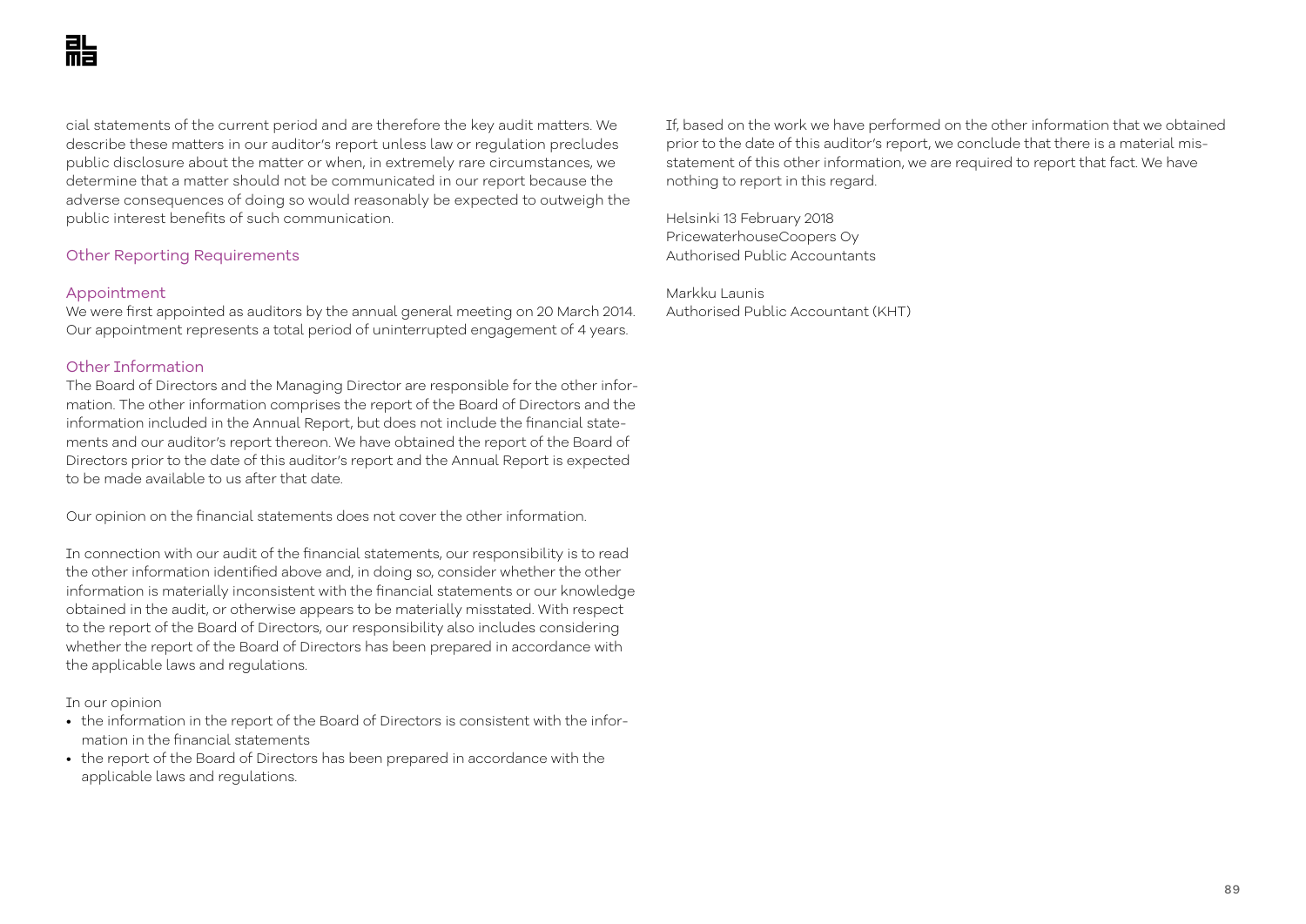cial statements of the current period and are therefore the key audit matters. We describe these matters in our auditor's report unless law or regulation precludes public disclosure about the matter or when, in extremely rare circumstances, we determine that a matter should not be communicated in our report because the adverse consequences of doing so would reasonably be expected to outweigh the public interest benefits of such communication.

## Other Reporting Requirements

### Appointment

We were first appointed as auditors by the annual general meeting on 20 March 2014. Our appointment represents a total period of uninterrupted engagement of 4 years.

### Other Information

The Board of Directors and the Managing Director are responsible for the other information. The other information comprises the report of the Board of Directors and the information included in the Annual Report, but does not include the financial statements and our auditor's report thereon. We have obtained the report of the Board of Directors prior to the date of this auditor's report and the Annual Report is expected to be made available to us after that date.

Our opinion on the financial statements does not cover the other information.

In connection with our audit of the financial statements, our responsibility is to read the other information identified above and, in doing so, consider whether the other information is materially inconsistent with the financial statements or our knowledge obtained in the audit, or otherwise appears to be materially misstated. With respect to the report of the Board of Directors, our responsibility also includes considering whether the report of the Board of Directors has been prepared in accordance with the applicable laws and regulations.

In our opinion

- the information in the report of the Board of Directors is consistent with the information in the financial statements
- the report of the Board of Directors has been prepared in accordance with the applicable laws and regulations.

If, based on the work we have performed on the other information that we obtained prior to the date of this auditor's report, we conclude that there is a material misstatement of this other information, we are required to report that fact. We have nothing to report in this regard.

Helsinki 13 February 2018
PricewaterhouseCoopers Oy
Authorised Public Accountants

Markku Launis
Authorised Public Accountant (KHT)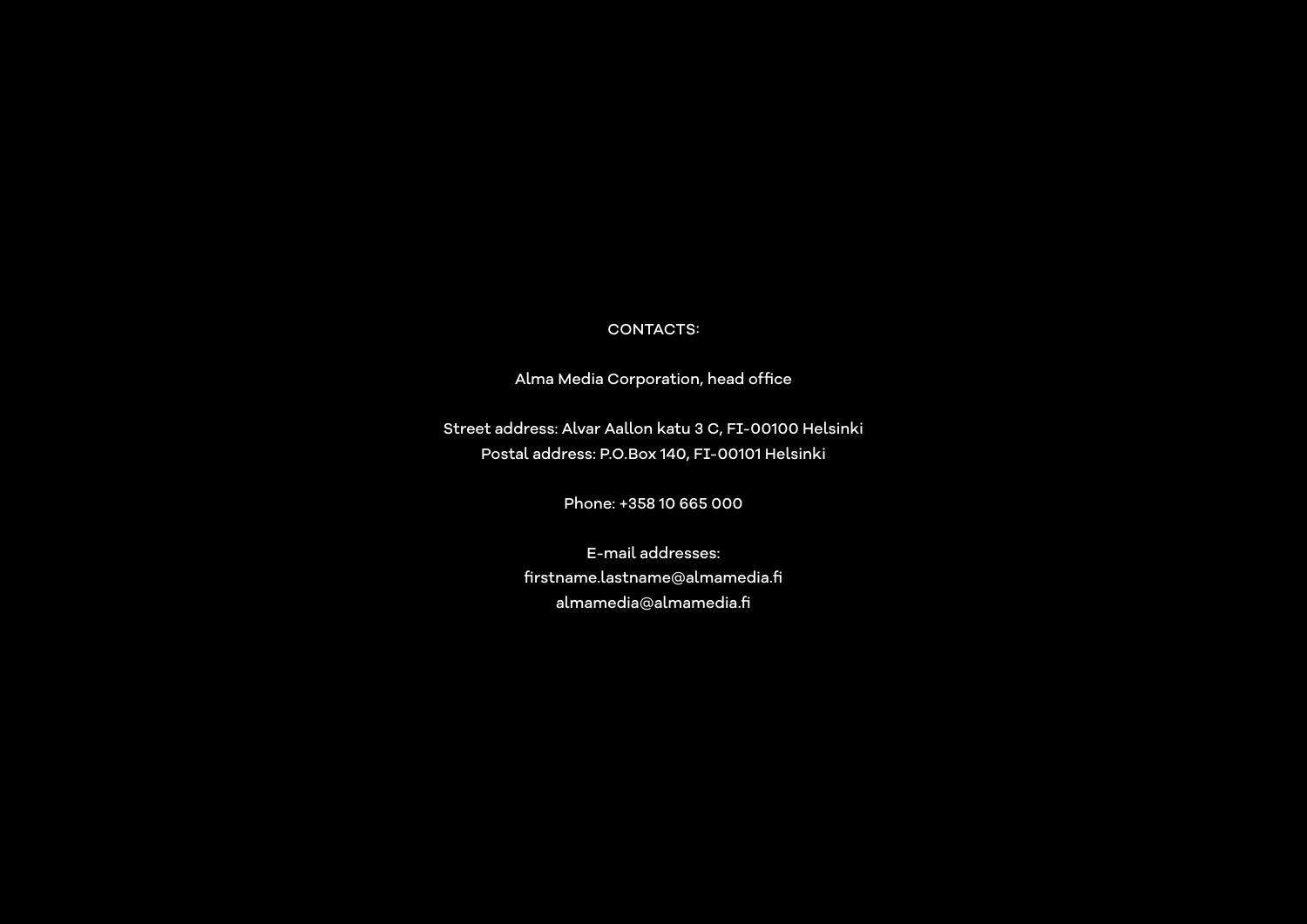CONTACTS:

Alma Media Corporation, head office

Street address: Alvar Aallon katu 3 C, FI-00100 Helsinki
Postal address: P.O.Box 140, FI-00101 Helsinki

Phone: +358 10 665 000

E-mail addresses:
firstname.lastname@almamedia.fi
almamedia@almamedia.fi